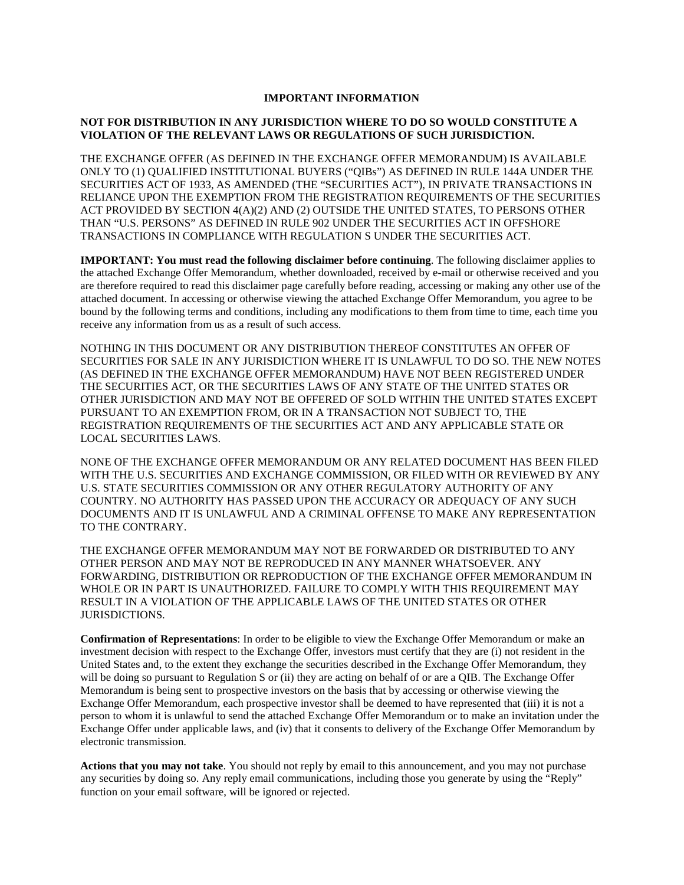## IMPORTANT INFORMATION

**NOT FOR DISTRIBUTION IN ANY JURISDICTION WHERE TO DO SO WOULD CONSTITUTE A VIOLATION OF THE RELEVANT LAWS OR REGULATIONS OF SUCH JURISDICTION.**

THE EXCHANGE OFFER (AS DEFINED IN THE EXCHANGE OFFER MEMORANDUM) IS AVAILABLE ONLY TO (1) QUALIFIED INSTITUTIONAL BUYERS ("QIBs") AS DEFINED IN RULE 144A UNDER THE SECURITIES ACT OF 1933, AS AMENDED (THE "SECURITIES ACT"), IN PRIVATE TRANSACTIONS IN RELIANCE UPON THE EXEMPTION FROM THE REGISTRATION REQUIREMENTS OF THE SECURITIES ACT PROVIDED BY SECTION 4(A)(2) AND (2) OUTSIDE THE UNITED STATES, TO PERSONS OTHER THAN "U.S. PERSONS" AS DEFINED IN RULE 902 UNDER THE SECURITIES ACT IN OFFSHORE TRANSACTIONS IN COMPLIANCE WITH REGULATION S UNDER THE SECURITIES ACT.

**IMPORTANT: You must read the following disclaimer before continuing**. The following disclaimer applies to the attached Exchange Offer Memorandum, whether downloaded, received by e-mail or otherwise received and you are therefore required to read this disclaimer page carefully before reading, accessing or making any other use of the attached document. In accessing or otherwise viewing the attached Exchange Offer Memorandum, you agree to be bound by the following terms and conditions, including any modifications to them from time to time, each time you receive any information from us as a result of such access.

NOTHING IN THIS DOCUMENT OR ANY DISTRIBUTION THEREOF CONSTITUTES AN OFFER OF SECURITIES FOR SALE IN ANY JURISDICTION WHERE IT IS UNLAWFUL TO DO SO. THE NEW NOTES (AS DEFINED IN THE EXCHANGE OFFER MEMORANDUM) HAVE NOT BEEN REGISTERED UNDER THE SECURITIES ACT, OR THE SECURITIES LAWS OF ANY STATE OF THE UNITED STATES OR OTHER JURISDICTION AND MAY NOT BE OFFERED OF SOLD WITHIN THE UNITED STATES EXCEPT PURSUANT TO AN EXEMPTION FROM, OR IN A TRANSACTION NOT SUBJECT TO, THE REGISTRATION REQUIREMENTS OF THE SECURITIES ACT AND ANY APPLICABLE STATE OR LOCAL SECURITIES LAWS.

NONE OF THE EXCHANGE OFFER MEMORANDUM OR ANY RELATED DOCUMENT HAS BEEN FILED WITH THE U.S. SECURITIES AND EXCHANGE COMMISSION, OR FILED WITH OR REVIEWED BY ANY U.S. STATE SECURITIES COMMISSION OR ANY OTHER REGULATORY AUTHORITY OF ANY COUNTRY. NO AUTHORITY HAS PASSED UPON THE ACCURACY OR ADEQUACY OF ANY SUCH DOCUMENTS AND IT IS UNLAWFUL AND A CRIMINAL OFFENSE TO MAKE ANY REPRESENTATION TO THE CONTRARY.

THE EXCHANGE OFFER MEMORANDUM MAY NOT BE FORWARDED OR DISTRIBUTED TO ANY OTHER PERSON AND MAY NOT BE REPRODUCED IN ANY MANNER WHATSOEVER. ANY FORWARDING, DISTRIBUTION OR REPRODUCTION OF THE EXCHANGE OFFER MEMORANDUM IN WHOLE OR IN PART IS UNAUTHORIZED. FAILURE TO COMPLY WITH THIS REQUIREMENT MAY RESULT IN A VIOLATION OF THE APPLICABLE LAWS OF THE UNITED STATES OR OTHER JURISDICTIONS.

**Confirmation of Representations**: In order to be eligible to view the Exchange Offer Memorandum or make an investment decision with respect to the Exchange Offer, investors must certify that they are (i) not resident in the United States and, to the extent they exchange the securities described in the Exchange Offer Memorandum, they will be doing so pursuant to Regulation S or (ii) they are acting on behalf of or are a QIB. The Exchange Offer Memorandum is being sent to prospective investors on the basis that by accessing or otherwise viewing the Exchange Offer Memorandum, each prospective investor shall be deemed to have represented that (iii) it is not a person to whom it is unlawful to send the attached Exchange Offer Memorandum or to make an invitation under the Exchange Offer under applicable laws, and (iv) that it consents to delivery of the Exchange Offer Memorandum by electronic transmission.

**Actions that you may not take**. You should not reply by email to this announcement, and you may not purchase any securities by doing so. Any reply email communications, including those you generate by using the "Reply" function on your email software, will be ignored or rejected.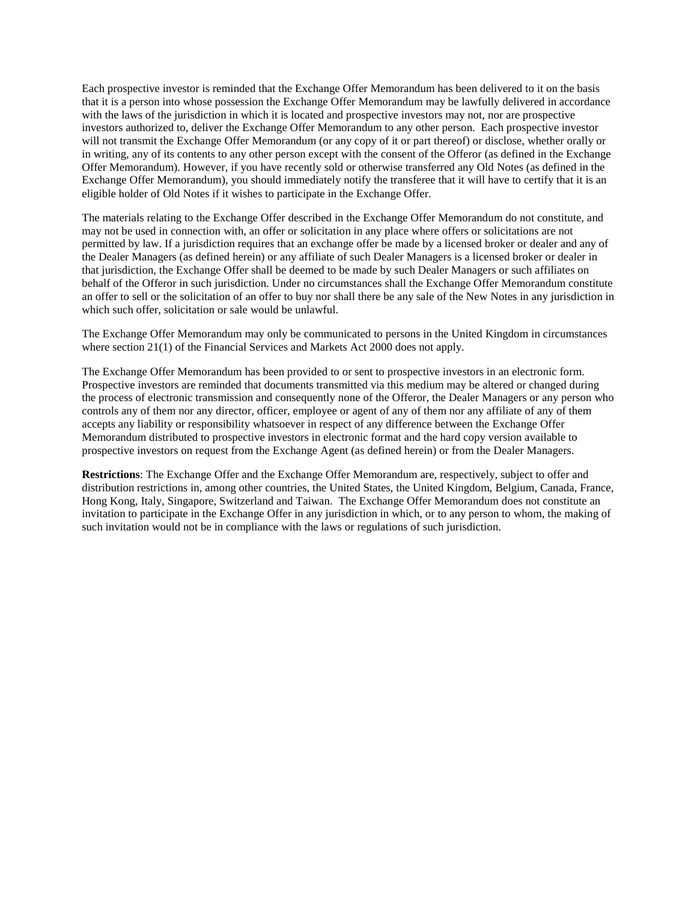Each prospective investor is reminded that the Exchange Offer Memorandum has been delivered to it on the basis that it is a person into whose possession the Exchange Offer Memorandum may be lawfully delivered in accordance with the laws of the jurisdiction in which it is located and prospective investors may not, nor are prospective investors authorized to, deliver the Exchange Offer Memorandum to any other person. Each prospective investor will not transmit the Exchange Offer Memorandum (or any copy of it or part thereof) or disclose, whether orally or in writing, any of its contents to any other person except with the consent of the Offeror (as defined in the Exchange Offer Memorandum). However, if you have recently sold or otherwise transferred any Old Notes (as defined in the Exchange Offer Memorandum), you should immediately notify the transferee that it will have to certify that it is an eligible holder of Old Notes if it wishes to participate in the Exchange Offer.

The materials relating to the Exchange Offer described in the Exchange Offer Memorandum do not constitute, and may not be used in connection with, an offer or solicitation in any place where offers or solicitations are not permitted by law. If a jurisdiction requires that an exchange offer be made by a licensed broker or dealer and any of the Dealer Managers (as defined herein) or any affiliate of such Dealer Managers is a licensed broker or dealer in that jurisdiction, the Exchange Offer shall be deemed to be made by such Dealer Managers or such affiliates on behalf of the Offeror in such jurisdiction. Under no circumstances shall the Exchange Offer Memorandum constitute an offer to sell or the solicitation of an offer to buy nor shall there be any sale of the New Notes in any jurisdiction in which such offer, solicitation or sale would be unlawful.

The Exchange Offer Memorandum may only be communicated to persons in the United Kingdom in circumstances where section 21(1) of the Financial Services and Markets Act 2000 does not apply.

The Exchange Offer Memorandum has been provided to or sent to prospective investors in an electronic form. Prospective investors are reminded that documents transmitted via this medium may be altered or changed during the process of electronic transmission and consequently none of the Offeror, the Dealer Managers or any person who controls any of them nor any director, officer, employee or agent of any of them nor any affiliate of any of them accepts any liability or responsibility whatsoever in respect of any difference between the Exchange Offer Memorandum distributed to prospective investors in electronic format and the hard copy version available to prospective investors on request from the Exchange Agent (as defined herein) or from the Dealer Managers.

**Restrictions**: The Exchange Offer and the Exchange Offer Memorandum are, respectively, subject to offer and distribution restrictions in, among other countries, the United States, the United Kingdom, Belgium, Canada, France, Hong Kong, Italy, Singapore, Switzerland and Taiwan. The Exchange Offer Memorandum does not constitute an invitation to participate in the Exchange Offer in any jurisdiction in which, or to any person to whom, the making of such invitation would not be in compliance with the laws or regulations of such jurisdiction.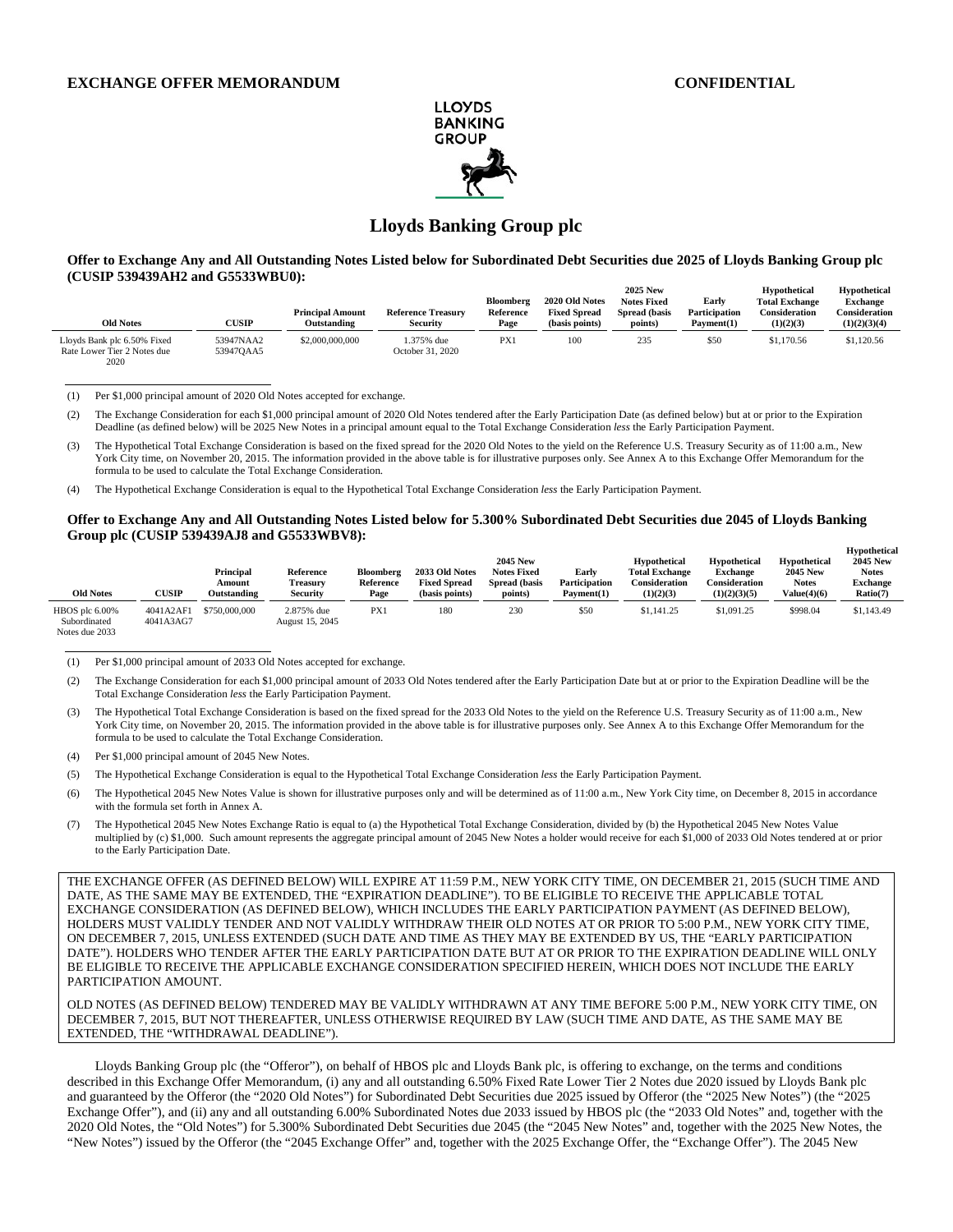**EXCHANGE OFFER MEMORANDUM** **CONFIDENTIAL**

# Lloyds Banking Group plc

### Offer to Exchange Any and All Outstanding Notes Listed below for Subordinated Debt Securities due 2025 of Lloyds Banking Group plc (CUSIP 539439AH2 and G5533WBU0):

| Old Notes | CUSIP | Principal Amount Outstanding | Reference Treasury Security | Bloomberg Reference Page | 2020 Old Notes Fixed Spread (basis points) | 2025 New Notes Fixed Spread (basis points) | Early Participation Payment(1) | Hypothetical Total Exchange Consideration (1)(2)(3) | Hypothetical Exchange Consideration (1)(2)(3)(4) |
|---|---|---|---|---|---|---|---|---|---|
| Lloyds Bank plc 6.50% Fixed Rate Lower Tier 2 Notes due 2020 | 53947NAA2 53947QAA5 | $2,000,000,000 | 1.375% due October 31, 2020 | PX1 | 100 | 235 | $50 | $1,170.56 | $1,120.56 |

(1) Per $1,000 principal amount of 2020 Old Notes accepted for exchange.

(2) The Exchange Consideration for each $1,000 principal amount of 2020 Old Notes tendered after the Early Participation Date (as defined below) but at or prior to the Expiration Deadline (as defined below) will be 2025 New Notes in a principal amount equal to the Total Exchange Consideration *less* the Early Participation Payment.

(3) The Hypothetical Total Exchange Consideration is based on the fixed spread for the 2020 Old Notes to the yield on the Reference U.S. Treasury Security as of 11:00 a.m., New York City time, on November 20, 2015. The information provided in the above table is for illustrative purposes only. See Annex A to this Exchange Offer Memorandum for the formula to be used to calculate the Total Exchange Consideration.

(4) The Hypothetical Exchange Consideration is equal to the Hypothetical Total Exchange Consideration *less* the Early Participation Payment.

### Offer to Exchange Any and All Outstanding Notes Listed below for 5.300% Subordinated Debt Securities due 2045 of Lloyds Banking Group plc (CUSIP 539439AJ8 and G5533WBV8):

| Old Notes | CUSIP | Principal Amount Outstanding | Reference Treasury Security | Bloomberg Reference Page | 2033 Old Notes Fixed Spread (basis points) | 2045 New Notes Fixed Spread (basis points) | Early Participation Payment(1) | Hypothetical Total Exchange Consideration (1)(2)(3) | Hypothetical Exchange Consideration (1)(2)(3)(5) | Hypothetical 2045 New Notes Value(4)(6) | Hypothetical 2045 New Notes Exchange Ratio(7) |
|---|---|---|---|---|---|---|---|---|---|---|---|
| HBOS plc 6.00% Subordinated Notes due 2033 | 4041A2AF1 4041A3AG7 | $750,000,000 | 2.875% due August 15, 2045 | PX1 | 180 | 230 | $50 | $1,141.25 | $1,091.25 | $998.04 | $1,143.49 |

(1) Per $1,000 principal amount of 2033 Old Notes accepted for exchange.

(2) The Exchange Consideration for each $1,000 principal amount of 2033 Old Notes tendered after the Early Participation Date but at or prior to the Expiration Deadline will be the Total Exchange Consideration *less* the Early Participation Payment.

(3) The Hypothetical Total Exchange Consideration is based on the fixed spread for the 2033 Old Notes to the yield on the Reference U.S. Treasury Security as of 11:00 a.m., New York City time, on November 20, 2015. The information provided in the above table is for illustrative purposes only. See Annex A to this Exchange Offer Memorandum for the formula to be used to calculate the Total Exchange Consideration.

(4) Per $1,000 principal amount of 2045 New Notes.

(5) The Hypothetical Exchange Consideration is equal to the Hypothetical Total Exchange Consideration *less* the Early Participation Payment.

(6) The Hypothetical 2045 New Notes Value is shown for illustrative purposes only and will be determined as of 11:00 a.m., New York City time, on December 8, 2015 in accordance with the formula set forth in Annex A.

(7) The Hypothetical 2045 New Notes Exchange Ratio is equal to (a) the Hypothetical Total Exchange Consideration, divided by (b) the Hypothetical 2045 New Notes Value multiplied by (c) $1,000. Such amount represents the aggregate principal amount of 2045 New Notes a holder would receive for each $1,000 of 2033 Old Notes tendered at or prior to the Early Participation Date.

THE EXCHANGE OFFER (AS DEFINED BELOW) WILL EXPIRE AT 11:59 P.M., NEW YORK CITY TIME, ON DECEMBER 21, 2015 (SUCH TIME AND DATE, AS THE SAME MAY BE EXTENDED, THE "EXPIRATION DEADLINE"). TO BE ELIGIBLE TO RECEIVE THE APPLICABLE TOTAL EXCHANGE CONSIDERATION (AS DEFINED BELOW), WHICH INCLUDES THE EARLY PARTICIPATION PAYMENT (AS DEFINED BELOW), HOLDERS MUST VALIDLY TENDER AND NOT VALIDLY WITHDRAW THEIR OLD NOTES AT OR PRIOR TO 5:00 P.M., NEW YORK CITY TIME, ON DECEMBER 7, 2015, UNLESS EXTENDED (SUCH DATE AND TIME AS THEY MAY BE EXTENDED BY US, THE "EARLY PARTICIPATION DATE"). HOLDERS WHO TENDER AFTER THE EARLY PARTICIPATION DATE BUT AT OR PRIOR TO THE EXPIRATION DEADLINE WILL ONLY BE ELIGIBLE TO RECEIVE THE APPLICABLE EXCHANGE CONSIDERATION SPECIFIED HEREIN, WHICH DOES NOT INCLUDE THE EARLY PARTICIPATION AMOUNT.

OLD NOTES (AS DEFINED BELOW) TENDERED MAY BE VALIDLY WITHDRAWN AT ANY TIME BEFORE 5:00 P.M., NEW YORK CITY TIME, ON DECEMBER 7, 2015, BUT NOT THEREAFTER, UNLESS OTHERWISE REQUIRED BY LAW (SUCH TIME AND DATE, AS THE SAME MAY BE EXTENDED, THE "WITHDRAWAL DEADLINE").

Lloyds Banking Group plc (the "Offeror"), on behalf of HBOS plc and Lloyds Bank plc, is offering to exchange, on the terms and conditions described in this Exchange Offer Memorandum, (i) any and all outstanding 6.50% Fixed Rate Lower Tier 2 Notes due 2020 issued by Lloyds Bank plc and guaranteed by the Offeror (the "2020 Old Notes") for Subordinated Debt Securities due 2025 issued by Offeror (the "2025 New Notes") (the "2025 Exchange Offer"), and (ii) any and all outstanding 6.00% Subordinated Notes due 2033 issued by HBOS plc (the "2033 Old Notes" and, together with the 2020 Old Notes, the "Old Notes") for 5.300% Subordinated Debt Securities due 2045 (the "2045 New Notes" and, together with the 2025 New Notes, the "New Notes") issued by the Offeror (the "2045 Exchange Offer" and, together with the 2025 Exchange Offer, the "Exchange Offer"). The 2045 New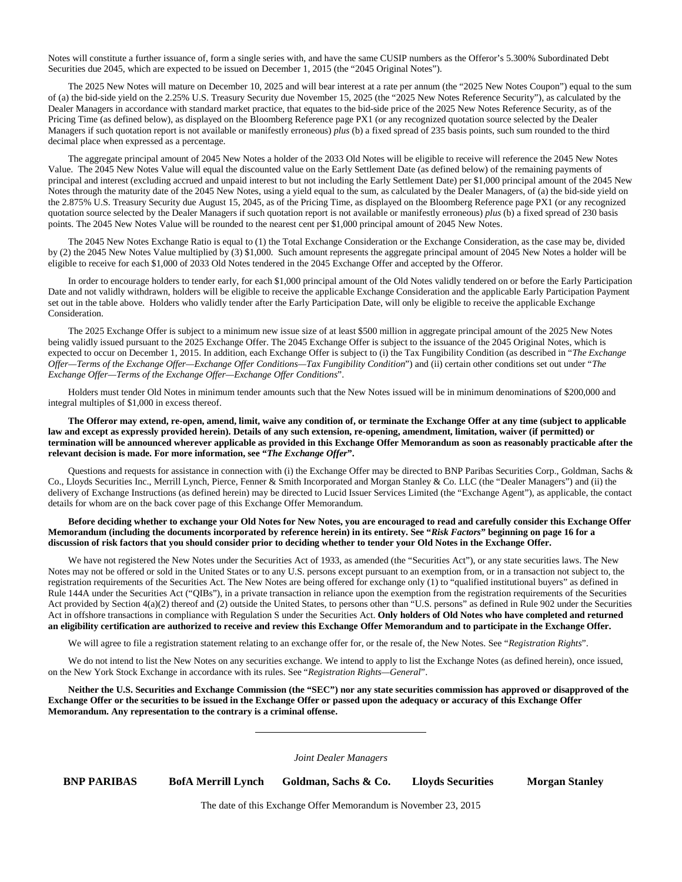Notes will constitute a further issuance of, form a single series with, and have the same CUSIP numbers as the Offeror's 5.300% Subordinated Debt Securities due 2045, which are expected to be issued on December 1, 2015 (the "2045 Original Notes").

The 2025 New Notes will mature on December 10, 2025 and will bear interest at a rate per annum (the "2025 New Notes Coupon") equal to the sum of (a) the bid-side yield on the 2.25% U.S. Treasury Security due November 15, 2025 (the "2025 New Notes Reference Security"), as calculated by the Dealer Managers in accordance with standard market practice, that equates to the bid-side price of the 2025 New Notes Reference Security, as of the Pricing Time (as defined below), as displayed on the Bloomberg Reference page PX1 (or any recognized quotation source selected by the Dealer Managers if such quotation report is not available or manifestly erroneous) *plus* (b) a fixed spread of 235 basis points, such sum rounded to the third decimal place when expressed as a percentage.

The aggregate principal amount of 2045 New Notes a holder of the 2033 Old Notes will be eligible to receive will reference the 2045 New Notes Value. The 2045 New Notes Value will equal the discounted value on the Early Settlement Date (as defined below) of the remaining payments of principal and interest (excluding accrued and unpaid interest to but not including the Early Settlement Date) per $1,000 principal amount of the 2045 New Notes through the maturity date of the 2045 New Notes, using a yield equal to the sum, as calculated by the Dealer Managers, of (a) the bid-side yield on the 2.875% U.S. Treasury Security due August 15, 2045, as of the Pricing Time, as displayed on the Bloomberg Reference page PX1 (or any recognized quotation source selected by the Dealer Managers if such quotation report is not available or manifestly erroneous) *plus* (b) a fixed spread of 230 basis points. The 2045 New Notes Value will be rounded to the nearest cent per $1,000 principal amount of 2045 New Notes.

The 2045 New Notes Exchange Ratio is equal to (1) the Total Exchange Consideration or the Exchange Consideration, as the case may be, divided by (2) the 2045 New Notes Value multiplied by (3) $1,000. Such amount represents the aggregate principal amount of 2045 New Notes a holder will be eligible to receive for each $1,000 of 2033 Old Notes tendered in the 2045 Exchange Offer and accepted by the Offeror.

In order to encourage holders to tender early, for each $1,000 principal amount of the Old Notes validly tendered on or before the Early Participation Date and not validly withdrawn, holders will be eligible to receive the applicable Exchange Consideration and the applicable Early Participation Payment set out in the table above. Holders who validly tender after the Early Participation Date, will only be eligible to receive the applicable Exchange Consideration.

The 2025 Exchange Offer is subject to a minimum new issue size of at least $500 million in aggregate principal amount of the 2025 New Notes being validly issued pursuant to the 2025 Exchange Offer. The 2045 Exchange Offer is subject to the issuance of the 2045 Original Notes, which is expected to occur on December 1, 2015. In addition, each Exchange Offer is subject to (i) the Tax Fungibility Condition (as described in "*The Exchange Offer—Terms of the Exchange Offer—Exchange Offer Conditions—Tax Fungibility Condition*") and (ii) certain other conditions set out under "*The Exchange Offer—Terms of the Exchange Offer—Exchange Offer Conditions*".

Holders must tender Old Notes in minimum tender amounts such that the New Notes issued will be in minimum denominations of $200,000 and integral multiples of $1,000 in excess thereof.

**The Offeror may extend, re-open, amend, limit, waive any condition of, or terminate the Exchange Offer at any time (subject to applicable law and except as expressly provided herein). Details of any such extension, re-opening, amendment, limitation, waiver (if permitted) or termination will be announced wherever applicable as provided in this Exchange Offer Memorandum as soon as reasonably practicable after the relevant decision is made. For more information, see "*The Exchange Offer*".**

Questions and requests for assistance in connection with (i) the Exchange Offer may be directed to BNP Paribas Securities Corp., Goldman, Sachs & Co., Lloyds Securities Inc., Merrill Lynch, Pierce, Fenner & Smith Incorporated and Morgan Stanley & Co. LLC (the "Dealer Managers") and (ii) the delivery of Exchange Instructions (as defined herein) may be directed to Lucid Issuer Services Limited (the "Exchange Agent"), as applicable, the contact details for whom are on the back cover page of this Exchange Offer Memorandum.

**Before deciding whether to exchange your Old Notes for New Notes, you are encouraged to read and carefully consider this Exchange Offer Memorandum (including the documents incorporated by reference herein) in its entirety. See "*Risk Factors*" beginning on page 16 for a discussion of risk factors that you should consider prior to deciding whether to tender your Old Notes in the Exchange Offer.**

We have not registered the New Notes under the Securities Act of 1933, as amended (the "Securities Act"), or any state securities laws. The New Notes may not be offered or sold in the United States or to any U.S. persons except pursuant to an exemption from, or in a transaction not subject to, the registration requirements of the Securities Act. The New Notes are being offered for exchange only (1) to "qualified institutional buyers" as defined in Rule 144A under the Securities Act ("QIBs"), in a private transaction in reliance upon the exemption from the registration requirements of the Securities Act provided by Section 4(a)(2) thereof and (2) outside the United States, to persons other than "U.S. persons" as defined in Rule 902 under the Securities Act in offshore transactions in compliance with Regulation S under the Securities Act. **Only holders of Old Notes who have completed and returned an eligibility certification are authorized to receive and review this Exchange Offer Memorandum and to participate in the Exchange Offer.**

We will agree to file a registration statement relating to an exchange offer for, or the resale of, the New Notes. See "*Registration Rights*".

We do not intend to list the New Notes on any securities exchange. We intend to apply to list the Exchange Notes (as defined herein), once issued, on the New York Stock Exchange in accordance with its rules. See "*Registration Rights—General*".

**Neither the U.S. Securities and Exchange Commission (the "SEC") nor any state securities commission has approved or disapproved of the Exchange Offer or the securities to be issued in the Exchange Offer or passed upon the adequacy or accuracy of this Exchange Offer Memorandum. Any representation to the contrary is a criminal offense.**

---

*Joint Dealer Managers*

**BNP PARIBAS** **BofA Merrill Lynch** **Goldman, Sachs & Co.** **Lloyds Securities** **Morgan Stanley**

The date of this Exchange Offer Memorandum is November 23, 2015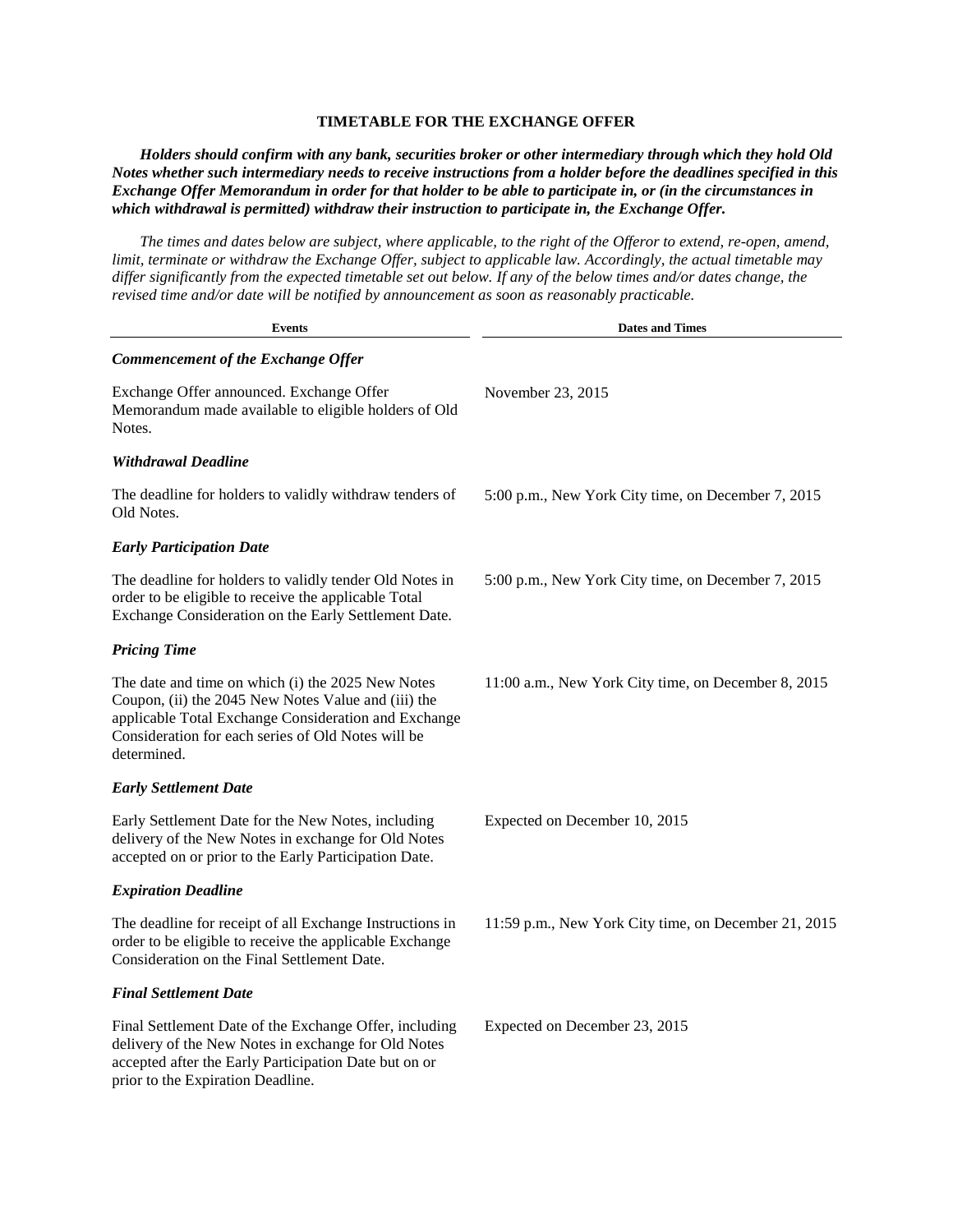## TIMETABLE FOR THE EXCHANGE OFFER

***Holders should confirm with any bank, securities broker or other intermediary through which they hold Old Notes whether such intermediary needs to receive instructions from a holder before the deadlines specified in this Exchange Offer Memorandum in order for that holder to be able to participate in, or (in the circumstances in which withdrawal is permitted) withdraw their instruction to participate in, the Exchange Offer.***

*The times and dates below are subject, where applicable, to the right of the Offeror to extend, re-open, amend, limit, terminate or withdraw the Exchange Offer, subject to applicable law. Accordingly, the actual timetable may differ significantly from the expected timetable set out below. If any of the below times and/or dates change, the revised time and/or date will be notified by announcement as soon as reasonably practicable.*

| Events | Dates and Times |
|---|---|
| ***Commencement of the Exchange Offer*** | |
| Exchange Offer announced. Exchange Offer Memorandum made available to eligible holders of Old Notes. | November 23, 2015 |
| ***Withdrawal Deadline*** | |
| The deadline for holders to validly withdraw tenders of Old Notes. | 5:00 p.m., New York City time, on December 7, 2015 |
| ***Early Participation Date*** | |
| The deadline for holders to validly tender Old Notes in order to be eligible to receive the applicable Total Exchange Consideration on the Early Settlement Date. | 5:00 p.m., New York City time, on December 7, 2015 |
| ***Pricing Time*** | |
| The date and time on which (i) the 2025 New Notes Coupon, (ii) the 2045 New Notes Value and (iii) the applicable Total Exchange Consideration and Exchange Consideration for each series of Old Notes will be determined. | 11:00 a.m., New York City time, on December 8, 2015 |
| ***Early Settlement Date*** | |
| Early Settlement Date for the New Notes, including delivery of the New Notes in exchange for Old Notes accepted on or prior to the Early Participation Date. | Expected on December 10, 2015 |
| ***Expiration Deadline*** | |
| The deadline for receipt of all Exchange Instructions in order to be eligible to receive the applicable Exchange Consideration on the Final Settlement Date. | 11:59 p.m., New York City time, on December 21, 2015 |
| ***Final Settlement Date*** | |
| Final Settlement Date of the Exchange Offer, including delivery of the New Notes in exchange for Old Notes accepted after the Early Participation Date but on or prior to the Expiration Deadline. | Expected on December 23, 2015 |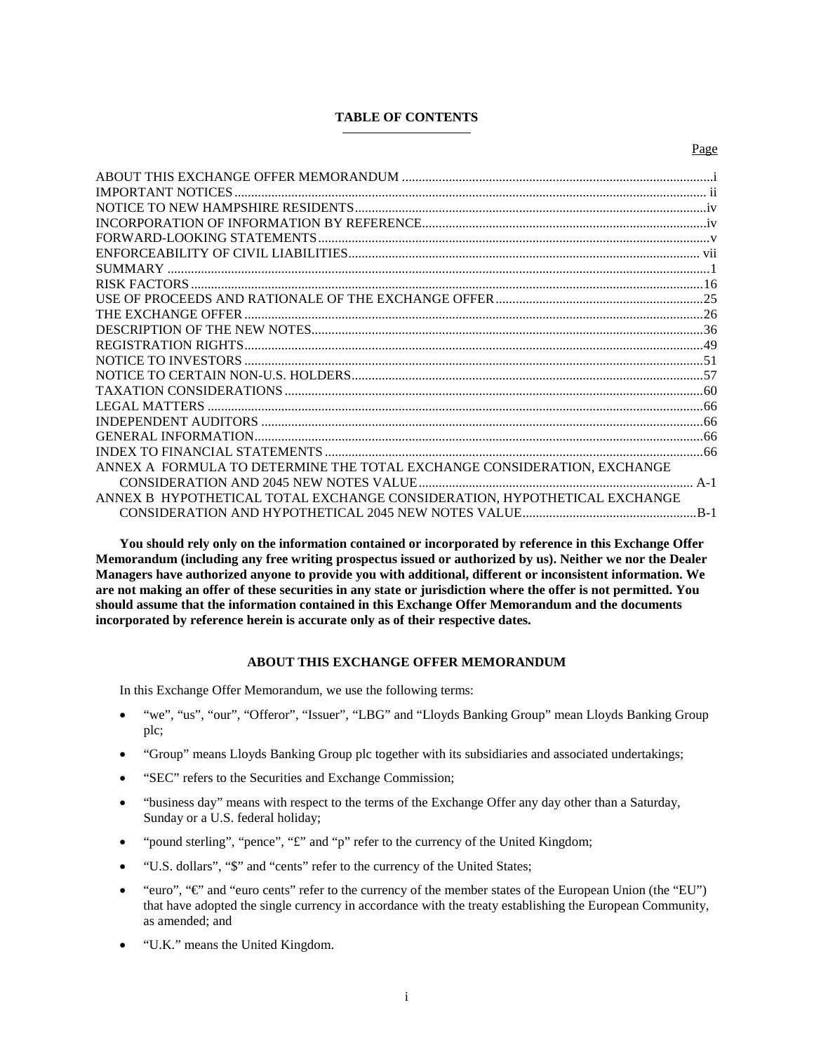## TABLE OF CONTENTS

| | Page |
|---|---|
| ABOUT THIS EXCHANGE OFFER MEMORANDUM | i |
| IMPORTANT NOTICES | ii |
| NOTICE TO NEW HAMPSHIRE RESIDENTS | iv |
| INCORPORATION OF INFORMATION BY REFERENCE | iv |
| FORWARD-LOOKING STATEMENTS | v |
| ENFORCEABILITY OF CIVIL LIABILITIES | vii |
| SUMMARY | 1 |
| RISK FACTORS | 16 |
| USE OF PROCEEDS AND RATIONALE OF THE EXCHANGE OFFER | 25 |
| THE EXCHANGE OFFER | 26 |
| DESCRIPTION OF THE NEW NOTES | 36 |
| REGISTRATION RIGHTS | 49 |
| NOTICE TO INVESTORS | 51 |
| NOTICE TO CERTAIN NON-U.S. HOLDERS | 57 |
| TAXATION CONSIDERATIONS | 60 |
| LEGAL MATTERS | 66 |
| INDEPENDENT AUDITORS | 66 |
| GENERAL INFORMATION | 66 |
| INDEX TO FINANCIAL STATEMENTS | 66 |
| ANNEX A FORMULA TO DETERMINE THE TOTAL EXCHANGE CONSIDERATION, EXCHANGE CONSIDERATION AND 2045 NEW NOTES VALUE | A-1 |
| ANNEX B HYPOTHETICAL TOTAL EXCHANGE CONSIDERATION, HYPOTHETICAL EXCHANGE CONSIDERATION AND HYPOTHETICAL 2045 NEW NOTES VALUE | B-1 |

**You should rely only on the information contained or incorporated by reference in this Exchange Offer Memorandum (including any free writing prospectus issued or authorized by us). Neither we nor the Dealer Managers have authorized anyone to provide you with additional, different or inconsistent information. We are not making an offer of these securities in any state or jurisdiction where the offer is not permitted. You should assume that the information contained in this Exchange Offer Memorandum and the documents incorporated by reference herein is accurate only as of their respective dates.**

## ABOUT THIS EXCHANGE OFFER MEMORANDUM

In this Exchange Offer Memorandum, we use the following terms:

- "we", "us", "our", "Offeror", "Issuer", "LBG" and "Lloyds Banking Group" mean Lloyds Banking Group plc;
- "Group" means Lloyds Banking Group plc together with its subsidiaries and associated undertakings;
- "SEC" refers to the Securities and Exchange Commission;
- "business day" means with respect to the terms of the Exchange Offer any day other than a Saturday, Sunday or a U.S. federal holiday;
- "pound sterling", "pence", "£" and "p" refer to the currency of the United Kingdom;
- "U.S. dollars", "$" and "cents" refer to the currency of the United States;
- "euro", "€" and "euro cents" refer to the currency of the member states of the European Union (the "EU") that have adopted the single currency in accordance with the treaty establishing the European Community, as amended; and
- "U.K." means the United Kingdom.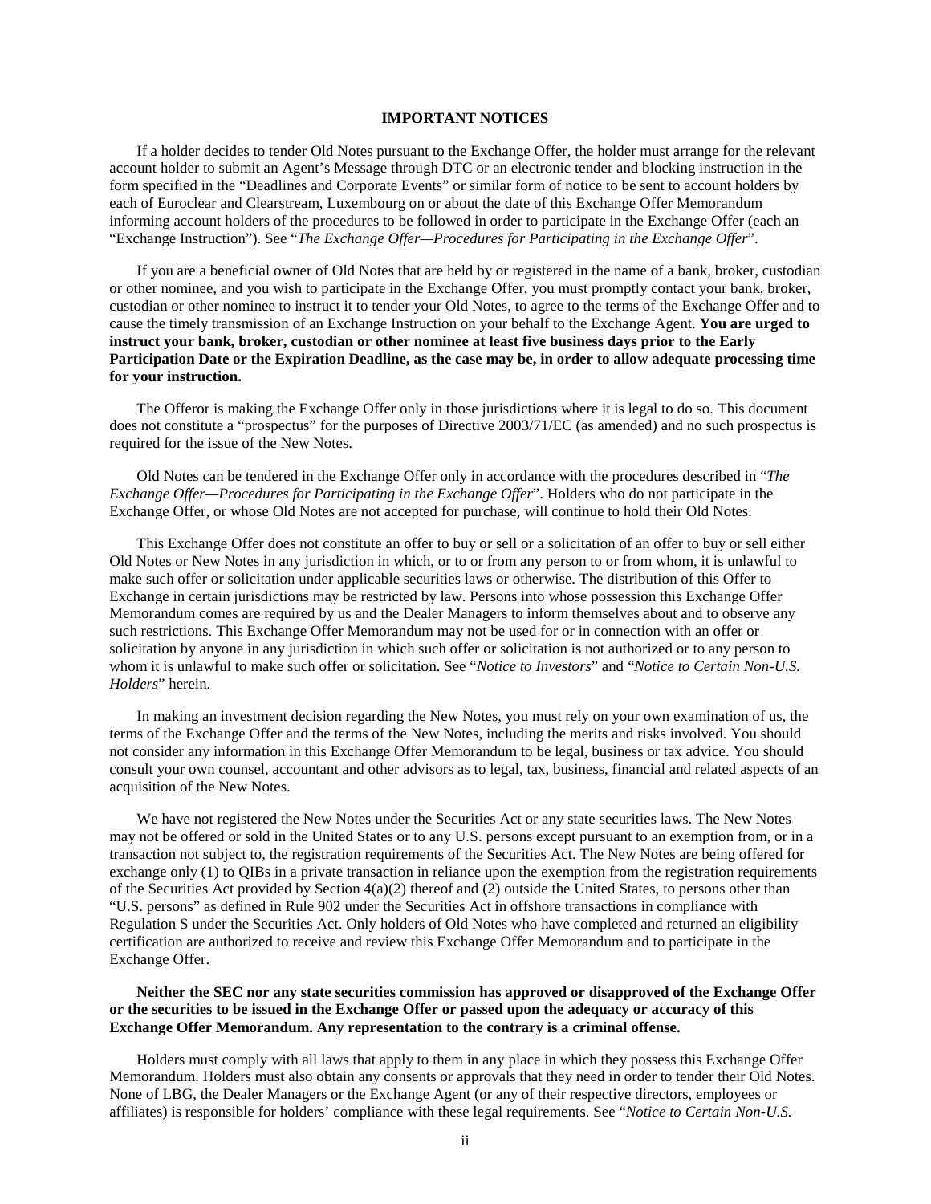## IMPORTANT NOTICES

If a holder decides to tender Old Notes pursuant to the Exchange Offer, the holder must arrange for the relevant account holder to submit an Agent's Message through DTC or an electronic tender and blocking instruction in the form specified in the "Deadlines and Corporate Events" or similar form of notice to be sent to account holders by each of Euroclear and Clearstream, Luxembourg on or about the date of this Exchange Offer Memorandum informing account holders of the procedures to be followed in order to participate in the Exchange Offer (each an "Exchange Instruction"). See "*The Exchange Offer—Procedures for Participating in the Exchange Offer*".

If you are a beneficial owner of Old Notes that are held by or registered in the name of a bank, broker, custodian or other nominee, and you wish to participate in the Exchange Offer, you must promptly contact your bank, broker, custodian or other nominee to instruct it to tender your Old Notes, to agree to the terms of the Exchange Offer and to cause the timely transmission of an Exchange Instruction on your behalf to the Exchange Agent. **You are urged to instruct your bank, broker, custodian or other nominee at least five business days prior to the Early Participation Date or the Expiration Deadline, as the case may be, in order to allow adequate processing time for your instruction.**

The Offeror is making the Exchange Offer only in those jurisdictions where it is legal to do so. This document does not constitute a "prospectus" for the purposes of Directive 2003/71/EC (as amended) and no such prospectus is required for the issue of the New Notes.

Old Notes can be tendered in the Exchange Offer only in accordance with the procedures described in "*The Exchange Offer—Procedures for Participating in the Exchange Offer*". Holders who do not participate in the Exchange Offer, or whose Old Notes are not accepted for purchase, will continue to hold their Old Notes.

This Exchange Offer does not constitute an offer to buy or sell or a solicitation of an offer to buy or sell either Old Notes or New Notes in any jurisdiction in which, or to or from any person to or from whom, it is unlawful to make such offer or solicitation under applicable securities laws or otherwise. The distribution of this Offer to Exchange in certain jurisdictions may be restricted by law. Persons into whose possession this Exchange Offer Memorandum comes are required by us and the Dealer Managers to inform themselves about and to observe any such restrictions. This Exchange Offer Memorandum may not be used for or in connection with an offer or solicitation by anyone in any jurisdiction in which such offer or solicitation is not authorized or to any person to whom it is unlawful to make such offer or solicitation. See "*Notice to Investors*" and "*Notice to Certain Non-U.S. Holders*" herein.

In making an investment decision regarding the New Notes, you must rely on your own examination of us, the terms of the Exchange Offer and the terms of the New Notes, including the merits and risks involved. You should not consider any information in this Exchange Offer Memorandum to be legal, business or tax advice. You should consult your own counsel, accountant and other advisors as to legal, tax, business, financial and related aspects of an acquisition of the New Notes.

We have not registered the New Notes under the Securities Act or any state securities laws. The New Notes may not be offered or sold in the United States or to any U.S. persons except pursuant to an exemption from, or in a transaction not subject to, the registration requirements of the Securities Act. The New Notes are being offered for exchange only (1) to QIBs in a private transaction in reliance upon the exemption from the registration requirements of the Securities Act provided by Section 4(a)(2) thereof and (2) outside the United States, to persons other than "U.S. persons" as defined in Rule 902 under the Securities Act in offshore transactions in compliance with Regulation S under the Securities Act. Only holders of Old Notes who have completed and returned an eligibility certification are authorized to receive and review this Exchange Offer Memorandum and to participate in the Exchange Offer.

**Neither the SEC nor any state securities commission has approved or disapproved of the Exchange Offer or the securities to be issued in the Exchange Offer or passed upon the adequacy or accuracy of this Exchange Offer Memorandum. Any representation to the contrary is a criminal offense.**

Holders must comply with all laws that apply to them in any place in which they possess this Exchange Offer Memorandum. Holders must also obtain any consents or approvals that they need in order to tender their Old Notes. None of LBG, the Dealer Managers or the Exchange Agent (or any of their respective directors, employees or affiliates) is responsible for holders' compliance with these legal requirements. See "*Notice to Certain Non-U.S.*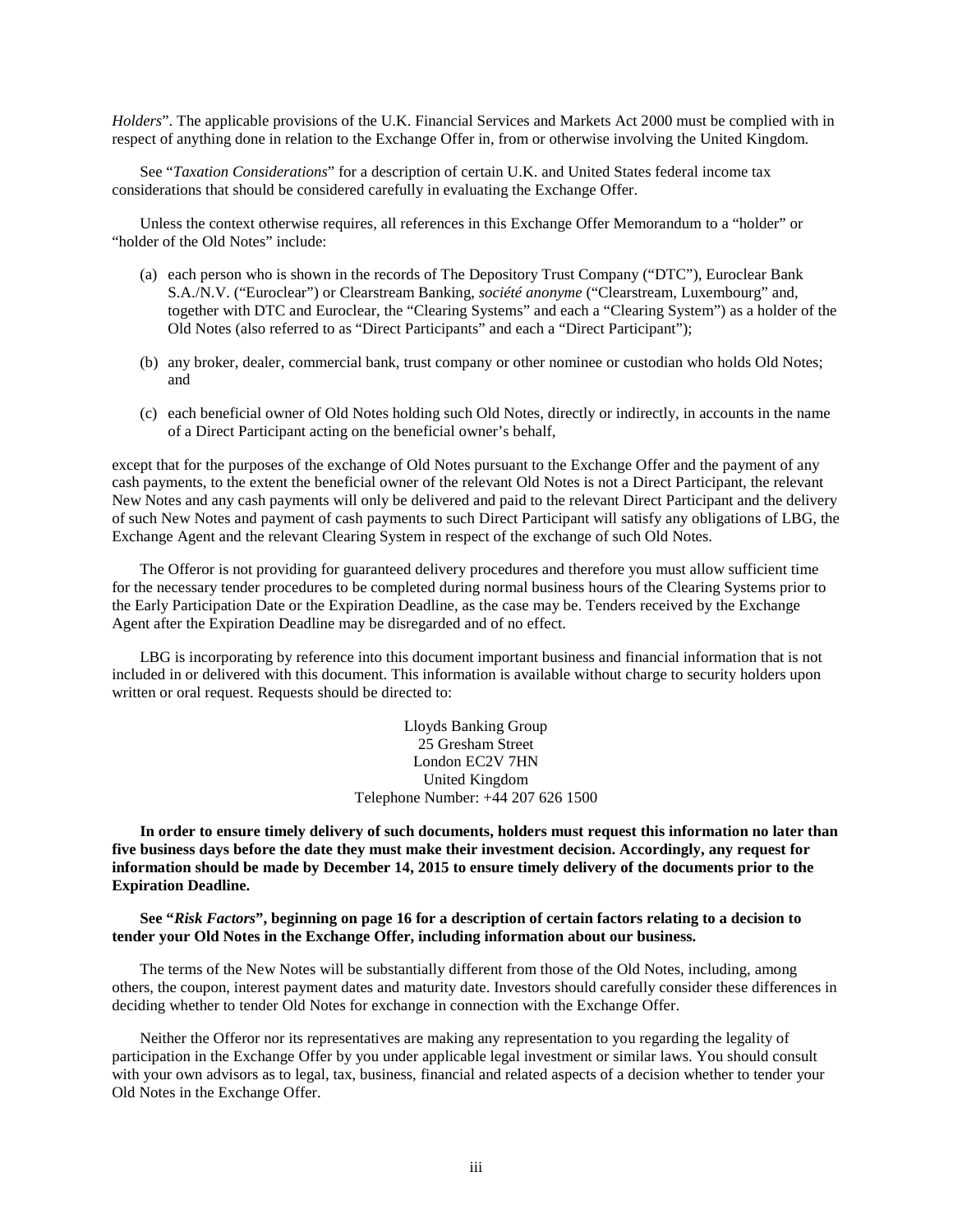*Holders*". The applicable provisions of the U.K. Financial Services and Markets Act 2000 must be complied with in respect of anything done in relation to the Exchange Offer in, from or otherwise involving the United Kingdom.

See "*Taxation Considerations*" for a description of certain U.K. and United States federal income tax considerations that should be considered carefully in evaluating the Exchange Offer.

Unless the context otherwise requires, all references in this Exchange Offer Memorandum to a "holder" or "holder of the Old Notes" include:

(a) each person who is shown in the records of The Depository Trust Company ("DTC"), Euroclear Bank S.A./N.V. ("Euroclear") or Clearstream Banking, *société anonyme* ("Clearstream, Luxembourg" and, together with DTC and Euroclear, the "Clearing Systems" and each a "Clearing System") as a holder of the Old Notes (also referred to as "Direct Participants" and each a "Direct Participant");

(b) any broker, dealer, commercial bank, trust company or other nominee or custodian who holds Old Notes; and

(c) each beneficial owner of Old Notes holding such Old Notes, directly or indirectly, in accounts in the name of a Direct Participant acting on the beneficial owner's behalf,

except that for the purposes of the exchange of Old Notes pursuant to the Exchange Offer and the payment of any cash payments, to the extent the beneficial owner of the relevant Old Notes is not a Direct Participant, the relevant New Notes and any cash payments will only be delivered and paid to the relevant Direct Participant and the delivery of such New Notes and payment of cash payments to such Direct Participant will satisfy any obligations of LBG, the Exchange Agent and the relevant Clearing System in respect of the exchange of such Old Notes.

The Offeror is not providing for guaranteed delivery procedures and therefore you must allow sufficient time for the necessary tender procedures to be completed during normal business hours of the Clearing Systems prior to the Early Participation Date or the Expiration Deadline, as the case may be. Tenders received by the Exchange Agent after the Expiration Deadline may be disregarded and of no effect.

LBG is incorporating by reference into this document important business and financial information that is not included in or delivered with this document. This information is available without charge to security holders upon written or oral request. Requests should be directed to:

Lloyds Banking Group
25 Gresham Street
London EC2V 7HN
United Kingdom
Telephone Number: +44 207 626 1500

**In order to ensure timely delivery of such documents, holders must request this information no later than five business days before the date they must make their investment decision. Accordingly, any request for information should be made by December 14, 2015 to ensure timely delivery of the documents prior to the Expiration Deadline.**

**See "*Risk Factors*", beginning on page 16 for a description of certain factors relating to a decision to tender your Old Notes in the Exchange Offer, including information about our business.**

The terms of the New Notes will be substantially different from those of the Old Notes, including, among others, the coupon, interest payment dates and maturity date. Investors should carefully consider these differences in deciding whether to tender Old Notes for exchange in connection with the Exchange Offer.

Neither the Offeror nor its representatives are making any representation to you regarding the legality of participation in the Exchange Offer by you under applicable legal investment or similar laws. You should consult with your own advisors as to legal, tax, business, financial and related aspects of a decision whether to tender your Old Notes in the Exchange Offer.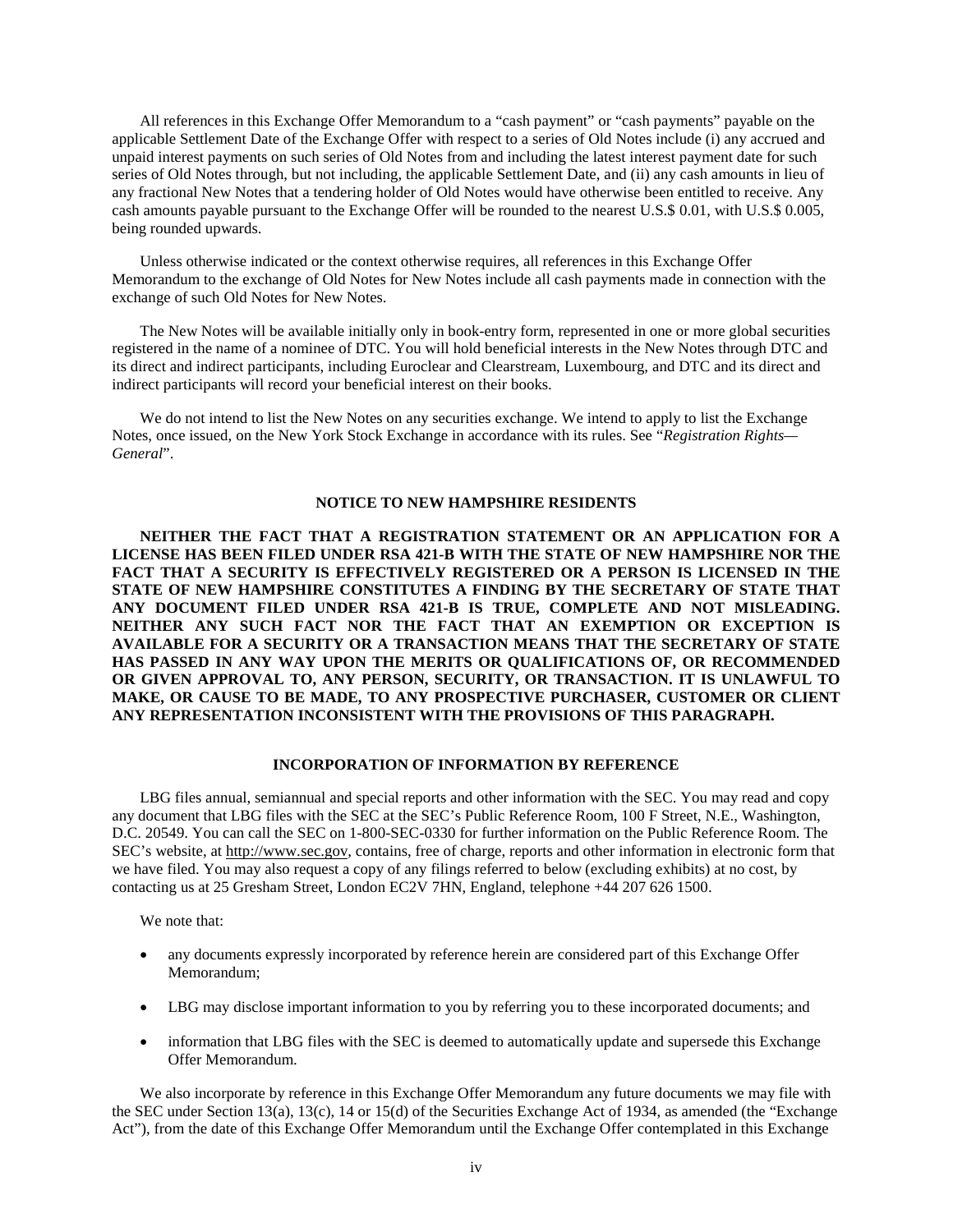All references in this Exchange Offer Memorandum to a "cash payment" or "cash payments" payable on the applicable Settlement Date of the Exchange Offer with respect to a series of Old Notes include (i) any accrued and unpaid interest payments on such series of Old Notes from and including the latest interest payment date for such series of Old Notes through, but not including, the applicable Settlement Date, and (ii) any cash amounts in lieu of any fractional New Notes that a tendering holder of Old Notes would have otherwise been entitled to receive. Any cash amounts payable pursuant to the Exchange Offer will be rounded to the nearest U.S.$ 0.01, with U.S.$ 0.005, being rounded upwards.

Unless otherwise indicated or the context otherwise requires, all references in this Exchange Offer Memorandum to the exchange of Old Notes for New Notes include all cash payments made in connection with the exchange of such Old Notes for New Notes.

The New Notes will be available initially only in book-entry form, represented in one or more global securities registered in the name of a nominee of DTC. You will hold beneficial interests in the New Notes through DTC and its direct and indirect participants, including Euroclear and Clearstream, Luxembourg, and DTC and its direct and indirect participants will record your beneficial interest on their books.

We do not intend to list the New Notes on any securities exchange. We intend to apply to list the Exchange Notes, once issued, on the New York Stock Exchange in accordance with its rules. See "*Registration Rights—General*".

## NOTICE TO NEW HAMPSHIRE RESIDENTS

**NEITHER THE FACT THAT A REGISTRATION STATEMENT OR AN APPLICATION FOR A LICENSE HAS BEEN FILED UNDER RSA 421-B WITH THE STATE OF NEW HAMPSHIRE NOR THE FACT THAT A SECURITY IS EFFECTIVELY REGISTERED OR A PERSON IS LICENSED IN THE STATE OF NEW HAMPSHIRE CONSTITUTES A FINDING BY THE SECRETARY OF STATE THAT ANY DOCUMENT FILED UNDER RSA 421-B IS TRUE, COMPLETE AND NOT MISLEADING. NEITHER ANY SUCH FACT NOR THE FACT THAT AN EXEMPTION OR EXCEPTION IS AVAILABLE FOR A SECURITY OR A TRANSACTION MEANS THAT THE SECRETARY OF STATE HAS PASSED IN ANY WAY UPON THE MERITS OR QUALIFICATIONS OF, OR RECOMMENDED OR GIVEN APPROVAL TO, ANY PERSON, SECURITY, OR TRANSACTION. IT IS UNLAWFUL TO MAKE, OR CAUSE TO BE MADE, TO ANY PROSPECTIVE PURCHASER, CUSTOMER OR CLIENT ANY REPRESENTATION INCONSISTENT WITH THE PROVISIONS OF THIS PARAGRAPH.**

## INCORPORATION OF INFORMATION BY REFERENCE

LBG files annual, semiannual and special reports and other information with the SEC. You may read and copy any document that LBG files with the SEC at the SEC's Public Reference Room, 100 F Street, N.E., Washington, D.C. 20549. You can call the SEC on 1-800-SEC-0330 for further information on the Public Reference Room. The SEC's website, at http://www.sec.gov, contains, free of charge, reports and other information in electronic form that we have filed. You may also request a copy of any filings referred to below (excluding exhibits) at no cost, by contacting us at 25 Gresham Street, London EC2V 7HN, England, telephone +44 207 626 1500.

We note that:

- any documents expressly incorporated by reference herein are considered part of this Exchange Offer Memorandum;
- LBG may disclose important information to you by referring you to these incorporated documents; and
- information that LBG files with the SEC is deemed to automatically update and supersede this Exchange Offer Memorandum.

We also incorporate by reference in this Exchange Offer Memorandum any future documents we may file with the SEC under Section 13(a), 13(c), 14 or 15(d) of the Securities Exchange Act of 1934, as amended (the "Exchange Act"), from the date of this Exchange Offer Memorandum until the Exchange Offer contemplated in this Exchange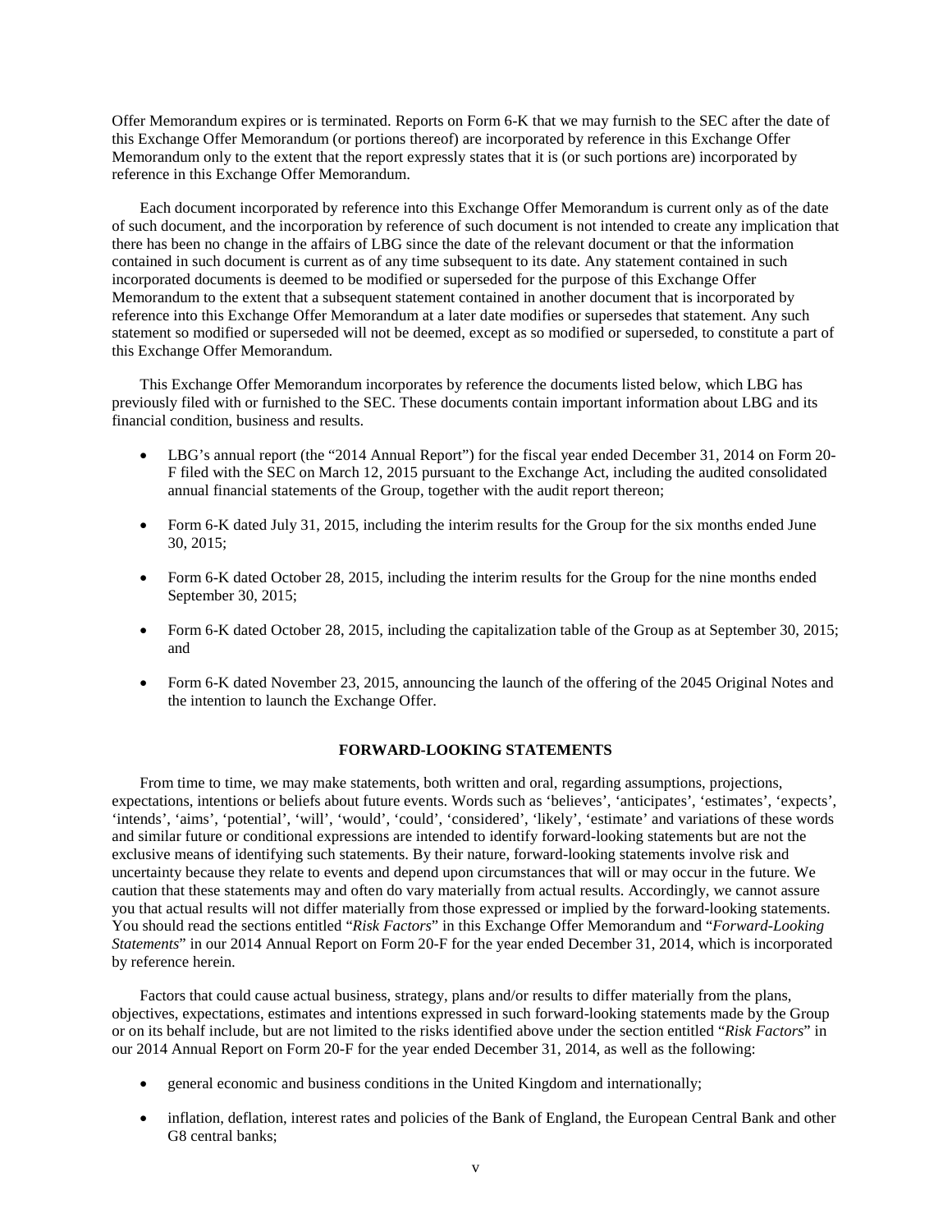Offer Memorandum expires or is terminated. Reports on Form 6-K that we may furnish to the SEC after the date of this Exchange Offer Memorandum (or portions thereof) are incorporated by reference in this Exchange Offer Memorandum only to the extent that the report expressly states that it is (or such portions are) incorporated by reference in this Exchange Offer Memorandum.

Each document incorporated by reference into this Exchange Offer Memorandum is current only as of the date of such document, and the incorporation by reference of such document is not intended to create any implication that there has been no change in the affairs of LBG since the date of the relevant document or that the information contained in such document is current as of any time subsequent to its date. Any statement contained in such incorporated documents is deemed to be modified or superseded for the purpose of this Exchange Offer Memorandum to the extent that a subsequent statement contained in another document that is incorporated by reference into this Exchange Offer Memorandum at a later date modifies or supersedes that statement. Any such statement so modified or superseded will not be deemed, except as so modified or superseded, to constitute a part of this Exchange Offer Memorandum.

This Exchange Offer Memorandum incorporates by reference the documents listed below, which LBG has previously filed with or furnished to the SEC. These documents contain important information about LBG and its financial condition, business and results.

- LBG's annual report (the "2014 Annual Report") for the fiscal year ended December 31, 2014 on Form 20-F filed with the SEC on March 12, 2015 pursuant to the Exchange Act, including the audited consolidated annual financial statements of the Group, together with the audit report thereon;
- Form 6-K dated July 31, 2015, including the interim results for the Group for the six months ended June 30, 2015;
- Form 6-K dated October 28, 2015, including the interim results for the Group for the nine months ended September 30, 2015;
- Form 6-K dated October 28, 2015, including the capitalization table of the Group as at September 30, 2015; and
- Form 6-K dated November 23, 2015, announcing the launch of the offering of the 2045 Original Notes and the intention to launch the Exchange Offer.

## FORWARD-LOOKING STATEMENTS

From time to time, we may make statements, both written and oral, regarding assumptions, projections, expectations, intentions or beliefs about future events. Words such as 'believes', 'anticipates', 'estimates', 'expects', 'intends', 'aims', 'potential', 'will', 'would', 'could', 'considered', 'likely', 'estimate' and variations of these words and similar future or conditional expressions are intended to identify forward-looking statements but are not the exclusive means of identifying such statements. By their nature, forward-looking statements involve risk and uncertainty because they relate to events and depend upon circumstances that will or may occur in the future. We caution that these statements may and often do vary materially from actual results. Accordingly, we cannot assure you that actual results will not differ materially from those expressed or implied by the forward-looking statements. You should read the sections entitled "*Risk Factors*" in this Exchange Offer Memorandum and "*Forward-Looking Statements*" in our 2014 Annual Report on Form 20-F for the year ended December 31, 2014, which is incorporated by reference herein.

Factors that could cause actual business, strategy, plans and/or results to differ materially from the plans, objectives, expectations, estimates and intentions expressed in such forward-looking statements made by the Group or on its behalf include, but are not limited to the risks identified above under the section entitled "*Risk Factors*" in our 2014 Annual Report on Form 20-F for the year ended December 31, 2014, as well as the following:

- general economic and business conditions in the United Kingdom and internationally;
- inflation, deflation, interest rates and policies of the Bank of England, the European Central Bank and other G8 central banks;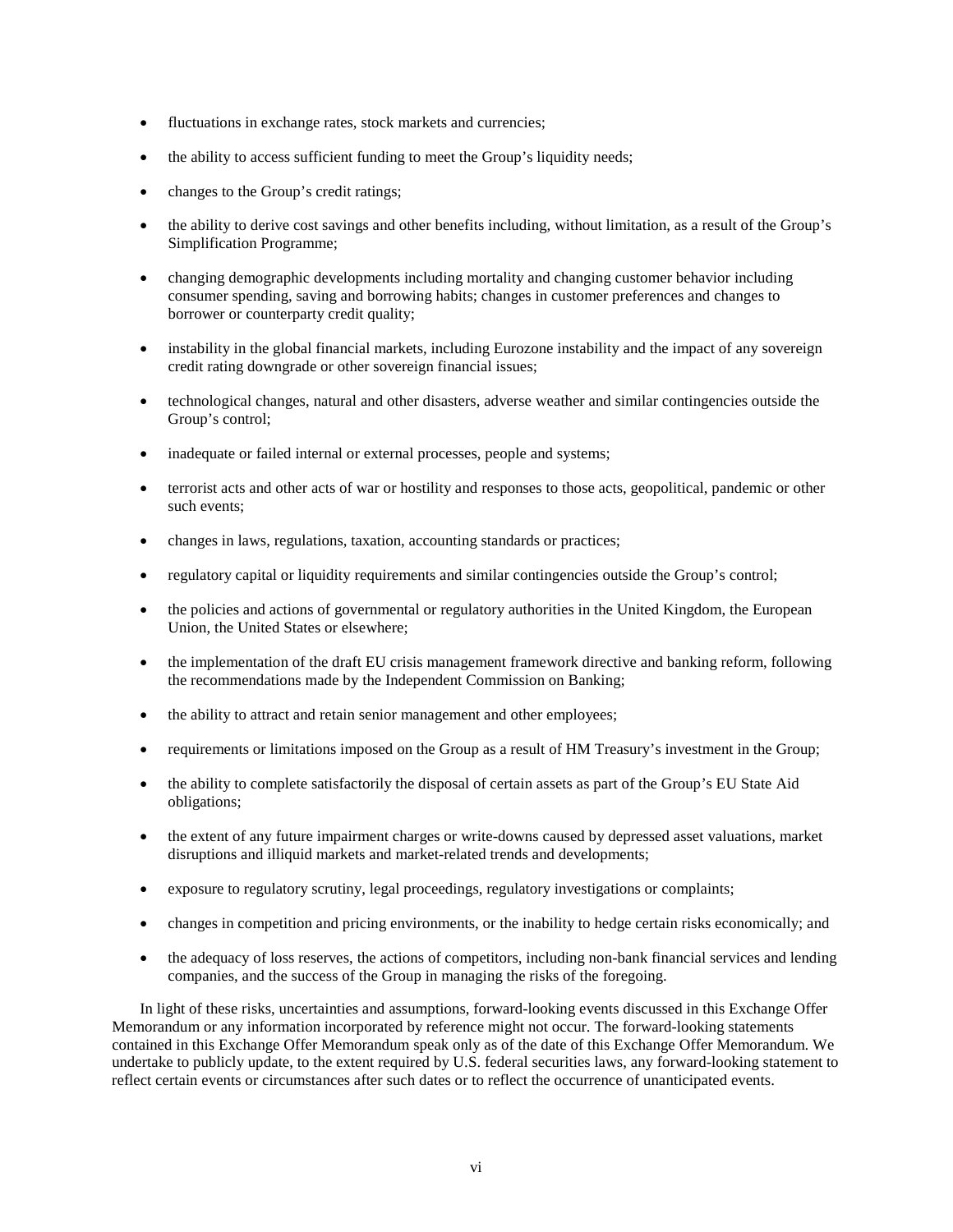- fluctuations in exchange rates, stock markets and currencies;
- the ability to access sufficient funding to meet the Group's liquidity needs;
- changes to the Group's credit ratings;
- the ability to derive cost savings and other benefits including, without limitation, as a result of the Group's Simplification Programme;
- changing demographic developments including mortality and changing customer behavior including consumer spending, saving and borrowing habits; changes in customer preferences and changes to borrower or counterparty credit quality;
- instability in the global financial markets, including Eurozone instability and the impact of any sovereign credit rating downgrade or other sovereign financial issues;
- technological changes, natural and other disasters, adverse weather and similar contingencies outside the Group's control;
- inadequate or failed internal or external processes, people and systems;
- terrorist acts and other acts of war or hostility and responses to those acts, geopolitical, pandemic or other such events;
- changes in laws, regulations, taxation, accounting standards or practices;
- regulatory capital or liquidity requirements and similar contingencies outside the Group's control;
- the policies and actions of governmental or regulatory authorities in the United Kingdom, the European Union, the United States or elsewhere;
- the implementation of the draft EU crisis management framework directive and banking reform, following the recommendations made by the Independent Commission on Banking;
- the ability to attract and retain senior management and other employees;
- requirements or limitations imposed on the Group as a result of HM Treasury's investment in the Group;
- the ability to complete satisfactorily the disposal of certain assets as part of the Group's EU State Aid obligations;
- the extent of any future impairment charges or write-downs caused by depressed asset valuations, market disruptions and illiquid markets and market-related trends and developments;
- exposure to regulatory scrutiny, legal proceedings, regulatory investigations or complaints;
- changes in competition and pricing environments, or the inability to hedge certain risks economically; and
- the adequacy of loss reserves, the actions of competitors, including non-bank financial services and lending companies, and the success of the Group in managing the risks of the foregoing.

In light of these risks, uncertainties and assumptions, forward-looking events discussed in this Exchange Offer Memorandum or any information incorporated by reference might not occur. The forward-looking statements contained in this Exchange Offer Memorandum speak only as of the date of this Exchange Offer Memorandum. We undertake to publicly update, to the extent required by U.S. federal securities laws, any forward-looking statement to reflect certain events or circumstances after such dates or to reflect the occurrence of unanticipated events.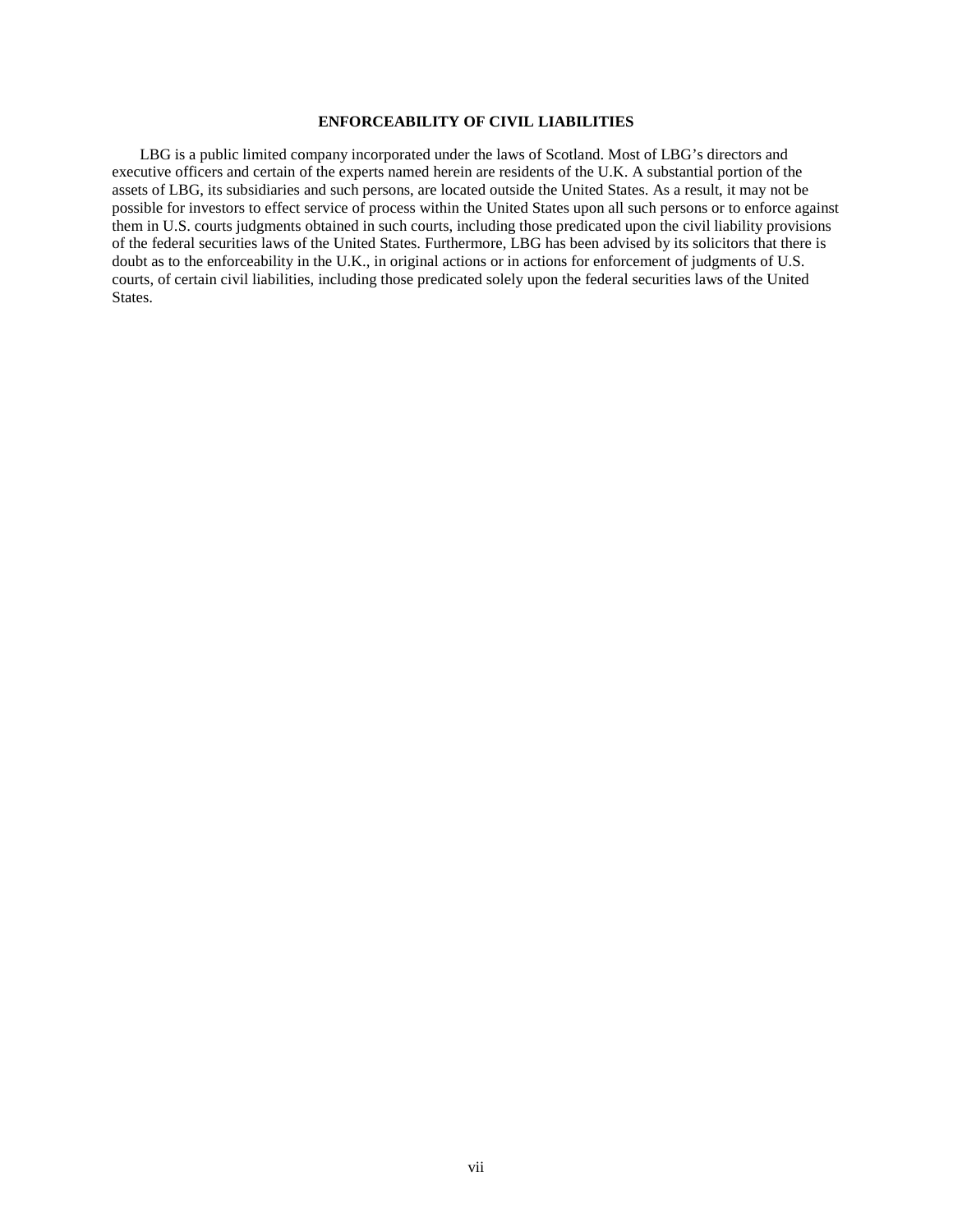## ENFORCEABILITY OF CIVIL LIABILITIES

LBG is a public limited company incorporated under the laws of Scotland. Most of LBG's directors and executive officers and certain of the experts named herein are residents of the U.K. A substantial portion of the assets of LBG, its subsidiaries and such persons, are located outside the United States. As a result, it may not be possible for investors to effect service of process within the United States upon all such persons or to enforce against them in U.S. courts judgments obtained in such courts, including those predicated upon the civil liability provisions of the federal securities laws of the United States. Furthermore, LBG has been advised by its solicitors that there is doubt as to the enforceability in the U.K., in original actions or in actions for enforcement of judgments of U.S. courts, of certain civil liabilities, including those predicated solely upon the federal securities laws of the United States.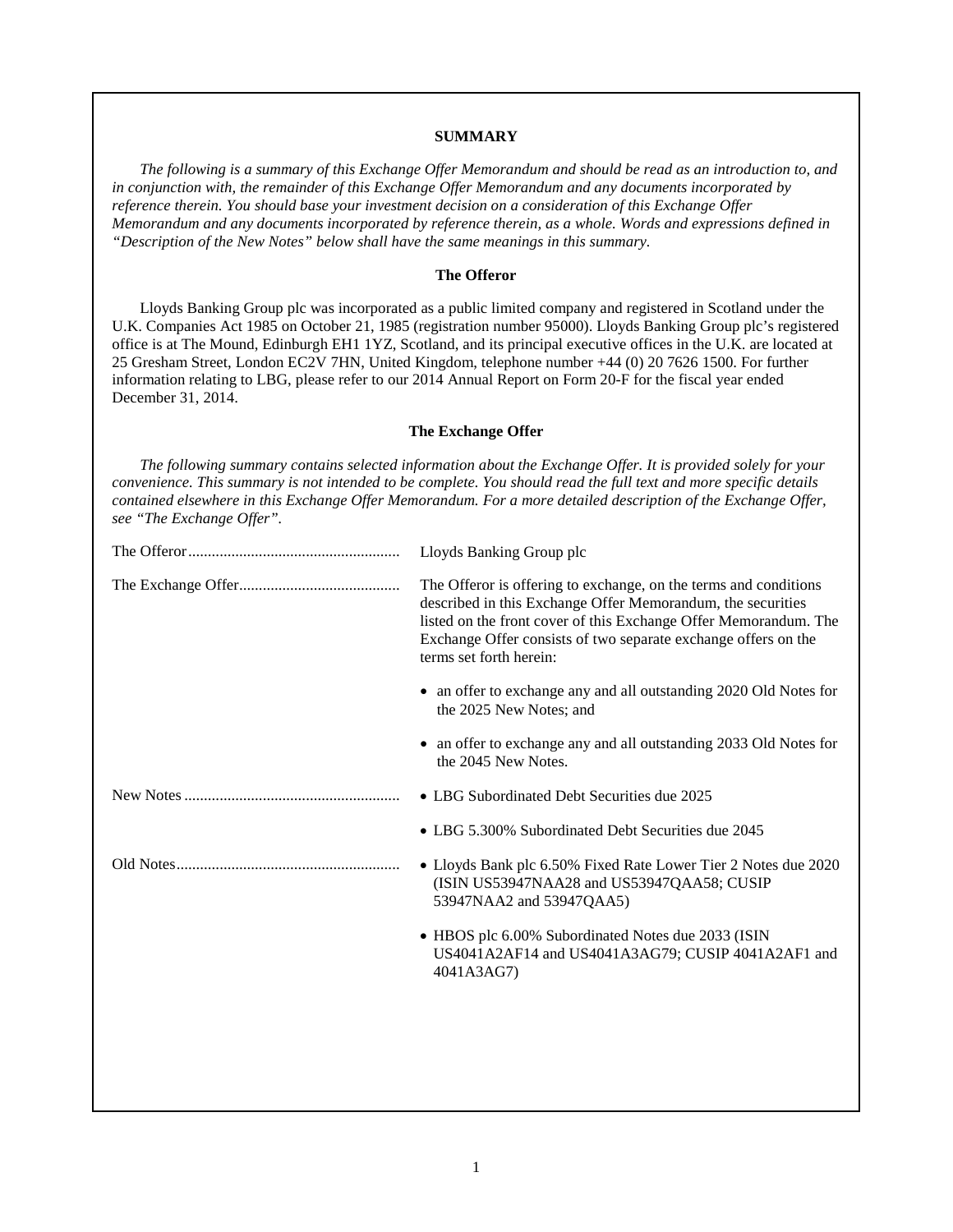## SUMMARY

*The following is a summary of this Exchange Offer Memorandum and should be read as an introduction to, and in conjunction with, the remainder of this Exchange Offer Memorandum and any documents incorporated by reference therein. You should base your investment decision on a consideration of this Exchange Offer Memorandum and any documents incorporated by reference therein, as a whole. Words and expressions defined in "Description of the New Notes" below shall have the same meanings in this summary.*

### The Offeror

Lloyds Banking Group plc was incorporated as a public limited company and registered in Scotland under the U.K. Companies Act 1985 on October 21, 1985 (registration number 95000). Lloyds Banking Group plc's registered office is at The Mound, Edinburgh EH1 1YZ, Scotland, and its principal executive offices in the U.K. are located at 25 Gresham Street, London EC2V 7HN, United Kingdom, telephone number +44 (0) 20 7626 1500. For further information relating to LBG, please refer to our 2014 Annual Report on Form 20-F for the fiscal year ended December 31, 2014.

### The Exchange Offer

*The following summary contains selected information about the Exchange Offer. It is provided solely for your convenience. This summary is not intended to be complete. You should read the full text and more specific details contained elsewhere in this Exchange Offer Memorandum. For a more detailed description of the Exchange Offer, see "The Exchange Offer".*

| | |
|---|---|
| The Offeror | Lloyds Banking Group plc |
| The Exchange Offer | The Offeror is offering to exchange, on the terms and conditions described in this Exchange Offer Memorandum, the securities listed on the front cover of this Exchange Offer Memorandum. The Exchange Offer consists of two separate exchange offers on the terms set forth herein:<br>• an offer to exchange any and all outstanding 2020 Old Notes for the 2025 New Notes; and<br>• an offer to exchange any and all outstanding 2033 Old Notes for the 2045 New Notes. |
| New Notes | • LBG Subordinated Debt Securities due 2025<br>• LBG 5.300% Subordinated Debt Securities due 2045 |
| Old Notes | • Lloyds Bank plc 6.50% Fixed Rate Lower Tier 2 Notes due 2020 (ISIN US53947NAA28 and US53947QAA58; CUSIP 53947NAA2 and 53947QAA5)<br>• HBOS plc 6.00% Subordinated Notes due 2033 (ISIN US4041A2AF14 and US4041A3AG79; CUSIP 4041A2AF1 and 4041A3AG7) |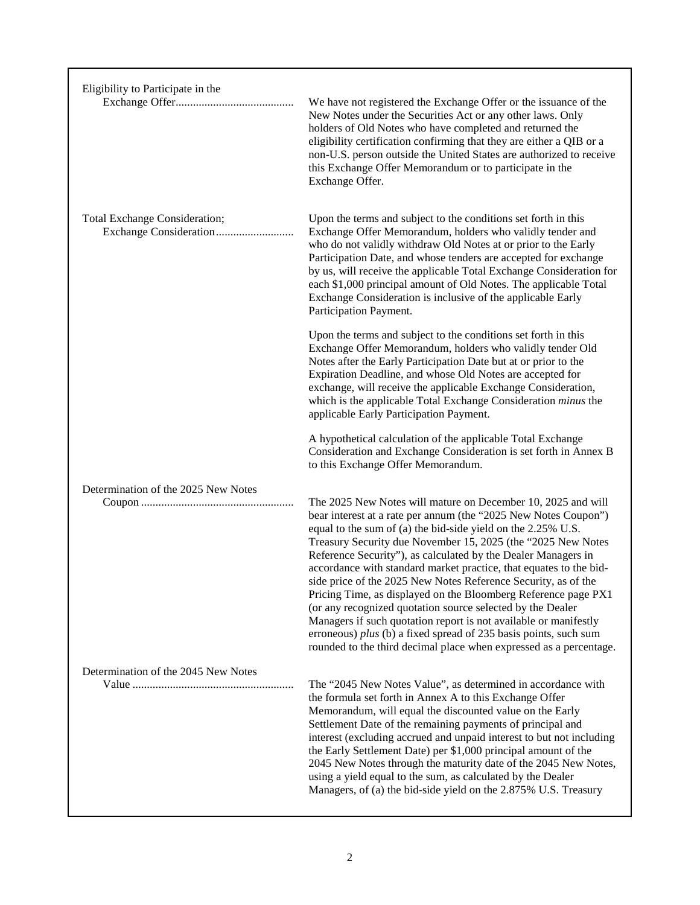| | |
|---|---|
| Eligibility to Participate in the Exchange Offer | We have not registered the Exchange Offer or the issuance of the New Notes under the Securities Act or any other laws. Only holders of Old Notes who have completed and returned the eligibility certification confirming that they are either a QIB or a non-U.S. person outside the United States are authorized to receive this Exchange Offer Memorandum or to participate in the Exchange Offer. |
| Total Exchange Consideration; Exchange Consideration | Upon the terms and subject to the conditions set forth in this Exchange Offer Memorandum, holders who validly tender and who do not validly withdraw Old Notes at or prior to the Early Participation Date, and whose tenders are accepted for exchange by us, will receive the applicable Total Exchange Consideration for each $1,000 principal amount of Old Notes. The applicable Total Exchange Consideration is inclusive of the applicable Early Participation Payment.<br><br>Upon the terms and subject to the conditions set forth in this Exchange Offer Memorandum, holders who validly tender Old Notes after the Early Participation Date but at or prior to the Expiration Deadline, and whose Old Notes are accepted for exchange, will receive the applicable Exchange Consideration, which is the applicable Total Exchange Consideration *minus* the applicable Early Participation Payment.<br><br>A hypothetical calculation of the applicable Total Exchange Consideration and Exchange Consideration is set forth in Annex B to this Exchange Offer Memorandum. |
| Determination of the 2025 New Notes Coupon | The 2025 New Notes will mature on December 10, 2025 and will bear interest at a rate per annum (the "2025 New Notes Coupon") equal to the sum of (a) the bid-side yield on the 2.25% U.S. Treasury Security due November 15, 2025 (the "2025 New Notes Reference Security"), as calculated by the Dealer Managers in accordance with standard market practice, that equates to the bid-side price of the 2025 New Notes Reference Security, as of the Pricing Time, as displayed on the Bloomberg Reference page PX1 (or any recognized quotation source selected by the Dealer Managers if such quotation report is not available or manifestly erroneous) *plus* (b) a fixed spread of 235 basis points, such sum rounded to the third decimal place when expressed as a percentage. |
| Determination of the 2045 New Notes Value | The "2045 New Notes Value", as determined in accordance with the formula set forth in Annex A to this Exchange Offer Memorandum, will equal the discounted value on the Early Settlement Date of the remaining payments of principal and interest (excluding accrued and unpaid interest to but not including the Early Settlement Date) per $1,000 principal amount of the 2045 New Notes through the maturity date of the 2045 New Notes, using a yield equal to the sum, as calculated by the Dealer Managers, of (a) the bid-side yield on the 2.875% U.S. Treasury |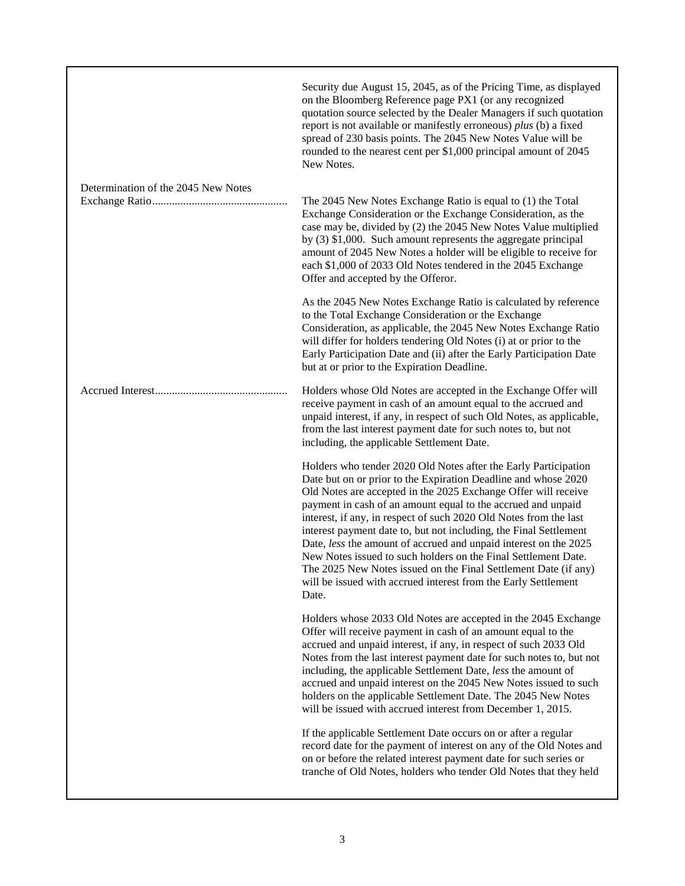| | |
|---|---|
| | Security due August 15, 2045, as of the Pricing Time, as displayed on the Bloomberg Reference page PX1 (or any recognized quotation source selected by the Dealer Managers if such quotation report is not available or manifestly erroneous) *plus* (b) a fixed spread of 230 basis points. The 2045 New Notes Value will be rounded to the nearest cent per $1,000 principal amount of 2045 New Notes. |
| Determination of the 2045 New Notes Exchange Ratio | The 2045 New Notes Exchange Ratio is equal to (1) the Total Exchange Consideration or the Exchange Consideration, as the case may be, divided by (2) the 2045 New Notes Value multiplied by (3) $1,000. Such amount represents the aggregate principal amount of 2045 New Notes a holder will be eligible to receive for each $1,000 of 2033 Old Notes tendered in the 2045 Exchange Offer and accepted by the Offeror. |
| | As the 2045 New Notes Exchange Ratio is calculated by reference to the Total Exchange Consideration or the Exchange Consideration, as applicable, the 2045 New Notes Exchange Ratio will differ for holders tendering Old Notes (i) at or prior to the Early Participation Date and (ii) after the Early Participation Date but at or prior to the Expiration Deadline. |
| Accrued Interest | Holders whose Old Notes are accepted in the Exchange Offer will receive payment in cash of an amount equal to the accrued and unpaid interest, if any, in respect of such Old Notes, as applicable, from the last interest payment date for such notes to, but not including, the applicable Settlement Date. |
| | Holders who tender 2020 Old Notes after the Early Participation Date but on or prior to the Expiration Deadline and whose 2020 Old Notes are accepted in the 2025 Exchange Offer will receive payment in cash of an amount equal to the accrued and unpaid interest, if any, in respect of such 2020 Old Notes from the last interest payment date to, but not including, the Final Settlement Date, *less* the amount of accrued and unpaid interest on the 2025 New Notes issued to such holders on the Final Settlement Date. The 2025 New Notes issued on the Final Settlement Date (if any) will be issued with accrued interest from the Early Settlement Date. |
| | Holders whose 2033 Old Notes are accepted in the 2045 Exchange Offer will receive payment in cash of an amount equal to the accrued and unpaid interest, if any, in respect of such 2033 Old Notes from the last interest payment date for such notes to, but not including, the applicable Settlement Date, *less* the amount of accrued and unpaid interest on the 2045 New Notes issued to such holders on the applicable Settlement Date. The 2045 New Notes will be issued with accrued interest from December 1, 2015. |
| | If the applicable Settlement Date occurs on or after a regular record date for the payment of interest on any of the Old Notes and on or before the related interest payment date for such series or tranche of Old Notes, holders who tender Old Notes that they held |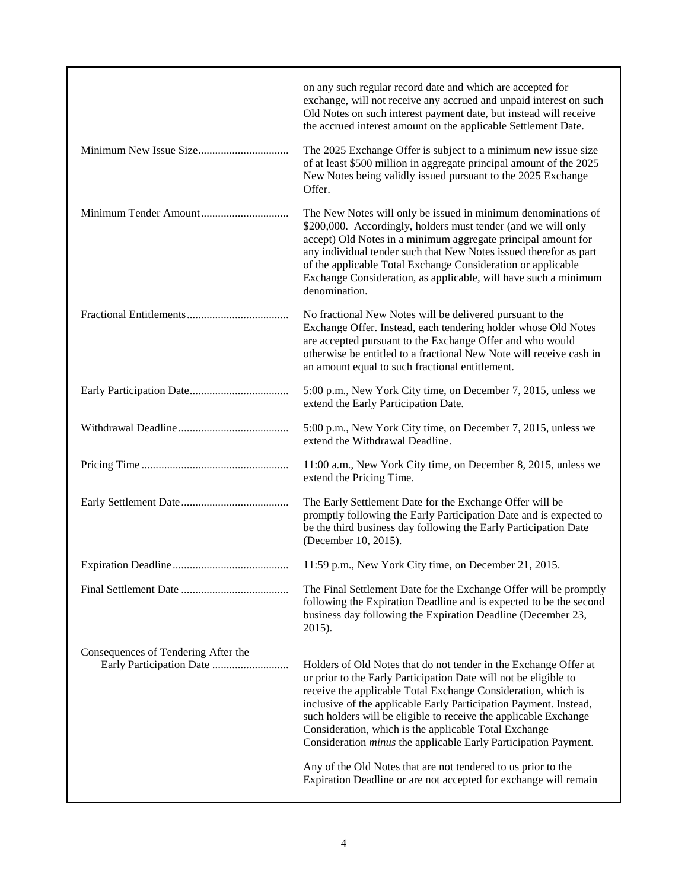| | |
|---|---|
| | on any such regular record date and which are accepted for exchange, will not receive any accrued and unpaid interest on such Old Notes on such interest payment date, but instead will receive the accrued interest amount on the applicable Settlement Date. |
| Minimum New Issue Size | The 2025 Exchange Offer is subject to a minimum new issue size of at least $500 million in aggregate principal amount of the 2025 New Notes being validly issued pursuant to the 2025 Exchange Offer. |
| Minimum Tender Amount | The New Notes will only be issued in minimum denominations of $200,000. Accordingly, holders must tender (and we will only accept) Old Notes in a minimum aggregate principal amount for any individual tender such that New Notes issued therefor as part of the applicable Total Exchange Consideration or applicable Exchange Consideration, as applicable, will have such a minimum denomination. |
| Fractional Entitlements | No fractional New Notes will be delivered pursuant to the Exchange Offer. Instead, each tendering holder whose Old Notes are accepted pursuant to the Exchange Offer and who would otherwise be entitled to a fractional New Note will receive cash in an amount equal to such fractional entitlement. |
| Early Participation Date | 5:00 p.m., New York City time, on December 7, 2015, unless we extend the Early Participation Date. |
| Withdrawal Deadline | 5:00 p.m., New York City time, on December 7, 2015, unless we extend the Withdrawal Deadline. |
| Pricing Time | 11:00 a.m., New York City time, on December 8, 2015, unless we extend the Pricing Time. |
| Early Settlement Date | The Early Settlement Date for the Exchange Offer will be promptly following the Early Participation Date and is expected to be the third business day following the Early Participation Date (December 10, 2015). |
| Expiration Deadline | 11:59 p.m., New York City time, on December 21, 2015. |
| Final Settlement Date | The Final Settlement Date for the Exchange Offer will be promptly following the Expiration Deadline and is expected to be the second business day following the Expiration Deadline (December 23, 2015). |
| Consequences of Tendering After the Early Participation Date | Holders of Old Notes that do not tender in the Exchange Offer at or prior to the Early Participation Date will not be eligible to receive the applicable Total Exchange Consideration, which is inclusive of the applicable Early Participation Payment. Instead, such holders will be eligible to receive the applicable Exchange Consideration, which is the applicable Total Exchange Consideration *minus* the applicable Early Participation Payment.<br><br>Any of the Old Notes that are not tendered to us prior to the Expiration Deadline or are not accepted for exchange will remain |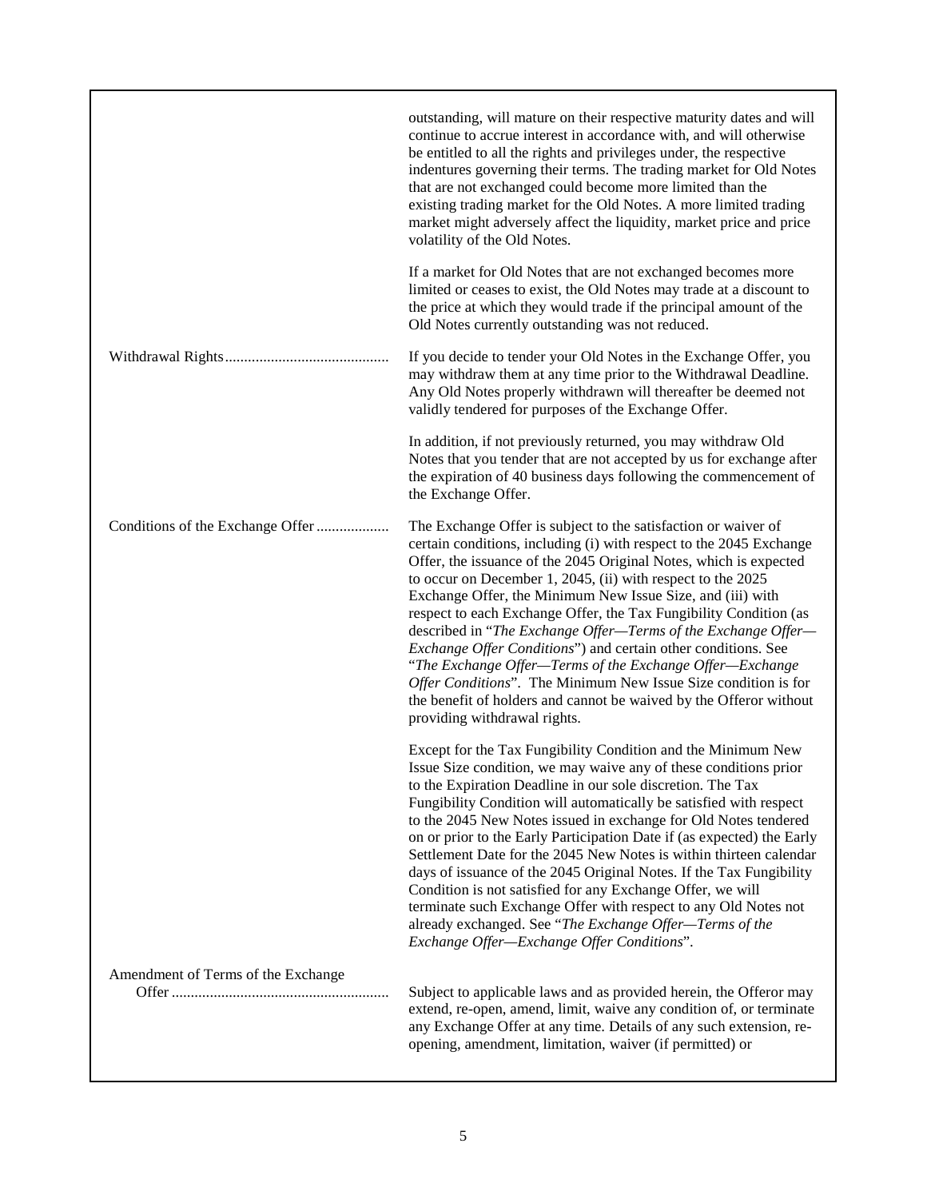| | |
|---|---|
| | outstanding, will mature on their respective maturity dates and will continue to accrue interest in accordance with, and will otherwise be entitled to all the rights and privileges under, the respective indentures governing their terms. The trading market for Old Notes that are not exchanged could become more limited than the existing trading market for the Old Notes. A more limited trading market might adversely affect the liquidity, market price and price volatility of the Old Notes. |
| | If a market for Old Notes that are not exchanged becomes more limited or ceases to exist, the Old Notes may trade at a discount to the price at which they would trade if the principal amount of the Old Notes currently outstanding was not reduced. |
| Withdrawal Rights | If you decide to tender your Old Notes in the Exchange Offer, you may withdraw them at any time prior to the Withdrawal Deadline. Any Old Notes properly withdrawn will thereafter be deemed not validly tendered for purposes of the Exchange Offer. |
| | In addition, if not previously returned, you may withdraw Old Notes that you tender that are not accepted by us for exchange after the expiration of 40 business days following the commencement of the Exchange Offer. |
| Conditions of the Exchange Offer | The Exchange Offer is subject to the satisfaction or waiver of certain conditions, including (i) with respect to the 2045 Exchange Offer, the issuance of the 2045 Original Notes, which is expected to occur on December 1, 2045, (ii) with respect to the 2025 Exchange Offer, the Minimum New Issue Size, and (iii) with respect to each Exchange Offer, the Tax Fungibility Condition (as described in "*The Exchange Offer—Terms of the Exchange Offer—Exchange Offer Conditions*") and certain other conditions. See "*The Exchange Offer—Terms of the Exchange Offer—Exchange Offer Conditions*". The Minimum New Issue Size condition is for the benefit of holders and cannot be waived by the Offeror without providing withdrawal rights. |
| | Except for the Tax Fungibility Condition and the Minimum New Issue Size condition, we may waive any of these conditions prior to the Expiration Deadline in our sole discretion. The Tax Fungibility Condition will automatically be satisfied with respect to the 2045 New Notes issued in exchange for Old Notes tendered on or prior to the Early Participation Date if (as expected) the Early Settlement Date for the 2045 New Notes is within thirteen calendar days of issuance of the 2045 Original Notes. If the Tax Fungibility Condition is not satisfied for any Exchange Offer, we will terminate such Exchange Offer with respect to any Old Notes not already exchanged. See "*The Exchange Offer—Terms of the Exchange Offer—Exchange Offer Conditions*". |
| Amendment of Terms of the Exchange Offer | Subject to applicable laws and as provided herein, the Offeror may extend, re-open, amend, limit, waive any condition of, or terminate any Exchange Offer at any time. Details of any such extension, re-opening, amendment, limitation, waiver (if permitted) or |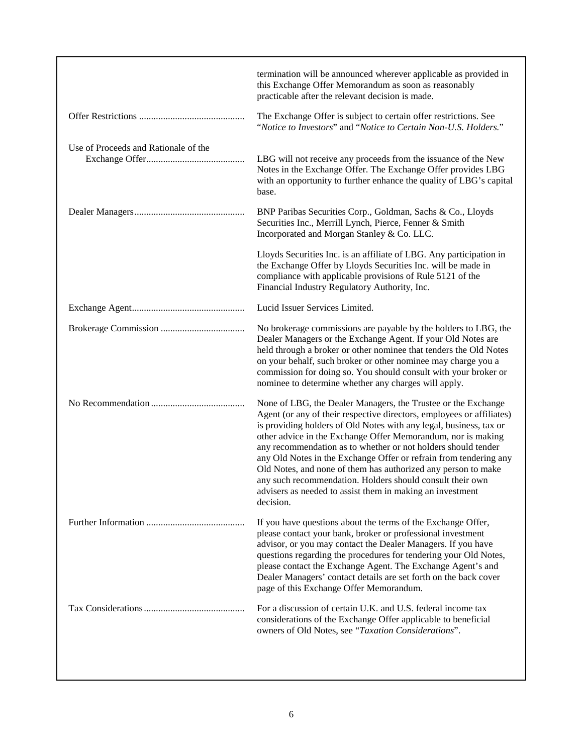| | |
|---|---|
| | termination will be announced wherever applicable as provided in this Exchange Offer Memorandum as soon as reasonably practicable after the relevant decision is made. |
| Offer Restrictions | The Exchange Offer is subject to certain offer restrictions. See "*Notice to Investors*" and "*Notice to Certain Non-U.S. Holders.*" |
| Use of Proceeds and Rationale of the Exchange Offer | LBG will not receive any proceeds from the issuance of the New Notes in the Exchange Offer. The Exchange Offer provides LBG with an opportunity to further enhance the quality of LBG's capital base. |
| Dealer Managers | BNP Paribas Securities Corp., Goldman, Sachs & Co., Lloyds Securities Inc., Merrill Lynch, Pierce, Fenner & Smith Incorporated and Morgan Stanley & Co. LLC.<br><br>Lloyds Securities Inc. is an affiliate of LBG. Any participation in the Exchange Offer by Lloyds Securities Inc. will be made in compliance with applicable provisions of Rule 5121 of the Financial Industry Regulatory Authority, Inc. |
| Exchange Agent | Lucid Issuer Services Limited. |
| Brokerage Commission | No brokerage commissions are payable by the holders to LBG, the Dealer Managers or the Exchange Agent. If your Old Notes are held through a broker or other nominee that tenders the Old Notes on your behalf, such broker or other nominee may charge you a commission for doing so. You should consult with your broker or nominee to determine whether any charges will apply. |
| No Recommendation | None of LBG, the Dealer Managers, the Trustee or the Exchange Agent (or any of their respective directors, employees or affiliates) is providing holders of Old Notes with any legal, business, tax or other advice in the Exchange Offer Memorandum, nor is making any recommendation as to whether or not holders should tender any Old Notes in the Exchange Offer or refrain from tendering any Old Notes, and none of them has authorized any person to make any such recommendation. Holders should consult their own advisers as needed to assist them in making an investment decision. |
| Further Information | If you have questions about the terms of the Exchange Offer, please contact your bank, broker or professional investment advisor, or you may contact the Dealer Managers. If you have questions regarding the procedures for tendering your Old Notes, please contact the Exchange Agent. The Exchange Agent's and Dealer Managers' contact details are set forth on the back cover page of this Exchange Offer Memorandum. |
| Tax Considerations | For a discussion of certain U.K. and U.S. federal income tax considerations of the Exchange Offer applicable to beneficial owners of Old Notes, see "*Taxation Considerations*". |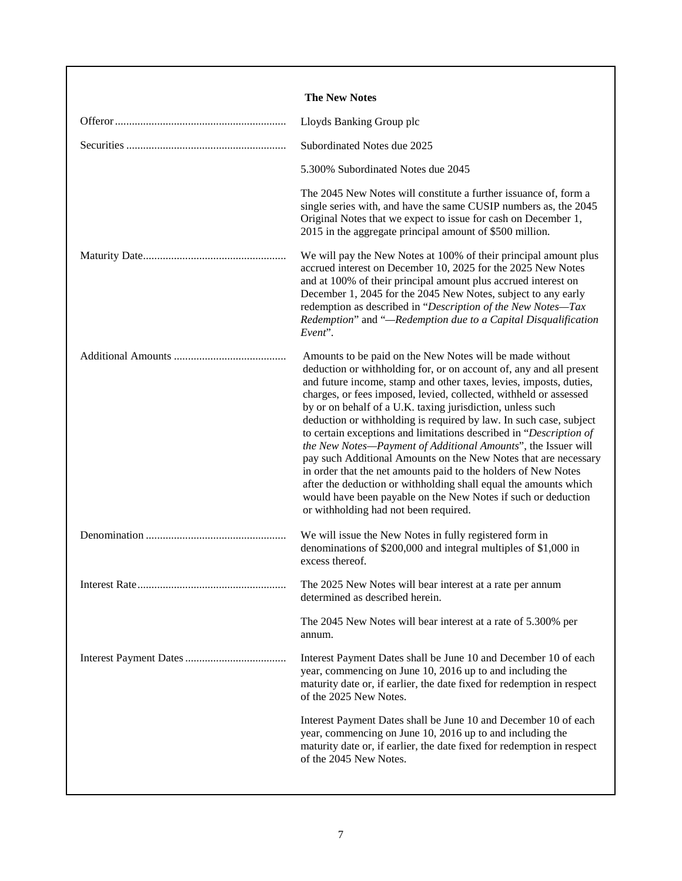### The New Notes

| | |
|---|---|
| Offeror | Lloyds Banking Group plc |
| Securities | Subordinated Notes due 2025<br><br>5.300% Subordinated Notes due 2045<br><br>The 2045 New Notes will constitute a further issuance of, form a single series with, and have the same CUSIP numbers as, the 2045 Original Notes that we expect to issue for cash on December 1, 2015 in the aggregate principal amount of $500 million. |
| Maturity Date | We will pay the New Notes at 100% of their principal amount plus accrued interest on December 10, 2025 for the 2025 New Notes and at 100% of their principal amount plus accrued interest on December 1, 2045 for the 2045 New Notes, subject to any early redemption as described in "*Description of the New Notes—Tax Redemption*" and "*—Redemption due to a Capital Disqualification Event*". |
| Additional Amounts | Amounts to be paid on the New Notes will be made without deduction or withholding for, or on account of, any and all present and future income, stamp and other taxes, levies, imposts, duties, charges, or fees imposed, levied, collected, withheld or assessed by or on behalf of a U.K. taxing jurisdiction, unless such deduction or withholding is required by law. In such case, subject to certain exceptions and limitations described in "*Description of the New Notes—Payment of Additional Amounts*", the Issuer will pay such Additional Amounts on the New Notes that are necessary in order that the net amounts paid to the holders of New Notes after the deduction or withholding shall equal the amounts which would have been payable on the New Notes if such or deduction or withholding had not been required. |
| Denomination | We will issue the New Notes in fully registered form in denominations of $200,000 and integral multiples of $1,000 in excess thereof. |
| Interest Rate | The 2025 New Notes will bear interest at a rate per annum determined as described herein.<br><br>The 2045 New Notes will bear interest at a rate of 5.300% per annum. |
| Interest Payment Dates | Interest Payment Dates shall be June 10 and December 10 of each year, commencing on June 10, 2016 up to and including the maturity date or, if earlier, the date fixed for redemption in respect of the 2025 New Notes.<br><br>Interest Payment Dates shall be June 10 and December 10 of each year, commencing on June 10, 2016 up to and including the maturity date or, if earlier, the date fixed for redemption in respect of the 2045 New Notes. |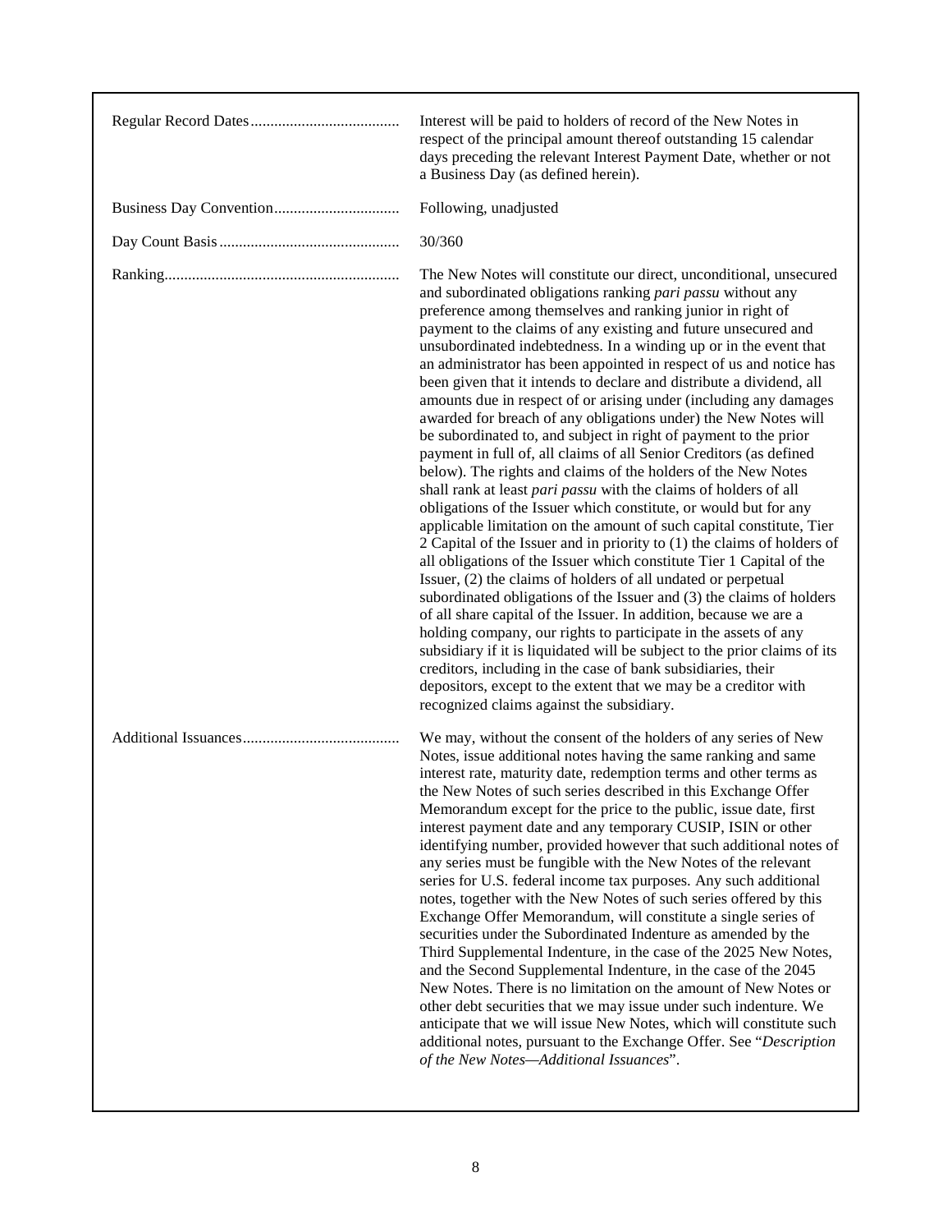| | |
|---|---|
| Regular Record Dates | Interest will be paid to holders of record of the New Notes in respect of the principal amount thereof outstanding 15 calendar days preceding the relevant Interest Payment Date, whether or not a Business Day (as defined herein). |
| Business Day Convention | Following, unadjusted |
| Day Count Basis | 30/360 |
| Ranking | The New Notes will constitute our direct, unconditional, unsecured and subordinated obligations ranking *pari passu* without any preference among themselves and ranking junior in right of payment to the claims of any existing and future unsecured and unsubordinated indebtedness. In a winding up or in the event that an administrator has been appointed in respect of us and notice has been given that it intends to declare and distribute a dividend, all amounts due in respect of or arising under (including any damages awarded for breach of any obligations under) the New Notes will be subordinated to, and subject in right of payment to the prior payment in full of, all claims of all Senior Creditors (as defined below). The rights and claims of the holders of the New Notes shall rank at least *pari passu* with the claims of holders of all obligations of the Issuer which constitute, or would but for any applicable limitation on the amount of such capital constitute, Tier 2 Capital of the Issuer and in priority to (1) the claims of holders of all obligations of the Issuer which constitute Tier 1 Capital of the Issuer, (2) the claims of holders of all undated or perpetual subordinated obligations of the Issuer and (3) the claims of holders of all share capital of the Issuer. In addition, because we are a holding company, our rights to participate in the assets of any subsidiary if it is liquidated will be subject to the prior claims of its creditors, including in the case of bank subsidiaries, their depositors, except to the extent that we may be a creditor with recognized claims against the subsidiary. |
| Additional Issuances | We may, without the consent of the holders of any series of New Notes, issue additional notes having the same ranking and same interest rate, maturity date, redemption terms and other terms as the New Notes of such series described in this Exchange Offer Memorandum except for the price to the public, issue date, first interest payment date and any temporary CUSIP, ISIN or other identifying number, provided however that such additional notes of any series must be fungible with the New Notes of the relevant series for U.S. federal income tax purposes. Any such additional notes, together with the New Notes of such series offered by this Exchange Offer Memorandum, will constitute a single series of securities under the Subordinated Indenture as amended by the Third Supplemental Indenture, in the case of the 2025 New Notes, and the Second Supplemental Indenture, in the case of the 2045 New Notes. There is no limitation on the amount of New Notes or other debt securities that we may issue under such indenture. We anticipate that we will issue New Notes, which will constitute such additional notes, pursuant to the Exchange Offer. See "*Description of the New Notes—Additional Issuances*". |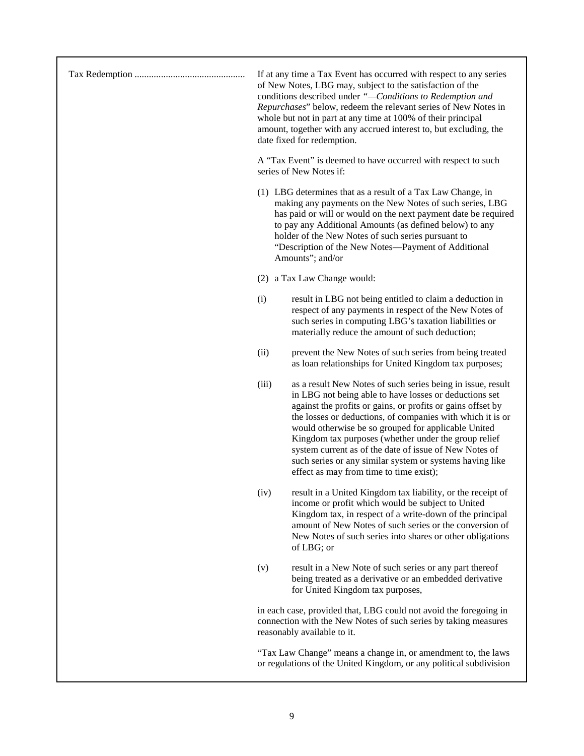| | |
|---|---|
| Tax Redemption ............................................ | If at any time a Tax Event has occurred with respect to any series of New Notes, LBG may, subject to the satisfaction of the conditions described under *"—Conditions to Redemption and Repurchases*" below, redeem the relevant series of New Notes in whole but not in part at any time at 100% of their principal amount, together with any accrued interest to, but excluding, the date fixed for redemption.<br><br>A "Tax Event" is deemed to have occurred with respect to such series of New Notes if:<br><br>(1) LBG determines that as a result of a Tax Law Change, in making any payments on the New Notes of such series, LBG has paid or will or would on the next payment date be required to pay any Additional Amounts (as defined below) to any holder of the New Notes of such series pursuant to "Description of the New Notes—Payment of Additional Amounts"; and/or<br><br>(2) a Tax Law Change would:<br><br>(i) result in LBG not being entitled to claim a deduction in respect of any payments in respect of the New Notes of such series in computing LBG's taxation liabilities or materially reduce the amount of such deduction;<br><br>(ii) prevent the New Notes of such series from being treated as loan relationships for United Kingdom tax purposes;<br><br>(iii) as a result New Notes of such series being in issue, result in LBG not being able to have losses or deductions set against the profits or gains, or profits or gains offset by the losses or deductions, of companies with which it is or would otherwise be so grouped for applicable United Kingdom tax purposes (whether under the group relief system current as of the date of issue of New Notes of such series or any similar system or systems having like effect as may from time to time exist);<br><br>(iv) result in a United Kingdom tax liability, or the receipt of income or profit which would be subject to United Kingdom tax, in respect of a write-down of the principal amount of New Notes of such series or the conversion of New Notes of such series into shares or other obligations of LBG; or<br><br>(v) result in a New Note of such series or any part thereof being treated as a derivative or an embedded derivative for United Kingdom tax purposes,<br><br>in each case, provided that, LBG could not avoid the foregoing in connection with the New Notes of such series by taking measures reasonably available to it.<br><br>"Tax Law Change" means a change in, or amendment to, the laws or regulations of the United Kingdom, or any political subdivision |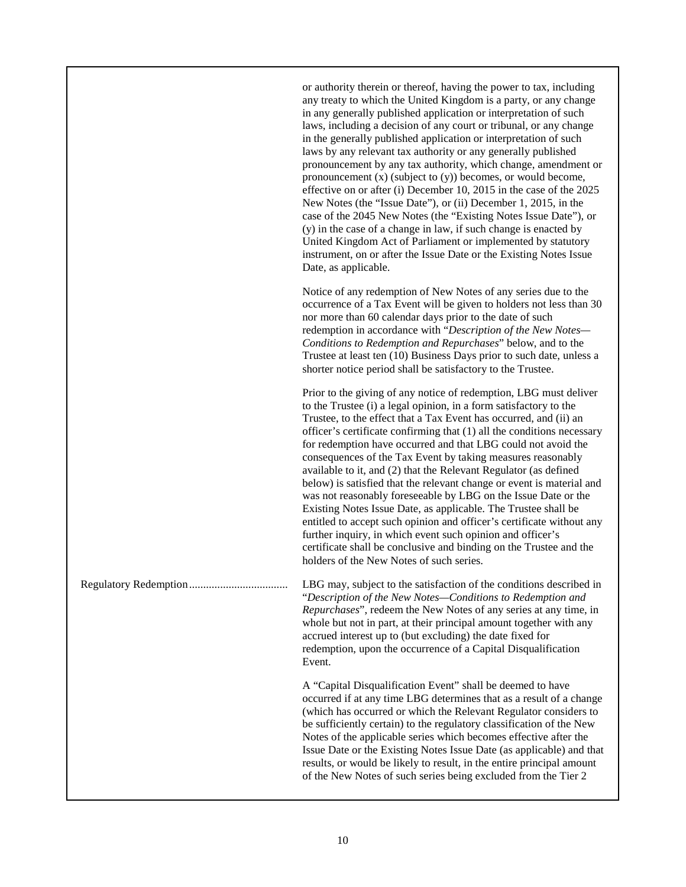| | |
|---|---|
| | or authority therein or thereof, having the power to tax, including any treaty to which the United Kingdom is a party, or any change in any generally published application or interpretation of such laws, including a decision of any court or tribunal, or any change in the generally published application or interpretation of such laws by any relevant tax authority or any generally published pronouncement by any tax authority, which change, amendment or pronouncement (x) (subject to (y)) becomes, or would become, effective on or after (i) December 10, 2015 in the case of the 2025 New Notes (the "Issue Date"), or (ii) December 1, 2015, in the case of the 2045 New Notes (the "Existing Notes Issue Date"), or (y) in the case of a change in law, if such change is enacted by United Kingdom Act of Parliament or implemented by statutory instrument, on or after the Issue Date or the Existing Notes Issue Date, as applicable.<br><br>Notice of any redemption of New Notes of any series due to the occurrence of a Tax Event will be given to holders not less than 30 nor more than 60 calendar days prior to the date of such redemption in accordance with "*Description of the New Notes—Conditions to Redemption and Repurchases*" below, and to the Trustee at least ten (10) Business Days prior to such date, unless a shorter notice period shall be satisfactory to the Trustee.<br><br>Prior to the giving of any notice of redemption, LBG must deliver to the Trustee (i) a legal opinion, in a form satisfactory to the Trustee, to the effect that a Tax Event has occurred, and (ii) an officer's certificate confirming that (1) all the conditions necessary for redemption have occurred and that LBG could not avoid the consequences of the Tax Event by taking measures reasonably available to it, and (2) that the Relevant Regulator (as defined below) is satisfied that the relevant change or event is material and was not reasonably foreseeable by LBG on the Issue Date or the Existing Notes Issue Date, as applicable. The Trustee shall be entitled to accept such opinion and officer's certificate without any further inquiry, in which event such opinion and officer's certificate shall be conclusive and binding on the Trustee and the holders of the New Notes of such series. |
| Regulatory Redemption | LBG may, subject to the satisfaction of the conditions described in "*Description of the New Notes—Conditions to Redemption and Repurchases*", redeem the New Notes of any series at any time, in whole but not in part, at their principal amount together with any accrued interest up to (but excluding) the date fixed for redemption, upon the occurrence of a Capital Disqualification Event.<br><br>A "Capital Disqualification Event" shall be deemed to have occurred if at any time LBG determines that as a result of a change (which has occurred or which the Relevant Regulator considers to be sufficiently certain) to the regulatory classification of the New Notes of the applicable series which becomes effective after the Issue Date or the Existing Notes Issue Date (as applicable) and that results, or would be likely to result, in the entire principal amount of the New Notes of such series being excluded from the Tier 2 |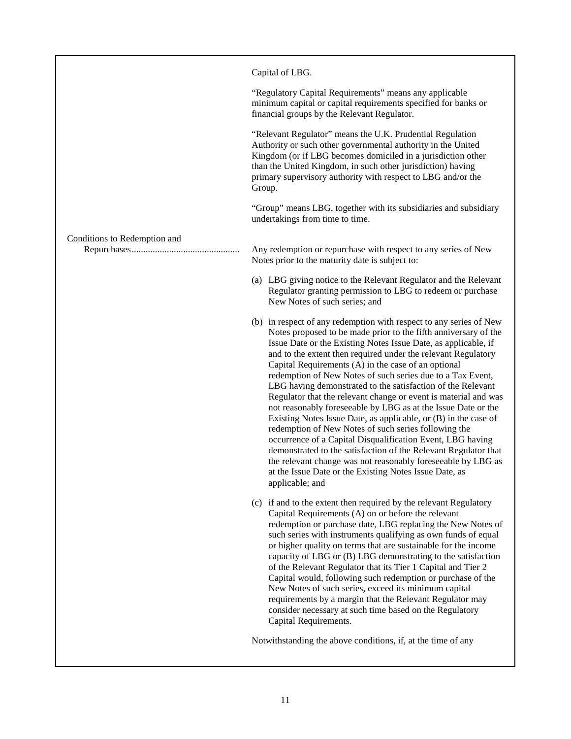Capital of LBG.

"Regulatory Capital Requirements" means any applicable minimum capital or capital requirements specified for banks or financial groups by the Relevant Regulator.

"Relevant Regulator" means the U.K. Prudential Regulation Authority or such other governmental authority in the United Kingdom (or if LBG becomes domiciled in a jurisdiction other than the United Kingdom, in such other jurisdiction) having primary supervisory authority with respect to LBG and/or the Group.

"Group" means LBG, together with its subsidiaries and subsidiary undertakings from time to time.

**Conditions to Redemption and Repurchases**

Any redemption or repurchase with respect to any series of New Notes prior to the maturity date is subject to:

(a) LBG giving notice to the Relevant Regulator and the Relevant Regulator granting permission to LBG to redeem or purchase New Notes of such series; and

(b) in respect of any redemption with respect to any series of New Notes proposed to be made prior to the fifth anniversary of the Issue Date or the Existing Notes Issue Date, as applicable, if and to the extent then required under the relevant Regulatory Capital Requirements (A) in the case of an optional redemption of New Notes of such series due to a Tax Event, LBG having demonstrated to the satisfaction of the Relevant Regulator that the relevant change or event is material and was not reasonably foreseeable by LBG as at the Issue Date or the Existing Notes Issue Date, as applicable, or (B) in the case of redemption of New Notes of such series following the occurrence of a Capital Disqualification Event, LBG having demonstrated to the satisfaction of the Relevant Regulator that the relevant change was not reasonably foreseeable by LBG as at the Issue Date or the Existing Notes Issue Date, as applicable; and

(c) if and to the extent then required by the relevant Regulatory Capital Requirements (A) on or before the relevant redemption or purchase date, LBG replacing the New Notes of such series with instruments qualifying as own funds of equal or higher quality on terms that are sustainable for the income capacity of LBG or (B) LBG demonstrating to the satisfaction of the Relevant Regulator that its Tier 1 Capital and Tier 2 Capital would, following such redemption or purchase of the New Notes of such series, exceed its minimum capital requirements by a margin that the Relevant Regulator may consider necessary at such time based on the Regulatory Capital Requirements.

Notwithstanding the above conditions, if, at the time of any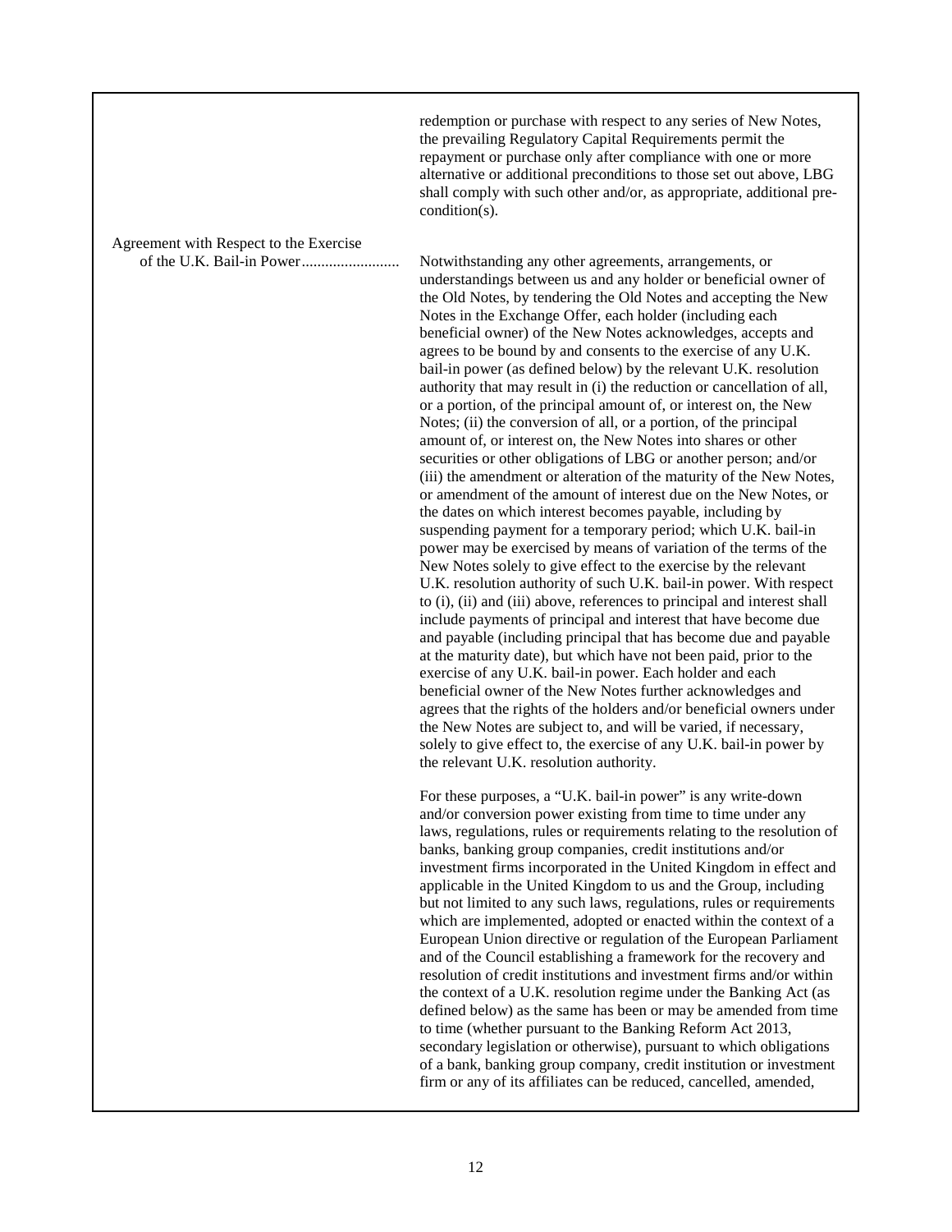redemption or purchase with respect to any series of New Notes, the prevailing Regulatory Capital Requirements permit the repayment or purchase only after compliance with one or more alternative or additional preconditions to those set out above, LBG shall comply with such other and/or, as appropriate, additional pre-condition(s).

**Agreement with Respect to the Exercise of the U.K. Bail-in Power**

Notwithstanding any other agreements, arrangements, or understandings between us and any holder or beneficial owner of the Old Notes, by tendering the Old Notes and accepting the New Notes in the Exchange Offer, each holder (including each beneficial owner) of the New Notes acknowledges, accepts and agrees to be bound by and consents to the exercise of any U.K. bail-in power (as defined below) by the relevant U.K. resolution authority that may result in (i) the reduction or cancellation of all, or a portion, of the principal amount of, or interest on, the New Notes; (ii) the conversion of all, or a portion, of the principal amount of, or interest on, the New Notes into shares or other securities or other obligations of LBG or another person; and/or (iii) the amendment or alteration of the maturity of the New Notes, or amendment of the amount of interest due on the New Notes, or the dates on which interest becomes payable, including by suspending payment for a temporary period; which U.K. bail-in power may be exercised by means of variation of the terms of the New Notes solely to give effect to the exercise by the relevant U.K. resolution authority of such U.K. bail-in power. With respect to (i), (ii) and (iii) above, references to principal and interest shall include payments of principal and interest that have become due and payable (including principal that has become due and payable at the maturity date), but which have not been paid, prior to the exercise of any U.K. bail-in power. Each holder and each beneficial owner of the New Notes further acknowledges and agrees that the rights of the holders and/or beneficial owners under the New Notes are subject to, and will be varied, if necessary, solely to give effect to, the exercise of any U.K. bail-in power by the relevant U.K. resolution authority.

For these purposes, a "U.K. bail-in power" is any write-down and/or conversion power existing from time to time under any laws, regulations, rules or requirements relating to the resolution of banks, banking group companies, credit institutions and/or investment firms incorporated in the United Kingdom in effect and applicable in the United Kingdom to us and the Group, including but not limited to any such laws, regulations, rules or requirements which are implemented, adopted or enacted within the context of a European Union directive or regulation of the European Parliament and of the Council establishing a framework for the recovery and resolution of credit institutions and investment firms and/or within the context of a U.K. resolution regime under the Banking Act (as defined below) as the same has been or may be amended from time to time (whether pursuant to the Banking Reform Act 2013, secondary legislation or otherwise), pursuant to which obligations of a bank, banking group company, credit institution or investment firm or any of its affiliates can be reduced, cancelled, amended,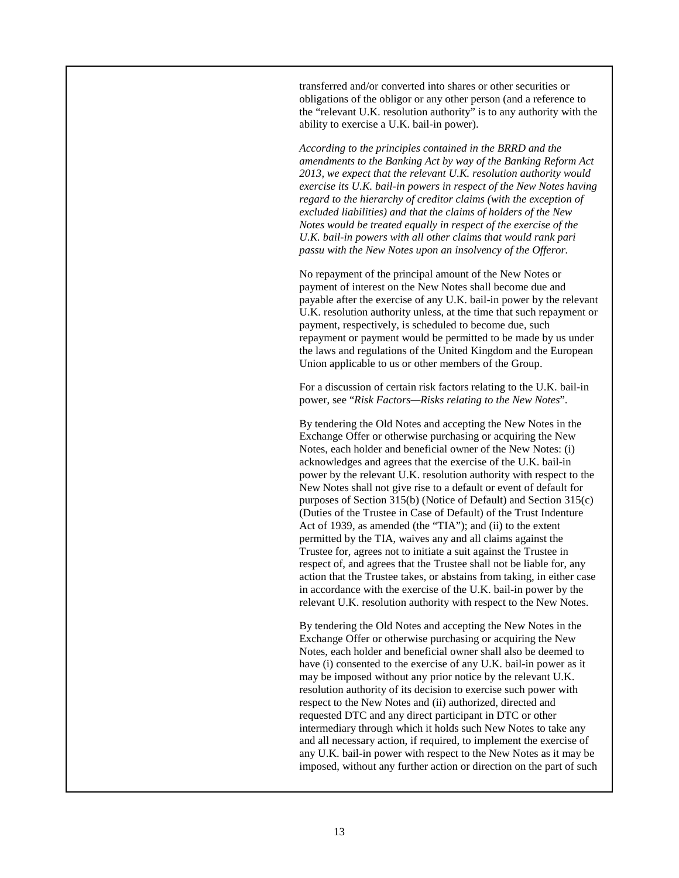transferred and/or converted into shares or other securities or obligations of the obligor or any other person (and a reference to the "relevant U.K. resolution authority" is to any authority with the ability to exercise a U.K. bail-in power).

*According to the principles contained in the BRRD and the amendments to the Banking Act by way of the Banking Reform Act 2013, we expect that the relevant U.K. resolution authority would exercise its U.K. bail-in powers in respect of the New Notes having regard to the hierarchy of creditor claims (with the exception of excluded liabilities) and that the claims of holders of the New Notes would be treated equally in respect of the exercise of the U.K. bail-in powers with all other claims that would rank pari passu with the New Notes upon an insolvency of the Offeror.*

No repayment of the principal amount of the New Notes or payment of interest on the New Notes shall become due and payable after the exercise of any U.K. bail-in power by the relevant U.K. resolution authority unless, at the time that such repayment or payment, respectively, is scheduled to become due, such repayment or payment would be permitted to be made by us under the laws and regulations of the United Kingdom and the European Union applicable to us or other members of the Group.

For a discussion of certain risk factors relating to the U.K. bail-in power, see "*Risk Factors—Risks relating to the New Notes*".

By tendering the Old Notes and accepting the New Notes in the Exchange Offer or otherwise purchasing or acquiring the New Notes, each holder and beneficial owner of the New Notes: (i) acknowledges and agrees that the exercise of the U.K. bail-in power by the relevant U.K. resolution authority with respect to the New Notes shall not give rise to a default or event of default for purposes of Section 315(b) (Notice of Default) and Section 315(c) (Duties of the Trustee in Case of Default) of the Trust Indenture Act of 1939, as amended (the "TIA"); and (ii) to the extent permitted by the TIA, waives any and all claims against the Trustee for, agrees not to initiate a suit against the Trustee in respect of, and agrees that the Trustee shall not be liable for, any action that the Trustee takes, or abstains from taking, in either case in accordance with the exercise of the U.K. bail-in power by the relevant U.K. resolution authority with respect to the New Notes.

By tendering the Old Notes and accepting the New Notes in the Exchange Offer or otherwise purchasing or acquiring the New Notes, each holder and beneficial owner shall also be deemed to have (i) consented to the exercise of any U.K. bail-in power as it may be imposed without any prior notice by the relevant U.K. resolution authority of its decision to exercise such power with respect to the New Notes and (ii) authorized, directed and requested DTC and any direct participant in DTC or other intermediary through which it holds such New Notes to take any and all necessary action, if required, to implement the exercise of any U.K. bail-in power with respect to the New Notes as it may be imposed, without any further action or direction on the part of such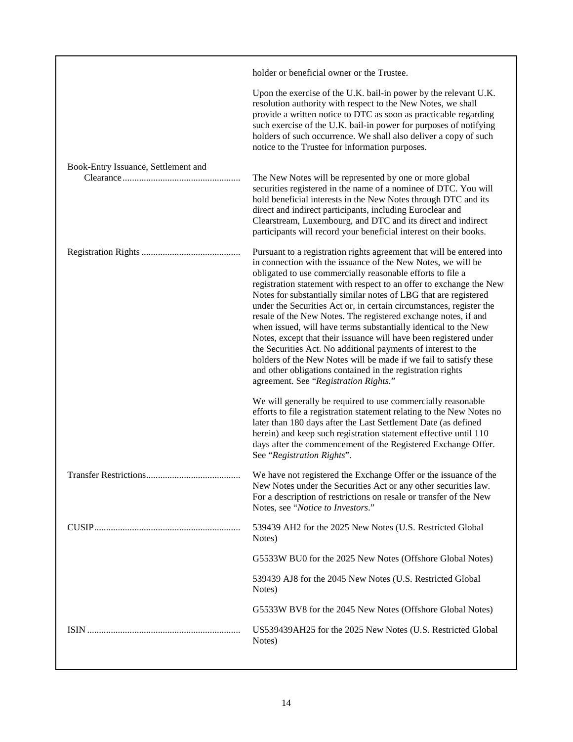| | |
|---|---|
| | holder or beneficial owner or the Trustee. |
| | Upon the exercise of the U.K. bail-in power by the relevant U.K. resolution authority with respect to the New Notes, we shall provide a written notice to DTC as soon as practicable regarding such exercise of the U.K. bail-in power for purposes of notifying holders of such occurrence. We shall also deliver a copy of such notice to the Trustee for information purposes. |
| Book-Entry Issuance, Settlement and Clearance | The New Notes will be represented by one or more global securities registered in the name of a nominee of DTC. You will hold beneficial interests in the New Notes through DTC and its direct and indirect participants, including Euroclear and Clearstream, Luxembourg, and DTC and its direct and indirect participants will record your beneficial interest on their books. |
| Registration Rights | Pursuant to a registration rights agreement that will be entered into in connection with the issuance of the New Notes, we will be obligated to use commercially reasonable efforts to file a registration statement with respect to an offer to exchange the New Notes for substantially similar notes of LBG that are registered under the Securities Act or, in certain circumstances, register the resale of the New Notes. The registered exchange notes, if and when issued, will have terms substantially identical to the New Notes, except that their issuance will have been registered under the Securities Act. No additional payments of interest to the holders of the New Notes will be made if we fail to satisfy these and other obligations contained in the registration rights agreement. See "*Registration Rights*." |
| | We will generally be required to use commercially reasonable efforts to file a registration statement relating to the New Notes no later than 180 days after the Last Settlement Date (as defined herein) and keep such registration statement effective until 110 days after the commencement of the Registered Exchange Offer. See "*Registration Rights*". |
| Transfer Restrictions | We have not registered the Exchange Offer or the issuance of the New Notes under the Securities Act or any other securities law. For a description of restrictions on resale or transfer of the New Notes, see "*Notice to Investors*." |
| CUSIP | 539439 AH2 for the 2025 New Notes (U.S. Restricted Global Notes) |
| | G5533W BU0 for the 2025 New Notes (Offshore Global Notes) |
| | 539439 AJ8 for the 2045 New Notes (U.S. Restricted Global Notes) |
| | G5533W BV8 for the 2045 New Notes (Offshore Global Notes) |
| ISIN | US539439AH25 for the 2025 New Notes (U.S. Restricted Global Notes) |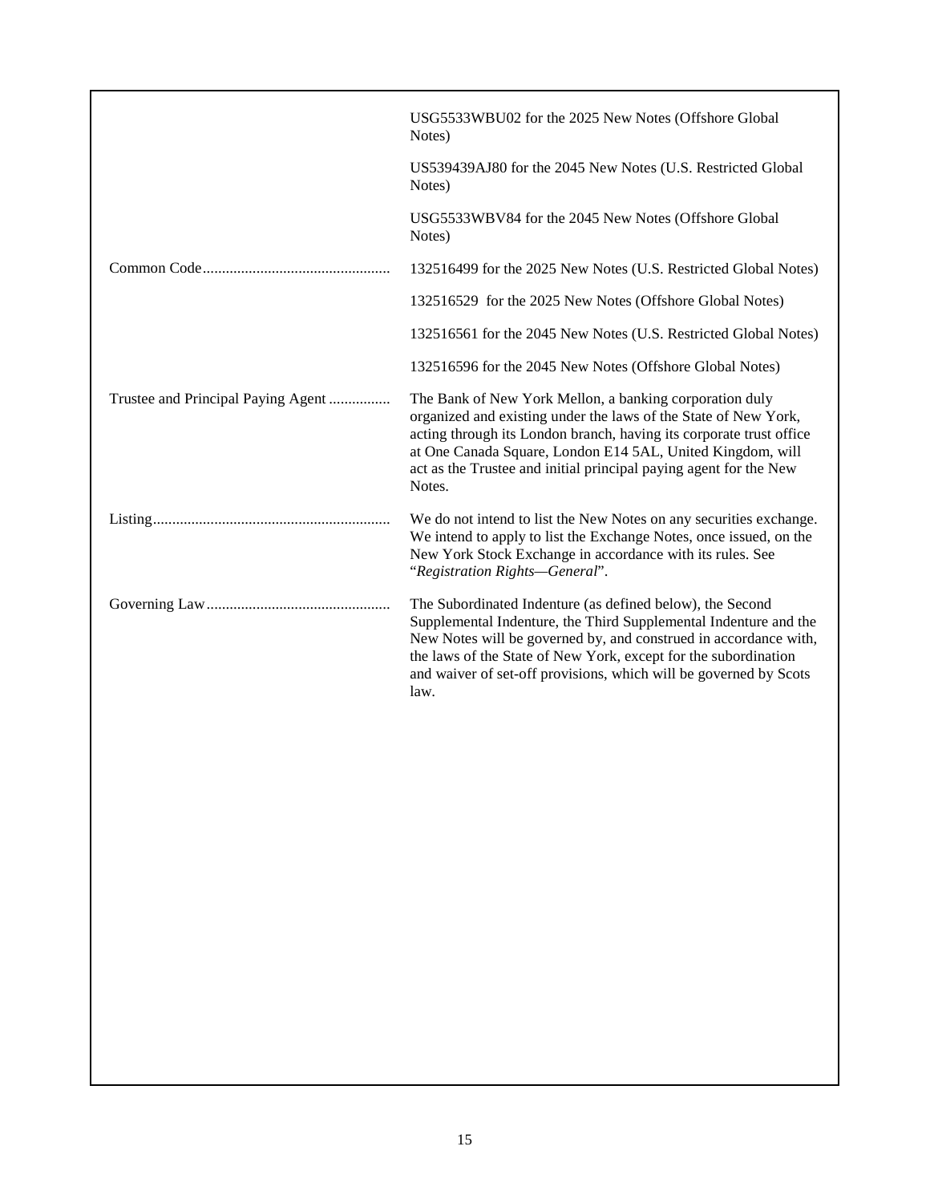| | |
|---|---|
| | USG5533WBU02 for the 2025 New Notes (Offshore Global Notes) |
| | US539439AJ80 for the 2045 New Notes (U.S. Restricted Global Notes) |
| | USG5533WBV84 for the 2045 New Notes (Offshore Global Notes) |
| Common Code | 132516499 for the 2025 New Notes (U.S. Restricted Global Notes) |
| | 132516529 for the 2025 New Notes (Offshore Global Notes) |
| | 132516561 for the 2045 New Notes (U.S. Restricted Global Notes) |
| | 132516596 for the 2045 New Notes (Offshore Global Notes) |
| Trustee and Principal Paying Agent | The Bank of New York Mellon, a banking corporation duly organized and existing under the laws of the State of New York, acting through its London branch, having its corporate trust office at One Canada Square, London E14 5AL, United Kingdom, will act as the Trustee and initial principal paying agent for the New Notes. |
| Listing | We do not intend to list the New Notes on any securities exchange. We intend to apply to list the Exchange Notes, once issued, on the New York Stock Exchange in accordance with its rules. See "*Registration Rights—General*". |
| Governing Law | The Subordinated Indenture (as defined below), the Second Supplemental Indenture, the Third Supplemental Indenture and the New Notes will be governed by, and construed in accordance with, the laws of the State of New York, except for the subordination and waiver of set-off provisions, which will be governed by Scots law. |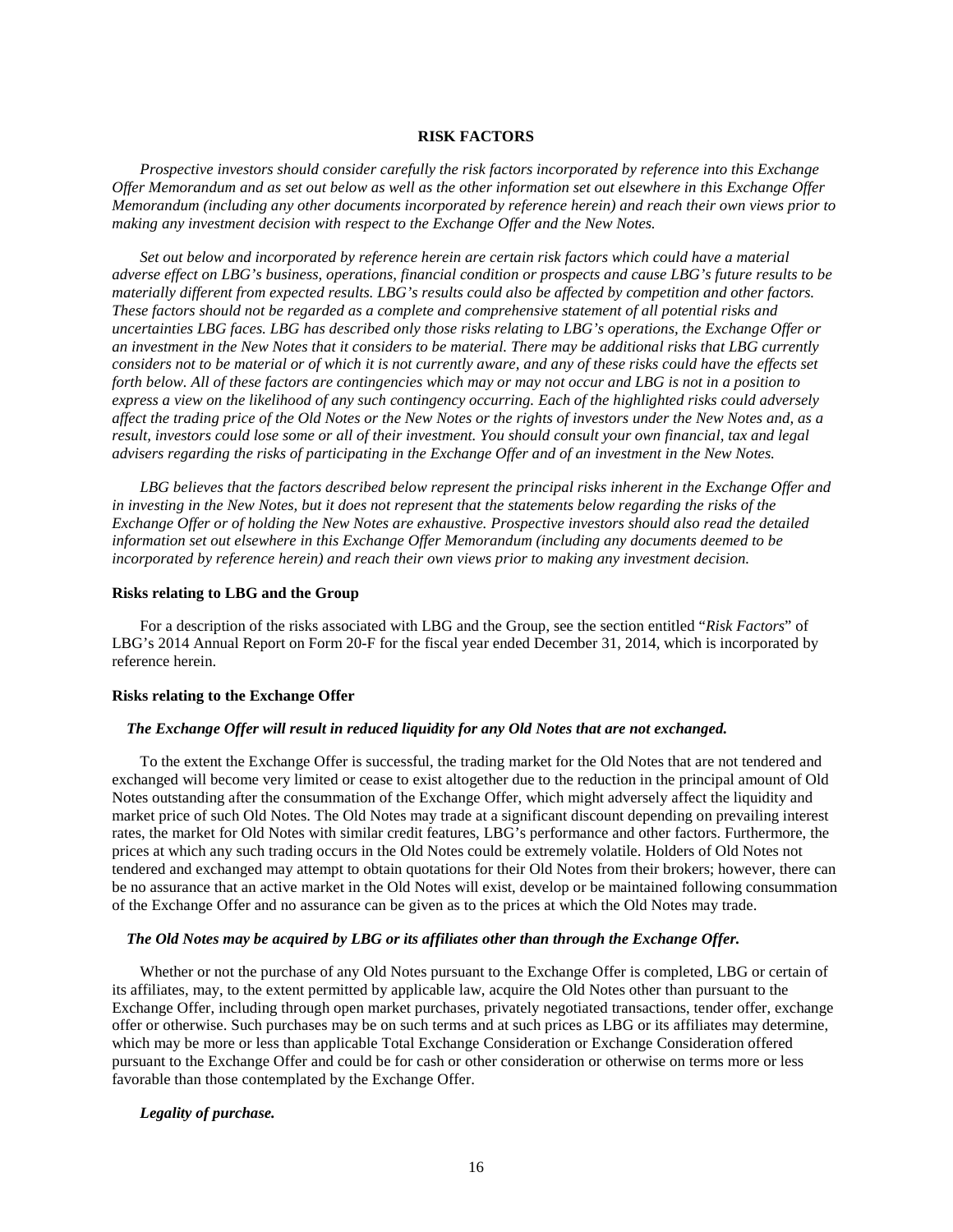# RISK FACTORS

*Prospective investors should consider carefully the risk factors incorporated by reference into this Exchange Offer Memorandum and as set out below as well as the other information set out elsewhere in this Exchange Offer Memorandum (including any other documents incorporated by reference herein) and reach their own views prior to making any investment decision with respect to the Exchange Offer and the New Notes.*

*Set out below and incorporated by reference herein are certain risk factors which could have a material adverse effect on LBG's business, operations, financial condition or prospects and cause LBG's future results to be materially different from expected results. LBG's results could also be affected by competition and other factors. These factors should not be regarded as a complete and comprehensive statement of all potential risks and uncertainties LBG faces. LBG has described only those risks relating to LBG's operations, the Exchange Offer or an investment in the New Notes that it considers to be material. There may be additional risks that LBG currently considers not to be material or of which it is not currently aware, and any of these risks could have the effects set forth below. All of these factors are contingencies which may or may not occur and LBG is not in a position to express a view on the likelihood of any such contingency occurring. Each of the highlighted risks could adversely affect the trading price of the Old Notes or the New Notes or the rights of investors under the New Notes and, as a result, investors could lose some or all of their investment. You should consult your own financial, tax and legal advisers regarding the risks of participating in the Exchange Offer and of an investment in the New Notes.*

*LBG believes that the factors described below represent the principal risks inherent in the Exchange Offer and in investing in the New Notes, but it does not represent that the statements below regarding the risks of the Exchange Offer or of holding the New Notes are exhaustive. Prospective investors should also read the detailed information set out elsewhere in this Exchange Offer Memorandum (including any documents deemed to be incorporated by reference herein) and reach their own views prior to making any investment decision.*

## Risks relating to LBG and the Group

For a description of the risks associated with LBG and the Group, see the section entitled "*Risk Factors*" of LBG's 2014 Annual Report on Form 20-F for the fiscal year ended December 31, 2014, which is incorporated by reference herein.

## Risks relating to the Exchange Offer

### *The Exchange Offer will result in reduced liquidity for any Old Notes that are not exchanged.*

To the extent the Exchange Offer is successful, the trading market for the Old Notes that are not tendered and exchanged will become very limited or cease to exist altogether due to the reduction in the principal amount of Old Notes outstanding after the consummation of the Exchange Offer, which might adversely affect the liquidity and market price of such Old Notes. The Old Notes may trade at a significant discount depending on prevailing interest rates, the market for Old Notes with similar credit features, LBG's performance and other factors. Furthermore, the prices at which any such trading occurs in the Old Notes could be extremely volatile. Holders of Old Notes not tendered and exchanged may attempt to obtain quotations for their Old Notes from their brokers; however, there can be no assurance that an active market in the Old Notes will exist, develop or be maintained following consummation of the Exchange Offer and no assurance can be given as to the prices at which the Old Notes may trade.

### *The Old Notes may be acquired by LBG or its affiliates other than through the Exchange Offer.*

Whether or not the purchase of any Old Notes pursuant to the Exchange Offer is completed, LBG or certain of its affiliates, may, to the extent permitted by applicable law, acquire the Old Notes other than pursuant to the Exchange Offer, including through open market purchases, privately negotiated transactions, tender offer, exchange offer or otherwise. Such purchases may be on such terms and at such prices as LBG or its affiliates may determine, which may be more or less than applicable Total Exchange Consideration or Exchange Consideration offered pursuant to the Exchange Offer and could be for cash or other consideration or otherwise on terms more or less favorable than those contemplated by the Exchange Offer.

### *Legality of purchase.*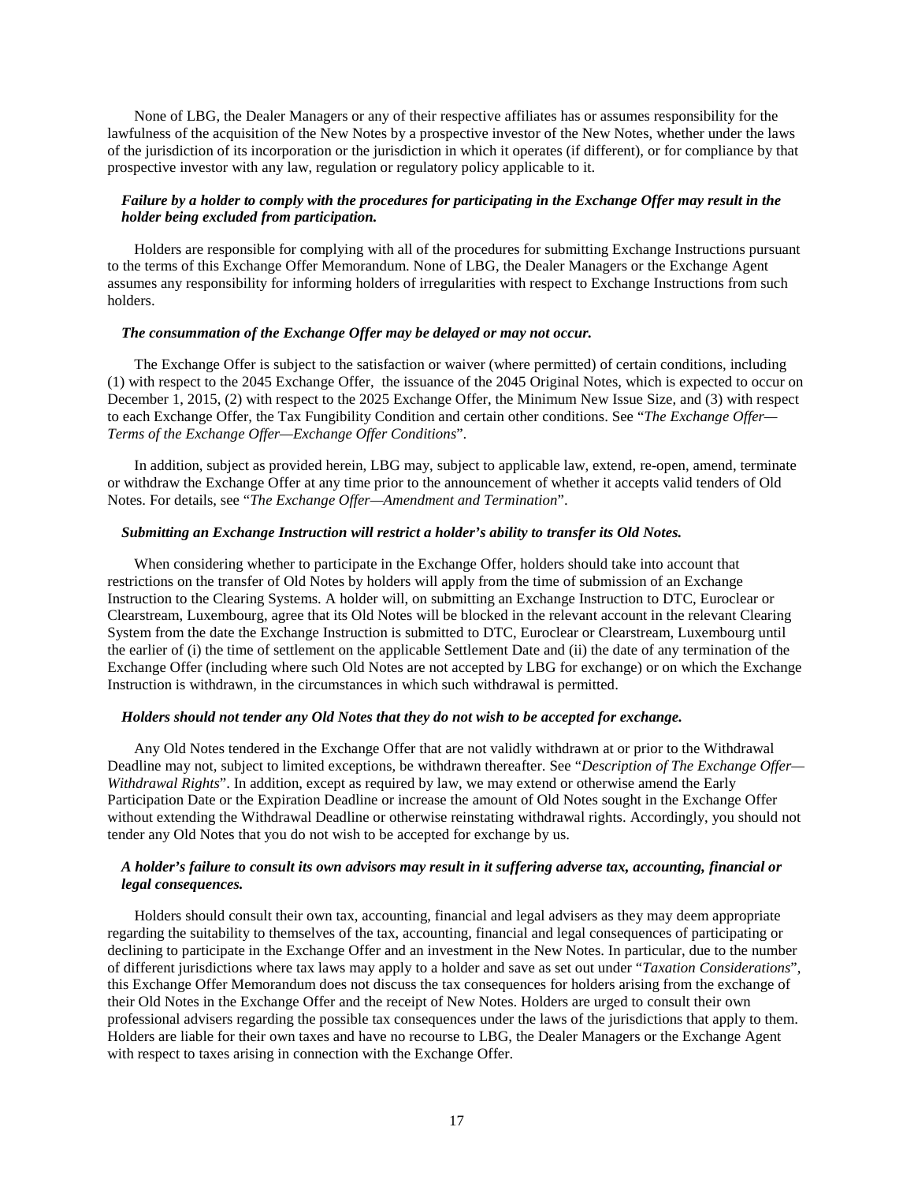None of LBG, the Dealer Managers or any of their respective affiliates has or assumes responsibility for the lawfulness of the acquisition of the New Notes by a prospective investor of the New Notes, whether under the laws of the jurisdiction of its incorporation or the jurisdiction in which it operates (if different), or for compliance by that prospective investor with any law, regulation or regulatory policy applicable to it.

***Failure by a holder to comply with the procedures for participating in the Exchange Offer may result in the holder being excluded from participation.***

Holders are responsible for complying with all of the procedures for submitting Exchange Instructions pursuant to the terms of this Exchange Offer Memorandum. None of LBG, the Dealer Managers or the Exchange Agent assumes any responsibility for informing holders of irregularities with respect to Exchange Instructions from such holders.

***The consummation of the Exchange Offer may be delayed or may not occur.***

The Exchange Offer is subject to the satisfaction or waiver (where permitted) of certain conditions, including (1) with respect to the 2045 Exchange Offer, the issuance of the 2045 Original Notes, which is expected to occur on December 1, 2015, (2) with respect to the 2025 Exchange Offer, the Minimum New Issue Size, and (3) with respect to each Exchange Offer, the Tax Fungibility Condition and certain other conditions. See "*The Exchange Offer—Terms of the Exchange Offer—Exchange Offer Conditions*".

In addition, subject as provided herein, LBG may, subject to applicable law, extend, re-open, amend, terminate or withdraw the Exchange Offer at any time prior to the announcement of whether it accepts valid tenders of Old Notes. For details, see "*The Exchange Offer—Amendment and Termination*".

***Submitting an Exchange Instruction will restrict a holder's ability to transfer its Old Notes.***

When considering whether to participate in the Exchange Offer, holders should take into account that restrictions on the transfer of Old Notes by holders will apply from the time of submission of an Exchange Instruction to the Clearing Systems. A holder will, on submitting an Exchange Instruction to DTC, Euroclear or Clearstream, Luxembourg, agree that its Old Notes will be blocked in the relevant account in the relevant Clearing System from the date the Exchange Instruction is submitted to DTC, Euroclear or Clearstream, Luxembourg until the earlier of (i) the time of settlement on the applicable Settlement Date and (ii) the date of any termination of the Exchange Offer (including where such Old Notes are not accepted by LBG for exchange) or on which the Exchange Instruction is withdrawn, in the circumstances in which such withdrawal is permitted.

***Holders should not tender any Old Notes that they do not wish to be accepted for exchange.***

Any Old Notes tendered in the Exchange Offer that are not validly withdrawn at or prior to the Withdrawal Deadline may not, subject to limited exceptions, be withdrawn thereafter. See "*Description of The Exchange Offer—Withdrawal Rights*". In addition, except as required by law, we may extend or otherwise amend the Early Participation Date or the Expiration Deadline or increase the amount of Old Notes sought in the Exchange Offer without extending the Withdrawal Deadline or otherwise reinstating withdrawal rights. Accordingly, you should not tender any Old Notes that you do not wish to be accepted for exchange by us.

***A holder's failure to consult its own advisors may result in it suffering adverse tax, accounting, financial or legal consequences.***

Holders should consult their own tax, accounting, financial and legal advisers as they may deem appropriate regarding the suitability to themselves of the tax, accounting, financial and legal consequences of participating or declining to participate in the Exchange Offer and an investment in the New Notes. In particular, due to the number of different jurisdictions where tax laws may apply to a holder and save as set out under "*Taxation Considerations*", this Exchange Offer Memorandum does not discuss the tax consequences for holders arising from the exchange of their Old Notes in the Exchange Offer and the receipt of New Notes. Holders are urged to consult their own professional advisers regarding the possible tax consequences under the laws of the jurisdictions that apply to them. Holders are liable for their own taxes and have no recourse to LBG, the Dealer Managers or the Exchange Agent with respect to taxes arising in connection with the Exchange Offer.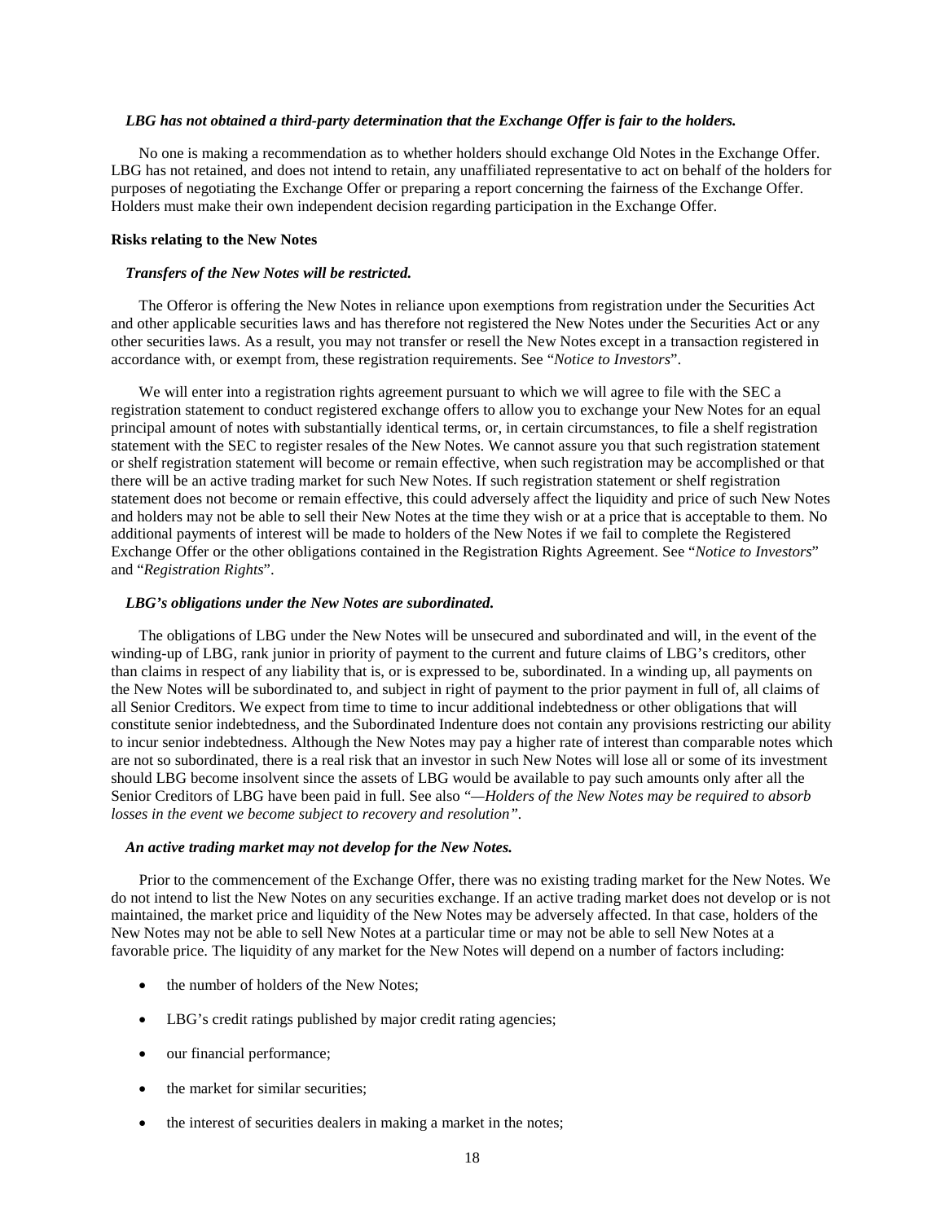***LBG has not obtained a third-party determination that the Exchange Offer is fair to the holders.***

No one is making a recommendation as to whether holders should exchange Old Notes in the Exchange Offer. LBG has not retained, and does not intend to retain, any unaffiliated representative to act on behalf of the holders for purposes of negotiating the Exchange Offer or preparing a report concerning the fairness of the Exchange Offer. Holders must make their own independent decision regarding participation in the Exchange Offer.

**Risks relating to the New Notes**

***Transfers of the New Notes will be restricted.***

The Offeror is offering the New Notes in reliance upon exemptions from registration under the Securities Act and other applicable securities laws and has therefore not registered the New Notes under the Securities Act or any other securities laws. As a result, you may not transfer or resell the New Notes except in a transaction registered in accordance with, or exempt from, these registration requirements. See "*Notice to Investors*".

We will enter into a registration rights agreement pursuant to which we will agree to file with the SEC a registration statement to conduct registered exchange offers to allow you to exchange your New Notes for an equal principal amount of notes with substantially identical terms, or, in certain circumstances, to file a shelf registration statement with the SEC to register resales of the New Notes. We cannot assure you that such registration statement or shelf registration statement will become or remain effective, when such registration may be accomplished or that there will be an active trading market for such New Notes. If such registration statement or shelf registration statement does not become or remain effective, this could adversely affect the liquidity and price of such New Notes and holders may not be able to sell their New Notes at the time they wish or at a price that is acceptable to them. No additional payments of interest will be made to holders of the New Notes if we fail to complete the Registered Exchange Offer or the other obligations contained in the Registration Rights Agreement. See "*Notice to Investors*" and "*Registration Rights*".

***LBG's obligations under the New Notes are subordinated.***

The obligations of LBG under the New Notes will be unsecured and subordinated and will, in the event of the winding-up of LBG, rank junior in priority of payment to the current and future claims of LBG's creditors, other than claims in respect of any liability that is, or is expressed to be, subordinated. In a winding up, all payments on the New Notes will be subordinated to, and subject in right of payment to the prior payment in full of, all claims of all Senior Creditors. We expect from time to time to incur additional indebtedness or other obligations that will constitute senior indebtedness, and the Subordinated Indenture does not contain any provisions restricting our ability to incur senior indebtedness. Although the New Notes may pay a higher rate of interest than comparable notes which are not so subordinated, there is a real risk that an investor in such New Notes will lose all or some of its investment should LBG become insolvent since the assets of LBG would be available to pay such amounts only after all the Senior Creditors of LBG have been paid in full. See also "*—Holders of the New Notes may be required to absorb losses in the event we become subject to recovery and resolution*".

***An active trading market may not develop for the New Notes.***

Prior to the commencement of the Exchange Offer, there was no existing trading market for the New Notes. We do not intend to list the New Notes on any securities exchange. If an active trading market does not develop or is not maintained, the market price and liquidity of the New Notes may be adversely affected. In that case, holders of the New Notes may not be able to sell New Notes at a particular time or may not be able to sell New Notes at a favorable price. The liquidity of any market for the New Notes will depend on a number of factors including:

- the number of holders of the New Notes;
- LBG's credit ratings published by major credit rating agencies;
- our financial performance;
- the market for similar securities;
- the interest of securities dealers in making a market in the notes;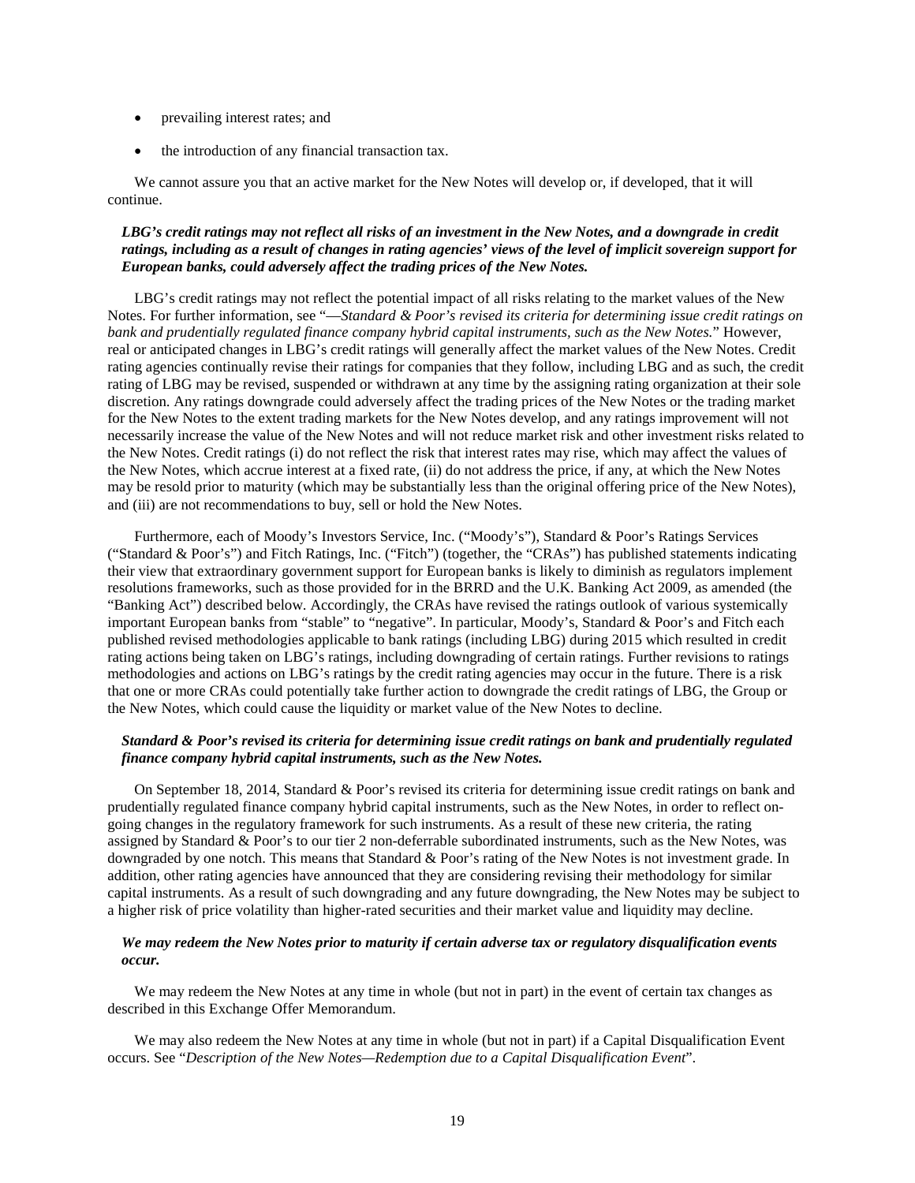- prevailing interest rates; and
- the introduction of any financial transaction tax.

We cannot assure you that an active market for the New Notes will develop or, if developed, that it will continue.

***LBG's credit ratings may not reflect all risks of an investment in the New Notes, and a downgrade in credit ratings, including as a result of changes in rating agencies' views of the level of implicit sovereign support for European banks, could adversely affect the trading prices of the New Notes.***

LBG's credit ratings may not reflect the potential impact of all risks relating to the market values of the New Notes. For further information, see "—*Standard & Poor's revised its criteria for determining issue credit ratings on bank and prudentially regulated finance company hybrid capital instruments, such as the New Notes.*" However, real or anticipated changes in LBG's credit ratings will generally affect the market values of the New Notes. Credit rating agencies continually revise their ratings for companies that they follow, including LBG and as such, the credit rating of LBG may be revised, suspended or withdrawn at any time by the assigning rating organization at their sole discretion. Any ratings downgrade could adversely affect the trading prices of the New Notes or the trading market for the New Notes to the extent trading markets for the New Notes develop, and any ratings improvement will not necessarily increase the value of the New Notes and will not reduce market risk and other investment risks related to the New Notes. Credit ratings (i) do not reflect the risk that interest rates may rise, which may affect the values of the New Notes, which accrue interest at a fixed rate, (ii) do not address the price, if any, at which the New Notes may be resold prior to maturity (which may be substantially less than the original offering price of the New Notes), and (iii) are not recommendations to buy, sell or hold the New Notes.

Furthermore, each of Moody's Investors Service, Inc. ("Moody's"), Standard & Poor's Ratings Services ("Standard & Poor's") and Fitch Ratings, Inc. ("Fitch") (together, the "CRAs") has published statements indicating their view that extraordinary government support for European banks is likely to diminish as regulators implement resolutions frameworks, such as those provided for in the BRRD and the U.K. Banking Act 2009, as amended (the "Banking Act") described below. Accordingly, the CRAs have revised the ratings outlook of various systemically important European banks from "stable" to "negative". In particular, Moody's, Standard & Poor's and Fitch each published revised methodologies applicable to bank ratings (including LBG) during 2015 which resulted in credit rating actions being taken on LBG's ratings, including downgrading of certain ratings. Further revisions to ratings methodologies and actions on LBG's ratings by the credit rating agencies may occur in the future. There is a risk that one or more CRAs could potentially take further action to downgrade the credit ratings of LBG, the Group or the New Notes, which could cause the liquidity or market value of the New Notes to decline.

***Standard & Poor's revised its criteria for determining issue credit ratings on bank and prudentially regulated finance company hybrid capital instruments, such as the New Notes.***

On September 18, 2014, Standard & Poor's revised its criteria for determining issue credit ratings on bank and prudentially regulated finance company hybrid capital instruments, such as the New Notes, in order to reflect on-going changes in the regulatory framework for such instruments. As a result of these new criteria, the rating assigned by Standard & Poor's to our tier 2 non-deferrable subordinated instruments, such as the New Notes, was downgraded by one notch. This means that Standard & Poor's rating of the New Notes is not investment grade. In addition, other rating agencies have announced that they are considering revising their methodology for similar capital instruments. As a result of such downgrading and any future downgrading, the New Notes may be subject to a higher risk of price volatility than higher-rated securities and their market value and liquidity may decline.

***We may redeem the New Notes prior to maturity if certain adverse tax or regulatory disqualification events occur.***

We may redeem the New Notes at any time in whole (but not in part) in the event of certain tax changes as described in this Exchange Offer Memorandum.

We may also redeem the New Notes at any time in whole (but not in part) if a Capital Disqualification Event occurs. See "*Description of the New Notes—Redemption due to a Capital Disqualification Event*".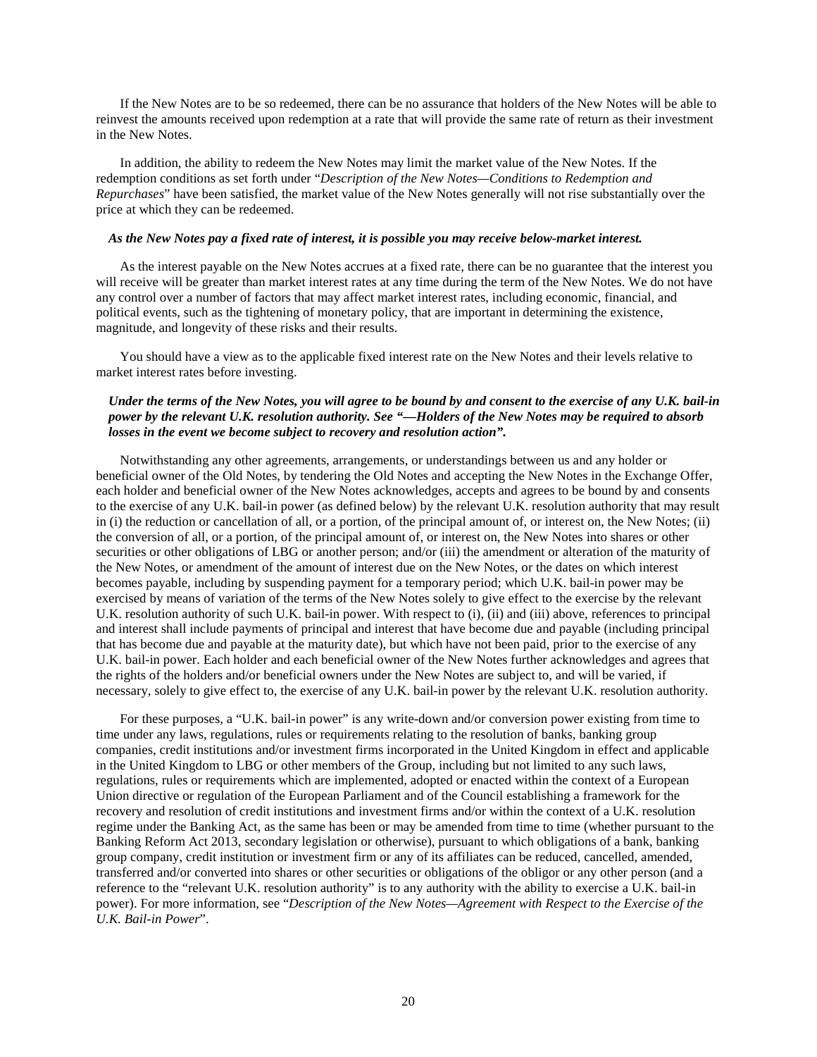If the New Notes are to be so redeemed, there can be no assurance that holders of the New Notes will be able to reinvest the amounts received upon redemption at a rate that will provide the same rate of return as their investment in the New Notes.

In addition, the ability to redeem the New Notes may limit the market value of the New Notes. If the redemption conditions as set forth under "*Description of the New Notes—Conditions to Redemption and Repurchases*" have been satisfied, the market value of the New Notes generally will not rise substantially over the price at which they can be redeemed.

***As the New Notes pay a fixed rate of interest, it is possible you may receive below-market interest.***

As the interest payable on the New Notes accrues at a fixed rate, there can be no guarantee that the interest you will receive will be greater than market interest rates at any time during the term of the New Notes. We do not have any control over a number of factors that may affect market interest rates, including economic, financial, and political events, such as the tightening of monetary policy, that are important in determining the existence, magnitude, and longevity of these risks and their results.

You should have a view as to the applicable fixed interest rate on the New Notes and their levels relative to market interest rates before investing.

***Under the terms of the New Notes, you will agree to be bound by and consent to the exercise of any U.K. bail-in power by the relevant U.K. resolution authority. See "—Holders of the New Notes may be required to absorb losses in the event we become subject to recovery and resolution action".***

Notwithstanding any other agreements, arrangements, or understandings between us and any holder or beneficial owner of the Old Notes, by tendering the Old Notes and accepting the New Notes in the Exchange Offer, each holder and beneficial owner of the New Notes acknowledges, accepts and agrees to be bound by and consents to the exercise of any U.K. bail-in power (as defined below) by the relevant U.K. resolution authority that may result in (i) the reduction or cancellation of all, or a portion, of the principal amount of, or interest on, the New Notes; (ii) the conversion of all, or a portion, of the principal amount of, or interest on, the New Notes into shares or other securities or other obligations of LBG or another person; and/or (iii) the amendment or alteration of the maturity of the New Notes, or amendment of the amount of interest due on the New Notes, or the dates on which interest becomes payable, including by suspending payment for a temporary period; which U.K. bail-in power may be exercised by means of variation of the terms of the New Notes solely to give effect to the exercise by the relevant U.K. resolution authority of such U.K. bail-in power. With respect to (i), (ii) and (iii) above, references to principal and interest shall include payments of principal and interest that have become due and payable (including principal that has become due and payable at the maturity date), but which have not been paid, prior to the exercise of any U.K. bail-in power. Each holder and each beneficial owner of the New Notes further acknowledges and agrees that the rights of the holders and/or beneficial owners under the New Notes are subject to, and will be varied, if necessary, solely to give effect to, the exercise of any U.K. bail-in power by the relevant U.K. resolution authority.

For these purposes, a "U.K. bail-in power" is any write-down and/or conversion power existing from time to time under any laws, regulations, rules or requirements relating to the resolution of banks, banking group companies, credit institutions and/or investment firms incorporated in the United Kingdom in effect and applicable in the United Kingdom to LBG or other members of the Group, including but not limited to any such laws, regulations, rules or requirements which are implemented, adopted or enacted within the context of a European Union directive or regulation of the European Parliament and of the Council establishing a framework for the recovery and resolution of credit institutions and investment firms and/or within the context of a U.K. resolution regime under the Banking Act, as the same has been or may be amended from time to time (whether pursuant to the Banking Reform Act 2013, secondary legislation or otherwise), pursuant to which obligations of a bank, banking group company, credit institution or investment firm or any of its affiliates can be reduced, cancelled, amended, transferred and/or converted into shares or other securities or obligations of the obligor or any other person (and a reference to the "relevant U.K. resolution authority" is to any authority with the ability to exercise a U.K. bail-in power). For more information, see "*Description of the New Notes—Agreement with Respect to the Exercise of the U.K. Bail-in Power*".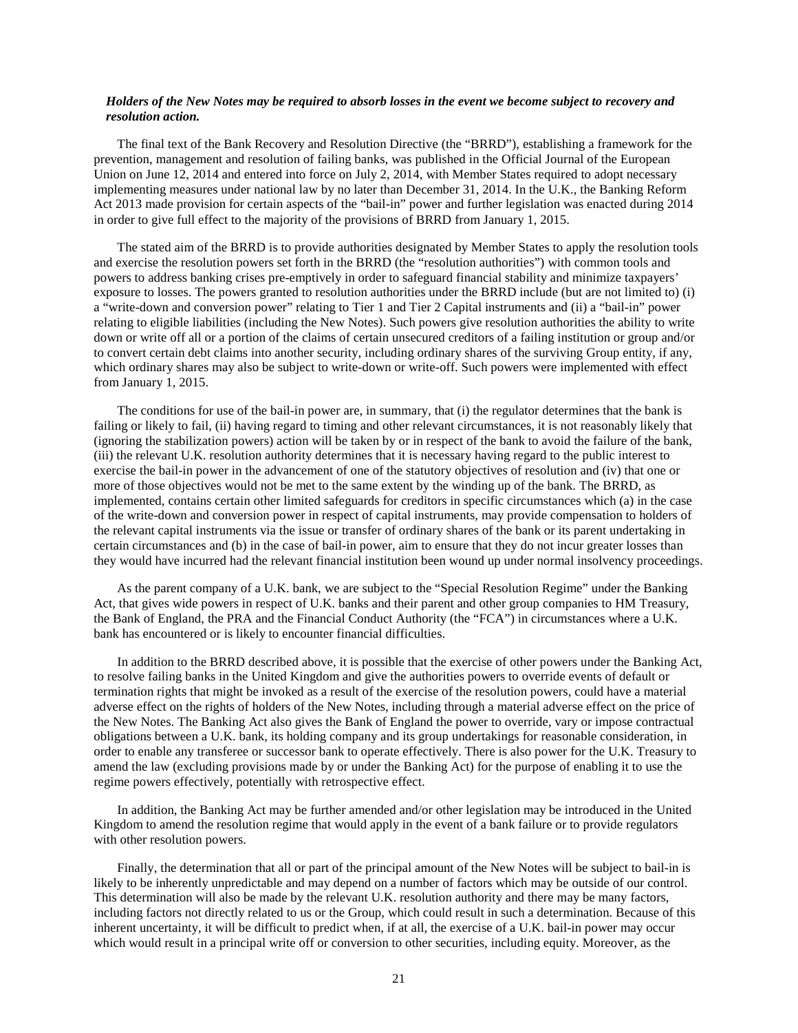***Holders of the New Notes may be required to absorb losses in the event we become subject to recovery and resolution action.***

The final text of the Bank Recovery and Resolution Directive (the "BRRD"), establishing a framework for the prevention, management and resolution of failing banks, was published in the Official Journal of the European Union on June 12, 2014 and entered into force on July 2, 2014, with Member States required to adopt necessary implementing measures under national law by no later than December 31, 2014. In the U.K., the Banking Reform Act 2013 made provision for certain aspects of the "bail-in" power and further legislation was enacted during 2014 in order to give full effect to the majority of the provisions of BRRD from January 1, 2015.

The stated aim of the BRRD is to provide authorities designated by Member States to apply the resolution tools and exercise the resolution powers set forth in the BRRD (the "resolution authorities") with common tools and powers to address banking crises pre-emptively in order to safeguard financial stability and minimize taxpayers' exposure to losses. The powers granted to resolution authorities under the BRRD include (but are not limited to) (i) a "write-down and conversion power" relating to Tier 1 and Tier 2 Capital instruments and (ii) a "bail-in" power relating to eligible liabilities (including the New Notes). Such powers give resolution authorities the ability to write down or write off all or a portion of the claims of certain unsecured creditors of a failing institution or group and/or to convert certain debt claims into another security, including ordinary shares of the surviving Group entity, if any, which ordinary shares may also be subject to write-down or write-off. Such powers were implemented with effect from January 1, 2015.

The conditions for use of the bail-in power are, in summary, that (i) the regulator determines that the bank is failing or likely to fail, (ii) having regard to timing and other relevant circumstances, it is not reasonably likely that (ignoring the stabilization powers) action will be taken by or in respect of the bank to avoid the failure of the bank, (iii) the relevant U.K. resolution authority determines that it is necessary having regard to the public interest to exercise the bail-in power in the advancement of one of the statutory objectives of resolution and (iv) that one or more of those objectives would not be met to the same extent by the winding up of the bank. The BRRD, as implemented, contains certain other limited safeguards for creditors in specific circumstances which (a) in the case of the write-down and conversion power in respect of capital instruments, may provide compensation to holders of the relevant capital instruments via the issue or transfer of ordinary shares of the bank or its parent undertaking in certain circumstances and (b) in the case of bail-in power, aim to ensure that they do not incur greater losses than they would have incurred had the relevant financial institution been wound up under normal insolvency proceedings.

As the parent company of a U.K. bank, we are subject to the "Special Resolution Regime" under the Banking Act, that gives wide powers in respect of U.K. banks and their parent and other group companies to HM Treasury, the Bank of England, the PRA and the Financial Conduct Authority (the "FCA") in circumstances where a U.K. bank has encountered or is likely to encounter financial difficulties.

In addition to the BRRD described above, it is possible that the exercise of other powers under the Banking Act, to resolve failing banks in the United Kingdom and give the authorities powers to override events of default or termination rights that might be invoked as a result of the exercise of the resolution powers, could have a material adverse effect on the rights of holders of the New Notes, including through a material adverse effect on the price of the New Notes. The Banking Act also gives the Bank of England the power to override, vary or impose contractual obligations between a U.K. bank, its holding company and its group undertakings for reasonable consideration, in order to enable any transferee or successor bank to operate effectively. There is also power for the U.K. Treasury to amend the law (excluding provisions made by or under the Banking Act) for the purpose of enabling it to use the regime powers effectively, potentially with retrospective effect.

In addition, the Banking Act may be further amended and/or other legislation may be introduced in the United Kingdom to amend the resolution regime that would apply in the event of a bank failure or to provide regulators with other resolution powers.

Finally, the determination that all or part of the principal amount of the New Notes will be subject to bail-in is likely to be inherently unpredictable and may depend on a number of factors which may be outside of our control. This determination will also be made by the relevant U.K. resolution authority and there may be many factors, including factors not directly related to us or the Group, which could result in such a determination. Because of this inherent uncertainty, it will be difficult to predict when, if at all, the exercise of a U.K. bail-in power may occur which would result in a principal write off or conversion to other securities, including equity. Moreover, as the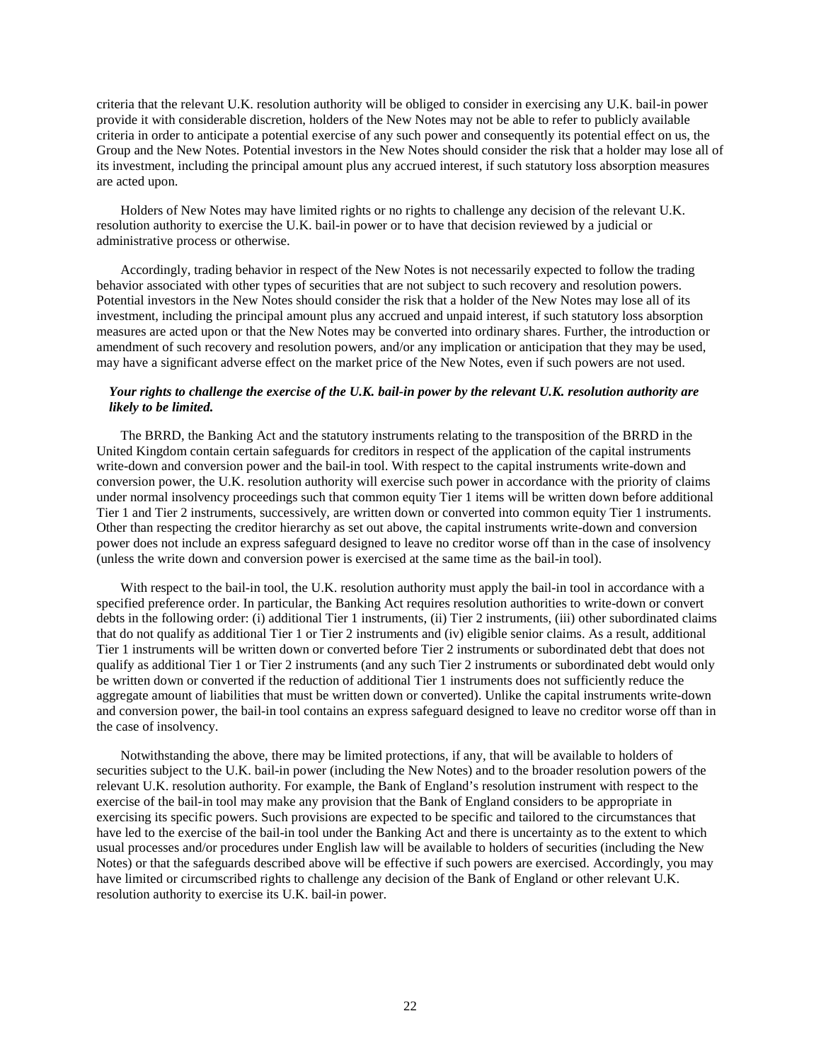criteria that the relevant U.K. resolution authority will be obliged to consider in exercising any U.K. bail-in power provide it with considerable discretion, holders of the New Notes may not be able to refer to publicly available criteria in order to anticipate a potential exercise of any such power and consequently its potential effect on us, the Group and the New Notes. Potential investors in the New Notes should consider the risk that a holder may lose all of its investment, including the principal amount plus any accrued interest, if such statutory loss absorption measures are acted upon.

Holders of New Notes may have limited rights or no rights to challenge any decision of the relevant U.K. resolution authority to exercise the U.K. bail-in power or to have that decision reviewed by a judicial or administrative process or otherwise.

Accordingly, trading behavior in respect of the New Notes is not necessarily expected to follow the trading behavior associated with other types of securities that are not subject to such recovery and resolution powers. Potential investors in the New Notes should consider the risk that a holder of the New Notes may lose all of its investment, including the principal amount plus any accrued and unpaid interest, if such statutory loss absorption measures are acted upon or that the New Notes may be converted into ordinary shares. Further, the introduction or amendment of such recovery and resolution powers, and/or any implication or anticipation that they may be used, may have a significant adverse effect on the market price of the New Notes, even if such powers are not used.

***Your rights to challenge the exercise of the U.K. bail-in power by the relevant U.K. resolution authority are likely to be limited.***

The BRRD, the Banking Act and the statutory instruments relating to the transposition of the BRRD in the United Kingdom contain certain safeguards for creditors in respect of the application of the capital instruments write-down and conversion power and the bail-in tool. With respect to the capital instruments write-down and conversion power, the U.K. resolution authority will exercise such power in accordance with the priority of claims under normal insolvency proceedings such that common equity Tier 1 items will be written down before additional Tier 1 and Tier 2 instruments, successively, are written down or converted into common equity Tier 1 instruments. Other than respecting the creditor hierarchy as set out above, the capital instruments write-down and conversion power does not include an express safeguard designed to leave no creditor worse off than in the case of insolvency (unless the write down and conversion power is exercised at the same time as the bail-in tool).

With respect to the bail-in tool, the U.K. resolution authority must apply the bail-in tool in accordance with a specified preference order. In particular, the Banking Act requires resolution authorities to write-down or convert debts in the following order: (i) additional Tier 1 instruments, (ii) Tier 2 instruments, (iii) other subordinated claims that do not qualify as additional Tier 1 or Tier 2 instruments and (iv) eligible senior claims. As a result, additional Tier 1 instruments will be written down or converted before Tier 2 instruments or subordinated debt that does not qualify as additional Tier 1 or Tier 2 instruments (and any such Tier 2 instruments or subordinated debt would only be written down or converted if the reduction of additional Tier 1 instruments does not sufficiently reduce the aggregate amount of liabilities that must be written down or converted). Unlike the capital instruments write-down and conversion power, the bail-in tool contains an express safeguard designed to leave no creditor worse off than in the case of insolvency.

Notwithstanding the above, there may be limited protections, if any, that will be available to holders of securities subject to the U.K. bail-in power (including the New Notes) and to the broader resolution powers of the relevant U.K. resolution authority. For example, the Bank of England's resolution instrument with respect to the exercise of the bail-in tool may make any provision that the Bank of England considers to be appropriate in exercising its specific powers. Such provisions are expected to be specific and tailored to the circumstances that have led to the exercise of the bail-in tool under the Banking Act and there is uncertainty as to the extent to which usual processes and/or procedures under English law will be available to holders of securities (including the New Notes) or that the safeguards described above will be effective if such powers are exercised. Accordingly, you may have limited or circumscribed rights to challenge any decision of the Bank of England or other relevant U.K. resolution authority to exercise its U.K. bail-in power.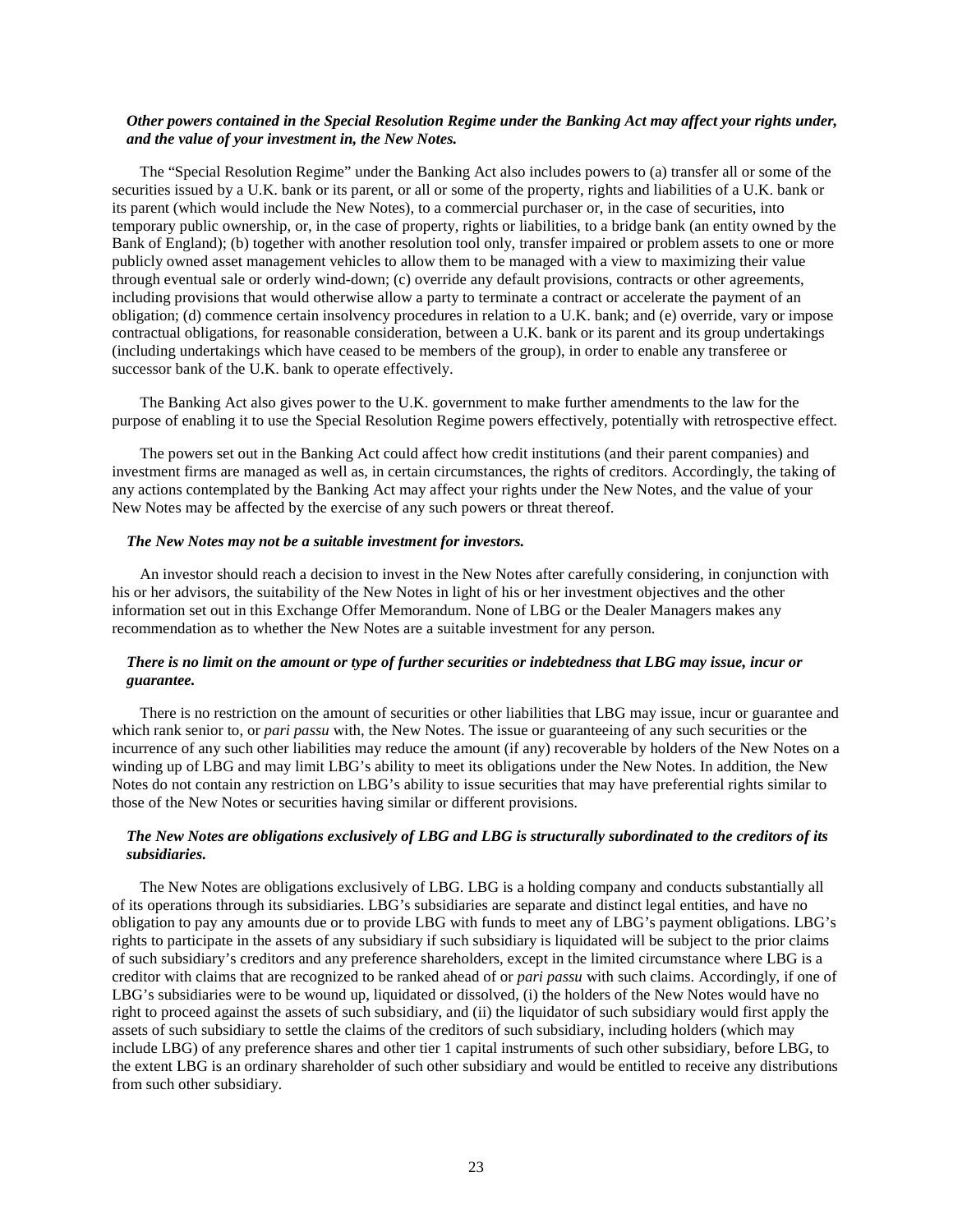***Other powers contained in the Special Resolution Regime under the Banking Act may affect your rights under, and the value of your investment in, the New Notes.***

The "Special Resolution Regime" under the Banking Act also includes powers to (a) transfer all or some of the securities issued by a U.K. bank or its parent, or all or some of the property, rights and liabilities of a U.K. bank or its parent (which would include the New Notes), to a commercial purchaser or, in the case of securities, into temporary public ownership, or, in the case of property, rights or liabilities, to a bridge bank (an entity owned by the Bank of England); (b) together with another resolution tool only, transfer impaired or problem assets to one or more publicly owned asset management vehicles to allow them to be managed with a view to maximizing their value through eventual sale or orderly wind-down; (c) override any default provisions, contracts or other agreements, including provisions that would otherwise allow a party to terminate a contract or accelerate the payment of an obligation; (d) commence certain insolvency procedures in relation to a U.K. bank; and (e) override, vary or impose contractual obligations, for reasonable consideration, between a U.K. bank or its parent and its group undertakings (including undertakings which have ceased to be members of the group), in order to enable any transferee or successor bank of the U.K. bank to operate effectively.

The Banking Act also gives power to the U.K. government to make further amendments to the law for the purpose of enabling it to use the Special Resolution Regime powers effectively, potentially with retrospective effect.

The powers set out in the Banking Act could affect how credit institutions (and their parent companies) and investment firms are managed as well as, in certain circumstances, the rights of creditors. Accordingly, the taking of any actions contemplated by the Banking Act may affect your rights under the New Notes, and the value of your New Notes may be affected by the exercise of any such powers or threat thereof.

***The New Notes may not be a suitable investment for investors.***

An investor should reach a decision to invest in the New Notes after carefully considering, in conjunction with his or her advisors, the suitability of the New Notes in light of his or her investment objectives and the other information set out in this Exchange Offer Memorandum. None of LBG or the Dealer Managers makes any recommendation as to whether the New Notes are a suitable investment for any person.

***There is no limit on the amount or type of further securities or indebtedness that LBG may issue, incur or guarantee.***

There is no restriction on the amount of securities or other liabilities that LBG may issue, incur or guarantee and which rank senior to, or *pari passu* with, the New Notes. The issue or guaranteeing of any such securities or the incurrence of any such other liabilities may reduce the amount (if any) recoverable by holders of the New Notes on a winding up of LBG and may limit LBG's ability to meet its obligations under the New Notes. In addition, the New Notes do not contain any restriction on LBG's ability to issue securities that may have preferential rights similar to those of the New Notes or securities having similar or different provisions.

***The New Notes are obligations exclusively of LBG and LBG is structurally subordinated to the creditors of its subsidiaries.***

The New Notes are obligations exclusively of LBG. LBG is a holding company and conducts substantially all of its operations through its subsidiaries. LBG's subsidiaries are separate and distinct legal entities, and have no obligation to pay any amounts due or to provide LBG with funds to meet any of LBG's payment obligations. LBG's rights to participate in the assets of any subsidiary if such subsidiary is liquidated will be subject to the prior claims of such subsidiary's creditors and any preference shareholders, except in the limited circumstance where LBG is a creditor with claims that are recognized to be ranked ahead of or *pari passu* with such claims. Accordingly, if one of LBG's subsidiaries were to be wound up, liquidated or dissolved, (i) the holders of the New Notes would have no right to proceed against the assets of such subsidiary, and (ii) the liquidator of such subsidiary would first apply the assets of such subsidiary to settle the claims of the creditors of such subsidiary, including holders (which may include LBG) of any preference shares and other tier 1 capital instruments of such other subsidiary, before LBG, to the extent LBG is an ordinary shareholder of such other subsidiary and would be entitled to receive any distributions from such other subsidiary.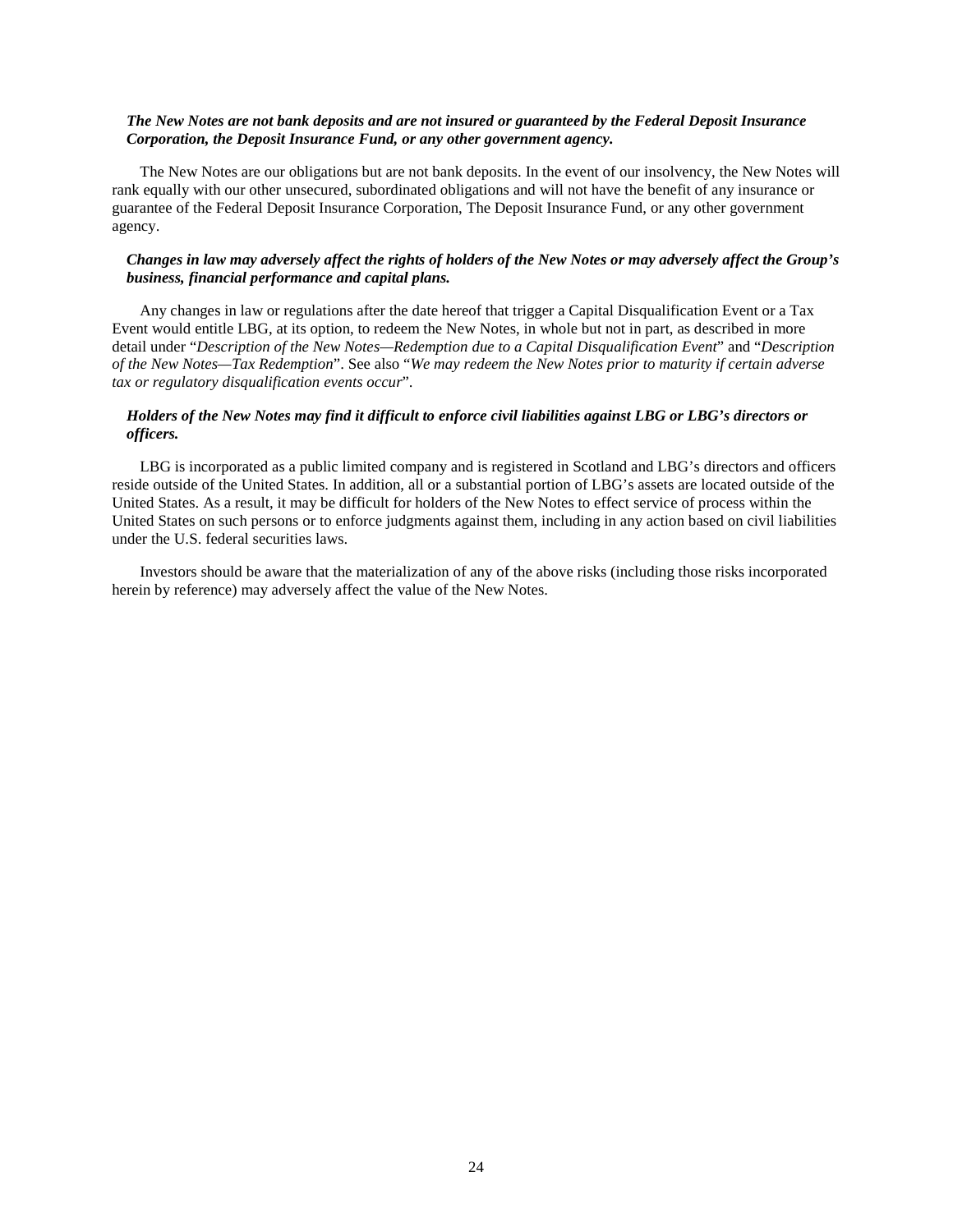***The New Notes are not bank deposits and are not insured or guaranteed by the Federal Deposit Insurance Corporation, the Deposit Insurance Fund, or any other government agency.***

The New Notes are our obligations but are not bank deposits. In the event of our insolvency, the New Notes will rank equally with our other unsecured, subordinated obligations and will not have the benefit of any insurance or guarantee of the Federal Deposit Insurance Corporation, The Deposit Insurance Fund, or any other government agency.

***Changes in law may adversely affect the rights of holders of the New Notes or may adversely affect the Group's business, financial performance and capital plans.***

Any changes in law or regulations after the date hereof that trigger a Capital Disqualification Event or a Tax Event would entitle LBG, at its option, to redeem the New Notes, in whole but not in part, as described in more detail under "*Description of the New Notes—Redemption due to a Capital Disqualification Event*" and "*Description of the New Notes—Tax Redemption*". See also "*We may redeem the New Notes prior to maturity if certain adverse tax or regulatory disqualification events occur*".

***Holders of the New Notes may find it difficult to enforce civil liabilities against LBG or LBG's directors or officers.***

LBG is incorporated as a public limited company and is registered in Scotland and LBG's directors and officers reside outside of the United States. In addition, all or a substantial portion of LBG's assets are located outside of the United States. As a result, it may be difficult for holders of the New Notes to effect service of process within the United States on such persons or to enforce judgments against them, including in any action based on civil liabilities under the U.S. federal securities laws.

Investors should be aware that the materialization of any of the above risks (including those risks incorporated herein by reference) may adversely affect the value of the New Notes.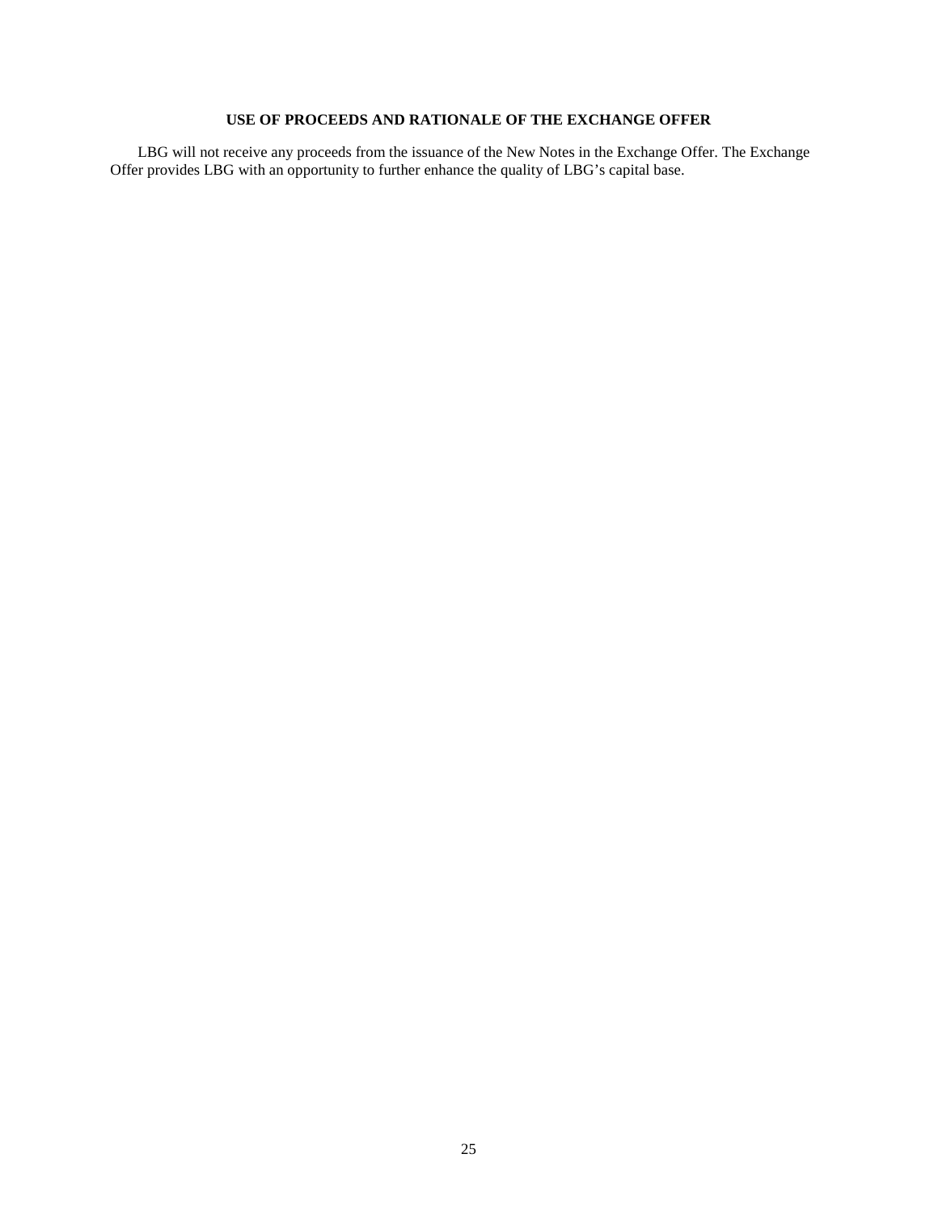## USE OF PROCEEDS AND RATIONALE OF THE EXCHANGE OFFER

LBG will not receive any proceeds from the issuance of the New Notes in the Exchange Offer. The Exchange Offer provides LBG with an opportunity to further enhance the quality of LBG's capital base.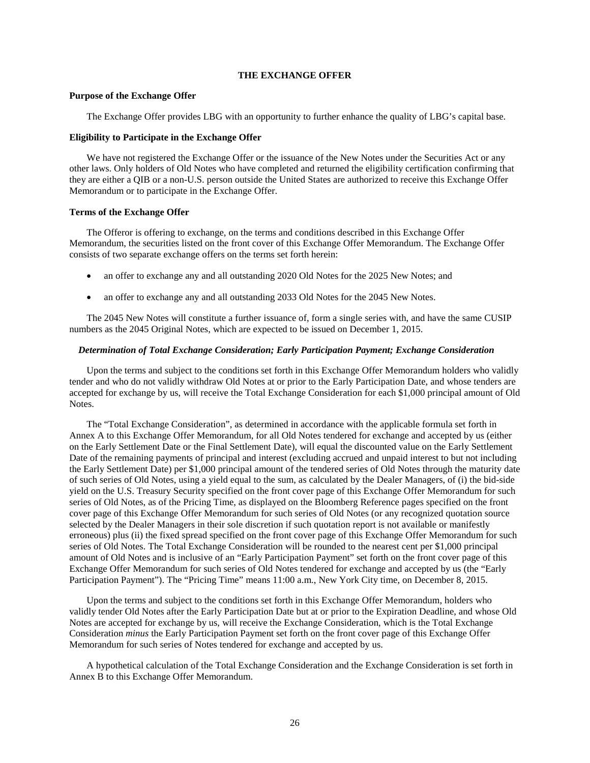# THE EXCHANGE OFFER

## Purpose of the Exchange Offer

The Exchange Offer provides LBG with an opportunity to further enhance the quality of LBG's capital base.

## Eligibility to Participate in the Exchange Offer

We have not registered the Exchange Offer or the issuance of the New Notes under the Securities Act or any other laws. Only holders of Old Notes who have completed and returned the eligibility certification confirming that they are either a QIB or a non-U.S. person outside the United States are authorized to receive this Exchange Offer Memorandum or to participate in the Exchange Offer.

## Terms of the Exchange Offer

The Offeror is offering to exchange, on the terms and conditions described in this Exchange Offer Memorandum, the securities listed on the front cover of this Exchange Offer Memorandum. The Exchange Offer consists of two separate exchange offers on the terms set forth herein:

- an offer to exchange any and all outstanding 2020 Old Notes for the 2025 New Notes; and
- an offer to exchange any and all outstanding 2033 Old Notes for the 2045 New Notes.

The 2045 New Notes will constitute a further issuance of, form a single series with, and have the same CUSIP numbers as the 2045 Original Notes, which are expected to be issued on December 1, 2015.

### *Determination of Total Exchange Consideration; Early Participation Payment; Exchange Consideration*

Upon the terms and subject to the conditions set forth in this Exchange Offer Memorandum holders who validly tender and who do not validly withdraw Old Notes at or prior to the Early Participation Date, and whose tenders are accepted for exchange by us, will receive the Total Exchange Consideration for each $1,000 principal amount of Old Notes.

The "Total Exchange Consideration", as determined in accordance with the applicable formula set forth in Annex A to this Exchange Offer Memorandum, for all Old Notes tendered for exchange and accepted by us (either on the Early Settlement Date or the Final Settlement Date), will equal the discounted value on the Early Settlement Date of the remaining payments of principal and interest (excluding accrued and unpaid interest to but not including the Early Settlement Date) per $1,000 principal amount of the tendered series of Old Notes through the maturity date of such series of Old Notes, using a yield equal to the sum, as calculated by the Dealer Managers, of (i) the bid-side yield on the U.S. Treasury Security specified on the front cover page of this Exchange Offer Memorandum for such series of Old Notes, as of the Pricing Time, as displayed on the Bloomberg Reference pages specified on the front cover page of this Exchange Offer Memorandum for such series of Old Notes (or any recognized quotation source selected by the Dealer Managers in their sole discretion if such quotation report is not available or manifestly erroneous) plus (ii) the fixed spread specified on the front cover page of this Exchange Offer Memorandum for such series of Old Notes. The Total Exchange Consideration will be rounded to the nearest cent per $1,000 principal amount of Old Notes and is inclusive of an "Early Participation Payment" set forth on the front cover page of this Exchange Offer Memorandum for such series of Old Notes tendered for exchange and accepted by us (the "Early Participation Payment"). The "Pricing Time" means 11:00 a.m., New York City time, on December 8, 2015.

Upon the terms and subject to the conditions set forth in this Exchange Offer Memorandum, holders who validly tender Old Notes after the Early Participation Date but at or prior to the Expiration Deadline, and whose Old Notes are accepted for exchange by us, will receive the Exchange Consideration, which is the Total Exchange Consideration *minus* the Early Participation Payment set forth on the front cover page of this Exchange Offer Memorandum for such series of Notes tendered for exchange and accepted by us.

A hypothetical calculation of the Total Exchange Consideration and the Exchange Consideration is set forth in Annex B to this Exchange Offer Memorandum.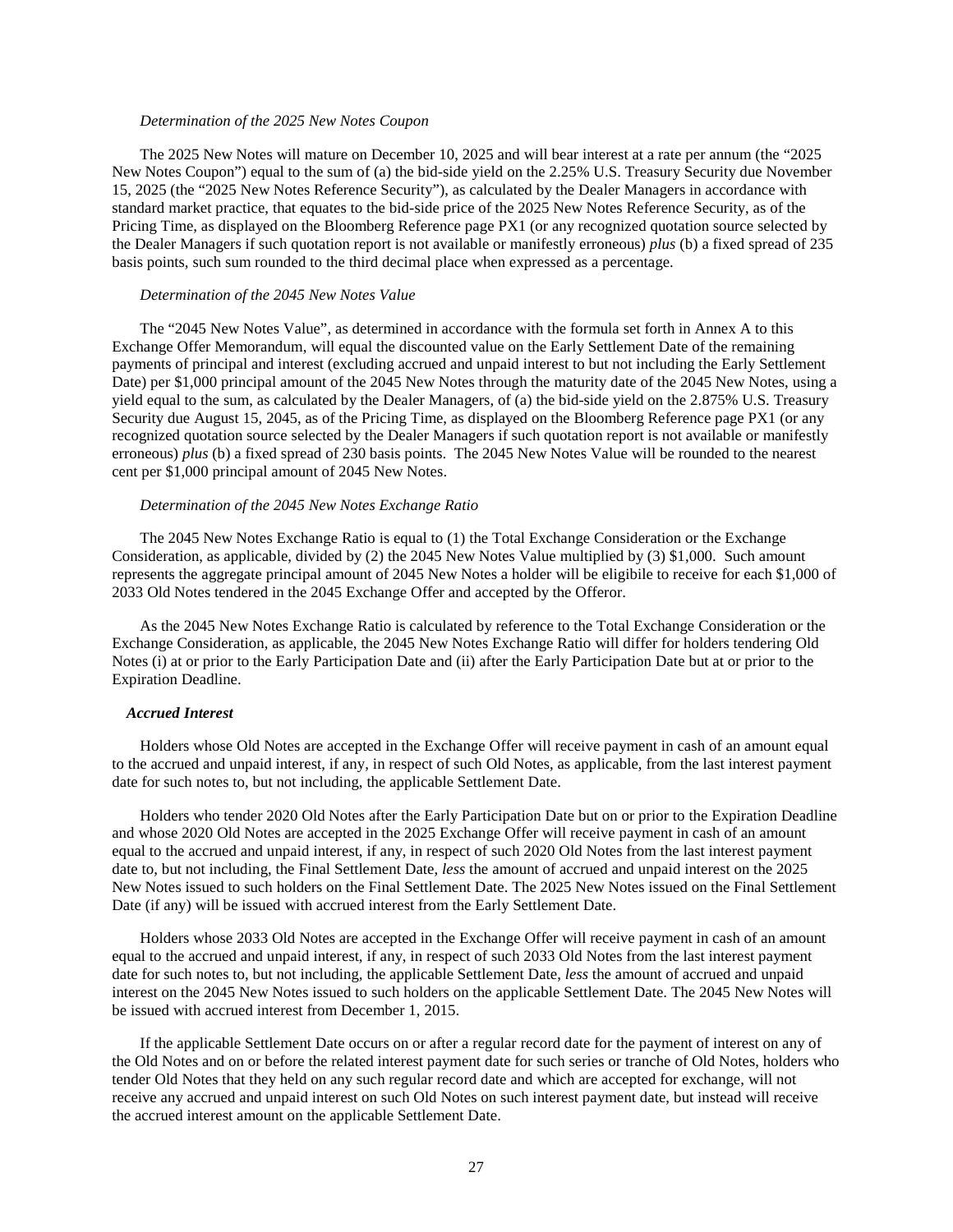*Determination of the 2025 New Notes Coupon*

The 2025 New Notes will mature on December 10, 2025 and will bear interest at a rate per annum (the "2025 New Notes Coupon") equal to the sum of (a) the bid-side yield on the 2.25% U.S. Treasury Security due November 15, 2025 (the "2025 New Notes Reference Security"), as calculated by the Dealer Managers in accordance with standard market practice, that equates to the bid-side price of the 2025 New Notes Reference Security, as of the Pricing Time, as displayed on the Bloomberg Reference page PX1 (or any recognized quotation source selected by the Dealer Managers if such quotation report is not available or manifestly erroneous) *plus* (b) a fixed spread of 235 basis points, such sum rounded to the third decimal place when expressed as a percentage.

*Determination of the 2045 New Notes Value*

The "2045 New Notes Value", as determined in accordance with the formula set forth in Annex A to this Exchange Offer Memorandum, will equal the discounted value on the Early Settlement Date of the remaining payments of principal and interest (excluding accrued and unpaid interest to but not including the Early Settlement Date) per $1,000 principal amount of the 2045 New Notes through the maturity date of the 2045 New Notes, using a yield equal to the sum, as calculated by the Dealer Managers, of (a) the bid-side yield on the 2.875% U.S. Treasury Security due August 15, 2045, as of the Pricing Time, as displayed on the Bloomberg Reference page PX1 (or any recognized quotation source selected by the Dealer Managers if such quotation report is not available or manifestly erroneous) *plus* (b) a fixed spread of 230 basis points. The 2045 New Notes Value will be rounded to the nearest cent per $1,000 principal amount of 2045 New Notes.

*Determination of the 2045 New Notes Exchange Ratio*

The 2045 New Notes Exchange Ratio is equal to (1) the Total Exchange Consideration or the Exchange Consideration, as applicable, divided by (2) the 2045 New Notes Value multiplied by (3) $1,000. Such amount represents the aggregate principal amount of 2045 New Notes a holder will be eligibile to receive for each $1,000 of 2033 Old Notes tendered in the 2045 Exchange Offer and accepted by the Offeror.

As the 2045 New Notes Exchange Ratio is calculated by reference to the Total Exchange Consideration or the Exchange Consideration, as applicable, the 2045 New Notes Exchange Ratio will differ for holders tendering Old Notes (i) at or prior to the Early Participation Date and (ii) after the Early Participation Date but at or prior to the Expiration Deadline.

***Accrued Interest***

Holders whose Old Notes are accepted in the Exchange Offer will receive payment in cash of an amount equal to the accrued and unpaid interest, if any, in respect of such Old Notes, as applicable, from the last interest payment date for such notes to, but not including, the applicable Settlement Date.

Holders who tender 2020 Old Notes after the Early Participation Date but on or prior to the Expiration Deadline and whose 2020 Old Notes are accepted in the 2025 Exchange Offer will receive payment in cash of an amount equal to the accrued and unpaid interest, if any, in respect of such 2020 Old Notes from the last interest payment date to, but not including, the Final Settlement Date, *less* the amount of accrued and unpaid interest on the 2025 New Notes issued to such holders on the Final Settlement Date. The 2025 New Notes issued on the Final Settlement Date (if any) will be issued with accrued interest from the Early Settlement Date.

Holders whose 2033 Old Notes are accepted in the Exchange Offer will receive payment in cash of an amount equal to the accrued and unpaid interest, if any, in respect of such 2033 Old Notes from the last interest payment date for such notes to, but not including, the applicable Settlement Date, *less* the amount of accrued and unpaid interest on the 2045 New Notes issued to such holders on the applicable Settlement Date. The 2045 New Notes will be issued with accrued interest from December 1, 2015.

If the applicable Settlement Date occurs on or after a regular record date for the payment of interest on any of the Old Notes and on or before the related interest payment date for such series or tranche of Old Notes, holders who tender Old Notes that they held on any such regular record date and which are accepted for exchange, will not receive any accrued and unpaid interest on such Old Notes on such interest payment date, but instead will receive the accrued interest amount on the applicable Settlement Date.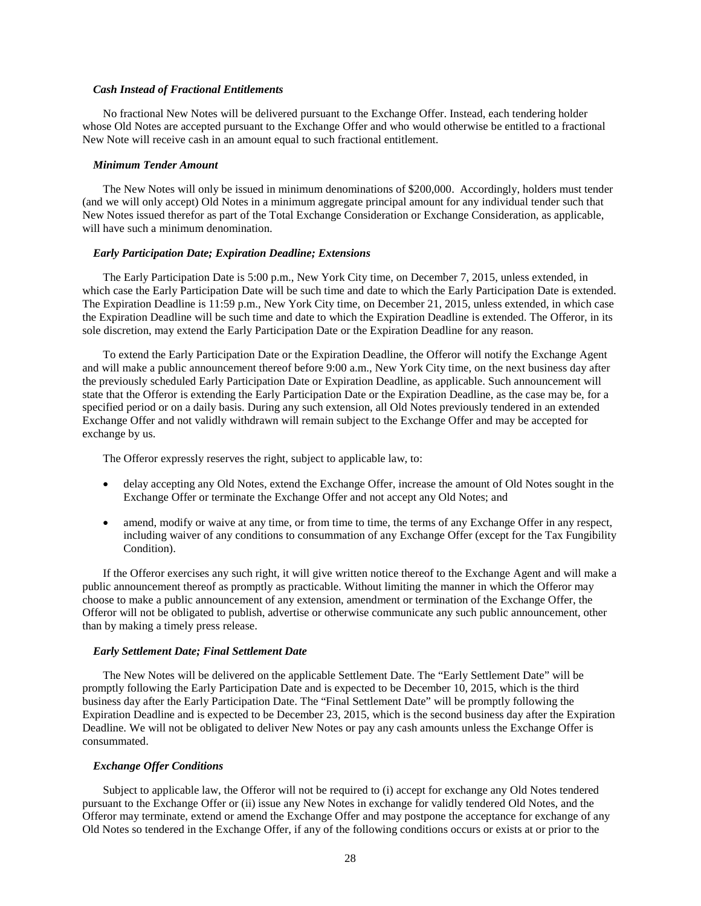***Cash Instead of Fractional Entitlements***

No fractional New Notes will be delivered pursuant to the Exchange Offer. Instead, each tendering holder whose Old Notes are accepted pursuant to the Exchange Offer and who would otherwise be entitled to a fractional New Note will receive cash in an amount equal to such fractional entitlement.

***Minimum Tender Amount***

The New Notes will only be issued in minimum denominations of $200,000. Accordingly, holders must tender (and we will only accept) Old Notes in a minimum aggregate principal amount for any individual tender such that New Notes issued therefor as part of the Total Exchange Consideration or Exchange Consideration, as applicable, will have such a minimum denomination.

***Early Participation Date; Expiration Deadline; Extensions***

The Early Participation Date is 5:00 p.m., New York City time, on December 7, 2015, unless extended, in which case the Early Participation Date will be such time and date to which the Early Participation Date is extended. The Expiration Deadline is 11:59 p.m., New York City time, on December 21, 2015, unless extended, in which case the Expiration Deadline will be such time and date to which the Expiration Deadline is extended. The Offeror, in its sole discretion, may extend the Early Participation Date or the Expiration Deadline for any reason.

To extend the Early Participation Date or the Expiration Deadline, the Offeror will notify the Exchange Agent and will make a public announcement thereof before 9:00 a.m., New York City time, on the next business day after the previously scheduled Early Participation Date or Expiration Deadline, as applicable. Such announcement will state that the Offeror is extending the Early Participation Date or the Expiration Deadline, as the case may be, for a specified period or on a daily basis. During any such extension, all Old Notes previously tendered in an extended Exchange Offer and not validly withdrawn will remain subject to the Exchange Offer and may be accepted for exchange by us.

The Offeror expressly reserves the right, subject to applicable law, to:

- delay accepting any Old Notes, extend the Exchange Offer, increase the amount of Old Notes sought in the Exchange Offer or terminate the Exchange Offer and not accept any Old Notes; and
- amend, modify or waive at any time, or from time to time, the terms of any Exchange Offer in any respect, including waiver of any conditions to consummation of any Exchange Offer (except for the Tax Fungibility Condition).

If the Offeror exercises any such right, it will give written notice thereof to the Exchange Agent and will make a public announcement thereof as promptly as practicable. Without limiting the manner in which the Offeror may choose to make a public announcement of any extension, amendment or termination of the Exchange Offer, the Offeror will not be obligated to publish, advertise or otherwise communicate any such public announcement, other than by making a timely press release.

***Early Settlement Date; Final Settlement Date***

The New Notes will be delivered on the applicable Settlement Date. The "Early Settlement Date" will be promptly following the Early Participation Date and is expected to be December 10, 2015, which is the third business day after the Early Participation Date. The "Final Settlement Date" will be promptly following the Expiration Deadline and is expected to be December 23, 2015, which is the second business day after the Expiration Deadline. We will not be obligated to deliver New Notes or pay any cash amounts unless the Exchange Offer is consummated.

***Exchange Offer Conditions***

Subject to applicable law, the Offeror will not be required to (i) accept for exchange any Old Notes tendered pursuant to the Exchange Offer or (ii) issue any New Notes in exchange for validly tendered Old Notes, and the Offeror may terminate, extend or amend the Exchange Offer and may postpone the acceptance for exchange of any Old Notes so tendered in the Exchange Offer, if any of the following conditions occurs or exists at or prior to the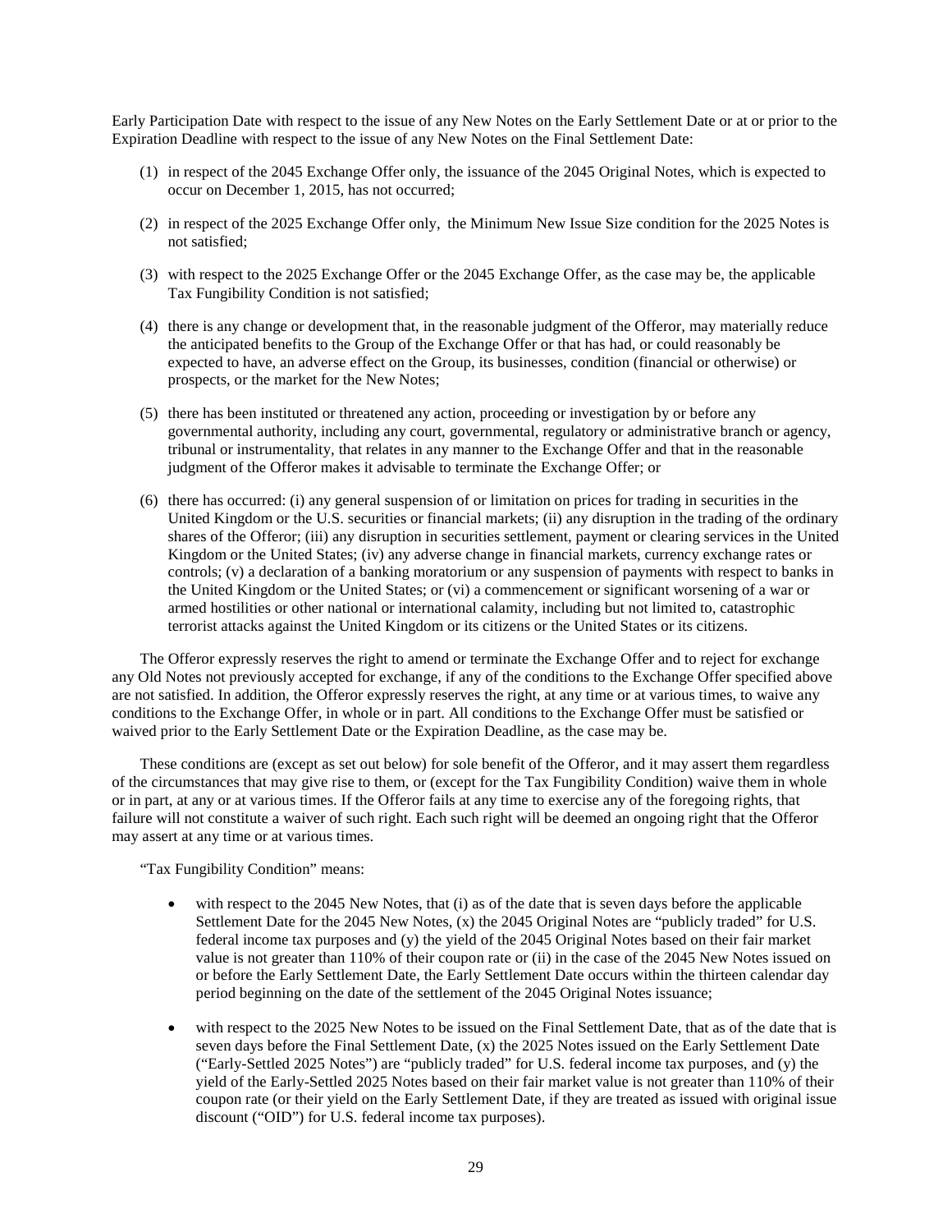Early Participation Date with respect to the issue of any New Notes on the Early Settlement Date or at or prior to the Expiration Deadline with respect to the issue of any New Notes on the Final Settlement Date:

(1) in respect of the 2045 Exchange Offer only, the issuance of the 2045 Original Notes, which is expected to occur on December 1, 2015, has not occurred;

(2) in respect of the 2025 Exchange Offer only, the Minimum New Issue Size condition for the 2025 Notes is not satisfied;

(3) with respect to the 2025 Exchange Offer or the 2045 Exchange Offer, as the case may be, the applicable Tax Fungibility Condition is not satisfied;

(4) there is any change or development that, in the reasonable judgment of the Offeror, may materially reduce the anticipated benefits to the Group of the Exchange Offer or that has had, or could reasonably be expected to have, an adverse effect on the Group, its businesses, condition (financial or otherwise) or prospects, or the market for the New Notes;

(5) there has been instituted or threatened any action, proceeding or investigation by or before any governmental authority, including any court, governmental, regulatory or administrative branch or agency, tribunal or instrumentality, that relates in any manner to the Exchange Offer and that in the reasonable judgment of the Offeror makes it advisable to terminate the Exchange Offer; or

(6) there has occurred: (i) any general suspension of or limitation on prices for trading in securities in the United Kingdom or the U.S. securities or financial markets; (ii) any disruption in the trading of the ordinary shares of the Offeror; (iii) any disruption in securities settlement, payment or clearing services in the United Kingdom or the United States; (iv) any adverse change in financial markets, currency exchange rates or controls; (v) a declaration of a banking moratorium or any suspension of payments with respect to banks in the United Kingdom or the United States; or (vi) a commencement or significant worsening of a war or armed hostilities or other national or international calamity, including but not limited to, catastrophic terrorist attacks against the United Kingdom or its citizens or the United States or its citizens.

The Offeror expressly reserves the right to amend or terminate the Exchange Offer and to reject for exchange any Old Notes not previously accepted for exchange, if any of the conditions to the Exchange Offer specified above are not satisfied. In addition, the Offeror expressly reserves the right, at any time or at various times, to waive any conditions to the Exchange Offer, in whole or in part. All conditions to the Exchange Offer must be satisfied or waived prior to the Early Settlement Date or the Expiration Deadline, as the case may be.

These conditions are (except as set out below) for sole benefit of the Offeror, and it may assert them regardless of the circumstances that may give rise to them, or (except for the Tax Fungibility Condition) waive them in whole or in part, at any or at various times. If the Offeror fails at any time to exercise any of the foregoing rights, that failure will not constitute a waiver of such right. Each such right will be deemed an ongoing right that the Offeror may assert at any time or at various times.

"Tax Fungibility Condition" means:

- with respect to the 2045 New Notes, that (i) as of the date that is seven days before the applicable Settlement Date for the 2045 New Notes, (x) the 2045 Original Notes are "publicly traded" for U.S. federal income tax purposes and (y) the yield of the 2045 Original Notes based on their fair market value is not greater than 110% of their coupon rate or (ii) in the case of the 2045 New Notes issued on or before the Early Settlement Date, the Early Settlement Date occurs within the thirteen calendar day period beginning on the date of the settlement of the 2045 Original Notes issuance;

- with respect to the 2025 New Notes to be issued on the Final Settlement Date, that as of the date that is seven days before the Final Settlement Date, (x) the 2025 Notes issued on the Early Settlement Date ("Early-Settled 2025 Notes") are "publicly traded" for U.S. federal income tax purposes, and (y) the yield of the Early-Settled 2025 Notes based on their fair market value is not greater than 110% of their coupon rate (or their yield on the Early Settlement Date, if they are treated as issued with original issue discount ("OID") for U.S. federal income tax purposes).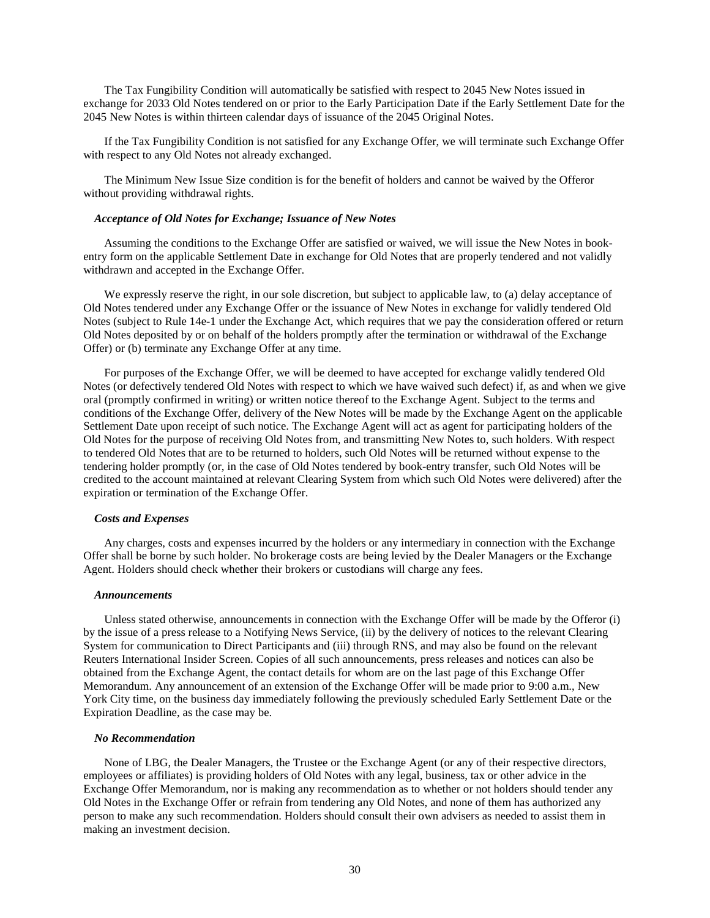The Tax Fungibility Condition will automatically be satisfied with respect to 2045 New Notes issued in exchange for 2033 Old Notes tendered on or prior to the Early Participation Date if the Early Settlement Date for the 2045 New Notes is within thirteen calendar days of issuance of the 2045 Original Notes.

If the Tax Fungibility Condition is not satisfied for any Exchange Offer, we will terminate such Exchange Offer with respect to any Old Notes not already exchanged.

The Minimum New Issue Size condition is for the benefit of holders and cannot be waived by the Offeror without providing withdrawal rights.

***Acceptance of Old Notes for Exchange; Issuance of New Notes***

Assuming the conditions to the Exchange Offer are satisfied or waived, we will issue the New Notes in book-entry form on the applicable Settlement Date in exchange for Old Notes that are properly tendered and not validly withdrawn and accepted in the Exchange Offer.

We expressly reserve the right, in our sole discretion, but subject to applicable law, to (a) delay acceptance of Old Notes tendered under any Exchange Offer or the issuance of New Notes in exchange for validly tendered Old Notes (subject to Rule 14e-1 under the Exchange Act, which requires that we pay the consideration offered or return Old Notes deposited by or on behalf of the holders promptly after the termination or withdrawal of the Exchange Offer) or (b) terminate any Exchange Offer at any time.

For purposes of the Exchange Offer, we will be deemed to have accepted for exchange validly tendered Old Notes (or defectively tendered Old Notes with respect to which we have waived such defect) if, as and when we give oral (promptly confirmed in writing) or written notice thereof to the Exchange Agent. Subject to the terms and conditions of the Exchange Offer, delivery of the New Notes will be made by the Exchange Agent on the applicable Settlement Date upon receipt of such notice. The Exchange Agent will act as agent for participating holders of the Old Notes for the purpose of receiving Old Notes from, and transmitting New Notes to, such holders. With respect to tendered Old Notes that are to be returned to holders, such Old Notes will be returned without expense to the tendering holder promptly (or, in the case of Old Notes tendered by book-entry transfer, such Old Notes will be credited to the account maintained at relevant Clearing System from which such Old Notes were delivered) after the expiration or termination of the Exchange Offer.

***Costs and Expenses***

Any charges, costs and expenses incurred by the holders or any intermediary in connection with the Exchange Offer shall be borne by such holder. No brokerage costs are being levied by the Dealer Managers or the Exchange Agent. Holders should check whether their brokers or custodians will charge any fees.

***Announcements***

Unless stated otherwise, announcements in connection with the Exchange Offer will be made by the Offeror (i) by the issue of a press release to a Notifying News Service, (ii) by the delivery of notices to the relevant Clearing System for communication to Direct Participants and (iii) through RNS, and may also be found on the relevant Reuters International Insider Screen. Copies of all such announcements, press releases and notices can also be obtained from the Exchange Agent, the contact details for whom are on the last page of this Exchange Offer Memorandum. Any announcement of an extension of the Exchange Offer will be made prior to 9:00 a.m., New York City time, on the business day immediately following the previously scheduled Early Settlement Date or the Expiration Deadline, as the case may be.

***No Recommendation***

None of LBG, the Dealer Managers, the Trustee or the Exchange Agent (or any of their respective directors, employees or affiliates) is providing holders of Old Notes with any legal, business, tax or other advice in the Exchange Offer Memorandum, nor is making any recommendation as to whether or not holders should tender any Old Notes in the Exchange Offer or refrain from tendering any Old Notes, and none of them has authorized any person to make any such recommendation. Holders should consult their own advisers as needed to assist them in making an investment decision.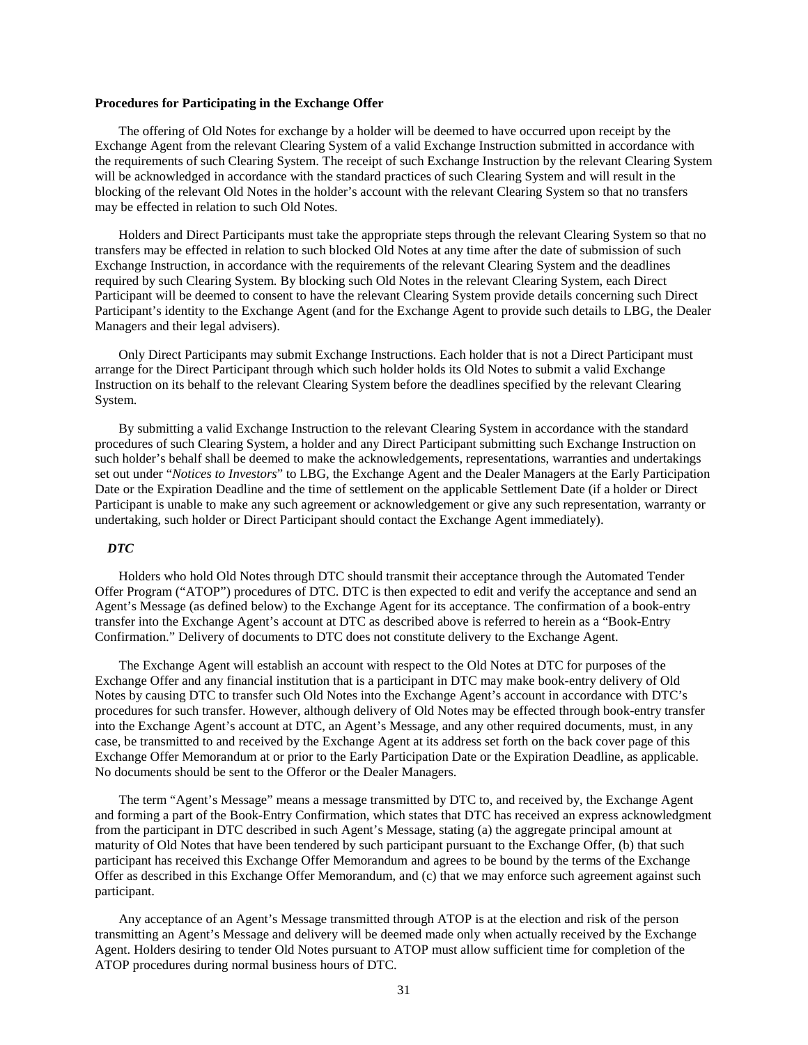**Procedures for Participating in the Exchange Offer**

The offering of Old Notes for exchange by a holder will be deemed to have occurred upon receipt by the Exchange Agent from the relevant Clearing System of a valid Exchange Instruction submitted in accordance with the requirements of such Clearing System. The receipt of such Exchange Instruction by the relevant Clearing System will be acknowledged in accordance with the standard practices of such Clearing System and will result in the blocking of the relevant Old Notes in the holder's account with the relevant Clearing System so that no transfers may be effected in relation to such Old Notes.

Holders and Direct Participants must take the appropriate steps through the relevant Clearing System so that no transfers may be effected in relation to such blocked Old Notes at any time after the date of submission of such Exchange Instruction, in accordance with the requirements of the relevant Clearing System and the deadlines required by such Clearing System. By blocking such Old Notes in the relevant Clearing System, each Direct Participant will be deemed to consent to have the relevant Clearing System provide details concerning such Direct Participant's identity to the Exchange Agent (and for the Exchange Agent to provide such details to LBG, the Dealer Managers and their legal advisers).

Only Direct Participants may submit Exchange Instructions. Each holder that is not a Direct Participant must arrange for the Direct Participant through which such holder holds its Old Notes to submit a valid Exchange Instruction on its behalf to the relevant Clearing System before the deadlines specified by the relevant Clearing System.

By submitting a valid Exchange Instruction to the relevant Clearing System in accordance with the standard procedures of such Clearing System, a holder and any Direct Participant submitting such Exchange Instruction on such holder's behalf shall be deemed to make the acknowledgements, representations, warranties and undertakings set out under "*Notices to Investors*" to LBG, the Exchange Agent and the Dealer Managers at the Early Participation Date or the Expiration Deadline and the time of settlement on the applicable Settlement Date (if a holder or Direct Participant is unable to make any such agreement or acknowledgement or give any such representation, warranty or undertaking, such holder or Direct Participant should contact the Exchange Agent immediately).

***DTC***

Holders who hold Old Notes through DTC should transmit their acceptance through the Automated Tender Offer Program ("ATOP") procedures of DTC. DTC is then expected to edit and verify the acceptance and send an Agent's Message (as defined below) to the Exchange Agent for its acceptance. The confirmation of a book-entry transfer into the Exchange Agent's account at DTC as described above is referred to herein as a "Book-Entry Confirmation." Delivery of documents to DTC does not constitute delivery to the Exchange Agent.

The Exchange Agent will establish an account with respect to the Old Notes at DTC for purposes of the Exchange Offer and any financial institution that is a participant in DTC may make book-entry delivery of Old Notes by causing DTC to transfer such Old Notes into the Exchange Agent's account in accordance with DTC's procedures for such transfer. However, although delivery of Old Notes may be effected through book-entry transfer into the Exchange Agent's account at DTC, an Agent's Message, and any other required documents, must, in any case, be transmitted to and received by the Exchange Agent at its address set forth on the back cover page of this Exchange Offer Memorandum at or prior to the Early Participation Date or the Expiration Deadline, as applicable. No documents should be sent to the Offeror or the Dealer Managers.

The term "Agent's Message" means a message transmitted by DTC to, and received by, the Exchange Agent and forming a part of the Book-Entry Confirmation, which states that DTC has received an express acknowledgment from the participant in DTC described in such Agent's Message, stating (a) the aggregate principal amount at maturity of Old Notes that have been tendered by such participant pursuant to the Exchange Offer, (b) that such participant has received this Exchange Offer Memorandum and agrees to be bound by the terms of the Exchange Offer as described in this Exchange Offer Memorandum, and (c) that we may enforce such agreement against such participant.

Any acceptance of an Agent's Message transmitted through ATOP is at the election and risk of the person transmitting an Agent's Message and delivery will be deemed made only when actually received by the Exchange Agent. Holders desiring to tender Old Notes pursuant to ATOP must allow sufficient time for completion of the ATOP procedures during normal business hours of DTC.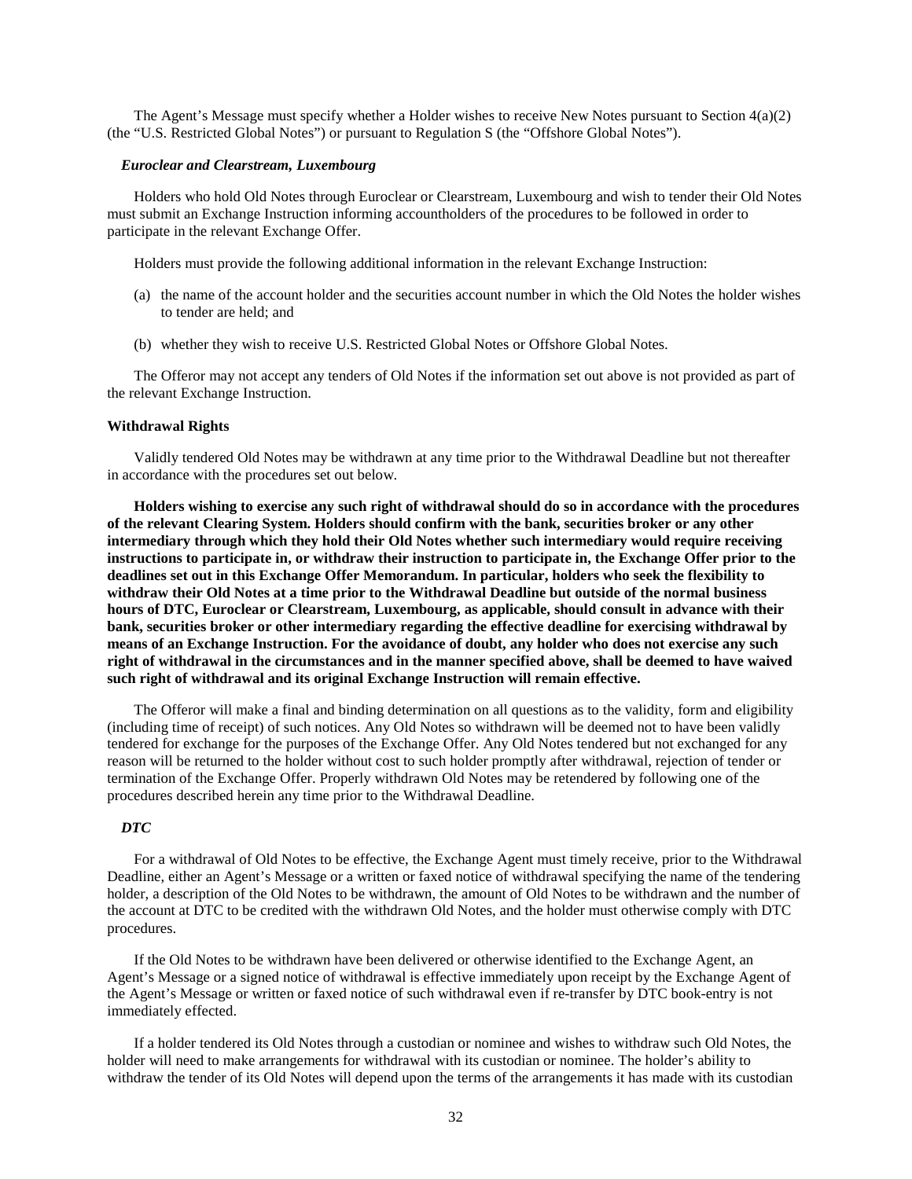The Agent's Message must specify whether a Holder wishes to receive New Notes pursuant to Section 4(a)(2) (the "U.S. Restricted Global Notes") or pursuant to Regulation S (the "Offshore Global Notes").

***Euroclear and Clearstream, Luxembourg***

Holders who hold Old Notes through Euroclear or Clearstream, Luxembourg and wish to tender their Old Notes must submit an Exchange Instruction informing accountholders of the procedures to be followed in order to participate in the relevant Exchange Offer.

Holders must provide the following additional information in the relevant Exchange Instruction:

(a) the name of the account holder and the securities account number in which the Old Notes the holder wishes to tender are held; and

(b) whether they wish to receive U.S. Restricted Global Notes or Offshore Global Notes.

The Offeror may not accept any tenders of Old Notes if the information set out above is not provided as part of the relevant Exchange Instruction.

**Withdrawal Rights**

Validly tendered Old Notes may be withdrawn at any time prior to the Withdrawal Deadline but not thereafter in accordance with the procedures set out below.

**Holders wishing to exercise any such right of withdrawal should do so in accordance with the procedures of the relevant Clearing System. Holders should confirm with the bank, securities broker or any other intermediary through which they hold their Old Notes whether such intermediary would require receiving instructions to participate in, or withdraw their instruction to participate in, the Exchange Offer prior to the deadlines set out in this Exchange Offer Memorandum. In particular, holders who seek the flexibility to withdraw their Old Notes at a time prior to the Withdrawal Deadline but outside of the normal business hours of DTC, Euroclear or Clearstream, Luxembourg, as applicable, should consult in advance with their bank, securities broker or other intermediary regarding the effective deadline for exercising withdrawal by means of an Exchange Instruction. For the avoidance of doubt, any holder who does not exercise any such right of withdrawal in the circumstances and in the manner specified above, shall be deemed to have waived such right of withdrawal and its original Exchange Instruction will remain effective.**

The Offeror will make a final and binding determination on all questions as to the validity, form and eligibility (including time of receipt) of such notices. Any Old Notes so withdrawn will be deemed not to have been validly tendered for exchange for the purposes of the Exchange Offer. Any Old Notes tendered but not exchanged for any reason will be returned to the holder without cost to such holder promptly after withdrawal, rejection of tender or termination of the Exchange Offer. Properly withdrawn Old Notes may be retendered by following one of the procedures described herein any time prior to the Withdrawal Deadline.

***DTC***

For a withdrawal of Old Notes to be effective, the Exchange Agent must timely receive, prior to the Withdrawal Deadline, either an Agent's Message or a written or faxed notice of withdrawal specifying the name of the tendering holder, a description of the Old Notes to be withdrawn, the amount of Old Notes to be withdrawn and the number of the account at DTC to be credited with the withdrawn Old Notes, and the holder must otherwise comply with DTC procedures.

If the Old Notes to be withdrawn have been delivered or otherwise identified to the Exchange Agent, an Agent's Message or a signed notice of withdrawal is effective immediately upon receipt by the Exchange Agent of the Agent's Message or written or faxed notice of such withdrawal even if re-transfer by DTC book-entry is not immediately effected.

If a holder tendered its Old Notes through a custodian or nominee and wishes to withdraw such Old Notes, the holder will need to make arrangements for withdrawal with its custodian or nominee. The holder's ability to withdraw the tender of its Old Notes will depend upon the terms of the arrangements it has made with its custodian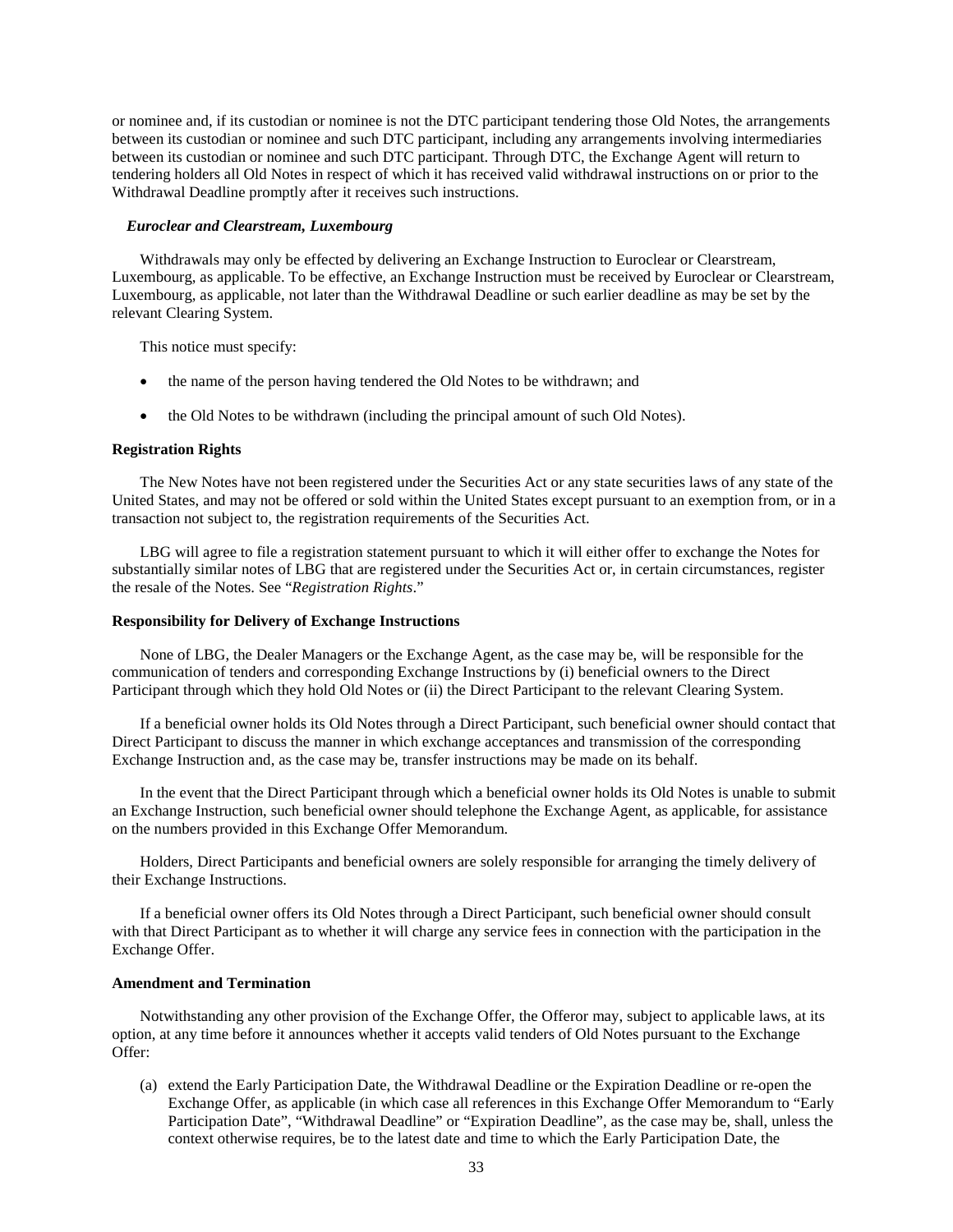or nominee and, if its custodian or nominee is not the DTC participant tendering those Old Notes, the arrangements between its custodian or nominee and such DTC participant, including any arrangements involving intermediaries between its custodian or nominee and such DTC participant. Through DTC, the Exchange Agent will return to tendering holders all Old Notes in respect of which it has received valid withdrawal instructions on or prior to the Withdrawal Deadline promptly after it receives such instructions.

***Euroclear and Clearstream, Luxembourg***

Withdrawals may only be effected by delivering an Exchange Instruction to Euroclear or Clearstream, Luxembourg, as applicable. To be effective, an Exchange Instruction must be received by Euroclear or Clearstream, Luxembourg, as applicable, not later than the Withdrawal Deadline or such earlier deadline as may be set by the relevant Clearing System.

This notice must specify:

- the name of the person having tendered the Old Notes to be withdrawn; and
- the Old Notes to be withdrawn (including the principal amount of such Old Notes).

**Registration Rights**

The New Notes have not been registered under the Securities Act or any state securities laws of any state of the United States, and may not be offered or sold within the United States except pursuant to an exemption from, or in a transaction not subject to, the registration requirements of the Securities Act.

LBG will agree to file a registration statement pursuant to which it will either offer to exchange the Notes for substantially similar notes of LBG that are registered under the Securities Act or, in certain circumstances, register the resale of the Notes. See "*Registration Rights*."

**Responsibility for Delivery of Exchange Instructions**

None of LBG, the Dealer Managers or the Exchange Agent, as the case may be, will be responsible for the communication of tenders and corresponding Exchange Instructions by (i) beneficial owners to the Direct Participant through which they hold Old Notes or (ii) the Direct Participant to the relevant Clearing System.

If a beneficial owner holds its Old Notes through a Direct Participant, such beneficial owner should contact that Direct Participant to discuss the manner in which exchange acceptances and transmission of the corresponding Exchange Instruction and, as the case may be, transfer instructions may be made on its behalf.

In the event that the Direct Participant through which a beneficial owner holds its Old Notes is unable to submit an Exchange Instruction, such beneficial owner should telephone the Exchange Agent, as applicable, for assistance on the numbers provided in this Exchange Offer Memorandum.

Holders, Direct Participants and beneficial owners are solely responsible for arranging the timely delivery of their Exchange Instructions.

If a beneficial owner offers its Old Notes through a Direct Participant, such beneficial owner should consult with that Direct Participant as to whether it will charge any service fees in connection with the participation in the Exchange Offer.

**Amendment and Termination**

Notwithstanding any other provision of the Exchange Offer, the Offeror may, subject to applicable laws, at its option, at any time before it announces whether it accepts valid tenders of Old Notes pursuant to the Exchange Offer:

(a) extend the Early Participation Date, the Withdrawal Deadline or the Expiration Deadline or re-open the Exchange Offer, as applicable (in which case all references in this Exchange Offer Memorandum to "Early Participation Date", "Withdrawal Deadline" or "Expiration Deadline", as the case may be, shall, unless the context otherwise requires, be to the latest date and time to which the Early Participation Date, the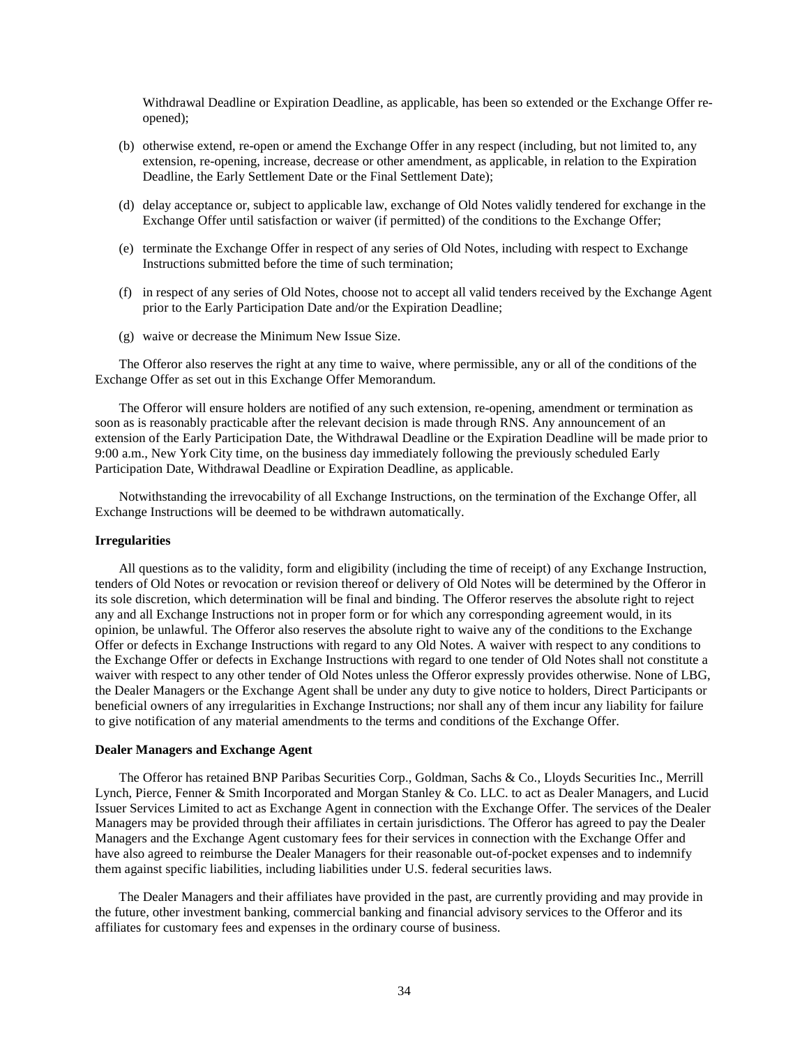Withdrawal Deadline or Expiration Deadline, as applicable, has been so extended or the Exchange Offer re-opened);

(b) otherwise extend, re-open or amend the Exchange Offer in any respect (including, but not limited to, any extension, re-opening, increase, decrease or other amendment, as applicable, in relation to the Expiration Deadline, the Early Settlement Date or the Final Settlement Date);

(d) delay acceptance or, subject to applicable law, exchange of Old Notes validly tendered for exchange in the Exchange Offer until satisfaction or waiver (if permitted) of the conditions to the Exchange Offer;

(e) terminate the Exchange Offer in respect of any series of Old Notes, including with respect to Exchange Instructions submitted before the time of such termination;

(f) in respect of any series of Old Notes, choose not to accept all valid tenders received by the Exchange Agent prior to the Early Participation Date and/or the Expiration Deadline;

(g) waive or decrease the Minimum New Issue Size.

The Offeror also reserves the right at any time to waive, where permissible, any or all of the conditions of the Exchange Offer as set out in this Exchange Offer Memorandum.

The Offeror will ensure holders are notified of any such extension, re-opening, amendment or termination as soon as is reasonably practicable after the relevant decision is made through RNS. Any announcement of an extension of the Early Participation Date, the Withdrawal Deadline or the Expiration Deadline will be made prior to 9:00 a.m., New York City time, on the business day immediately following the previously scheduled Early Participation Date, Withdrawal Deadline or Expiration Deadline, as applicable.

Notwithstanding the irrevocability of all Exchange Instructions, on the termination of the Exchange Offer, all Exchange Instructions will be deemed to be withdrawn automatically.

**Irregularities**

All questions as to the validity, form and eligibility (including the time of receipt) of any Exchange Instruction, tenders of Old Notes or revocation or revision thereof or delivery of Old Notes will be determined by the Offeror in its sole discretion, which determination will be final and binding. The Offeror reserves the absolute right to reject any and all Exchange Instructions not in proper form or for which any corresponding agreement would, in its opinion, be unlawful. The Offeror also reserves the absolute right to waive any of the conditions to the Exchange Offer or defects in Exchange Instructions with regard to any Old Notes. A waiver with respect to any conditions to the Exchange Offer or defects in Exchange Instructions with regard to one tender of Old Notes shall not constitute a waiver with respect to any other tender of Old Notes unless the Offeror expressly provides otherwise. None of LBG, the Dealer Managers or the Exchange Agent shall be under any duty to give notice to holders, Direct Participants or beneficial owners of any irregularities in Exchange Instructions; nor shall any of them incur any liability for failure to give notification of any material amendments to the terms and conditions of the Exchange Offer.

**Dealer Managers and Exchange Agent**

The Offeror has retained BNP Paribas Securities Corp., Goldman, Sachs & Co., Lloyds Securities Inc., Merrill Lynch, Pierce, Fenner & Smith Incorporated and Morgan Stanley & Co. LLC. to act as Dealer Managers, and Lucid Issuer Services Limited to act as Exchange Agent in connection with the Exchange Offer. The services of the Dealer Managers may be provided through their affiliates in certain jurisdictions. The Offeror has agreed to pay the Dealer Managers and the Exchange Agent customary fees for their services in connection with the Exchange Offer and have also agreed to reimburse the Dealer Managers for their reasonable out-of-pocket expenses and to indemnify them against specific liabilities, including liabilities under U.S. federal securities laws.

The Dealer Managers and their affiliates have provided in the past, are currently providing and may provide in the future, other investment banking, commercial banking and financial advisory services to the Offeror and its affiliates for customary fees and expenses in the ordinary course of business.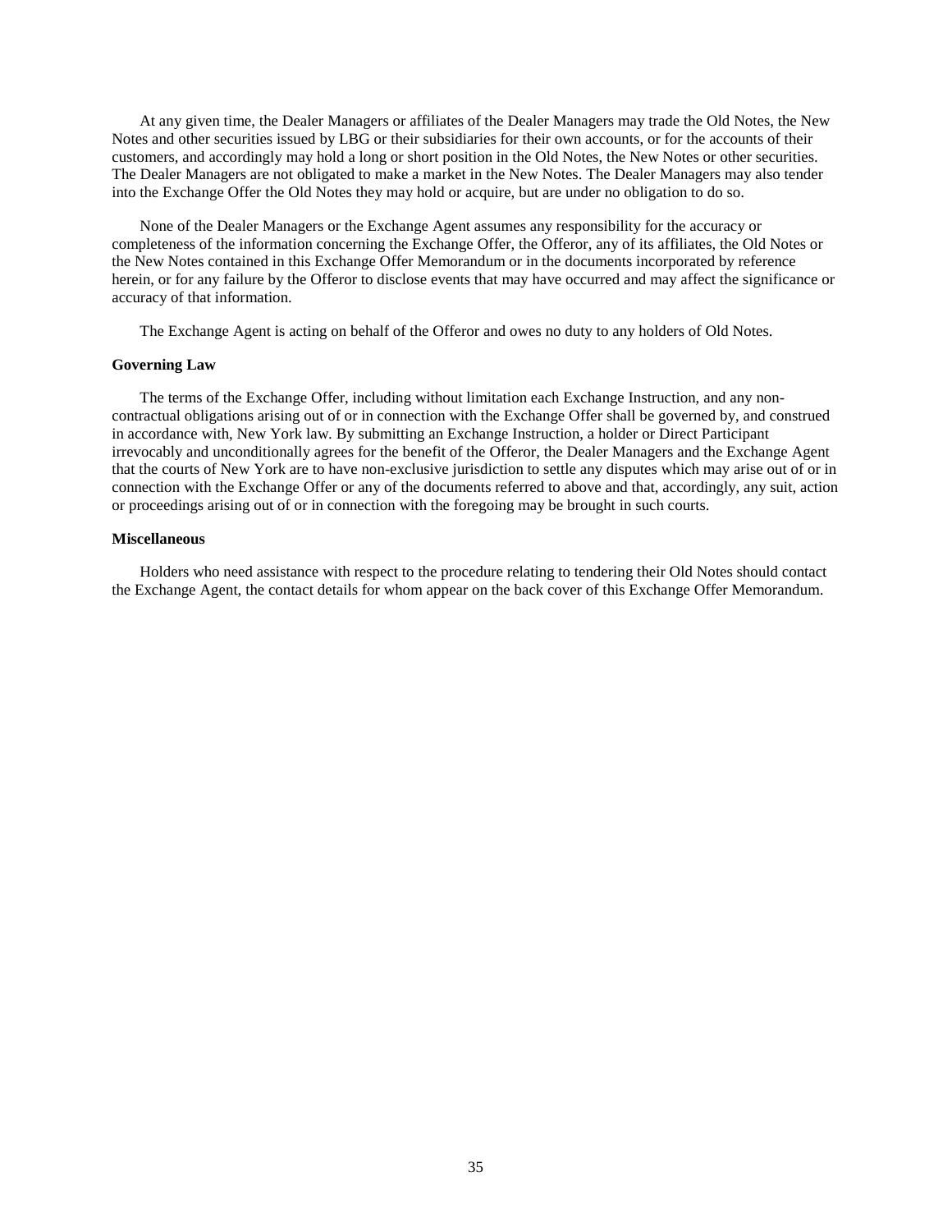At any given time, the Dealer Managers or affiliates of the Dealer Managers may trade the Old Notes, the New Notes and other securities issued by LBG or their subsidiaries for their own accounts, or for the accounts of their customers, and accordingly may hold a long or short position in the Old Notes, the New Notes or other securities. The Dealer Managers are not obligated to make a market in the New Notes. The Dealer Managers may also tender into the Exchange Offer the Old Notes they may hold or acquire, but are under no obligation to do so.

None of the Dealer Managers or the Exchange Agent assumes any responsibility for the accuracy or completeness of the information concerning the Exchange Offer, the Offeror, any of its affiliates, the Old Notes or the New Notes contained in this Exchange Offer Memorandum or in the documents incorporated by reference herein, or for any failure by the Offeror to disclose events that may have occurred and may affect the significance or accuracy of that information.

The Exchange Agent is acting on behalf of the Offeror and owes no duty to any holders of Old Notes.

**Governing Law**

The terms of the Exchange Offer, including without limitation each Exchange Instruction, and any non-contractual obligations arising out of or in connection with the Exchange Offer shall be governed by, and construed in accordance with, New York law. By submitting an Exchange Instruction, a holder or Direct Participant irrevocably and unconditionally agrees for the benefit of the Offeror, the Dealer Managers and the Exchange Agent that the courts of New York are to have non-exclusive jurisdiction to settle any disputes which may arise out of or in connection with the Exchange Offer or any of the documents referred to above and that, accordingly, any suit, action or proceedings arising out of or in connection with the foregoing may be brought in such courts.

**Miscellaneous**

Holders who need assistance with respect to the procedure relating to tendering their Old Notes should contact the Exchange Agent, the contact details for whom appear on the back cover of this Exchange Offer Memorandum.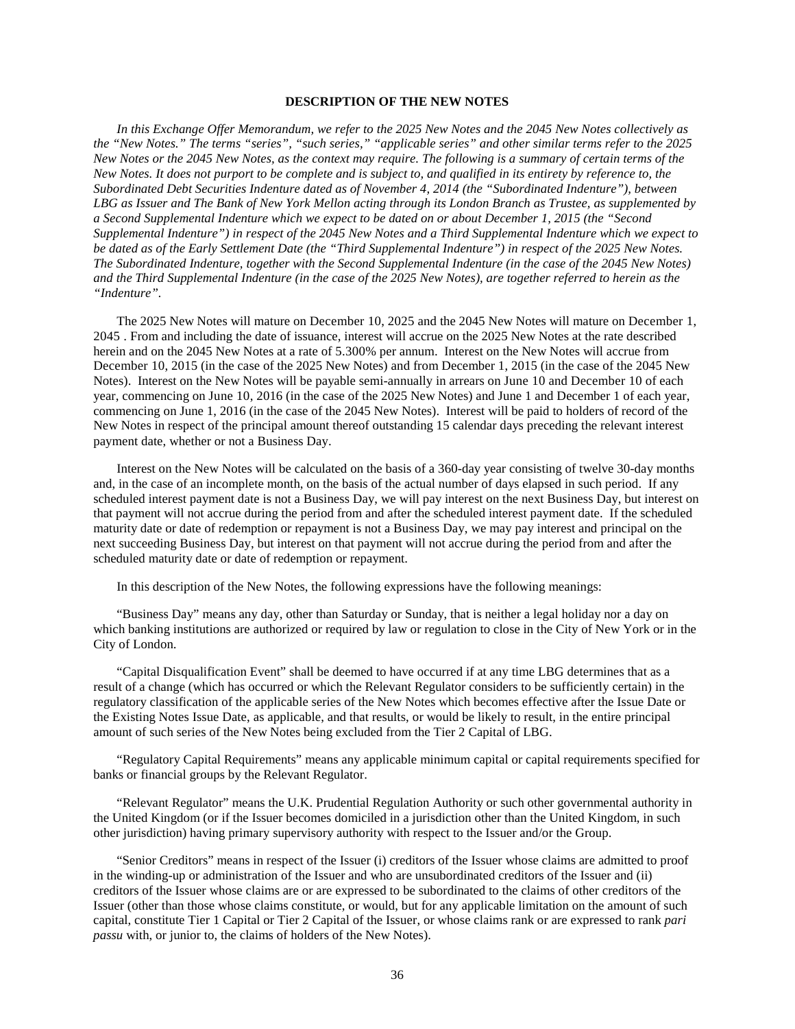## DESCRIPTION OF THE NEW NOTES

*In this Exchange Offer Memorandum, we refer to the 2025 New Notes and the 2045 New Notes collectively as the "New Notes." The terms "series", "such series," "applicable series" and other similar terms refer to the 2025 New Notes or the 2045 New Notes, as the context may require. The following is a summary of certain terms of the New Notes. It does not purport to be complete and is subject to, and qualified in its entirety by reference to, the Subordinated Debt Securities Indenture dated as of November 4, 2014 (the "Subordinated Indenture"), between LBG as Issuer and The Bank of New York Mellon acting through its London Branch as Trustee, as supplemented by a Second Supplemental Indenture which we expect to be dated on or about December 1, 2015 (the "Second Supplemental Indenture") in respect of the 2045 New Notes and a Third Supplemental Indenture which we expect to be dated as of the Early Settlement Date (the "Third Supplemental Indenture") in respect of the 2025 New Notes. The Subordinated Indenture, together with the Second Supplemental Indenture (in the case of the 2045 New Notes) and the Third Supplemental Indenture (in the case of the 2025 New Notes), are together referred to herein as the "Indenture".*

The 2025 New Notes will mature on December 10, 2025 and the 2045 New Notes will mature on December 1, 2045 . From and including the date of issuance, interest will accrue on the 2025 New Notes at the rate described herein and on the 2045 New Notes at a rate of 5.300% per annum. Interest on the New Notes will accrue from December 10, 2015 (in the case of the 2025 New Notes) and from December 1, 2015 (in the case of the 2045 New Notes). Interest on the New Notes will be payable semi-annually in arrears on June 10 and December 10 of each year, commencing on June 10, 2016 (in the case of the 2025 New Notes) and June 1 and December 1 of each year, commencing on June 1, 2016 (in the case of the 2045 New Notes). Interest will be paid to holders of record of the New Notes in respect of the principal amount thereof outstanding 15 calendar days preceding the relevant interest payment date, whether or not a Business Day.

Interest on the New Notes will be calculated on the basis of a 360-day year consisting of twelve 30-day months and, in the case of an incomplete month, on the basis of the actual number of days elapsed in such period. If any scheduled interest payment date is not a Business Day, we will pay interest on the next Business Day, but interest on that payment will not accrue during the period from and after the scheduled interest payment date. If the scheduled maturity date or date of redemption or repayment is not a Business Day, we may pay interest and principal on the next succeeding Business Day, but interest on that payment will not accrue during the period from and after the scheduled maturity date or date of redemption or repayment.

In this description of the New Notes, the following expressions have the following meanings:

"Business Day" means any day, other than Saturday or Sunday, that is neither a legal holiday nor a day on which banking institutions are authorized or required by law or regulation to close in the City of New York or in the City of London.

"Capital Disqualification Event" shall be deemed to have occurred if at any time LBG determines that as a result of a change (which has occurred or which the Relevant Regulator considers to be sufficiently certain) in the regulatory classification of the applicable series of the New Notes which becomes effective after the Issue Date or the Existing Notes Issue Date, as applicable, and that results, or would be likely to result, in the entire principal amount of such series of the New Notes being excluded from the Tier 2 Capital of LBG.

"Regulatory Capital Requirements" means any applicable minimum capital or capital requirements specified for banks or financial groups by the Relevant Regulator.

"Relevant Regulator" means the U.K. Prudential Regulation Authority or such other governmental authority in the United Kingdom (or if the Issuer becomes domiciled in a jurisdiction other than the United Kingdom, in such other jurisdiction) having primary supervisory authority with respect to the Issuer and/or the Group.

"Senior Creditors" means in respect of the Issuer (i) creditors of the Issuer whose claims are admitted to proof in the winding-up or administration of the Issuer and who are unsubordinated creditors of the Issuer and (ii) creditors of the Issuer whose claims are or are expressed to be subordinated to the claims of other creditors of the Issuer (other than those whose claims constitute, or would, but for any applicable limitation on the amount of such capital, constitute Tier 1 Capital or Tier 2 Capital of the Issuer, or whose claims rank or are expressed to rank *pari passu* with, or junior to, the claims of holders of the New Notes).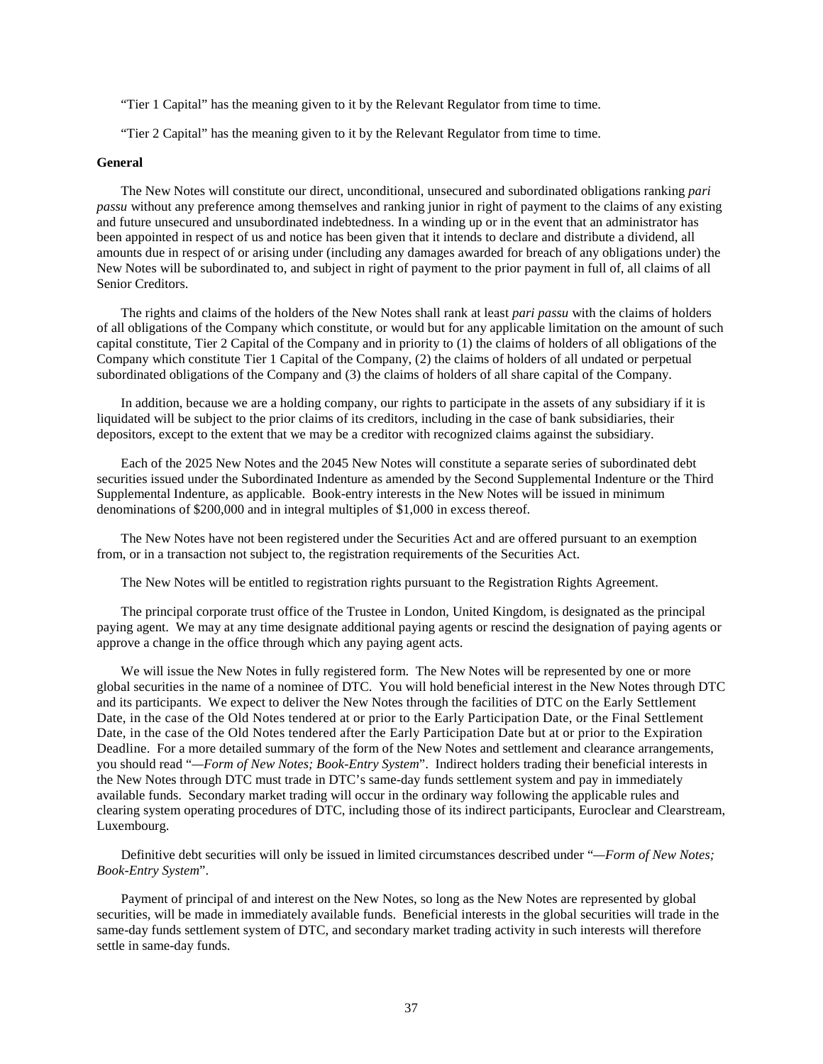"Tier 1 Capital" has the meaning given to it by the Relevant Regulator from time to time.

"Tier 2 Capital" has the meaning given to it by the Relevant Regulator from time to time.

**General**

The New Notes will constitute our direct, unconditional, unsecured and subordinated obligations ranking *pari passu* without any preference among themselves and ranking junior in right of payment to the claims of any existing and future unsecured and unsubordinated indebtedness. In a winding up or in the event that an administrator has been appointed in respect of us and notice has been given that it intends to declare and distribute a dividend, all amounts due in respect of or arising under (including any damages awarded for breach of any obligations under) the New Notes will be subordinated to, and subject in right of payment to the prior payment in full of, all claims of all Senior Creditors.

The rights and claims of the holders of the New Notes shall rank at least *pari passu* with the claims of holders of all obligations of the Company which constitute, or would but for any applicable limitation on the amount of such capital constitute, Tier 2 Capital of the Company and in priority to (1) the claims of holders of all obligations of the Company which constitute Tier 1 Capital of the Company, (2) the claims of holders of all undated or perpetual subordinated obligations of the Company and (3) the claims of holders of all share capital of the Company.

In addition, because we are a holding company, our rights to participate in the assets of any subsidiary if it is liquidated will be subject to the prior claims of its creditors, including in the case of bank subsidiaries, their depositors, except to the extent that we may be a creditor with recognized claims against the subsidiary.

Each of the 2025 New Notes and the 2045 New Notes will constitute a separate series of subordinated debt securities issued under the Subordinated Indenture as amended by the Second Supplemental Indenture or the Third Supplemental Indenture, as applicable. Book-entry interests in the New Notes will be issued in minimum denominations of $200,000 and in integral multiples of $1,000 in excess thereof.

The New Notes have not been registered under the Securities Act and are offered pursuant to an exemption from, or in a transaction not subject to, the registration requirements of the Securities Act.

The New Notes will be entitled to registration rights pursuant to the Registration Rights Agreement.

The principal corporate trust office of the Trustee in London, United Kingdom, is designated as the principal paying agent. We may at any time designate additional paying agents or rescind the designation of paying agents or approve a change in the office through which any paying agent acts.

We will issue the New Notes in fully registered form. The New Notes will be represented by one or more global securities in the name of a nominee of DTC. You will hold beneficial interest in the New Notes through DTC and its participants. We expect to deliver the New Notes through the facilities of DTC on the Early Settlement Date, in the case of the Old Notes tendered at or prior to the Early Participation Date, or the Final Settlement Date, in the case of the Old Notes tendered after the Early Participation Date but at or prior to the Expiration Deadline. For a more detailed summary of the form of the New Notes and settlement and clearance arrangements, you should read "*—Form of New Notes; Book-Entry System*". Indirect holders trading their beneficial interests in the New Notes through DTC must trade in DTC's same-day funds settlement system and pay in immediately available funds. Secondary market trading will occur in the ordinary way following the applicable rules and clearing system operating procedures of DTC, including those of its indirect participants, Euroclear and Clearstream, Luxembourg.

Definitive debt securities will only be issued in limited circumstances described under "*—Form of New Notes; Book-Entry System*".

Payment of principal of and interest on the New Notes, so long as the New Notes are represented by global securities, will be made in immediately available funds. Beneficial interests in the global securities will trade in the same-day funds settlement system of DTC, and secondary market trading activity in such interests will therefore settle in same-day funds.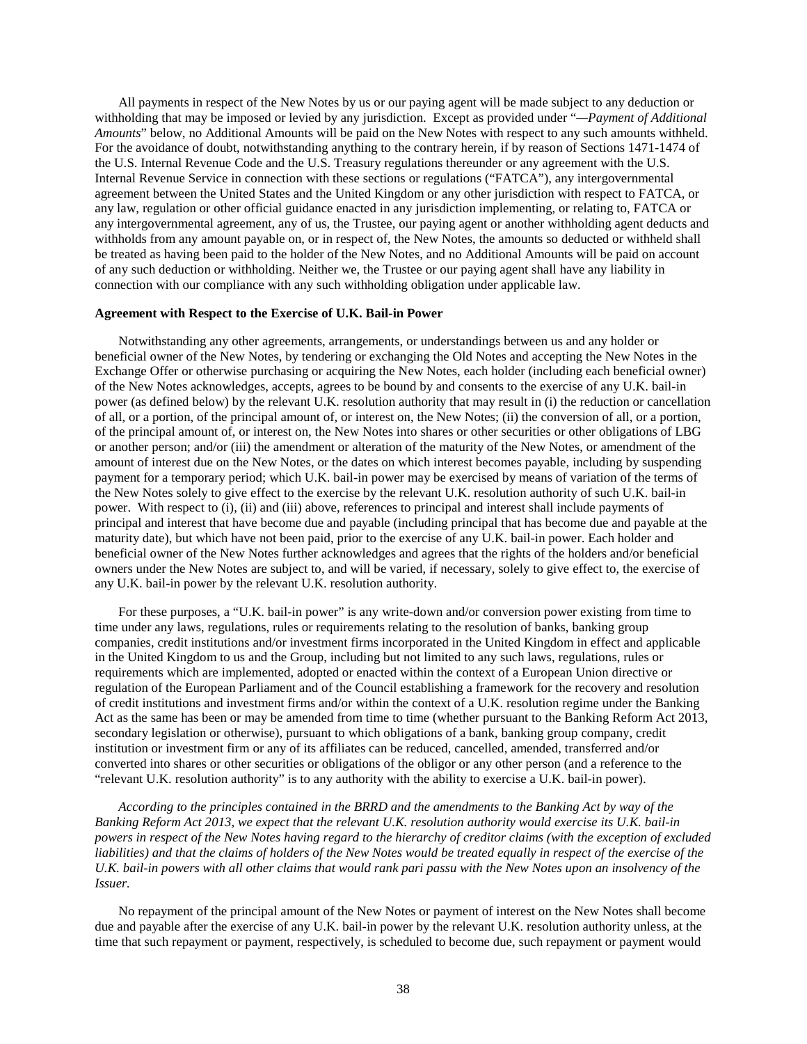All payments in respect of the New Notes by us or our paying agent will be made subject to any deduction or withholding that may be imposed or levied by any jurisdiction. Except as provided under "*—Payment of Additional Amounts*" below, no Additional Amounts will be paid on the New Notes with respect to any such amounts withheld. For the avoidance of doubt, notwithstanding anything to the contrary herein, if by reason of Sections 1471-1474 of the U.S. Internal Revenue Code and the U.S. Treasury regulations thereunder or any agreement with the U.S. Internal Revenue Service in connection with these sections or regulations ("FATCA"), any intergovernmental agreement between the United States and the United Kingdom or any other jurisdiction with respect to FATCA, or any law, regulation or other official guidance enacted in any jurisdiction implementing, or relating to, FATCA or any intergovernmental agreement, any of us, the Trustee, our paying agent or another withholding agent deducts and withholds from any amount payable on, or in respect of, the New Notes, the amounts so deducted or withheld shall be treated as having been paid to the holder of the New Notes, and no Additional Amounts will be paid on account of any such deduction or withholding. Neither we, the Trustee or our paying agent shall have any liability in connection with our compliance with any such withholding obligation under applicable law.

**Agreement with Respect to the Exercise of U.K. Bail-in Power**

Notwithstanding any other agreements, arrangements, or understandings between us and any holder or beneficial owner of the New Notes, by tendering or exchanging the Old Notes and accepting the New Notes in the Exchange Offer or otherwise purchasing or acquiring the New Notes, each holder (including each beneficial owner) of the New Notes acknowledges, accepts, agrees to be bound by and consents to the exercise of any U.K. bail-in power (as defined below) by the relevant U.K. resolution authority that may result in (i) the reduction or cancellation of all, or a portion, of the principal amount of, or interest on, the New Notes; (ii) the conversion of all, or a portion, of the principal amount of, or interest on, the New Notes into shares or other securities or other obligations of LBG or another person; and/or (iii) the amendment or alteration of the maturity of the New Notes, or amendment of the amount of interest due on the New Notes, or the dates on which interest becomes payable, including by suspending payment for a temporary period; which U.K. bail-in power may be exercised by means of variation of the terms of the New Notes solely to give effect to the exercise by the relevant U.K. resolution authority of such U.K. bail-in power. With respect to (i), (ii) and (iii) above, references to principal and interest shall include payments of principal and interest that have become due and payable (including principal that has become due and payable at the maturity date), but which have not been paid, prior to the exercise of any U.K. bail-in power. Each holder and beneficial owner of the New Notes further acknowledges and agrees that the rights of the holders and/or beneficial owners under the New Notes are subject to, and will be varied, if necessary, solely to give effect to, the exercise of any U.K. bail-in power by the relevant U.K. resolution authority.

For these purposes, a "U.K. bail-in power" is any write-down and/or conversion power existing from time to time under any laws, regulations, rules or requirements relating to the resolution of banks, banking group companies, credit institutions and/or investment firms incorporated in the United Kingdom in effect and applicable in the United Kingdom to us and the Group, including but not limited to any such laws, regulations, rules or requirements which are implemented, adopted or enacted within the context of a European Union directive or regulation of the European Parliament and of the Council establishing a framework for the recovery and resolution of credit institutions and investment firms and/or within the context of a U.K. resolution regime under the Banking Act as the same has been or may be amended from time to time (whether pursuant to the Banking Reform Act 2013, secondary legislation or otherwise), pursuant to which obligations of a bank, banking group company, credit institution or investment firm or any of its affiliates can be reduced, cancelled, amended, transferred and/or converted into shares or other securities or obligations of the obligor or any other person (and a reference to the "relevant U.K. resolution authority" is to any authority with the ability to exercise a U.K. bail-in power).

*According to the principles contained in the BRRD and the amendments to the Banking Act by way of the Banking Reform Act 2013, we expect that the relevant U.K. resolution authority would exercise its U.K. bail-in powers in respect of the New Notes having regard to the hierarchy of creditor claims (with the exception of excluded liabilities) and that the claims of holders of the New Notes would be treated equally in respect of the exercise of the U.K. bail-in powers with all other claims that would rank pari passu with the New Notes upon an insolvency of the Issuer.*

No repayment of the principal amount of the New Notes or payment of interest on the New Notes shall become due and payable after the exercise of any U.K. bail-in power by the relevant U.K. resolution authority unless, at the time that such repayment or payment, respectively, is scheduled to become due, such repayment or payment would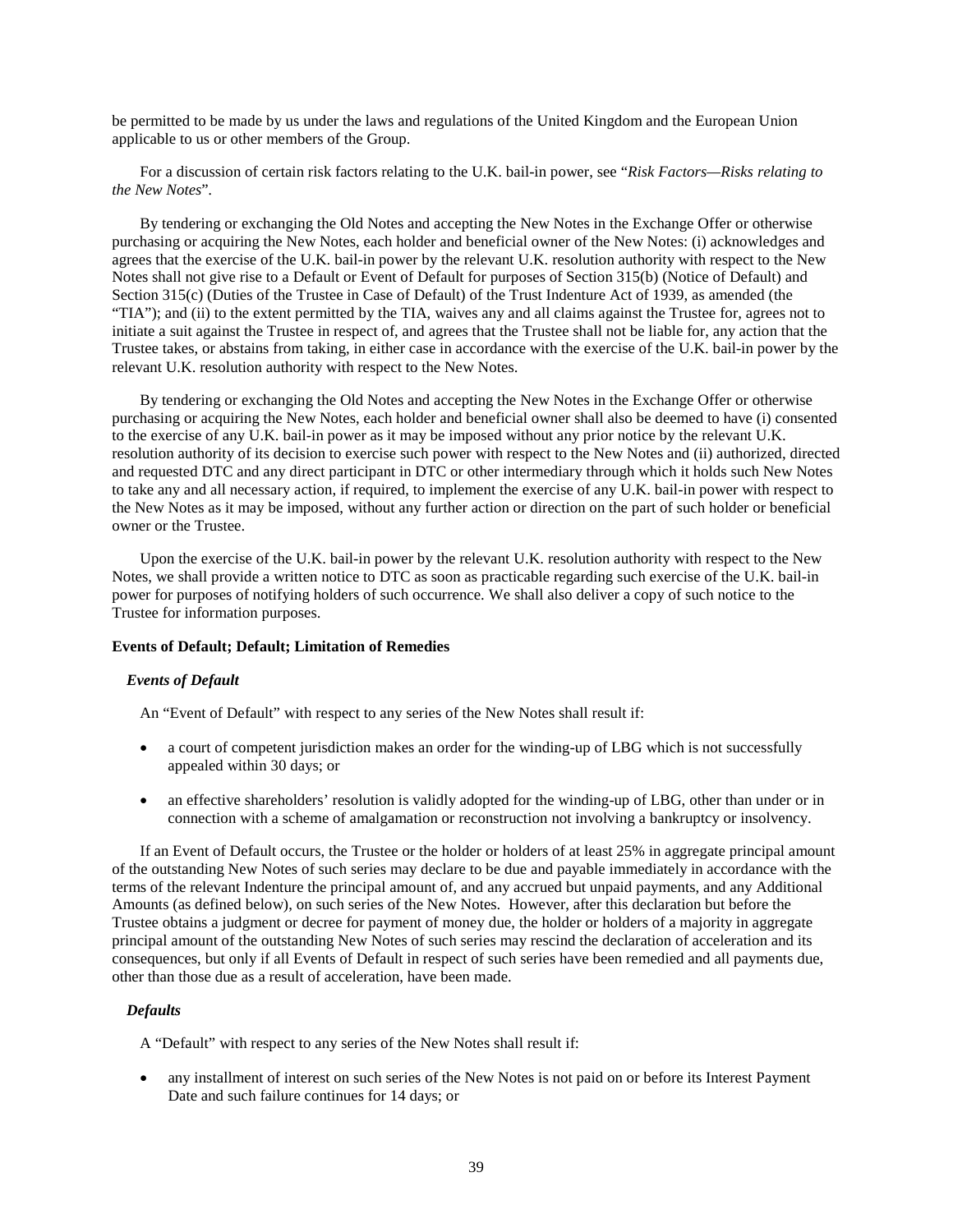be permitted to be made by us under the laws and regulations of the United Kingdom and the European Union applicable to us or other members of the Group.

For a discussion of certain risk factors relating to the U.K. bail-in power, see "*Risk Factors—Risks relating to the New Notes*".

By tendering or exchanging the Old Notes and accepting the New Notes in the Exchange Offer or otherwise purchasing or acquiring the New Notes, each holder and beneficial owner of the New Notes: (i) acknowledges and agrees that the exercise of the U.K. bail-in power by the relevant U.K. resolution authority with respect to the New Notes shall not give rise to a Default or Event of Default for purposes of Section 315(b) (Notice of Default) and Section 315(c) (Duties of the Trustee in Case of Default) of the Trust Indenture Act of 1939, as amended (the "TIA"); and (ii) to the extent permitted by the TIA, waives any and all claims against the Trustee for, agrees not to initiate a suit against the Trustee in respect of, and agrees that the Trustee shall not be liable for, any action that the Trustee takes, or abstains from taking, in either case in accordance with the exercise of the U.K. bail-in power by the relevant U.K. resolution authority with respect to the New Notes.

By tendering or exchanging the Old Notes and accepting the New Notes in the Exchange Offer or otherwise purchasing or acquiring the New Notes, each holder and beneficial owner shall also be deemed to have (i) consented to the exercise of any U.K. bail-in power as it may be imposed without any prior notice by the relevant U.K. resolution authority of its decision to exercise such power with respect to the New Notes and (ii) authorized, directed and requested DTC and any direct participant in DTC or other intermediary through which it holds such New Notes to take any and all necessary action, if required, to implement the exercise of any U.K. bail-in power with respect to the New Notes as it may be imposed, without any further action or direction on the part of such holder or beneficial owner or the Trustee.

Upon the exercise of the U.K. bail-in power by the relevant U.K. resolution authority with respect to the New Notes, we shall provide a written notice to DTC as soon as practicable regarding such exercise of the U.K. bail-in power for purposes of notifying holders of such occurrence. We shall also deliver a copy of such notice to the Trustee for information purposes.

**Events of Default; Default; Limitation of Remedies**

***Events of Default***

An "Event of Default" with respect to any series of the New Notes shall result if:

- a court of competent jurisdiction makes an order for the winding-up of LBG which is not successfully appealed within 30 days; or
- an effective shareholders' resolution is validly adopted for the winding-up of LBG, other than under or in connection with a scheme of amalgamation or reconstruction not involving a bankruptcy or insolvency.

If an Event of Default occurs, the Trustee or the holder or holders of at least 25% in aggregate principal amount of the outstanding New Notes of such series may declare to be due and payable immediately in accordance with the terms of the relevant Indenture the principal amount of, and any accrued but unpaid payments, and any Additional Amounts (as defined below), on such series of the New Notes. However, after this declaration but before the Trustee obtains a judgment or decree for payment of money due, the holder or holders of a majority in aggregate principal amount of the outstanding New Notes of such series may rescind the declaration of acceleration and its consequences, but only if all Events of Default in respect of such series have been remedied and all payments due, other than those due as a result of acceleration, have been made.

***Defaults***

A "Default" with respect to any series of the New Notes shall result if:

- any installment of interest on such series of the New Notes is not paid on or before its Interest Payment Date and such failure continues for 14 days; or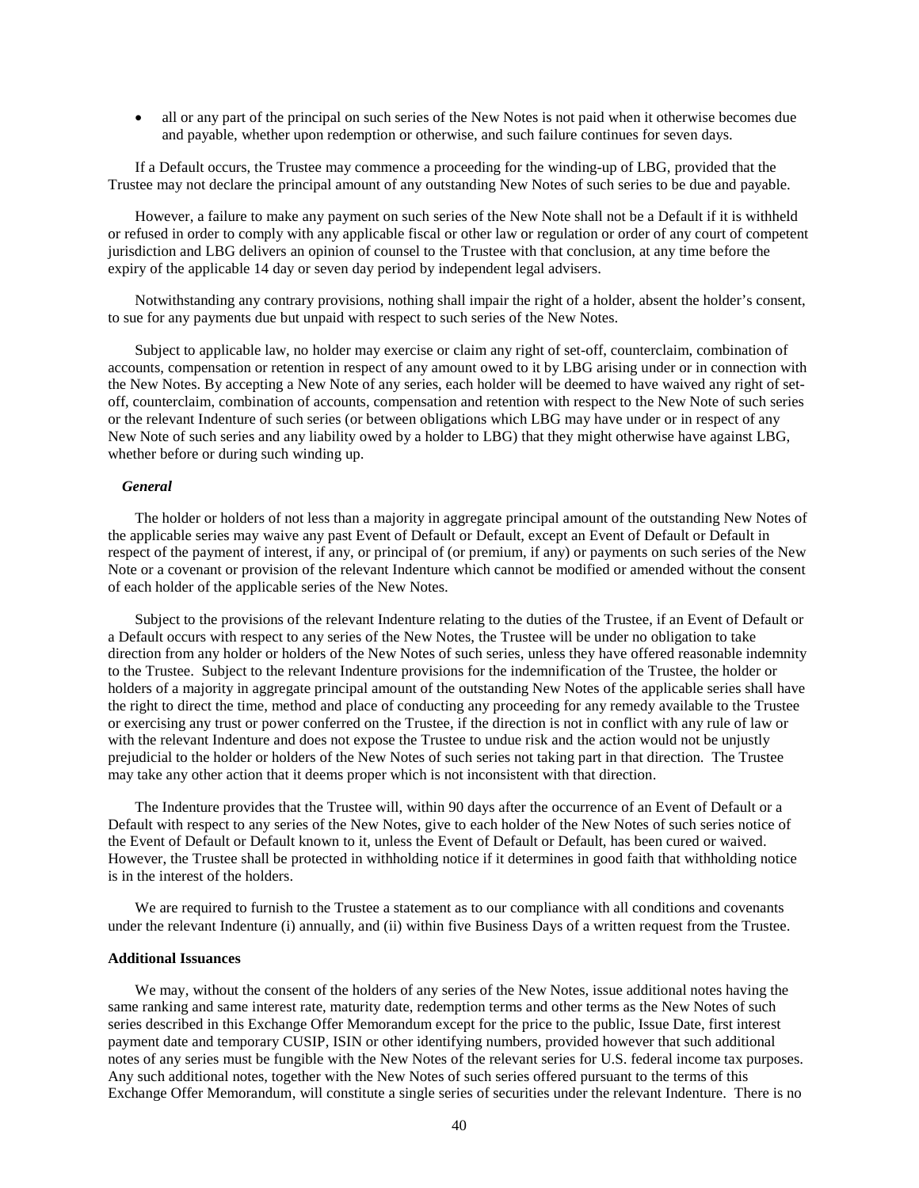- all or any part of the principal on such series of the New Notes is not paid when it otherwise becomes due and payable, whether upon redemption or otherwise, and such failure continues for seven days.

If a Default occurs, the Trustee may commence a proceeding for the winding-up of LBG, provided that the Trustee may not declare the principal amount of any outstanding New Notes of such series to be due and payable.

However, a failure to make any payment on such series of the New Note shall not be a Default if it is withheld or refused in order to comply with any applicable fiscal or other law or regulation or order of any court of competent jurisdiction and LBG delivers an opinion of counsel to the Trustee with that conclusion, at any time before the expiry of the applicable 14 day or seven day period by independent legal advisers.

Notwithstanding any contrary provisions, nothing shall impair the right of a holder, absent the holder's consent, to sue for any payments due but unpaid with respect to such series of the New Notes.

Subject to applicable law, no holder may exercise or claim any right of set-off, counterclaim, combination of accounts, compensation or retention in respect of any amount owed to it by LBG arising under or in connection with the New Notes. By accepting a New Note of any series, each holder will be deemed to have waived any right of set-off, counterclaim, combination of accounts, compensation and retention with respect to the New Note of such series or the relevant Indenture of such series (or between obligations which LBG may have under or in respect of any New Note of such series and any liability owed by a holder to LBG) that they might otherwise have against LBG, whether before or during such winding up.

*General*

The holder or holders of not less than a majority in aggregate principal amount of the outstanding New Notes of the applicable series may waive any past Event of Default or Default, except an Event of Default or Default in respect of the payment of interest, if any, or principal of (or premium, if any) or payments on such series of the New Note or a covenant or provision of the relevant Indenture which cannot be modified or amended without the consent of each holder of the applicable series of the New Notes.

Subject to the provisions of the relevant Indenture relating to the duties of the Trustee, if an Event of Default or a Default occurs with respect to any series of the New Notes, the Trustee will be under no obligation to take direction from any holder or holders of the New Notes of such series, unless they have offered reasonable indemnity to the Trustee. Subject to the relevant Indenture provisions for the indemnification of the Trustee, the holder or holders of a majority in aggregate principal amount of the outstanding New Notes of the applicable series shall have the right to direct the time, method and place of conducting any proceeding for any remedy available to the Trustee or exercising any trust or power conferred on the Trustee, if the direction is not in conflict with any rule of law or with the relevant Indenture and does not expose the Trustee to undue risk and the action would not be unjustly prejudicial to the holder or holders of the New Notes of such series not taking part in that direction. The Trustee may take any other action that it deems proper which is not inconsistent with that direction.

The Indenture provides that the Trustee will, within 90 days after the occurrence of an Event of Default or a Default with respect to any series of the New Notes, give to each holder of the New Notes of such series notice of the Event of Default or Default known to it, unless the Event of Default or Default, has been cured or waived. However, the Trustee shall be protected in withholding notice if it determines in good faith that withholding notice is in the interest of the holders.

We are required to furnish to the Trustee a statement as to our compliance with all conditions and covenants under the relevant Indenture (i) annually, and (ii) within five Business Days of a written request from the Trustee.

**Additional Issuances**

We may, without the consent of the holders of any series of the New Notes, issue additional notes having the same ranking and same interest rate, maturity date, redemption terms and other terms as the New Notes of such series described in this Exchange Offer Memorandum except for the price to the public, Issue Date, first interest payment date and temporary CUSIP, ISIN or other identifying numbers, provided however that such additional notes of any series must be fungible with the New Notes of the relevant series for U.S. federal income tax purposes. Any such additional notes, together with the New Notes of such series offered pursuant to the terms of this Exchange Offer Memorandum, will constitute a single series of securities under the relevant Indenture. There is no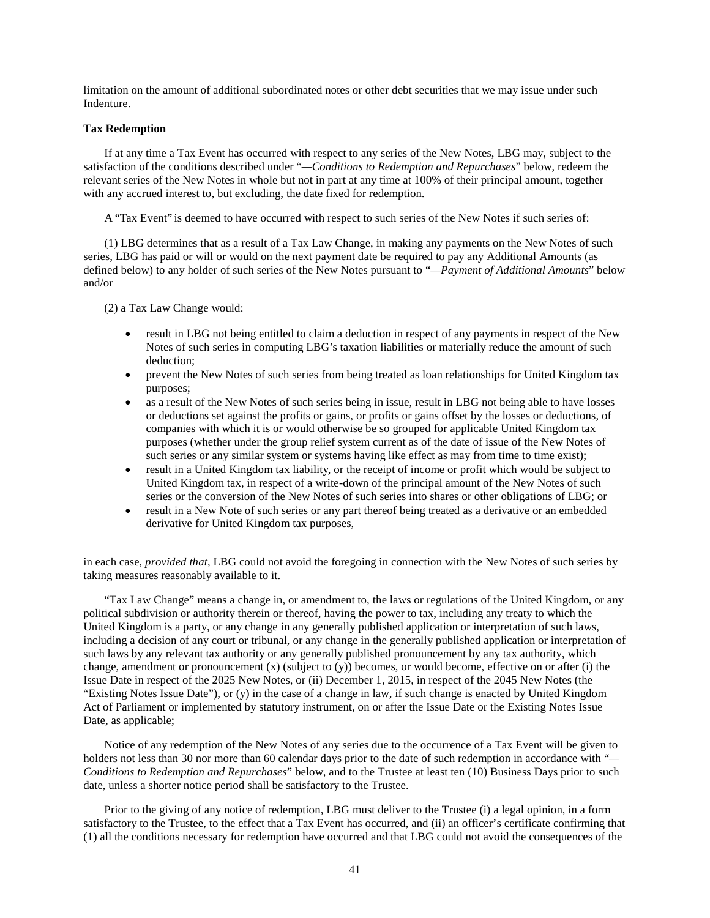limitation on the amount of additional subordinated notes or other debt securities that we may issue under such Indenture.

**Tax Redemption**

If at any time a Tax Event has occurred with respect to any series of the New Notes, LBG may, subject to the satisfaction of the conditions described under "—*Conditions to Redemption and Repurchases*" below, redeem the relevant series of the New Notes in whole but not in part at any time at 100% of their principal amount, together with any accrued interest to, but excluding, the date fixed for redemption.

A "Tax Event" is deemed to have occurred with respect to such series of the New Notes if such series of:

(1) LBG determines that as a result of a Tax Law Change, in making any payments on the New Notes of such series, LBG has paid or will or would on the next payment date be required to pay any Additional Amounts (as defined below) to any holder of such series of the New Notes pursuant to "—*Payment of Additional Amounts*" below and/or

(2) a Tax Law Change would:

- result in LBG not being entitled to claim a deduction in respect of any payments in respect of the New Notes of such series in computing LBG's taxation liabilities or materially reduce the amount of such deduction;
- prevent the New Notes of such series from being treated as loan relationships for United Kingdom tax purposes;
- as a result of the New Notes of such series being in issue, result in LBG not being able to have losses or deductions set against the profits or gains, or profits or gains offset by the losses or deductions, of companies with which it is or would otherwise be so grouped for applicable United Kingdom tax purposes (whether under the group relief system current as of the date of issue of the New Notes of such series or any similar system or systems having like effect as may from time to time exist);
- result in a United Kingdom tax liability, or the receipt of income or profit which would be subject to United Kingdom tax, in respect of a write-down of the principal amount of the New Notes of such series or the conversion of the New Notes of such series into shares or other obligations of LBG; or
- result in a New Note of such series or any part thereof being treated as a derivative or an embedded derivative for United Kingdom tax purposes,

in each case, *provided that*, LBG could not avoid the foregoing in connection with the New Notes of such series by taking measures reasonably available to it.

"Tax Law Change" means a change in, or amendment to, the laws or regulations of the United Kingdom, or any political subdivision or authority therein or thereof, having the power to tax, including any treaty to which the United Kingdom is a party, or any change in any generally published application or interpretation of such laws, including a decision of any court or tribunal, or any change in the generally published application or interpretation of such laws by any relevant tax authority or any generally published pronouncement by any tax authority, which change, amendment or pronouncement (x) (subject to (y)) becomes, or would become, effective on or after (i) the Issue Date in respect of the 2025 New Notes, or (ii) December 1, 2015, in respect of the 2045 New Notes (the "Existing Notes Issue Date"), or (y) in the case of a change in law, if such change is enacted by United Kingdom Act of Parliament or implemented by statutory instrument, on or after the Issue Date or the Existing Notes Issue Date, as applicable;

Notice of any redemption of the New Notes of any series due to the occurrence of a Tax Event will be given to holders not less than 30 nor more than 60 calendar days prior to the date of such redemption in accordance with "—*Conditions to Redemption and Repurchases*" below, and to the Trustee at least ten (10) Business Days prior to such date, unless a shorter notice period shall be satisfactory to the Trustee.

Prior to the giving of any notice of redemption, LBG must deliver to the Trustee (i) a legal opinion, in a form satisfactory to the Trustee, to the effect that a Tax Event has occurred, and (ii) an officer's certificate confirming that (1) all the conditions necessary for redemption have occurred and that LBG could not avoid the consequences of the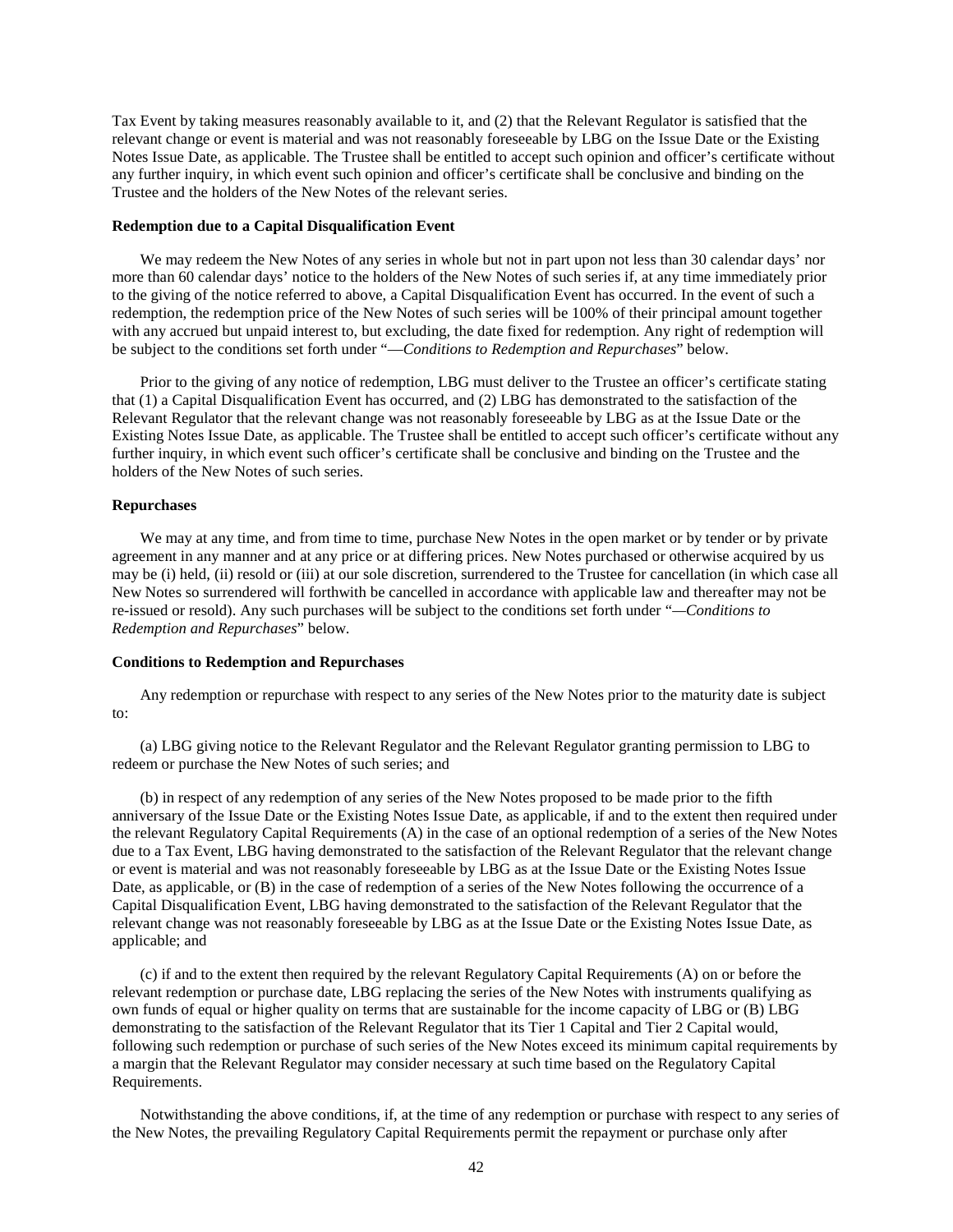Tax Event by taking measures reasonably available to it, and (2) that the Relevant Regulator is satisfied that the relevant change or event is material and was not reasonably foreseeable by LBG on the Issue Date or the Existing Notes Issue Date, as applicable. The Trustee shall be entitled to accept such opinion and officer's certificate without any further inquiry, in which event such opinion and officer's certificate shall be conclusive and binding on the Trustee and the holders of the New Notes of the relevant series.

**Redemption due to a Capital Disqualification Event**

We may redeem the New Notes of any series in whole but not in part upon not less than 30 calendar days' nor more than 60 calendar days' notice to the holders of the New Notes of such series if, at any time immediately prior to the giving of the notice referred to above, a Capital Disqualification Event has occurred. In the event of such a redemption, the redemption price of the New Notes of such series will be 100% of their principal amount together with any accrued but unpaid interest to, but excluding, the date fixed for redemption. Any right of redemption will be subject to the conditions set forth under "—*Conditions to Redemption and Repurchases*" below.

Prior to the giving of any notice of redemption, LBG must deliver to the Trustee an officer's certificate stating that (1) a Capital Disqualification Event has occurred, and (2) LBG has demonstrated to the satisfaction of the Relevant Regulator that the relevant change was not reasonably foreseeable by LBG as at the Issue Date or the Existing Notes Issue Date, as applicable. The Trustee shall be entitled to accept such officer's certificate without any further inquiry, in which event such officer's certificate shall be conclusive and binding on the Trustee and the holders of the New Notes of such series.

**Repurchases**

We may at any time, and from time to time, purchase New Notes in the open market or by tender or by private agreement in any manner and at any price or at differing prices. New Notes purchased or otherwise acquired by us may be (i) held, (ii) resold or (iii) at our sole discretion, surrendered to the Trustee for cancellation (in which case all New Notes so surrendered will forthwith be cancelled in accordance with applicable law and thereafter may not be re-issued or resold). Any such purchases will be subject to the conditions set forth under "—*Conditions to Redemption and Repurchases*" below.

**Conditions to Redemption and Repurchases**

Any redemption or repurchase with respect to any series of the New Notes prior to the maturity date is subject to:

(a) LBG giving notice to the Relevant Regulator and the Relevant Regulator granting permission to LBG to redeem or purchase the New Notes of such series; and

(b) in respect of any redemption of any series of the New Notes proposed to be made prior to the fifth anniversary of the Issue Date or the Existing Notes Issue Date, as applicable, if and to the extent then required under the relevant Regulatory Capital Requirements (A) in the case of an optional redemption of a series of the New Notes due to a Tax Event, LBG having demonstrated to the satisfaction of the Relevant Regulator that the relevant change or event is material and was not reasonably foreseeable by LBG as at the Issue Date or the Existing Notes Issue Date, as applicable, or (B) in the case of redemption of a series of the New Notes following the occurrence of a Capital Disqualification Event, LBG having demonstrated to the satisfaction of the Relevant Regulator that the relevant change was not reasonably foreseeable by LBG as at the Issue Date or the Existing Notes Issue Date, as applicable; and

(c) if and to the extent then required by the relevant Regulatory Capital Requirements (A) on or before the relevant redemption or purchase date, LBG replacing the series of the New Notes with instruments qualifying as own funds of equal or higher quality on terms that are sustainable for the income capacity of LBG or (B) LBG demonstrating to the satisfaction of the Relevant Regulator that its Tier 1 Capital and Tier 2 Capital would, following such redemption or purchase of such series of the New Notes exceed its minimum capital requirements by a margin that the Relevant Regulator may consider necessary at such time based on the Regulatory Capital Requirements.

Notwithstanding the above conditions, if, at the time of any redemption or purchase with respect to any series of the New Notes, the prevailing Regulatory Capital Requirements permit the repayment or purchase only after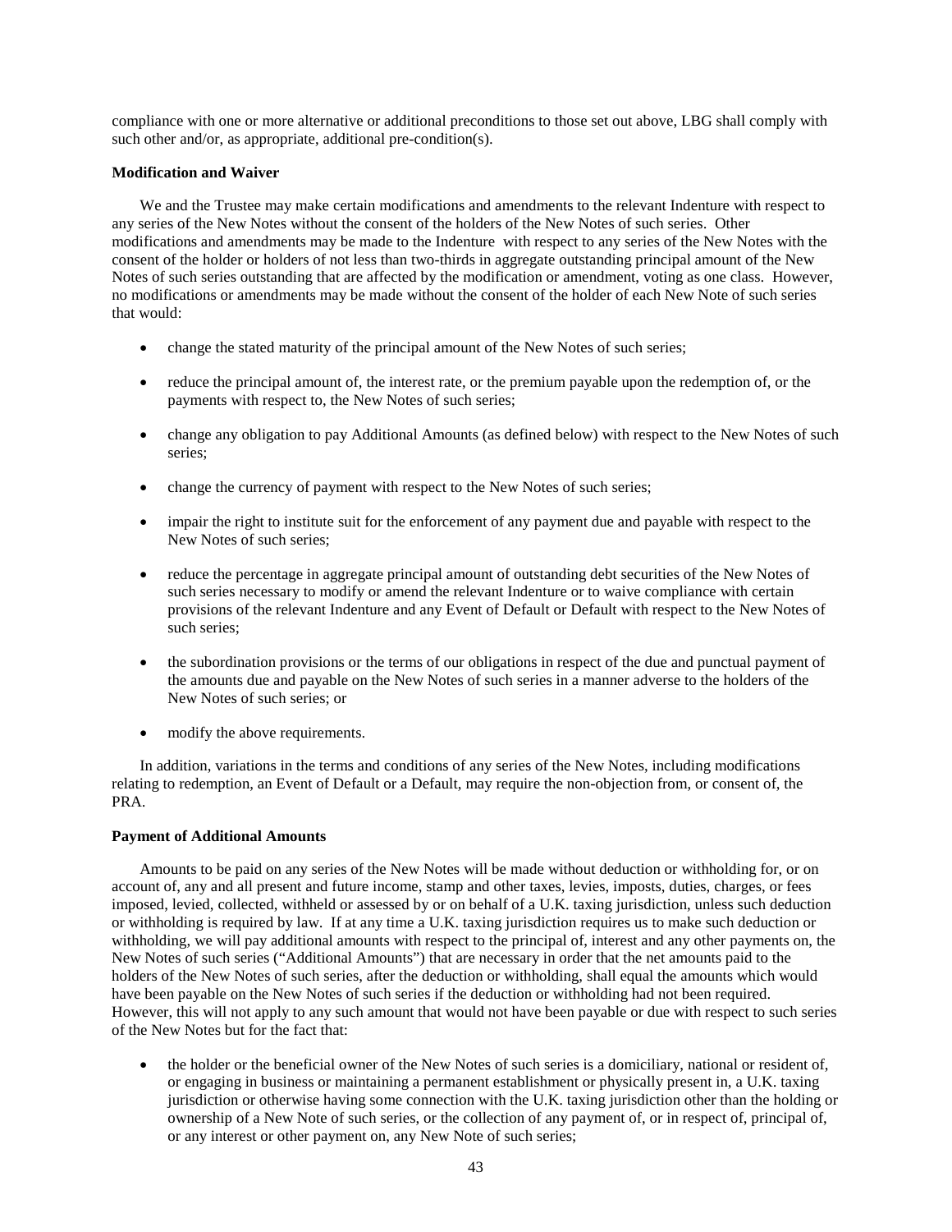compliance with one or more alternative or additional preconditions to those set out above, LBG shall comply with such other and/or, as appropriate, additional pre-condition(s).

**Modification and Waiver**

We and the Trustee may make certain modifications and amendments to the relevant Indenture with respect to any series of the New Notes without the consent of the holders of the New Notes of such series. Other modifications and amendments may be made to the Indenture with respect to any series of the New Notes with the consent of the holder or holders of not less than two-thirds in aggregate outstanding principal amount of the New Notes of such series outstanding that are affected by the modification or amendment, voting as one class. However, no modifications or amendments may be made without the consent of the holder of each New Note of such series that would:

- change the stated maturity of the principal amount of the New Notes of such series;
- reduce the principal amount of, the interest rate, or the premium payable upon the redemption of, or the payments with respect to, the New Notes of such series;
- change any obligation to pay Additional Amounts (as defined below) with respect to the New Notes of such series;
- change the currency of payment with respect to the New Notes of such series;
- impair the right to institute suit for the enforcement of any payment due and payable with respect to the New Notes of such series;
- reduce the percentage in aggregate principal amount of outstanding debt securities of the New Notes of such series necessary to modify or amend the relevant Indenture or to waive compliance with certain provisions of the relevant Indenture and any Event of Default or Default with respect to the New Notes of such series;
- the subordination provisions or the terms of our obligations in respect of the due and punctual payment of the amounts due and payable on the New Notes of such series in a manner adverse to the holders of the New Notes of such series; or
- modify the above requirements.

In addition, variations in the terms and conditions of any series of the New Notes, including modifications relating to redemption, an Event of Default or a Default, may require the non-objection from, or consent of, the PRA.

**Payment of Additional Amounts**

Amounts to be paid on any series of the New Notes will be made without deduction or withholding for, or on account of, any and all present and future income, stamp and other taxes, levies, imposts, duties, charges, or fees imposed, levied, collected, withheld or assessed by or on behalf of a U.K. taxing jurisdiction, unless such deduction or withholding is required by law. If at any time a U.K. taxing jurisdiction requires us to make such deduction or withholding, we will pay additional amounts with respect to the principal of, interest and any other payments on, the New Notes of such series ("Additional Amounts") that are necessary in order that the net amounts paid to the holders of the New Notes of such series, after the deduction or withholding, shall equal the amounts which would have been payable on the New Notes of such series if the deduction or withholding had not been required. However, this will not apply to any such amount that would not have been payable or due with respect to such series of the New Notes but for the fact that:

- the holder or the beneficial owner of the New Notes of such series is a domiciliary, national or resident of, or engaging in business or maintaining a permanent establishment or physically present in, a U.K. taxing jurisdiction or otherwise having some connection with the U.K. taxing jurisdiction other than the holding or ownership of a New Note of such series, or the collection of any payment of, or in respect of, principal of, or any interest or other payment on, any New Note of such series;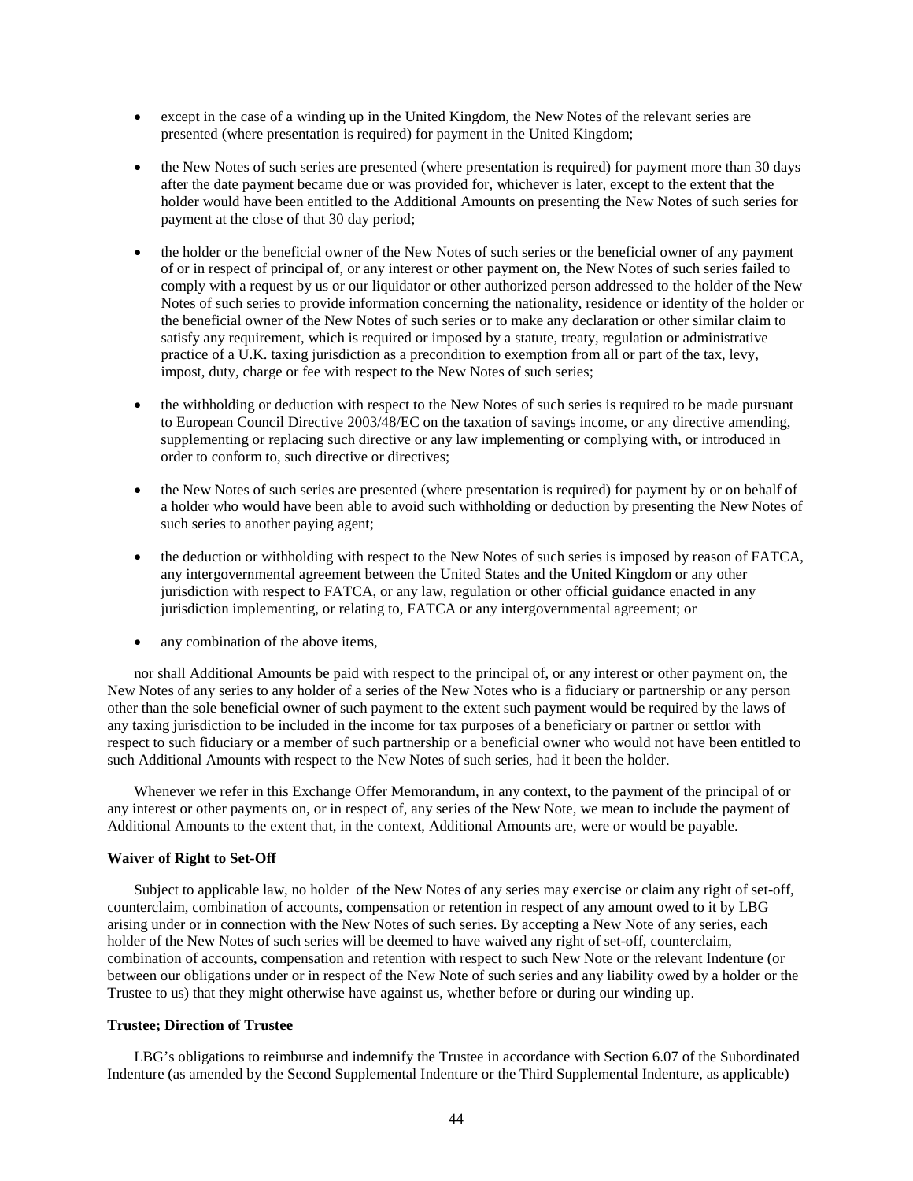- except in the case of a winding up in the United Kingdom, the New Notes of the relevant series are presented (where presentation is required) for payment in the United Kingdom;

- the New Notes of such series are presented (where presentation is required) for payment more than 30 days after the date payment became due or was provided for, whichever is later, except to the extent that the holder would have been entitled to the Additional Amounts on presenting the New Notes of such series for payment at the close of that 30 day period;

- the holder or the beneficial owner of the New Notes of such series or the beneficial owner of any payment of or in respect of principal of, or any interest or other payment on, the New Notes of such series failed to comply with a request by us or our liquidator or other authorized person addressed to the holder of the New Notes of such series to provide information concerning the nationality, residence or identity of the holder or the beneficial owner of the New Notes of such series or to make any declaration or other similar claim to satisfy any requirement, which is required or imposed by a statute, treaty, regulation or administrative practice of a U.K. taxing jurisdiction as a precondition to exemption from all or part of the tax, levy, impost, duty, charge or fee with respect to the New Notes of such series;

- the withholding or deduction with respect to the New Notes of such series is required to be made pursuant to European Council Directive 2003/48/EC on the taxation of savings income, or any directive amending, supplementing or replacing such directive or any law implementing or complying with, or introduced in order to conform to, such directive or directives;

- the New Notes of such series are presented (where presentation is required) for payment by or on behalf of a holder who would have been able to avoid such withholding or deduction by presenting the New Notes of such series to another paying agent;

- the deduction or withholding with respect to the New Notes of such series is imposed by reason of FATCA, any intergovernmental agreement between the United States and the United Kingdom or any other jurisdiction with respect to FATCA, or any law, regulation or other official guidance enacted in any jurisdiction implementing, or relating to, FATCA or any intergovernmental agreement; or

- any combination of the above items,

nor shall Additional Amounts be paid with respect to the principal of, or any interest or other payment on, the New Notes of any series to any holder of a series of the New Notes who is a fiduciary or partnership or any person other than the sole beneficial owner of such payment to the extent such payment would be required by the laws of any taxing jurisdiction to be included in the income for tax purposes of a beneficiary or partner or settlor with respect to such fiduciary or a member of such partnership or a beneficial owner who would not have been entitled to such Additional Amounts with respect to the New Notes of such series, had it been the holder.

Whenever we refer in this Exchange Offer Memorandum, in any context, to the payment of the principal of or any interest or other payments on, or in respect of, any series of the New Note, we mean to include the payment of Additional Amounts to the extent that, in the context, Additional Amounts are, were or would be payable.

**Waiver of Right to Set-Off**

Subject to applicable law, no holder of the New Notes of any series may exercise or claim any right of set-off, counterclaim, combination of accounts, compensation or retention in respect of any amount owed to it by LBG arising under or in connection with the New Notes of such series. By accepting a New Note of any series, each holder of the New Notes of such series will be deemed to have waived any right of set-off, counterclaim, combination of accounts, compensation and retention with respect to such New Note or the relevant Indenture (or between our obligations under or in respect of the New Note of such series and any liability owed by a holder or the Trustee to us) that they might otherwise have against us, whether before or during our winding up.

**Trustee; Direction of Trustee**

LBG's obligations to reimburse and indemnify the Trustee in accordance with Section 6.07 of the Subordinated Indenture (as amended by the Second Supplemental Indenture or the Third Supplemental Indenture, as applicable)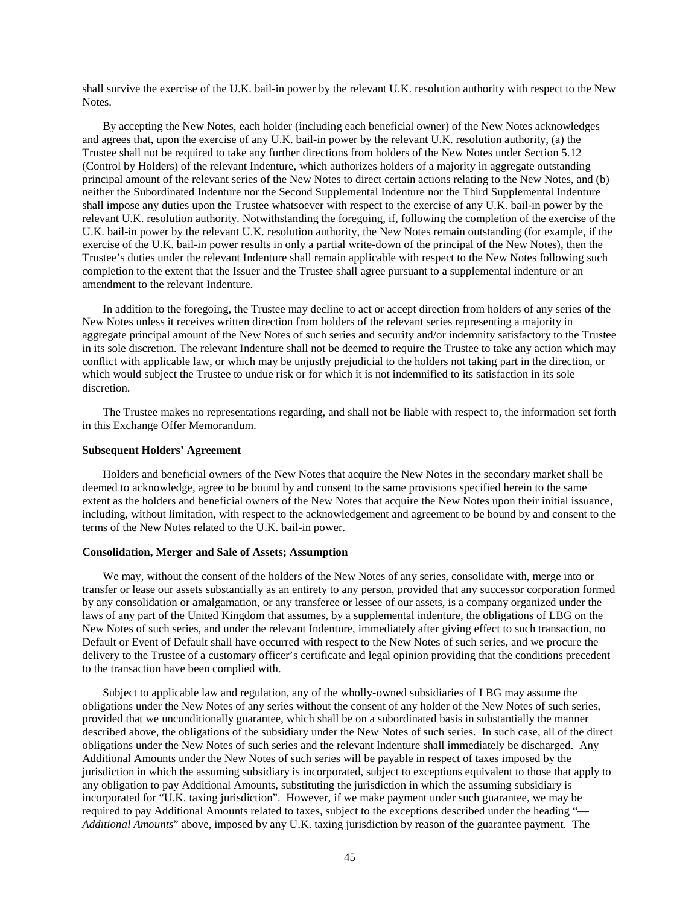shall survive the exercise of the U.K. bail-in power by the relevant U.K. resolution authority with respect to the New Notes.

By accepting the New Notes, each holder (including each beneficial owner) of the New Notes acknowledges and agrees that, upon the exercise of any U.K. bail-in power by the relevant U.K. resolution authority, (a) the Trustee shall not be required to take any further directions from holders of the New Notes under Section 5.12 (Control by Holders) of the relevant Indenture, which authorizes holders of a majority in aggregate outstanding principal amount of the relevant series of the New Notes to direct certain actions relating to the New Notes, and (b) neither the Subordinated Indenture nor the Second Supplemental Indenture nor the Third Supplemental Indenture shall impose any duties upon the Trustee whatsoever with respect to the exercise of any U.K. bail-in power by the relevant U.K. resolution authority. Notwithstanding the foregoing, if, following the completion of the exercise of the U.K. bail-in power by the relevant U.K. resolution authority, the New Notes remain outstanding (for example, if the exercise of the U.K. bail-in power results in only a partial write-down of the principal of the New Notes), then the Trustee's duties under the relevant Indenture shall remain applicable with respect to the New Notes following such completion to the extent that the Issuer and the Trustee shall agree pursuant to a supplemental indenture or an amendment to the relevant Indenture.

In addition to the foregoing, the Trustee may decline to act or accept direction from holders of any series of the New Notes unless it receives written direction from holders of the relevant series representing a majority in aggregate principal amount of the New Notes of such series and security and/or indemnity satisfactory to the Trustee in its sole discretion. The relevant Indenture shall not be deemed to require the Trustee to take any action which may conflict with applicable law, or which may be unjustly prejudicial to the holders not taking part in the direction, or which would subject the Trustee to undue risk or for which it is not indemnified to its satisfaction in its sole discretion.

The Trustee makes no representations regarding, and shall not be liable with respect to, the information set forth in this Exchange Offer Memorandum.

**Subsequent Holders' Agreement**

Holders and beneficial owners of the New Notes that acquire the New Notes in the secondary market shall be deemed to acknowledge, agree to be bound by and consent to the same provisions specified herein to the same extent as the holders and beneficial owners of the New Notes that acquire the New Notes upon their initial issuance, including, without limitation, with respect to the acknowledgement and agreement to be bound by and consent to the terms of the New Notes related to the U.K. bail-in power.

**Consolidation, Merger and Sale of Assets; Assumption**

We may, without the consent of the holders of the New Notes of any series, consolidate with, merge into or transfer or lease our assets substantially as an entirety to any person, provided that any successor corporation formed by any consolidation or amalgamation, or any transferee or lessee of our assets, is a company organized under the laws of any part of the United Kingdom that assumes, by a supplemental indenture, the obligations of LBG on the New Notes of such series, and under the relevant Indenture, immediately after giving effect to such transaction, no Default or Event of Default shall have occurred with respect to the New Notes of such series, and we procure the delivery to the Trustee of a customary officer's certificate and legal opinion providing that the conditions precedent to the transaction have been complied with.

Subject to applicable law and regulation, any of the wholly-owned subsidiaries of LBG may assume the obligations under the New Notes of any series without the consent of any holder of the New Notes of such series, provided that we unconditionally guarantee, which shall be on a subordinated basis in substantially the manner described above, the obligations of the subsidiary under the New Notes of such series. In such case, all of the direct obligations under the New Notes of such series and the relevant Indenture shall immediately be discharged. Any Additional Amounts under the New Notes of such series will be payable in respect of taxes imposed by the jurisdiction in which the assuming subsidiary is incorporated, subject to exceptions equivalent to those that apply to any obligation to pay Additional Amounts, substituting the jurisdiction in which the assuming subsidiary is incorporated for "U.K. taxing jurisdiction". However, if we make payment under such guarantee, we may be required to pay Additional Amounts related to taxes, subject to the exceptions described under the heading "—*Additional Amounts*" above, imposed by any U.K. taxing jurisdiction by reason of the guarantee payment. The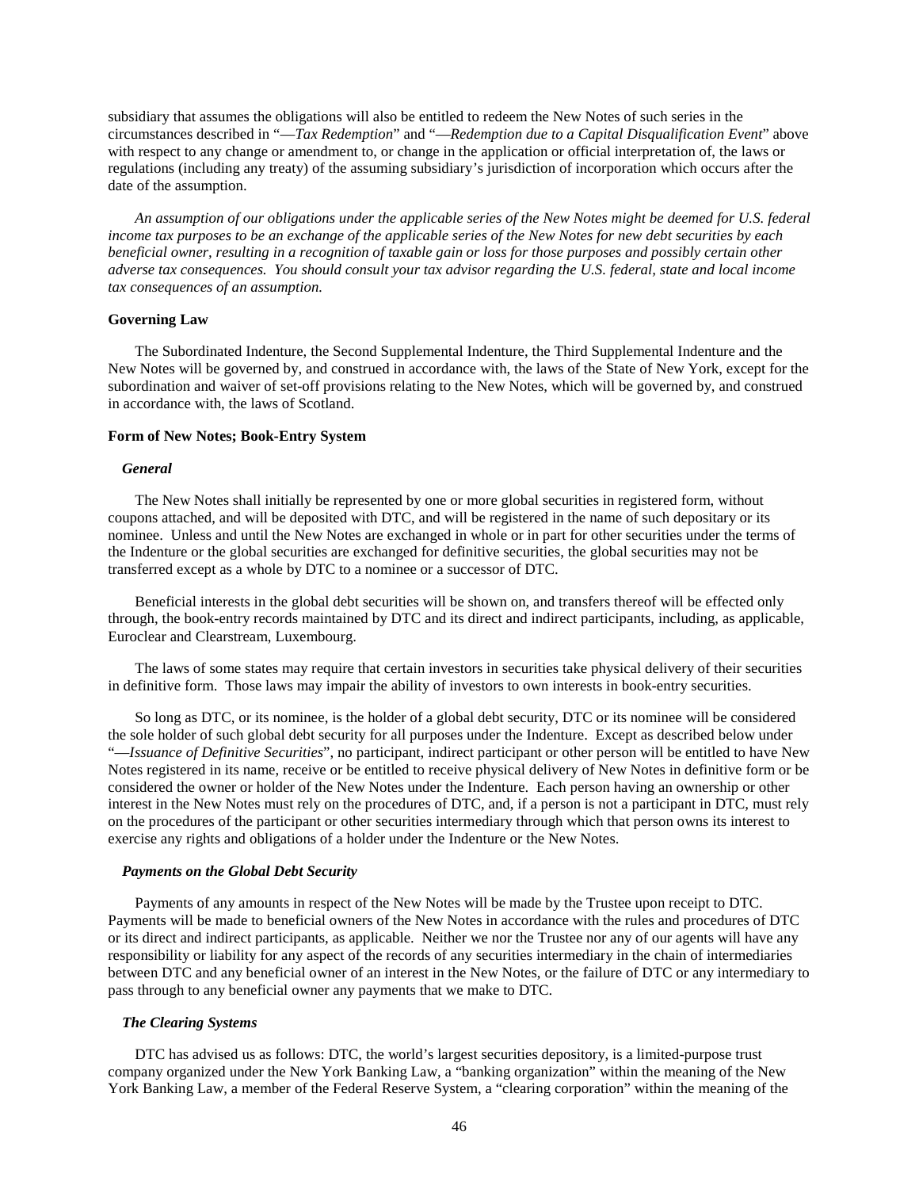subsidiary that assumes the obligations will also be entitled to redeem the New Notes of such series in the circumstances described in "—*Tax Redemption*" and "—*Redemption due to a Capital Disqualification Event*" above with respect to any change or amendment to, or change in the application or official interpretation of, the laws or regulations (including any treaty) of the assuming subsidiary's jurisdiction of incorporation which occurs after the date of the assumption.

*An assumption of our obligations under the applicable series of the New Notes might be deemed for U.S. federal income tax purposes to be an exchange of the applicable series of the New Notes for new debt securities by each beneficial owner, resulting in a recognition of taxable gain or loss for those purposes and possibly certain other adverse tax consequences. You should consult your tax advisor regarding the U.S. federal, state and local income tax consequences of an assumption.*

**Governing Law**

The Subordinated Indenture, the Second Supplemental Indenture, the Third Supplemental Indenture and the New Notes will be governed by, and construed in accordance with, the laws of the State of New York, except for the subordination and waiver of set-off provisions relating to the New Notes, which will be governed by, and construed in accordance with, the laws of Scotland.

**Form of New Notes; Book-Entry System**

***General***

The New Notes shall initially be represented by one or more global securities in registered form, without coupons attached, and will be deposited with DTC, and will be registered in the name of such depositary or its nominee. Unless and until the New Notes are exchanged in whole or in part for other securities under the terms of the Indenture or the global securities are exchanged for definitive securities, the global securities may not be transferred except as a whole by DTC to a nominee or a successor of DTC.

Beneficial interests in the global debt securities will be shown on, and transfers thereof will be effected only through, the book-entry records maintained by DTC and its direct and indirect participants, including, as applicable, Euroclear and Clearstream, Luxembourg.

The laws of some states may require that certain investors in securities take physical delivery of their securities in definitive form. Those laws may impair the ability of investors to own interests in book-entry securities.

So long as DTC, or its nominee, is the holder of a global debt security, DTC or its nominee will be considered the sole holder of such global debt security for all purposes under the Indenture. Except as described below under "—*Issuance of Definitive Securities*", no participant, indirect participant or other person will be entitled to have New Notes registered in its name, receive or be entitled to receive physical delivery of New Notes in definitive form or be considered the owner or holder of the New Notes under the Indenture. Each person having an ownership or other interest in the New Notes must rely on the procedures of DTC, and, if a person is not a participant in DTC, must rely on the procedures of the participant or other securities intermediary through which that person owns its interest to exercise any rights and obligations of a holder under the Indenture or the New Notes.

***Payments on the Global Debt Security***

Payments of any amounts in respect of the New Notes will be made by the Trustee upon receipt to DTC. Payments will be made to beneficial owners of the New Notes in accordance with the rules and procedures of DTC or its direct and indirect participants, as applicable. Neither we nor the Trustee nor any of our agents will have any responsibility or liability for any aspect of the records of any securities intermediary in the chain of intermediaries between DTC and any beneficial owner of an interest in the New Notes, or the failure of DTC or any intermediary to pass through to any beneficial owner any payments that we make to DTC.

***The Clearing Systems***

DTC has advised us as follows: DTC, the world's largest securities depository, is a limited-purpose trust company organized under the New York Banking Law, a "banking organization" within the meaning of the New York Banking Law, a member of the Federal Reserve System, a "clearing corporation" within the meaning of the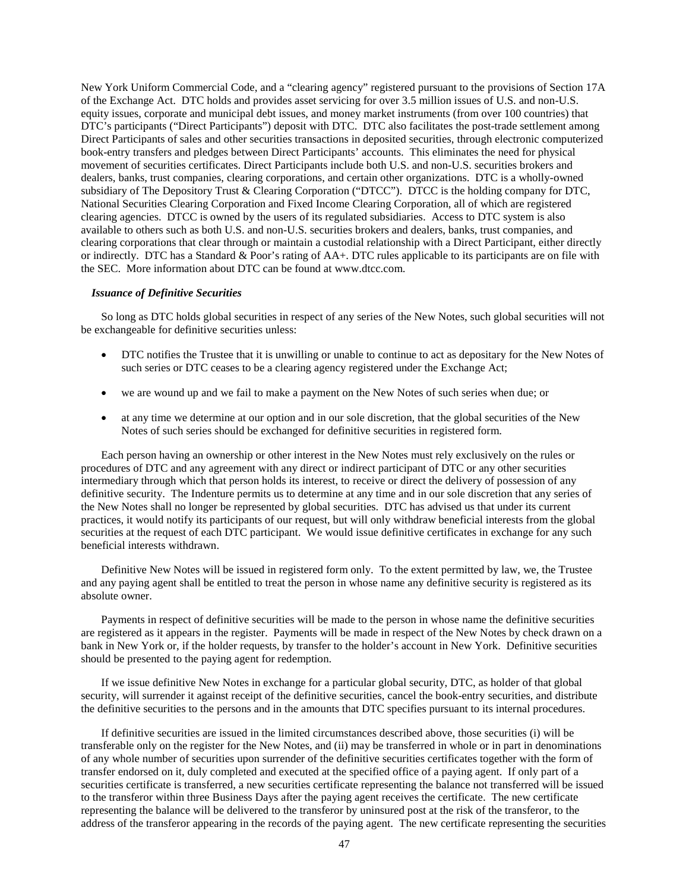New York Uniform Commercial Code, and a "clearing agency" registered pursuant to the provisions of Section 17A of the Exchange Act. DTC holds and provides asset servicing for over 3.5 million issues of U.S. and non-U.S. equity issues, corporate and municipal debt issues, and money market instruments (from over 100 countries) that DTC's participants ("Direct Participants") deposit with DTC. DTC also facilitates the post-trade settlement among Direct Participants of sales and other securities transactions in deposited securities, through electronic computerized book-entry transfers and pledges between Direct Participants' accounts. This eliminates the need for physical movement of securities certificates. Direct Participants include both U.S. and non-U.S. securities brokers and dealers, banks, trust companies, clearing corporations, and certain other organizations. DTC is a wholly-owned subsidiary of The Depository Trust & Clearing Corporation ("DTCC"). DTCC is the holding company for DTC, National Securities Clearing Corporation and Fixed Income Clearing Corporation, all of which are registered clearing agencies. DTCC is owned by the users of its regulated subsidiaries. Access to DTC system is also available to others such as both U.S. and non-U.S. securities brokers and dealers, banks, trust companies, and clearing corporations that clear through or maintain a custodial relationship with a Direct Participant, either directly or indirectly. DTC has a Standard & Poor's rating of AA+. DTC rules applicable to its participants are on file with the SEC. More information about DTC can be found at www.dtcc.com.

***Issuance of Definitive Securities***

So long as DTC holds global securities in respect of any series of the New Notes, such global securities will not be exchangeable for definitive securities unless:

- DTC notifies the Trustee that it is unwilling or unable to continue to act as depositary for the New Notes of such series or DTC ceases to be a clearing agency registered under the Exchange Act;
- we are wound up and we fail to make a payment on the New Notes of such series when due; or
- at any time we determine at our option and in our sole discretion, that the global securities of the New Notes of such series should be exchanged for definitive securities in registered form.

Each person having an ownership or other interest in the New Notes must rely exclusively on the rules or procedures of DTC and any agreement with any direct or indirect participant of DTC or any other securities intermediary through which that person holds its interest, to receive or direct the delivery of possession of any definitive security. The Indenture permits us to determine at any time and in our sole discretion that any series of the New Notes shall no longer be represented by global securities. DTC has advised us that under its current practices, it would notify its participants of our request, but will only withdraw beneficial interests from the global securities at the request of each DTC participant. We would issue definitive certificates in exchange for any such beneficial interests withdrawn.

Definitive New Notes will be issued in registered form only. To the extent permitted by law, we, the Trustee and any paying agent shall be entitled to treat the person in whose name any definitive security is registered as its absolute owner.

Payments in respect of definitive securities will be made to the person in whose name the definitive securities are registered as it appears in the register. Payments will be made in respect of the New Notes by check drawn on a bank in New York or, if the holder requests, by transfer to the holder's account in New York. Definitive securities should be presented to the paying agent for redemption.

If we issue definitive New Notes in exchange for a particular global security, DTC, as holder of that global security, will surrender it against receipt of the definitive securities, cancel the book-entry securities, and distribute the definitive securities to the persons and in the amounts that DTC specifies pursuant to its internal procedures.

If definitive securities are issued in the limited circumstances described above, those securities (i) will be transferable only on the register for the New Notes, and (ii) may be transferred in whole or in part in denominations of any whole number of securities upon surrender of the definitive securities certificates together with the form of transfer endorsed on it, duly completed and executed at the specified office of a paying agent. If only part of a securities certificate is transferred, a new securities certificate representing the balance not transferred will be issued to the transferor within three Business Days after the paying agent receives the certificate. The new certificate representing the balance will be delivered to the transferor by uninsured post at the risk of the transferor, to the address of the transferor appearing in the records of the paying agent. The new certificate representing the securities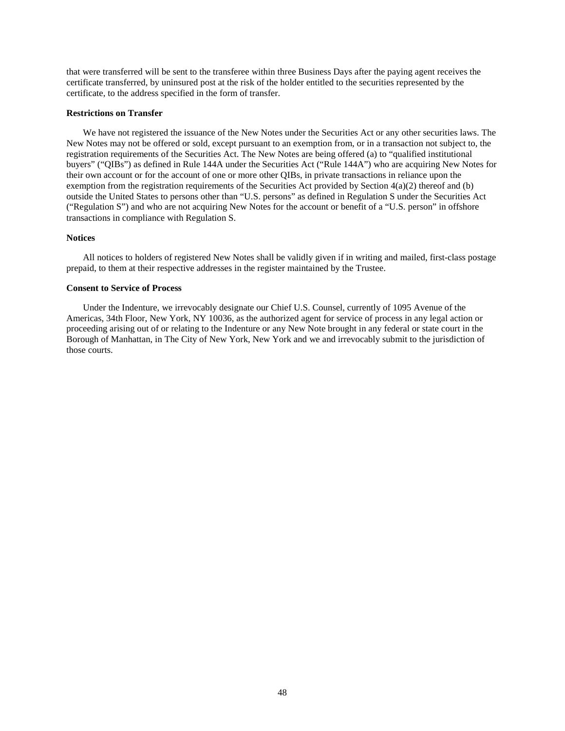that were transferred will be sent to the transferee within three Business Days after the paying agent receives the certificate transferred, by uninsured post at the risk of the holder entitled to the securities represented by the certificate, to the address specified in the form of transfer.

**Restrictions on Transfer**

We have not registered the issuance of the New Notes under the Securities Act or any other securities laws. The New Notes may not be offered or sold, except pursuant to an exemption from, or in a transaction not subject to, the registration requirements of the Securities Act. The New Notes are being offered (a) to "qualified institutional buyers" ("QIBs") as defined in Rule 144A under the Securities Act ("Rule 144A") who are acquiring New Notes for their own account or for the account of one or more other QIBs, in private transactions in reliance upon the exemption from the registration requirements of the Securities Act provided by Section 4(a)(2) thereof and (b) outside the United States to persons other than "U.S. persons" as defined in Regulation S under the Securities Act ("Regulation S") and who are not acquiring New Notes for the account or benefit of a "U.S. person" in offshore transactions in compliance with Regulation S.

**Notices**

All notices to holders of registered New Notes shall be validly given if in writing and mailed, first-class postage prepaid, to them at their respective addresses in the register maintained by the Trustee.

**Consent to Service of Process**

Under the Indenture, we irrevocably designate our Chief U.S. Counsel, currently of 1095 Avenue of the Americas, 34th Floor, New York, NY 10036, as the authorized agent for service of process in any legal action or proceeding arising out of or relating to the Indenture or any New Note brought in any federal or state court in the Borough of Manhattan, in The City of New York, New York and we and irrevocably submit to the jurisdiction of those courts.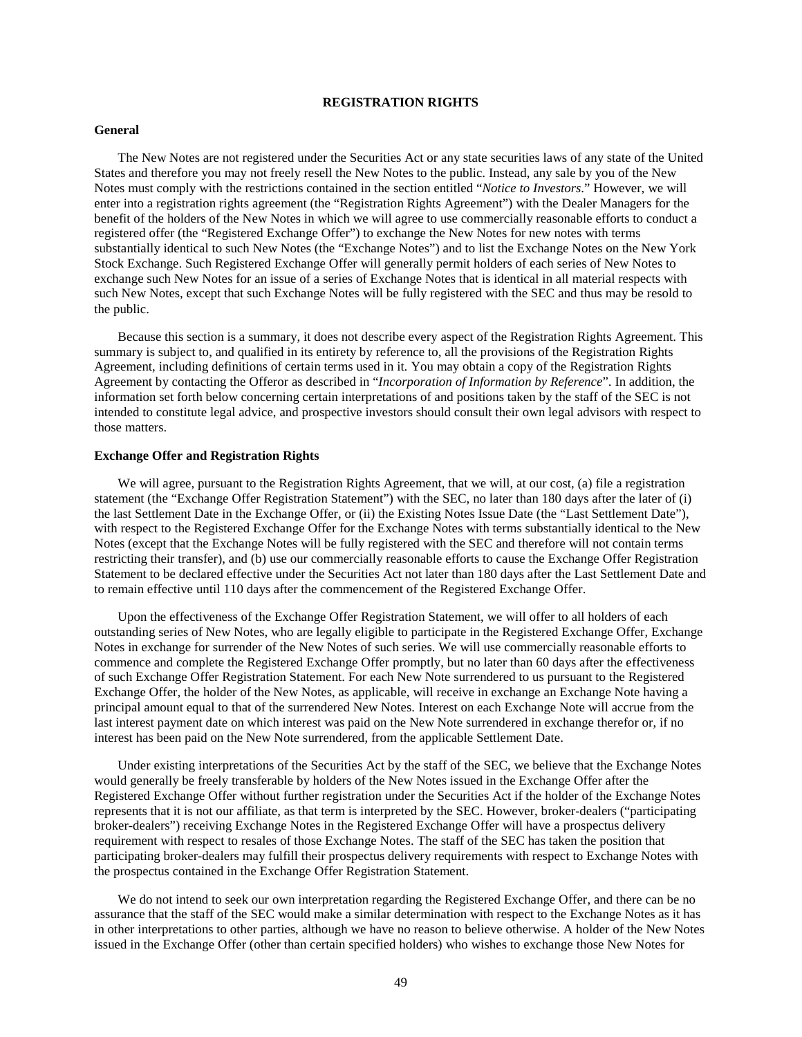## REGISTRATION RIGHTS

### General

The New Notes are not registered under the Securities Act or any state securities laws of any state of the United States and therefore you may not freely resell the New Notes to the public. Instead, any sale by you of the New Notes must comply with the restrictions contained in the section entitled "*Notice to Investors*." However, we will enter into a registration rights agreement (the "Registration Rights Agreement") with the Dealer Managers for the benefit of the holders of the New Notes in which we will agree to use commercially reasonable efforts to conduct a registered offer (the "Registered Exchange Offer") to exchange the New Notes for new notes with terms substantially identical to such New Notes (the "Exchange Notes") and to list the Exchange Notes on the New York Stock Exchange. Such Registered Exchange Offer will generally permit holders of each series of New Notes to exchange such New Notes for an issue of a series of Exchange Notes that is identical in all material respects with such New Notes, except that such Exchange Notes will be fully registered with the SEC and thus may be resold to the public.

Because this section is a summary, it does not describe every aspect of the Registration Rights Agreement. This summary is subject to, and qualified in its entirety by reference to, all the provisions of the Registration Rights Agreement, including definitions of certain terms used in it. You may obtain a copy of the Registration Rights Agreement by contacting the Offeror as described in "*Incorporation of Information by Reference*". In addition, the information set forth below concerning certain interpretations of and positions taken by the staff of the SEC is not intended to constitute legal advice, and prospective investors should consult their own legal advisors with respect to those matters.

### Exchange Offer and Registration Rights

We will agree, pursuant to the Registration Rights Agreement, that we will, at our cost, (a) file a registration statement (the "Exchange Offer Registration Statement") with the SEC, no later than 180 days after the later of (i) the last Settlement Date in the Exchange Offer, or (ii) the Existing Notes Issue Date (the "Last Settlement Date"), with respect to the Registered Exchange Offer for the Exchange Notes with terms substantially identical to the New Notes (except that the Exchange Notes will be fully registered with the SEC and therefore will not contain terms restricting their transfer), and (b) use our commercially reasonable efforts to cause the Exchange Offer Registration Statement to be declared effective under the Securities Act not later than 180 days after the Last Settlement Date and to remain effective until 110 days after the commencement of the Registered Exchange Offer.

Upon the effectiveness of the Exchange Offer Registration Statement, we will offer to all holders of each outstanding series of New Notes, who are legally eligible to participate in the Registered Exchange Offer, Exchange Notes in exchange for surrender of the New Notes of such series. We will use commercially reasonable efforts to commence and complete the Registered Exchange Offer promptly, but no later than 60 days after the effectiveness of such Exchange Offer Registration Statement. For each New Note surrendered to us pursuant to the Registered Exchange Offer, the holder of the New Notes, as applicable, will receive in exchange an Exchange Note having a principal amount equal to that of the surrendered New Notes. Interest on each Exchange Note will accrue from the last interest payment date on which interest was paid on the New Note surrendered in exchange therefor or, if no interest has been paid on the New Note surrendered, from the applicable Settlement Date.

Under existing interpretations of the Securities Act by the staff of the SEC, we believe that the Exchange Notes would generally be freely transferable by holders of the New Notes issued in the Exchange Offer after the Registered Exchange Offer without further registration under the Securities Act if the holder of the Exchange Notes represents that it is not our affiliate, as that term is interpreted by the SEC. However, broker-dealers ("participating broker-dealers") receiving Exchange Notes in the Registered Exchange Offer will have a prospectus delivery requirement with respect to resales of those Exchange Notes. The staff of the SEC has taken the position that participating broker-dealers may fulfill their prospectus delivery requirements with respect to Exchange Notes with the prospectus contained in the Exchange Offer Registration Statement.

We do not intend to seek our own interpretation regarding the Registered Exchange Offer, and there can be no assurance that the staff of the SEC would make a similar determination with respect to the Exchange Notes as it has in other interpretations to other parties, although we have no reason to believe otherwise. A holder of the New Notes issued in the Exchange Offer (other than certain specified holders) who wishes to exchange those New Notes for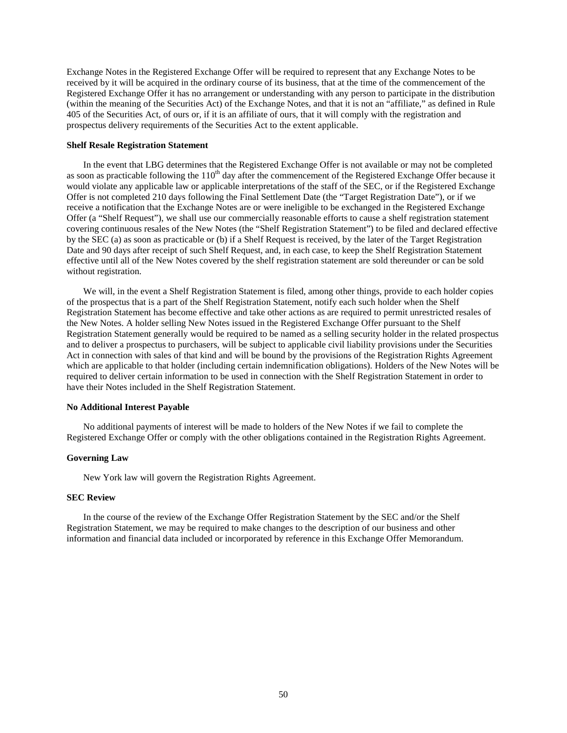Exchange Notes in the Registered Exchange Offer will be required to represent that any Exchange Notes to be received by it will be acquired in the ordinary course of its business, that at the time of the commencement of the Registered Exchange Offer it has no arrangement or understanding with any person to participate in the distribution (within the meaning of the Securities Act) of the Exchange Notes, and that it is not an "affiliate," as defined in Rule 405 of the Securities Act, of ours or, if it is an affiliate of ours, that it will comply with the registration and prospectus delivery requirements of the Securities Act to the extent applicable.

**Shelf Resale Registration Statement**

In the event that LBG determines that the Registered Exchange Offer is not available or may not be completed as soon as practicable following the 110th day after the commencement of the Registered Exchange Offer because it would violate any applicable law or applicable interpretations of the staff of the SEC, or if the Registered Exchange Offer is not completed 210 days following the Final Settlement Date (the "Target Registration Date"), or if we receive a notification that the Exchange Notes are or were ineligible to be exchanged in the Registered Exchange Offer (a "Shelf Request"), we shall use our commercially reasonable efforts to cause a shelf registration statement covering continuous resales of the New Notes (the "Shelf Registration Statement") to be filed and declared effective by the SEC (a) as soon as practicable or (b) if a Shelf Request is received, by the later of the Target Registration Date and 90 days after receipt of such Shelf Request, and, in each case, to keep the Shelf Registration Statement effective until all of the New Notes covered by the shelf registration statement are sold thereunder or can be sold without registration.

We will, in the event a Shelf Registration Statement is filed, among other things, provide to each holder copies of the prospectus that is a part of the Shelf Registration Statement, notify each such holder when the Shelf Registration Statement has become effective and take other actions as are required to permit unrestricted resales of the New Notes. A holder selling New Notes issued in the Registered Exchange Offer pursuant to the Shelf Registration Statement generally would be required to be named as a selling security holder in the related prospectus and to deliver a prospectus to purchasers, will be subject to applicable civil liability provisions under the Securities Act in connection with sales of that kind and will be bound by the provisions of the Registration Rights Agreement which are applicable to that holder (including certain indemnification obligations). Holders of the New Notes will be required to deliver certain information to be used in connection with the Shelf Registration Statement in order to have their Notes included in the Shelf Registration Statement.

**No Additional Interest Payable**

No additional payments of interest will be made to holders of the New Notes if we fail to complete the Registered Exchange Offer or comply with the other obligations contained in the Registration Rights Agreement.

**Governing Law**

New York law will govern the Registration Rights Agreement.

**SEC Review**

In the course of the review of the Exchange Offer Registration Statement by the SEC and/or the Shelf Registration Statement, we may be required to make changes to the description of our business and other information and financial data included or incorporated by reference in this Exchange Offer Memorandum.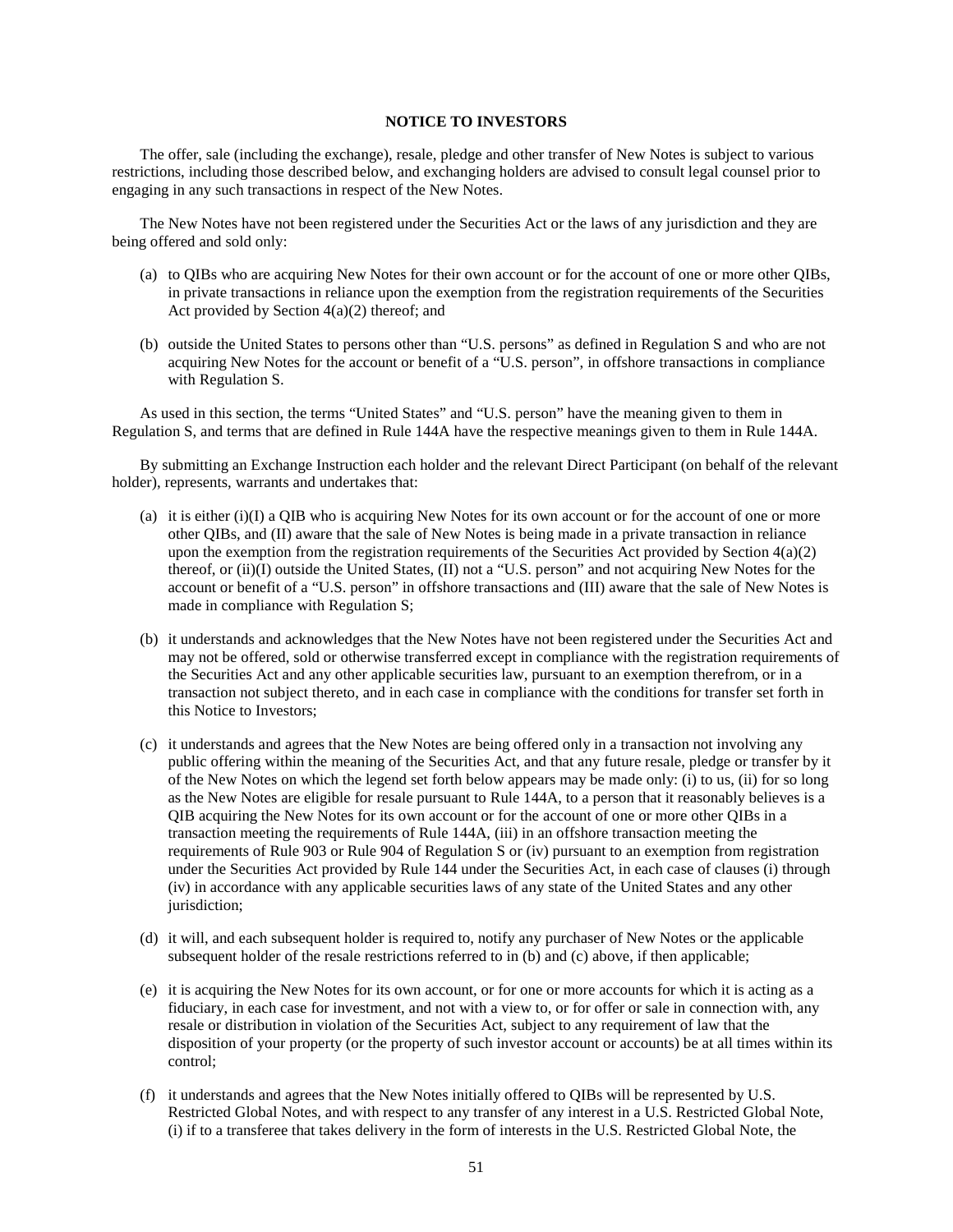## NOTICE TO INVESTORS

The offer, sale (including the exchange), resale, pledge and other transfer of New Notes is subject to various restrictions, including those described below, and exchanging holders are advised to consult legal counsel prior to engaging in any such transactions in respect of the New Notes.

The New Notes have not been registered under the Securities Act or the laws of any jurisdiction and they are being offered and sold only:

(a) to QIBs who are acquiring New Notes for their own account or for the account of one or more other QIBs, in private transactions in reliance upon the exemption from the registration requirements of the Securities Act provided by Section 4(a)(2) thereof; and

(b) outside the United States to persons other than "U.S. persons" as defined in Regulation S and who are not acquiring New Notes for the account or benefit of a "U.S. person", in offshore transactions in compliance with Regulation S.

As used in this section, the terms "United States" and "U.S. person" have the meaning given to them in Regulation S, and terms that are defined in Rule 144A have the respective meanings given to them in Rule 144A.

By submitting an Exchange Instruction each holder and the relevant Direct Participant (on behalf of the relevant holder), represents, warrants and undertakes that:

(a) it is either (i)(I) a QIB who is acquiring New Notes for its own account or for the account of one or more other QIBs, and (II) aware that the sale of New Notes is being made in a private transaction in reliance upon the exemption from the registration requirements of the Securities Act provided by Section 4(a)(2) thereof, or (ii)(I) outside the United States, (II) not a "U.S. person" and not acquiring New Notes for the account or benefit of a "U.S. person" in offshore transactions and (III) aware that the sale of New Notes is made in compliance with Regulation S;

(b) it understands and acknowledges that the New Notes have not been registered under the Securities Act and may not be offered, sold or otherwise transferred except in compliance with the registration requirements of the Securities Act and any other applicable securities law, pursuant to an exemption therefrom, or in a transaction not subject thereto, and in each case in compliance with the conditions for transfer set forth in this Notice to Investors;

(c) it understands and agrees that the New Notes are being offered only in a transaction not involving any public offering within the meaning of the Securities Act, and that any future resale, pledge or transfer by it of the New Notes on which the legend set forth below appears may be made only: (i) to us, (ii) for so long as the New Notes are eligible for resale pursuant to Rule 144A, to a person that it reasonably believes is a QIB acquiring the New Notes for its own account or for the account of one or more other QIBs in a transaction meeting the requirements of Rule 144A, (iii) in an offshore transaction meeting the requirements of Rule 903 or Rule 904 of Regulation S or (iv) pursuant to an exemption from registration under the Securities Act provided by Rule 144 under the Securities Act, in each case of clauses (i) through (iv) in accordance with any applicable securities laws of any state of the United States and any other jurisdiction;

(d) it will, and each subsequent holder is required to, notify any purchaser of New Notes or the applicable subsequent holder of the resale restrictions referred to in (b) and (c) above, if then applicable;

(e) it is acquiring the New Notes for its own account, or for one or more accounts for which it is acting as a fiduciary, in each case for investment, and not with a view to, or for offer or sale in connection with, any resale or distribution in violation of the Securities Act, subject to any requirement of law that the disposition of your property (or the property of such investor account or accounts) be at all times within its control;

(f) it understands and agrees that the New Notes initially offered to QIBs will be represented by U.S. Restricted Global Notes, and with respect to any transfer of any interest in a U.S. Restricted Global Note, (i) if to a transferee that takes delivery in the form of interests in the U.S. Restricted Global Note, the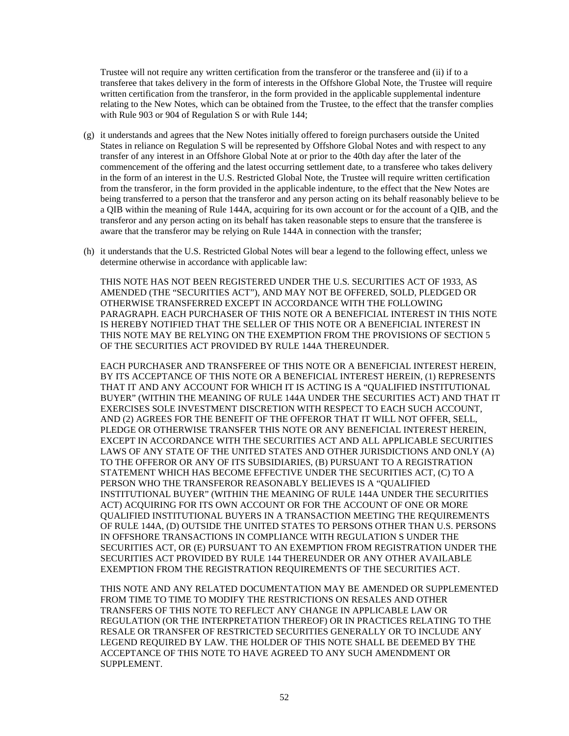Trustee will not require any written certification from the transferor or the transferee and (ii) if to a transferee that takes delivery in the form of interests in the Offshore Global Note, the Trustee will require written certification from the transferor, in the form provided in the applicable supplemental indenture relating to the New Notes, which can be obtained from the Trustee, to the effect that the transfer complies with Rule 903 or 904 of Regulation S or with Rule 144;

(g) it understands and agrees that the New Notes initially offered to foreign purchasers outside the United States in reliance on Regulation S will be represented by Offshore Global Notes and with respect to any transfer of any interest in an Offshore Global Note at or prior to the 40th day after the later of the commencement of the offering and the latest occurring settlement date, to a transferee who takes delivery in the form of an interest in the U.S. Restricted Global Note, the Trustee will require written certification from the transferor, in the form provided in the applicable indenture, to the effect that the New Notes are being transferred to a person that the transferor and any person acting on its behalf reasonably believe to be a QIB within the meaning of Rule 144A, acquiring for its own account or for the account of a QIB, and the transferor and any person acting on its behalf has taken reasonable steps to ensure that the transferee is aware that the transferor may be relying on Rule 144A in connection with the transfer;

(h) it understands that the U.S. Restricted Global Notes will bear a legend to the following effect, unless we determine otherwise in accordance with applicable law:

THIS NOTE HAS NOT BEEN REGISTERED UNDER THE U.S. SECURITIES ACT OF 1933, AS AMENDED (THE "SECURITIES ACT"), AND MAY NOT BE OFFERED, SOLD, PLEDGED OR OTHERWISE TRANSFERRED EXCEPT IN ACCORDANCE WITH THE FOLLOWING PARAGRAPH. EACH PURCHASER OF THIS NOTE OR A BENEFICIAL INTEREST IN THIS NOTE IS HEREBY NOTIFIED THAT THE SELLER OF THIS NOTE OR A BENEFICIAL INTEREST IN THIS NOTE MAY BE RELYING ON THE EXEMPTION FROM THE PROVISIONS OF SECTION 5 OF THE SECURITIES ACT PROVIDED BY RULE 144A THEREUNDER.

EACH PURCHASER AND TRANSFEREE OF THIS NOTE OR A BENEFICIAL INTEREST HEREIN, BY ITS ACCEPTANCE OF THIS NOTE OR A BENEFICIAL INTEREST HEREIN, (1) REPRESENTS THAT IT AND ANY ACCOUNT FOR WHICH IT IS ACTING IS A "QUALIFIED INSTITUTIONAL BUYER" (WITHIN THE MEANING OF RULE 144A UNDER THE SECURITIES ACT) AND THAT IT EXERCISES SOLE INVESTMENT DISCRETION WITH RESPECT TO EACH SUCH ACCOUNT, AND (2) AGREES FOR THE BENEFIT OF THE OFFEROR THAT IT WILL NOT OFFER, SELL, PLEDGE OR OTHERWISE TRANSFER THIS NOTE OR ANY BENEFICIAL INTEREST HEREIN, EXCEPT IN ACCORDANCE WITH THE SECURITIES ACT AND ALL APPLICABLE SECURITIES LAWS OF ANY STATE OF THE UNITED STATES AND OTHER JURISDICTIONS AND ONLY (A) TO THE OFFEROR OR ANY OF ITS SUBSIDIARIES, (B) PURSUANT TO A REGISTRATION STATEMENT WHICH HAS BECOME EFFECTIVE UNDER THE SECURITIES ACT, (C) TO A PERSON WHO THE TRANSFEROR REASONABLY BELIEVES IS A "QUALIFIED INSTITUTIONAL BUYER" (WITHIN THE MEANING OF RULE 144A UNDER THE SECURITIES ACT) ACQUIRING FOR ITS OWN ACCOUNT OR FOR THE ACCOUNT OF ONE OR MORE QUALIFIED INSTITUTIONAL BUYERS IN A TRANSACTION MEETING THE REQUIREMENTS OF RULE 144A, (D) OUTSIDE THE UNITED STATES TO PERSONS OTHER THAN U.S. PERSONS IN OFFSHORE TRANSACTIONS IN COMPLIANCE WITH REGULATION S UNDER THE SECURITIES ACT, OR (E) PURSUANT TO AN EXEMPTION FROM REGISTRATION UNDER THE SECURITIES ACT PROVIDED BY RULE 144 THEREUNDER OR ANY OTHER AVAILABLE EXEMPTION FROM THE REGISTRATION REQUIREMENTS OF THE SECURITIES ACT.

THIS NOTE AND ANY RELATED DOCUMENTATION MAY BE AMENDED OR SUPPLEMENTED FROM TIME TO TIME TO MODIFY THE RESTRICTIONS ON RESALES AND OTHER TRANSFERS OF THIS NOTE TO REFLECT ANY CHANGE IN APPLICABLE LAW OR REGULATION (OR THE INTERPRETATION THEREOF) OR IN PRACTICES RELATING TO THE RESALE OR TRANSFER OF RESTRICTED SECURITIES GENERALLY OR TO INCLUDE ANY LEGEND REQUIRED BY LAW. THE HOLDER OF THIS NOTE SHALL BE DEEMED BY THE ACCEPTANCE OF THIS NOTE TO HAVE AGREED TO ANY SUCH AMENDMENT OR SUPPLEMENT.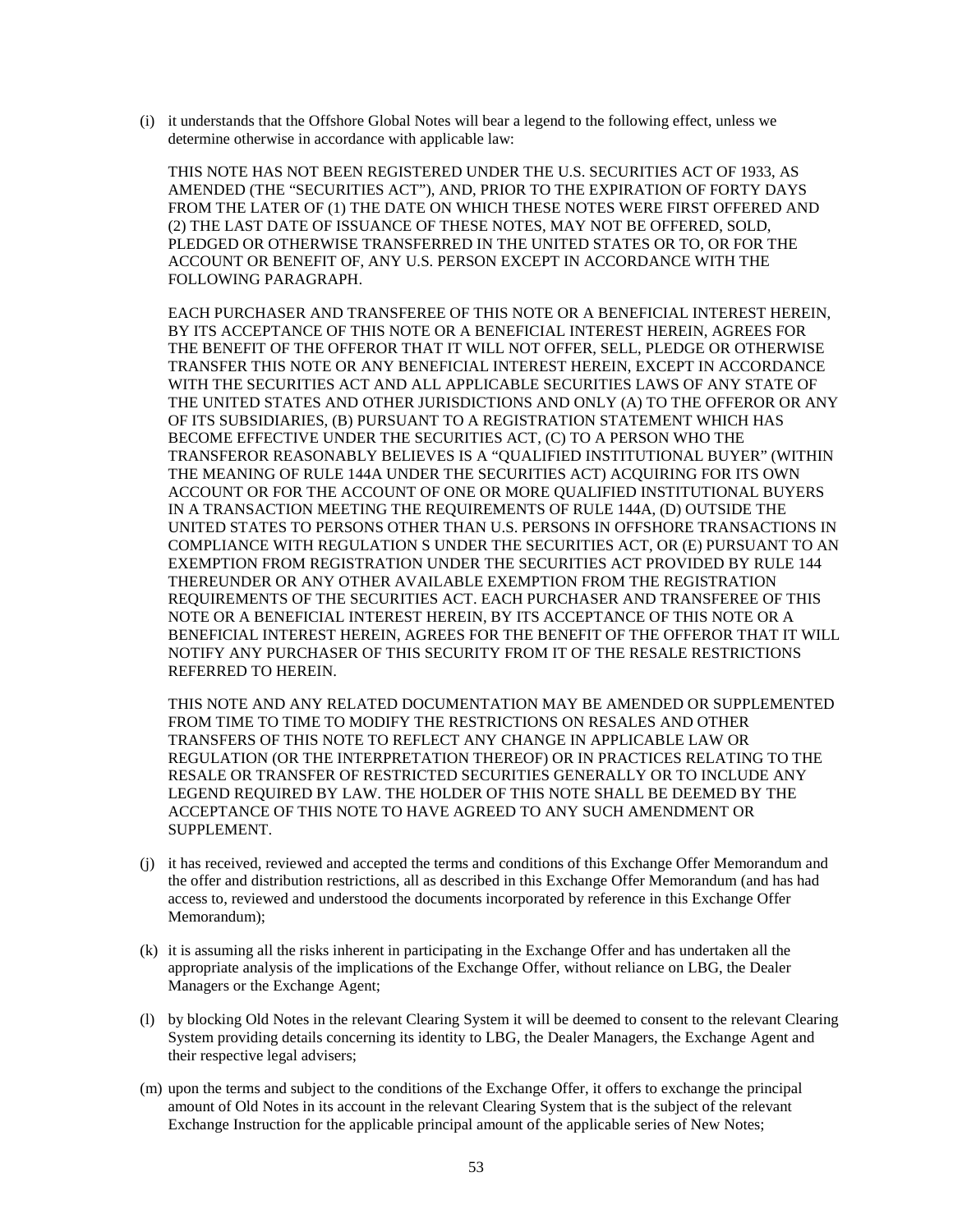(i) it understands that the Offshore Global Notes will bear a legend to the following effect, unless we determine otherwise in accordance with applicable law:

THIS NOTE HAS NOT BEEN REGISTERED UNDER THE U.S. SECURITIES ACT OF 1933, AS AMENDED (THE "SECURITIES ACT"), AND, PRIOR TO THE EXPIRATION OF FORTY DAYS FROM THE LATER OF (1) THE DATE ON WHICH THESE NOTES WERE FIRST OFFERED AND (2) THE LAST DATE OF ISSUANCE OF THESE NOTES, MAY NOT BE OFFERED, SOLD, PLEDGED OR OTHERWISE TRANSFERRED IN THE UNITED STATES OR TO, OR FOR THE ACCOUNT OR BENEFIT OF, ANY U.S. PERSON EXCEPT IN ACCORDANCE WITH THE FOLLOWING PARAGRAPH.

EACH PURCHASER AND TRANSFEREE OF THIS NOTE OR A BENEFICIAL INTEREST HEREIN, BY ITS ACCEPTANCE OF THIS NOTE OR A BENEFICIAL INTEREST HEREIN, AGREES FOR THE BENEFIT OF THE OFFEROR THAT IT WILL NOT OFFER, SELL, PLEDGE OR OTHERWISE TRANSFER THIS NOTE OR ANY BENEFICIAL INTEREST HEREIN, EXCEPT IN ACCORDANCE WITH THE SECURITIES ACT AND ALL APPLICABLE SECURITIES LAWS OF ANY STATE OF THE UNITED STATES AND OTHER JURISDICTIONS AND ONLY (A) TO THE OFFEROR OR ANY OF ITS SUBSIDIARIES, (B) PURSUANT TO A REGISTRATION STATEMENT WHICH HAS BECOME EFFECTIVE UNDER THE SECURITIES ACT, (C) TO A PERSON WHO THE TRANSFEROR REASONABLY BELIEVES IS A "QUALIFIED INSTITUTIONAL BUYER" (WITHIN THE MEANING OF RULE 144A UNDER THE SECURITIES ACT) ACQUIRING FOR ITS OWN ACCOUNT OR FOR THE ACCOUNT OF ONE OR MORE QUALIFIED INSTITUTIONAL BUYERS IN A TRANSACTION MEETING THE REQUIREMENTS OF RULE 144A, (D) OUTSIDE THE UNITED STATES TO PERSONS OTHER THAN U.S. PERSONS IN OFFSHORE TRANSACTIONS IN COMPLIANCE WITH REGULATION S UNDER THE SECURITIES ACT, OR (E) PURSUANT TO AN EXEMPTION FROM REGISTRATION UNDER THE SECURITIES ACT PROVIDED BY RULE 144 THEREUNDER OR ANY OTHER AVAILABLE EXEMPTION FROM THE REGISTRATION REQUIREMENTS OF THE SECURITIES ACT. EACH PURCHASER AND TRANSFEREE OF THIS NOTE OR A BENEFICIAL INTEREST HEREIN, BY ITS ACCEPTANCE OF THIS NOTE OR A BENEFICIAL INTEREST HEREIN, AGREES FOR THE BENEFIT OF THE OFFEROR THAT IT WILL NOTIFY ANY PURCHASER OF THIS SECURITY FROM IT OF THE RESALE RESTRICTIONS REFERRED TO HEREIN.

THIS NOTE AND ANY RELATED DOCUMENTATION MAY BE AMENDED OR SUPPLEMENTED FROM TIME TO TIME TO MODIFY THE RESTRICTIONS ON RESALES AND OTHER TRANSFERS OF THIS NOTE TO REFLECT ANY CHANGE IN APPLICABLE LAW OR REGULATION (OR THE INTERPRETATION THEREOF) OR IN PRACTICES RELATING TO THE RESALE OR TRANSFER OF RESTRICTED SECURITIES GENERALLY OR TO INCLUDE ANY LEGEND REQUIRED BY LAW. THE HOLDER OF THIS NOTE SHALL BE DEEMED BY THE ACCEPTANCE OF THIS NOTE TO HAVE AGREED TO ANY SUCH AMENDMENT OR SUPPLEMENT.

(j) it has received, reviewed and accepted the terms and conditions of this Exchange Offer Memorandum and the offer and distribution restrictions, all as described in this Exchange Offer Memorandum (and has had access to, reviewed and understood the documents incorporated by reference in this Exchange Offer Memorandum);

(k) it is assuming all the risks inherent in participating in the Exchange Offer and has undertaken all the appropriate analysis of the implications of the Exchange Offer, without reliance on LBG, the Dealer Managers or the Exchange Agent;

(l) by blocking Old Notes in the relevant Clearing System it will be deemed to consent to the relevant Clearing System providing details concerning its identity to LBG, the Dealer Managers, the Exchange Agent and their respective legal advisers;

(m) upon the terms and subject to the conditions of the Exchange Offer, it offers to exchange the principal amount of Old Notes in its account in the relevant Clearing System that is the subject of the relevant Exchange Instruction for the applicable principal amount of the applicable series of New Notes;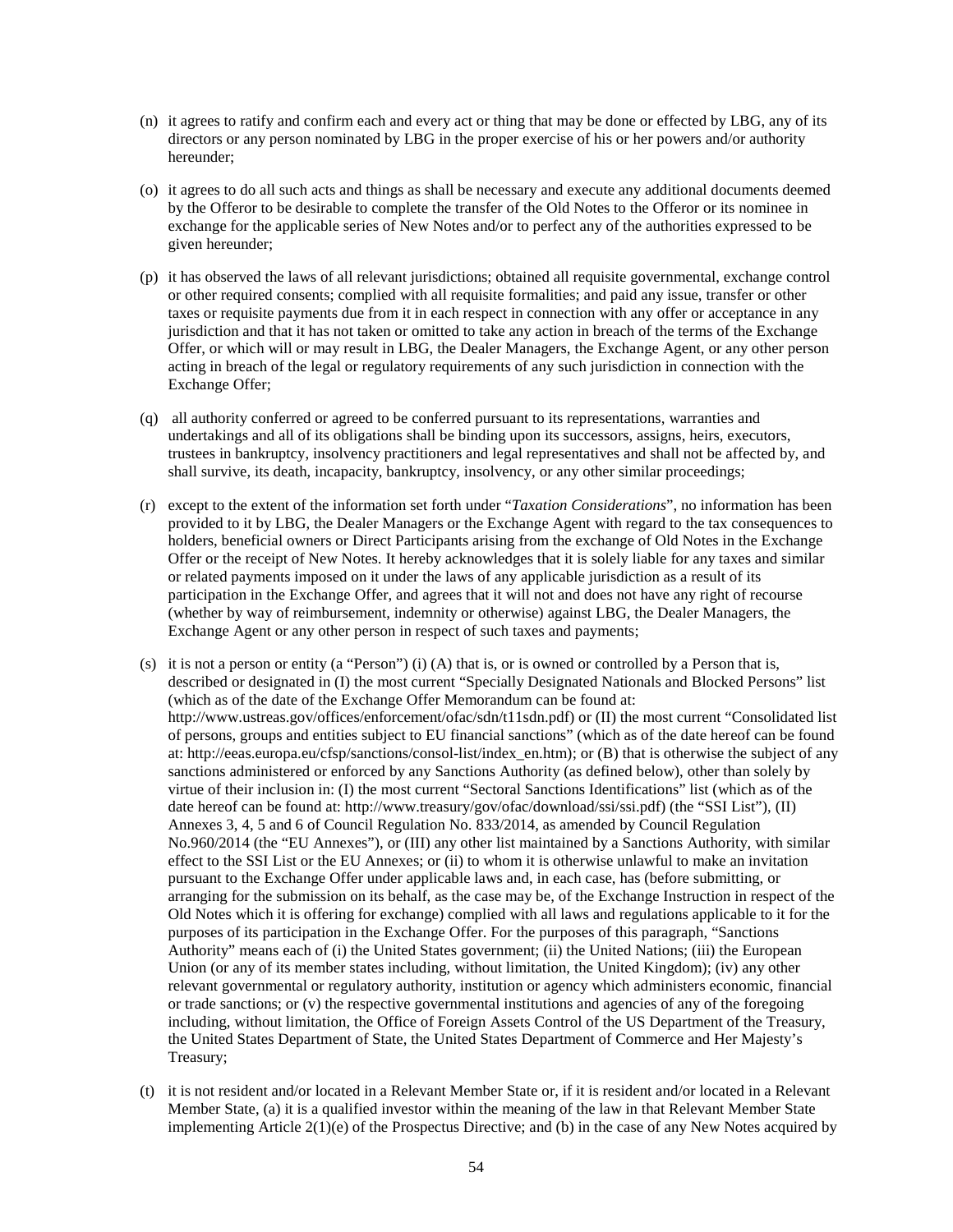(n) it agrees to ratify and confirm each and every act or thing that may be done or effected by LBG, any of its directors or any person nominated by LBG in the proper exercise of his or her powers and/or authority hereunder;

(o) it agrees to do all such acts and things as shall be necessary and execute any additional documents deemed by the Offeror to be desirable to complete the transfer of the Old Notes to the Offeror or its nominee in exchange for the applicable series of New Notes and/or to perfect any of the authorities expressed to be given hereunder;

(p) it has observed the laws of all relevant jurisdictions; obtained all requisite governmental, exchange control or other required consents; complied with all requisite formalities; and paid any issue, transfer or other taxes or requisite payments due from it in each respect in connection with any offer or acceptance in any jurisdiction and that it has not taken or omitted to take any action in breach of the terms of the Exchange Offer, or which will or may result in LBG, the Dealer Managers, the Exchange Agent, or any other person acting in breach of the legal or regulatory requirements of any such jurisdiction in connection with the Exchange Offer;

(q) all authority conferred or agreed to be conferred pursuant to its representations, warranties and undertakings and all of its obligations shall be binding upon its successors, assigns, heirs, executors, trustees in bankruptcy, insolvency practitioners and legal representatives and shall not be affected by, and shall survive, its death, incapacity, bankruptcy, insolvency, or any other similar proceedings;

(r) except to the extent of the information set forth under "*Taxation Considerations*", no information has been provided to it by LBG, the Dealer Managers or the Exchange Agent with regard to the tax consequences to holders, beneficial owners or Direct Participants arising from the exchange of Old Notes in the Exchange Offer or the receipt of New Notes. It hereby acknowledges that it is solely liable for any taxes and similar or related payments imposed on it under the laws of any applicable jurisdiction as a result of its participation in the Exchange Offer, and agrees that it will not and does not have any right of recourse (whether by way of reimbursement, indemnity or otherwise) against LBG, the Dealer Managers, the Exchange Agent or any other person in respect of such taxes and payments;

(s) it is not a person or entity (a "Person") (i) (A) that is, or is owned or controlled by a Person that is, described or designated in (I) the most current "Specially Designated Nationals and Blocked Persons" list (which as of the date of the Exchange Offer Memorandum can be found at: http://www.ustreas.gov/offices/enforcement/ofac/sdn/t11sdn.pdf) or (II) the most current "Consolidated list of persons, groups and entities subject to EU financial sanctions" (which as of the date hereof can be found at: http://eeas.europa.eu/cfsp/sanctions/consol-list/index_en.htm); or (B) that is otherwise the subject of any sanctions administered or enforced by any Sanctions Authority (as defined below), other than solely by virtue of their inclusion in: (I) the most current "Sectoral Sanctions Identifications" list (which as of the date hereof can be found at: http://www.treasury/gov/ofac/download/ssi/ssi.pdf) (the "SSI List"), (II) Annexes 3, 4, 5 and 6 of Council Regulation No. 833/2014, as amended by Council Regulation No.960/2014 (the "EU Annexes"), or (III) any other list maintained by a Sanctions Authority, with similar effect to the SSI List or the EU Annexes; or (ii) to whom it is otherwise unlawful to make an invitation pursuant to the Exchange Offer under applicable laws and, in each case, has (before submitting, or arranging for the submission on its behalf, as the case may be, of the Exchange Instruction in respect of the Old Notes which it is offering for exchange) complied with all laws and regulations applicable to it for the purposes of its participation in the Exchange Offer. For the purposes of this paragraph, "Sanctions Authority" means each of (i) the United States government; (ii) the United Nations; (iii) the European Union (or any of its member states including, without limitation, the United Kingdom); (iv) any other relevant governmental or regulatory authority, institution or agency which administers economic, financial or trade sanctions; or (v) the respective governmental institutions and agencies of any of the foregoing including, without limitation, the Office of Foreign Assets Control of the US Department of the Treasury, the United States Department of State, the United States Department of Commerce and Her Majesty's Treasury;

(t) it is not resident and/or located in a Relevant Member State or, if it is resident and/or located in a Relevant Member State, (a) it is a qualified investor within the meaning of the law in that Relevant Member State implementing Article 2(1)(e) of the Prospectus Directive; and (b) in the case of any New Notes acquired by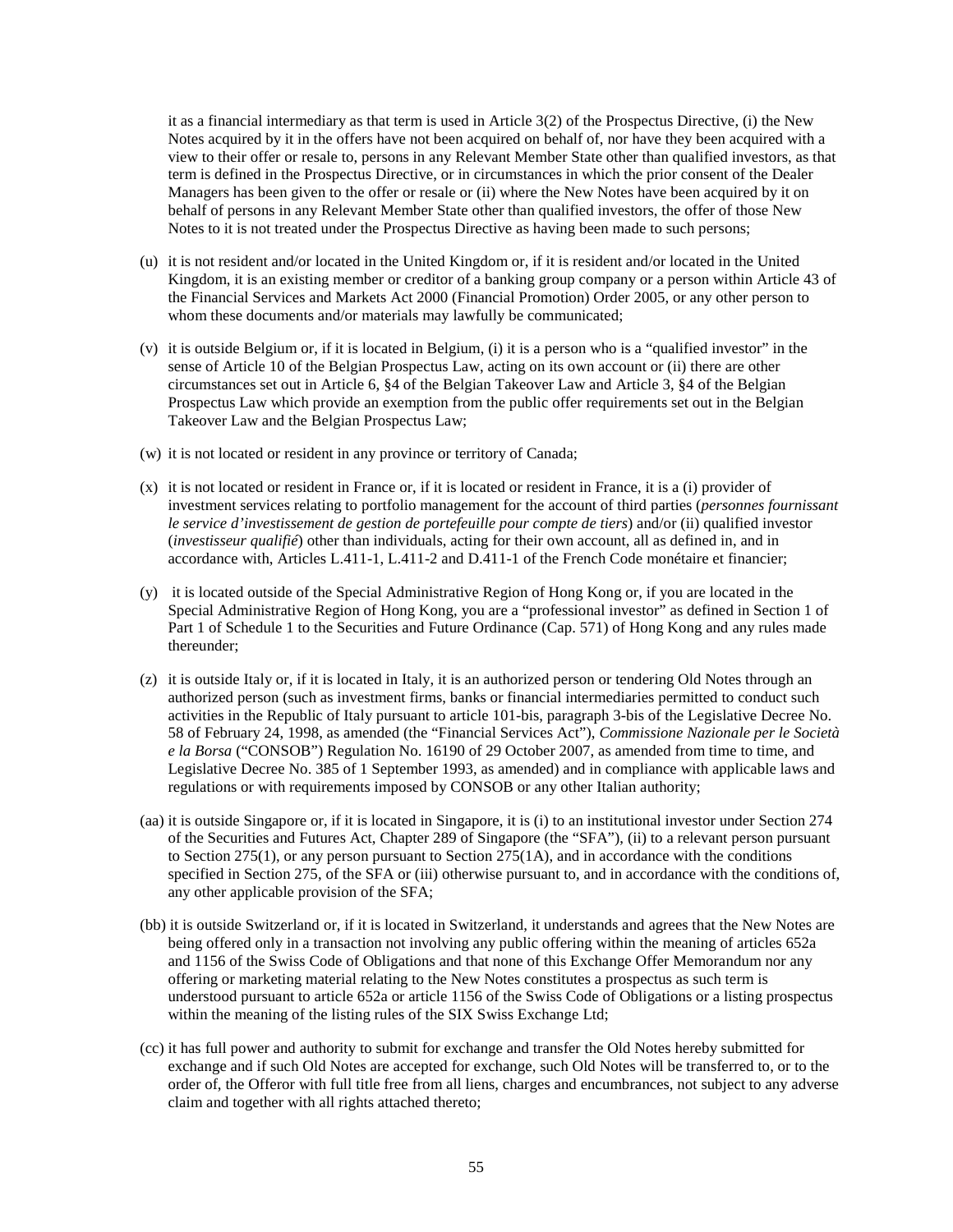it as a financial intermediary as that term is used in Article 3(2) of the Prospectus Directive, (i) the New Notes acquired by it in the offers have not been acquired on behalf of, nor have they been acquired with a view to their offer or resale to, persons in any Relevant Member State other than qualified investors, as that term is defined in the Prospectus Directive, or in circumstances in which the prior consent of the Dealer Managers has been given to the offer or resale or (ii) where the New Notes have been acquired by it on behalf of persons in any Relevant Member State other than qualified investors, the offer of those New Notes to it is not treated under the Prospectus Directive as having been made to such persons;

(u) it is not resident and/or located in the United Kingdom or, if it is resident and/or located in the United Kingdom, it is an existing member or creditor of a banking group company or a person within Article 43 of the Financial Services and Markets Act 2000 (Financial Promotion) Order 2005, or any other person to whom these documents and/or materials may lawfully be communicated;

(v) it is outside Belgium or, if it is located in Belgium, (i) it is a person who is a "qualified investor" in the sense of Article 10 of the Belgian Prospectus Law, acting on its own account or (ii) there are other circumstances set out in Article 6, §4 of the Belgian Takeover Law and Article 3, §4 of the Belgian Prospectus Law which provide an exemption from the public offer requirements set out in the Belgian Takeover Law and the Belgian Prospectus Law;

(w) it is not located or resident in any province or territory of Canada;

(x) it is not located or resident in France or, if it is located or resident in France, it is a (i) provider of investment services relating to portfolio management for the account of third parties (*personnes fournissant le service d'investissement de gestion de portefeuille pour compte de tiers*) and/or (ii) qualified investor (*investisseur qualifié*) other than individuals, acting for their own account, all as defined in, and in accordance with, Articles L.411-1, L.411-2 and D.411-1 of the French Code monétaire et financier;

(y) it is located outside of the Special Administrative Region of Hong Kong or, if you are located in the Special Administrative Region of Hong Kong, you are a "professional investor" as defined in Section 1 of Part 1 of Schedule 1 to the Securities and Future Ordinance (Cap. 571) of Hong Kong and any rules made thereunder;

(z) it is outside Italy or, if it is located in Italy, it is an authorized person or tendering Old Notes through an authorized person (such as investment firms, banks or financial intermediaries permitted to conduct such activities in the Republic of Italy pursuant to article 101-bis, paragraph 3-bis of the Legislative Decree No. 58 of February 24, 1998, as amended (the "Financial Services Act"), *Commissione Nazionale per le Società e la Borsa* ("CONSOB") Regulation No. 16190 of 29 October 2007, as amended from time to time, and Legislative Decree No. 385 of 1 September 1993, as amended) and in compliance with applicable laws and regulations or with requirements imposed by CONSOB or any other Italian authority;

(aa) it is outside Singapore or, if it is located in Singapore, it is (i) to an institutional investor under Section 274 of the Securities and Futures Act, Chapter 289 of Singapore (the "SFA"), (ii) to a relevant person pursuant to Section 275(1), or any person pursuant to Section 275(1A), and in accordance with the conditions specified in Section 275, of the SFA or (iii) otherwise pursuant to, and in accordance with the conditions of, any other applicable provision of the SFA;

(bb) it is outside Switzerland or, if it is located in Switzerland, it understands and agrees that the New Notes are being offered only in a transaction not involving any public offering within the meaning of articles 652a and 1156 of the Swiss Code of Obligations and that none of this Exchange Offer Memorandum nor any offering or marketing material relating to the New Notes constitutes a prospectus as such term is understood pursuant to article 652a or article 1156 of the Swiss Code of Obligations or a listing prospectus within the meaning of the listing rules of the SIX Swiss Exchange Ltd;

(cc) it has full power and authority to submit for exchange and transfer the Old Notes hereby submitted for exchange and if such Old Notes are accepted for exchange, such Old Notes will be transferred to, or to the order of, the Offeror with full title free from all liens, charges and encumbrances, not subject to any adverse claim and together with all rights attached thereto;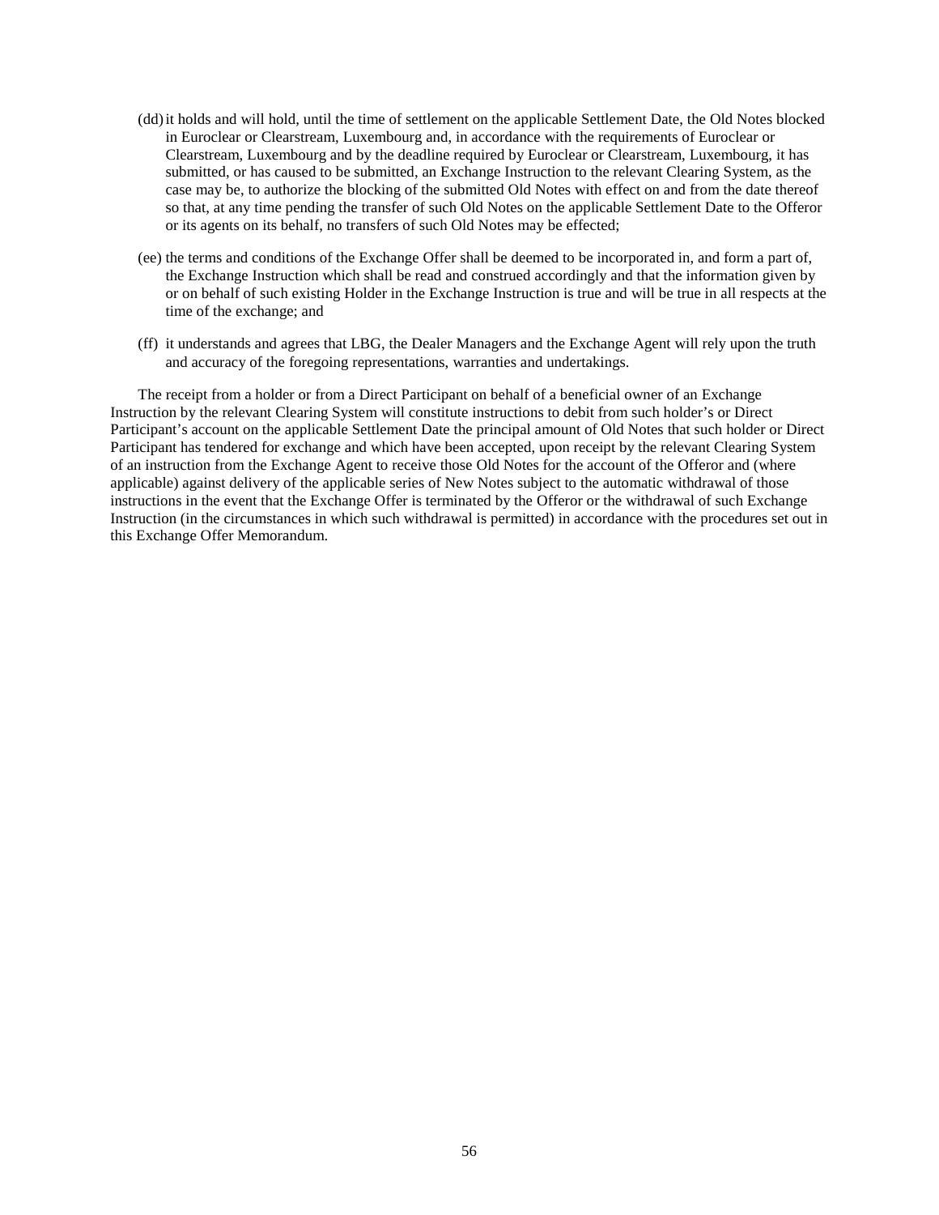(dd) it holds and will hold, until the time of settlement on the applicable Settlement Date, the Old Notes blocked in Euroclear or Clearstream, Luxembourg and, in accordance with the requirements of Euroclear or Clearstream, Luxembourg and by the deadline required by Euroclear or Clearstream, Luxembourg, it has submitted, or has caused to be submitted, an Exchange Instruction to the relevant Clearing System, as the case may be, to authorize the blocking of the submitted Old Notes with effect on and from the date thereof so that, at any time pending the transfer of such Old Notes on the applicable Settlement Date to the Offeror or its agents on its behalf, no transfers of such Old Notes may be effected;

(ee) the terms and conditions of the Exchange Offer shall be deemed to be incorporated in, and form a part of, the Exchange Instruction which shall be read and construed accordingly and that the information given by or on behalf of such existing Holder in the Exchange Instruction is true and will be true in all respects at the time of the exchange; and

(ff) it understands and agrees that LBG, the Dealer Managers and the Exchange Agent will rely upon the truth and accuracy of the foregoing representations, warranties and undertakings.

The receipt from a holder or from a Direct Participant on behalf of a beneficial owner of an Exchange Instruction by the relevant Clearing System will constitute instructions to debit from such holder's or Direct Participant's account on the applicable Settlement Date the principal amount of Old Notes that such holder or Direct Participant has tendered for exchange and which have been accepted, upon receipt by the relevant Clearing System of an instruction from the Exchange Agent to receive those Old Notes for the account of the Offeror and (where applicable) against delivery of the applicable series of New Notes subject to the automatic withdrawal of those instructions in the event that the Exchange Offer is terminated by the Offeror or the withdrawal of such Exchange Instruction (in the circumstances in which such withdrawal is permitted) in accordance with the procedures set out in this Exchange Offer Memorandum.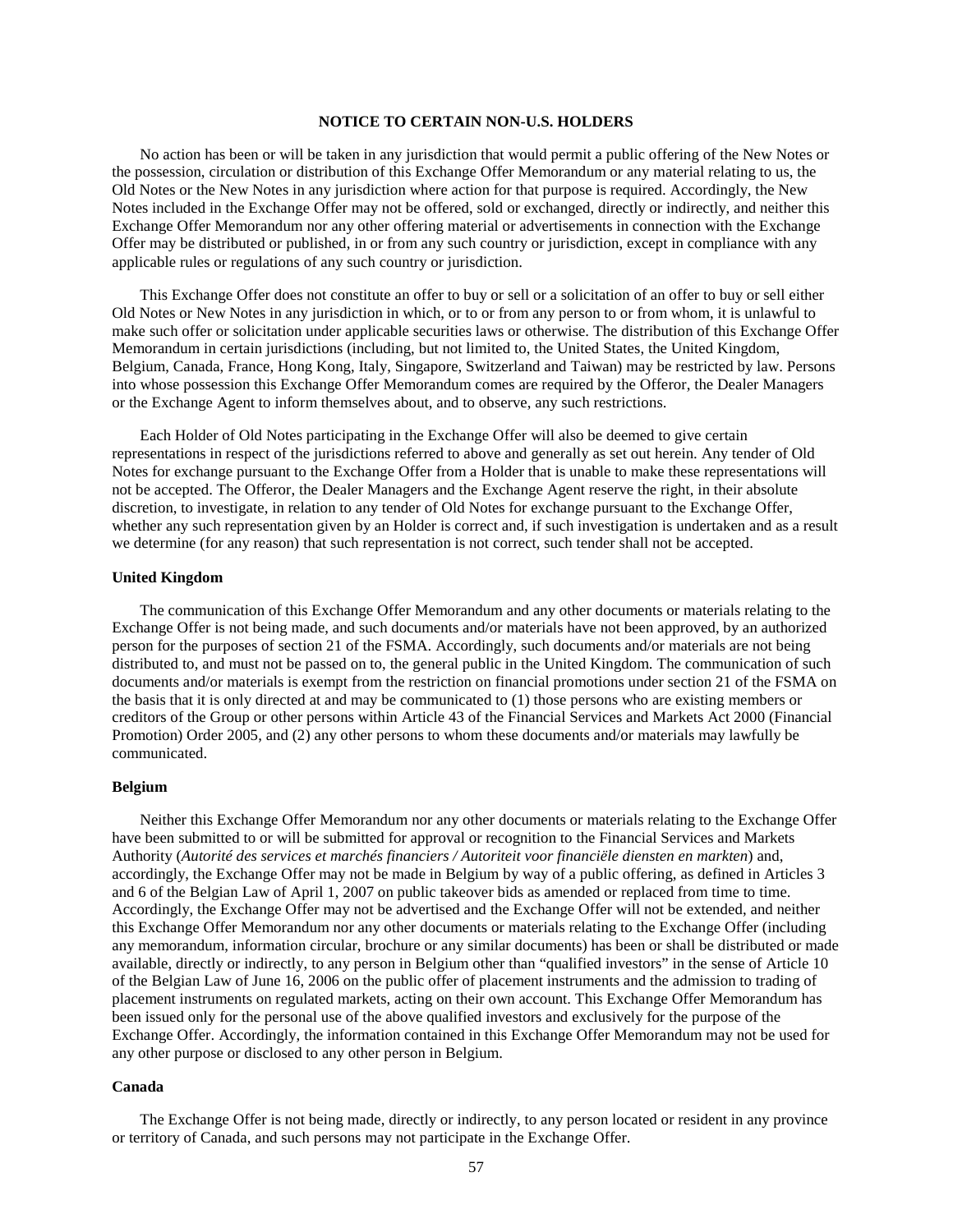## NOTICE TO CERTAIN NON-U.S. HOLDERS

No action has been or will be taken in any jurisdiction that would permit a public offering of the New Notes or the possession, circulation or distribution of this Exchange Offer Memorandum or any material relating to us, the Old Notes or the New Notes in any jurisdiction where action for that purpose is required. Accordingly, the New Notes included in the Exchange Offer may not be offered, sold or exchanged, directly or indirectly, and neither this Exchange Offer Memorandum nor any other offering material or advertisements in connection with the Exchange Offer may be distributed or published, in or from any such country or jurisdiction, except in compliance with any applicable rules or regulations of any such country or jurisdiction.

This Exchange Offer does not constitute an offer to buy or sell or a solicitation of an offer to buy or sell either Old Notes or New Notes in any jurisdiction in which, or to or from any person to or from whom, it is unlawful to make such offer or solicitation under applicable securities laws or otherwise. The distribution of this Exchange Offer Memorandum in certain jurisdictions (including, but not limited to, the United States, the United Kingdom, Belgium, Canada, France, Hong Kong, Italy, Singapore, Switzerland and Taiwan) may be restricted by law. Persons into whose possession this Exchange Offer Memorandum comes are required by the Offeror, the Dealer Managers or the Exchange Agent to inform themselves about, and to observe, any such restrictions.

Each Holder of Old Notes participating in the Exchange Offer will also be deemed to give certain representations in respect of the jurisdictions referred to above and generally as set out herein. Any tender of Old Notes for exchange pursuant to the Exchange Offer from a Holder that is unable to make these representations will not be accepted. The Offeror, the Dealer Managers and the Exchange Agent reserve the right, in their absolute discretion, to investigate, in relation to any tender of Old Notes for exchange pursuant to the Exchange Offer, whether any such representation given by an Holder is correct and, if such investigation is undertaken and as a result we determine (for any reason) that such representation is not correct, such tender shall not be accepted.

### United Kingdom

The communication of this Exchange Offer Memorandum and any other documents or materials relating to the Exchange Offer is not being made, and such documents and/or materials have not been approved, by an authorized person for the purposes of section 21 of the FSMA. Accordingly, such documents and/or materials are not being distributed to, and must not be passed on to, the general public in the United Kingdom. The communication of such documents and/or materials is exempt from the restriction on financial promotions under section 21 of the FSMA on the basis that it is only directed at and may be communicated to (1) those persons who are existing members or creditors of the Group or other persons within Article 43 of the Financial Services and Markets Act 2000 (Financial Promotion) Order 2005, and (2) any other persons to whom these documents and/or materials may lawfully be communicated.

### Belgium

Neither this Exchange Offer Memorandum nor any other documents or materials relating to the Exchange Offer have been submitted to or will be submitted for approval or recognition to the Financial Services and Markets Authority (*Autorité des services et marchés financiers / Autoriteit voor financiële diensten en markten*) and, accordingly, the Exchange Offer may not be made in Belgium by way of a public offering, as defined in Articles 3 and 6 of the Belgian Law of April 1, 2007 on public takeover bids as amended or replaced from time to time. Accordingly, the Exchange Offer may not be advertised and the Exchange Offer will not be extended, and neither this Exchange Offer Memorandum nor any other documents or materials relating to the Exchange Offer (including any memorandum, information circular, brochure or any similar documents) has been or shall be distributed or made available, directly or indirectly, to any person in Belgium other than "qualified investors" in the sense of Article 10 of the Belgian Law of June 16, 2006 on the public offer of placement instruments and the admission to trading of placement instruments on regulated markets, acting on their own account. This Exchange Offer Memorandum has been issued only for the personal use of the above qualified investors and exclusively for the purpose of the Exchange Offer. Accordingly, the information contained in this Exchange Offer Memorandum may not be used for any other purpose or disclosed to any other person in Belgium.

### Canada

The Exchange Offer is not being made, directly or indirectly, to any person located or resident in any province or territory of Canada, and such persons may not participate in the Exchange Offer.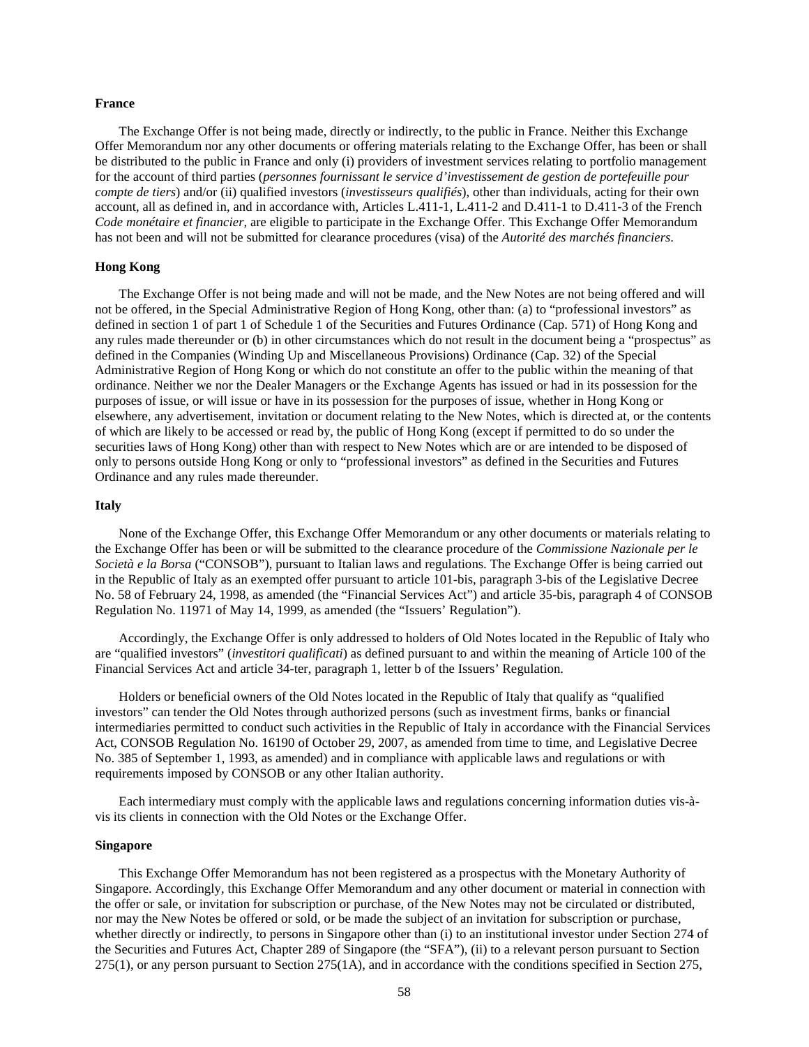**France**

The Exchange Offer is not being made, directly or indirectly, to the public in France. Neither this Exchange Offer Memorandum nor any other documents or offering materials relating to the Exchange Offer, has been or shall be distributed to the public in France and only (i) providers of investment services relating to portfolio management for the account of third parties (*personnes fournissant le service d'investissement de gestion de portefeuille pour compte de tiers*) and/or (ii) qualified investors (*investisseurs qualifiés*), other than individuals, acting for their own account, all as defined in, and in accordance with, Articles L.411-1, L.411-2 and D.411-1 to D.411-3 of the French *Code monétaire et financier*, are eligible to participate in the Exchange Offer. This Exchange Offer Memorandum has not been and will not be submitted for clearance procedures (visa) of the *Autorité des marchés financiers*.

**Hong Kong**

The Exchange Offer is not being made and will not be made, and the New Notes are not being offered and will not be offered, in the Special Administrative Region of Hong Kong, other than: (a) to "professional investors" as defined in section 1 of part 1 of Schedule 1 of the Securities and Futures Ordinance (Cap. 571) of Hong Kong and any rules made thereunder or (b) in other circumstances which do not result in the document being a "prospectus" as defined in the Companies (Winding Up and Miscellaneous Provisions) Ordinance (Cap. 32) of the Special Administrative Region of Hong Kong or which do not constitute an offer to the public within the meaning of that ordinance. Neither we nor the Dealer Managers or the Exchange Agents has issued or had in its possession for the purposes of issue, or will issue or have in its possession for the purposes of issue, whether in Hong Kong or elsewhere, any advertisement, invitation or document relating to the New Notes, which is directed at, or the contents of which are likely to be accessed or read by, the public of Hong Kong (except if permitted to do so under the securities laws of Hong Kong) other than with respect to New Notes which are or are intended to be disposed of only to persons outside Hong Kong or only to "professional investors" as defined in the Securities and Futures Ordinance and any rules made thereunder.

**Italy**

None of the Exchange Offer, this Exchange Offer Memorandum or any other documents or materials relating to the Exchange Offer has been or will be submitted to the clearance procedure of the *Commissione Nazionale per le Società e la Borsa* ("CONSOB"), pursuant to Italian laws and regulations. The Exchange Offer is being carried out in the Republic of Italy as an exempted offer pursuant to article 101-bis, paragraph 3-bis of the Legislative Decree No. 58 of February 24, 1998, as amended (the "Financial Services Act") and article 35-bis, paragraph 4 of CONSOB Regulation No. 11971 of May 14, 1999, as amended (the "Issuers' Regulation").

Accordingly, the Exchange Offer is only addressed to holders of Old Notes located in the Republic of Italy who are "qualified investors" (*investitori qualificati*) as defined pursuant to and within the meaning of Article 100 of the Financial Services Act and article 34-ter, paragraph 1, letter b of the Issuers' Regulation.

Holders or beneficial owners of the Old Notes located in the Republic of Italy that qualify as "qualified investors" can tender the Old Notes through authorized persons (such as investment firms, banks or financial intermediaries permitted to conduct such activities in the Republic of Italy in accordance with the Financial Services Act, CONSOB Regulation No. 16190 of October 29, 2007, as amended from time to time, and Legislative Decree No. 385 of September 1, 1993, as amended) and in compliance with applicable laws and regulations or with requirements imposed by CONSOB or any other Italian authority.

Each intermediary must comply with the applicable laws and regulations concerning information duties vis-à-vis its clients in connection with the Old Notes or the Exchange Offer.

**Singapore**

This Exchange Offer Memorandum has not been registered as a prospectus with the Monetary Authority of Singapore. Accordingly, this Exchange Offer Memorandum and any other document or material in connection with the offer or sale, or invitation for subscription or purchase, of the New Notes may not be circulated or distributed, nor may the New Notes be offered or sold, or be made the subject of an invitation for subscription or purchase, whether directly or indirectly, to persons in Singapore other than (i) to an institutional investor under Section 274 of the Securities and Futures Act, Chapter 289 of Singapore (the "SFA"), (ii) to a relevant person pursuant to Section 275(1), or any person pursuant to Section 275(1A), and in accordance with the conditions specified in Section 275,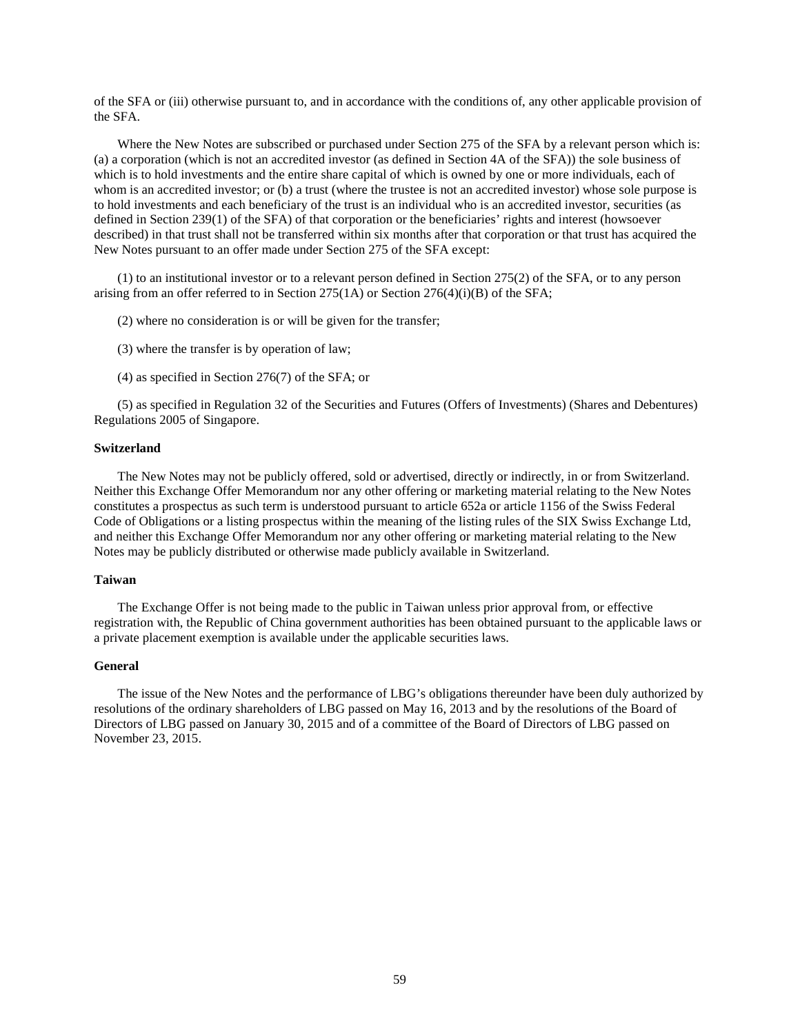of the SFA or (iii) otherwise pursuant to, and in accordance with the conditions of, any other applicable provision of the SFA.

Where the New Notes are subscribed or purchased under Section 275 of the SFA by a relevant person which is: (a) a corporation (which is not an accredited investor (as defined in Section 4A of the SFA)) the sole business of which is to hold investments and the entire share capital of which is owned by one or more individuals, each of whom is an accredited investor; or (b) a trust (where the trustee is not an accredited investor) whose sole purpose is to hold investments and each beneficiary of the trust is an individual who is an accredited investor, securities (as defined in Section 239(1) of the SFA) of that corporation or the beneficiaries' rights and interest (howsoever described) in that trust shall not be transferred within six months after that corporation or that trust has acquired the New Notes pursuant to an offer made under Section 275 of the SFA except:

(1) to an institutional investor or to a relevant person defined in Section 275(2) of the SFA, or to any person arising from an offer referred to in Section 275(1A) or Section 276(4)(i)(B) of the SFA;

(2) where no consideration is or will be given for the transfer;

(3) where the transfer is by operation of law;

(4) as specified in Section 276(7) of the SFA; or

(5) as specified in Regulation 32 of the Securities and Futures (Offers of Investments) (Shares and Debentures) Regulations 2005 of Singapore.

**Switzerland**

The New Notes may not be publicly offered, sold or advertised, directly or indirectly, in or from Switzerland. Neither this Exchange Offer Memorandum nor any other offering or marketing material relating to the New Notes constitutes a prospectus as such term is understood pursuant to article 652a or article 1156 of the Swiss Federal Code of Obligations or a listing prospectus within the meaning of the listing rules of the SIX Swiss Exchange Ltd, and neither this Exchange Offer Memorandum nor any other offering or marketing material relating to the New Notes may be publicly distributed or otherwise made publicly available in Switzerland.

**Taiwan**

The Exchange Offer is not being made to the public in Taiwan unless prior approval from, or effective registration with, the Republic of China government authorities has been obtained pursuant to the applicable laws or a private placement exemption is available under the applicable securities laws.

**General**

The issue of the New Notes and the performance of LBG's obligations thereunder have been duly authorized by resolutions of the ordinary shareholders of LBG passed on May 16, 2013 and by the resolutions of the Board of Directors of LBG passed on January 30, 2015 and of a committee of the Board of Directors of LBG passed on November 23, 2015.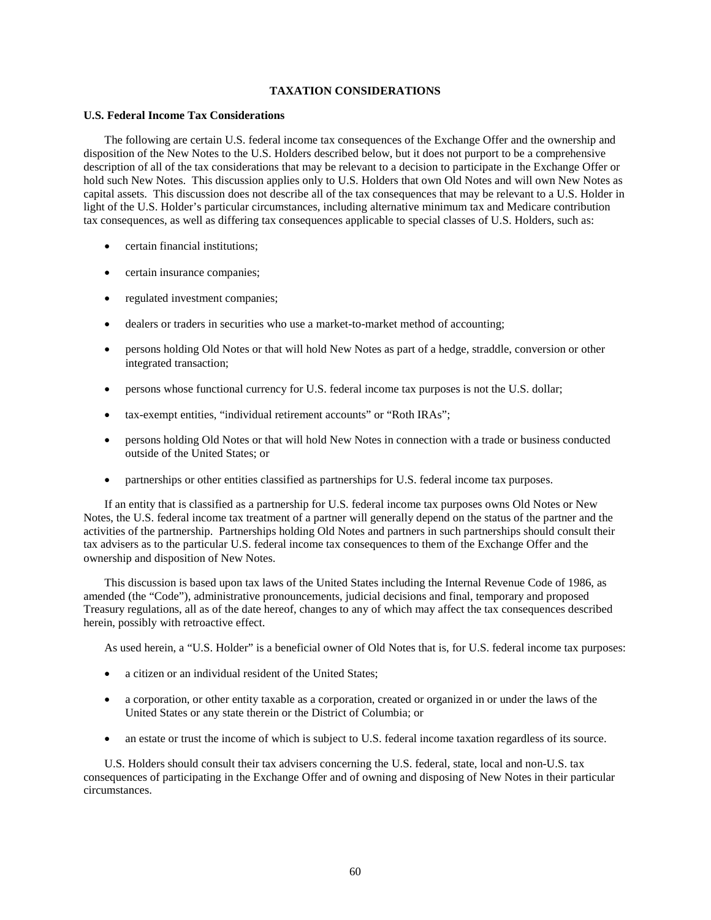# TAXATION CONSIDERATIONS

## U.S. Federal Income Tax Considerations

The following are certain U.S. federal income tax consequences of the Exchange Offer and the ownership and disposition of the New Notes to the U.S. Holders described below, but it does not purport to be a comprehensive description of all of the tax considerations that may be relevant to a decision to participate in the Exchange Offer or hold such New Notes. This discussion applies only to U.S. Holders that own Old Notes and will own New Notes as capital assets. This discussion does not describe all of the tax consequences that may be relevant to a U.S. Holder in light of the U.S. Holder's particular circumstances, including alternative minimum tax and Medicare contribution tax consequences, as well as differing tax consequences applicable to special classes of U.S. Holders, such as:

- certain financial institutions;
- certain insurance companies;
- regulated investment companies;
- dealers or traders in securities who use a market-to-market method of accounting;
- persons holding Old Notes or that will hold New Notes as part of a hedge, straddle, conversion or other integrated transaction;
- persons whose functional currency for U.S. federal income tax purposes is not the U.S. dollar;
- tax-exempt entities, "individual retirement accounts" or "Roth IRAs";
- persons holding Old Notes or that will hold New Notes in connection with a trade or business conducted outside of the United States; or
- partnerships or other entities classified as partnerships for U.S. federal income tax purposes.

If an entity that is classified as a partnership for U.S. federal income tax purposes owns Old Notes or New Notes, the U.S. federal income tax treatment of a partner will generally depend on the status of the partner and the activities of the partnership. Partnerships holding Old Notes and partners in such partnerships should consult their tax advisers as to the particular U.S. federal income tax consequences to them of the Exchange Offer and the ownership and disposition of New Notes.

This discussion is based upon tax laws of the United States including the Internal Revenue Code of 1986, as amended (the "Code"), administrative pronouncements, judicial decisions and final, temporary and proposed Treasury regulations, all as of the date hereof, changes to any of which may affect the tax consequences described herein, possibly with retroactive effect.

As used herein, a "U.S. Holder" is a beneficial owner of Old Notes that is, for U.S. federal income tax purposes:

- a citizen or an individual resident of the United States;
- a corporation, or other entity taxable as a corporation, created or organized in or under the laws of the United States or any state therein or the District of Columbia; or
- an estate or trust the income of which is subject to U.S. federal income taxation regardless of its source.

U.S. Holders should consult their tax advisers concerning the U.S. federal, state, local and non-U.S. tax consequences of participating in the Exchange Offer and of owning and disposing of New Notes in their particular circumstances.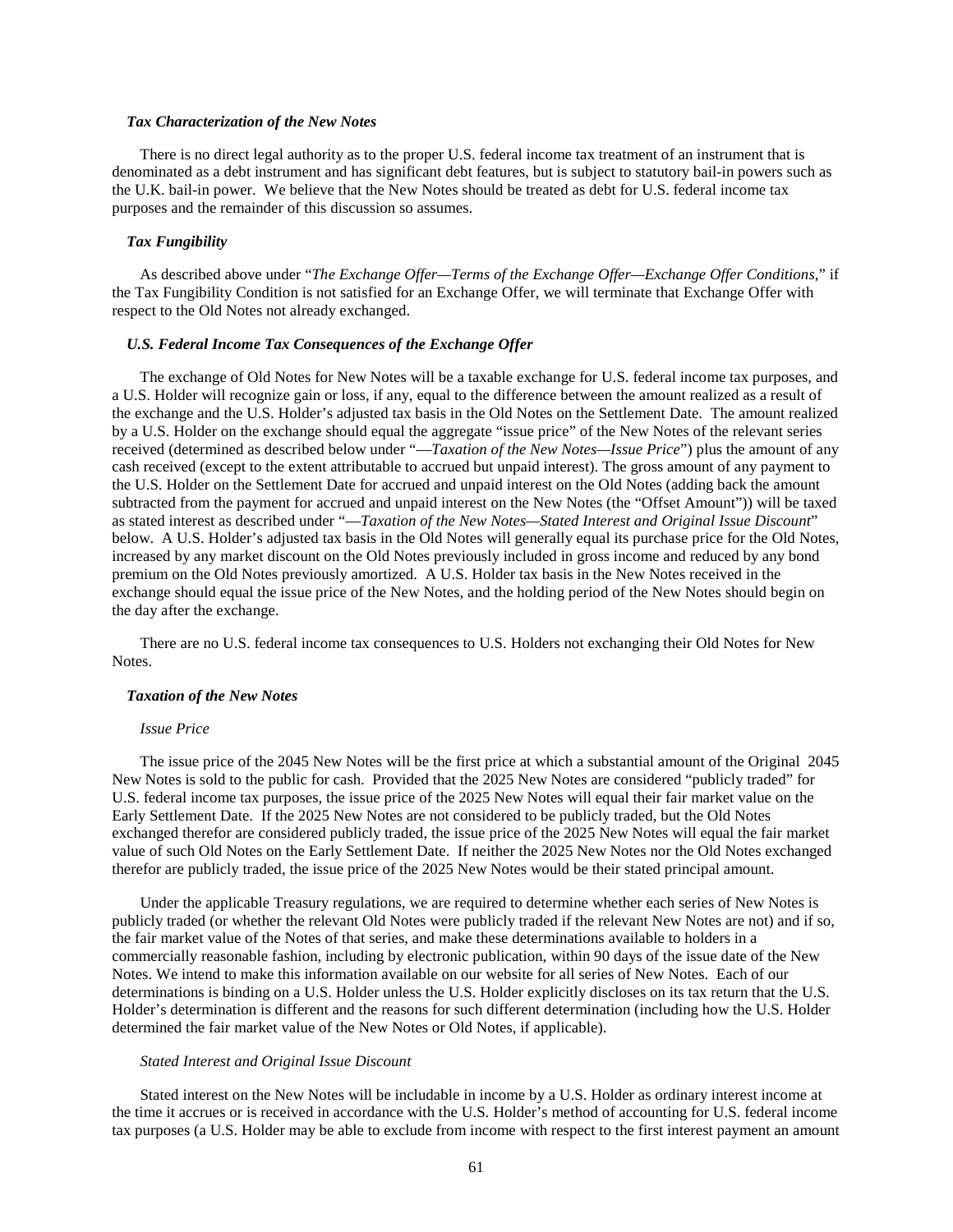***Tax Characterization of the New Notes***

There is no direct legal authority as to the proper U.S. federal income tax treatment of an instrument that is denominated as a debt instrument and has significant debt features, but is subject to statutory bail-in powers such as the U.K. bail-in power. We believe that the New Notes should be treated as debt for U.S. federal income tax purposes and the remainder of this discussion so assumes.

***Tax Fungibility***

As described above under "*The Exchange Offer—Terms of the Exchange Offer—Exchange Offer Conditions*," if the Tax Fungibility Condition is not satisfied for an Exchange Offer, we will terminate that Exchange Offer with respect to the Old Notes not already exchanged.

***U.S. Federal Income Tax Consequences of the Exchange Offer***

The exchange of Old Notes for New Notes will be a taxable exchange for U.S. federal income tax purposes, and a U.S. Holder will recognize gain or loss, if any, equal to the difference between the amount realized as a result of the exchange and the U.S. Holder's adjusted tax basis in the Old Notes on the Settlement Date. The amount realized by a U.S. Holder on the exchange should equal the aggregate "issue price" of the New Notes of the relevant series received (determined as described below under "*—Taxation of the New Notes—Issue Price*") plus the amount of any cash received (except to the extent attributable to accrued but unpaid interest). The gross amount of any payment to the U.S. Holder on the Settlement Date for accrued and unpaid interest on the Old Notes (adding back the amount subtracted from the payment for accrued and unpaid interest on the New Notes (the "Offset Amount")) will be taxed as stated interest as described under "*—Taxation of the New Notes—Stated Interest and Original Issue Discount*" below. A U.S. Holder's adjusted tax basis in the Old Notes will generally equal its purchase price for the Old Notes, increased by any market discount on the Old Notes previously included in gross income and reduced by any bond premium on the Old Notes previously amortized. A U.S. Holder tax basis in the New Notes received in the exchange should equal the issue price of the New Notes, and the holding period of the New Notes should begin on the day after the exchange.

There are no U.S. federal income tax consequences to U.S. Holders not exchanging their Old Notes for New Notes.

***Taxation of the New Notes***

*Issue Price*

The issue price of the 2045 New Notes will be the first price at which a substantial amount of the Original 2045 New Notes is sold to the public for cash. Provided that the 2025 New Notes are considered "publicly traded" for U.S. federal income tax purposes, the issue price of the 2025 New Notes will equal their fair market value on the Early Settlement Date. If the 2025 New Notes are not considered to be publicly traded, but the Old Notes exchanged therefor are considered publicly traded, the issue price of the 2025 New Notes will equal the fair market value of such Old Notes on the Early Settlement Date. If neither the 2025 New Notes nor the Old Notes exchanged therefor are publicly traded, the issue price of the 2025 New Notes would be their stated principal amount.

Under the applicable Treasury regulations, we are required to determine whether each series of New Notes is publicly traded (or whether the relevant Old Notes were publicly traded if the relevant New Notes are not) and if so, the fair market value of the Notes of that series, and make these determinations available to holders in a commercially reasonable fashion, including by electronic publication, within 90 days of the issue date of the New Notes. We intend to make this information available on our website for all series of New Notes. Each of our determinations is binding on a U.S. Holder unless the U.S. Holder explicitly discloses on its tax return that the U.S. Holder's determination is different and the reasons for such different determination (including how the U.S. Holder determined the fair market value of the New Notes or Old Notes, if applicable).

*Stated Interest and Original Issue Discount*

Stated interest on the New Notes will be includable in income by a U.S. Holder as ordinary interest income at the time it accrues or is received in accordance with the U.S. Holder's method of accounting for U.S. federal income tax purposes (a U.S. Holder may be able to exclude from income with respect to the first interest payment an amount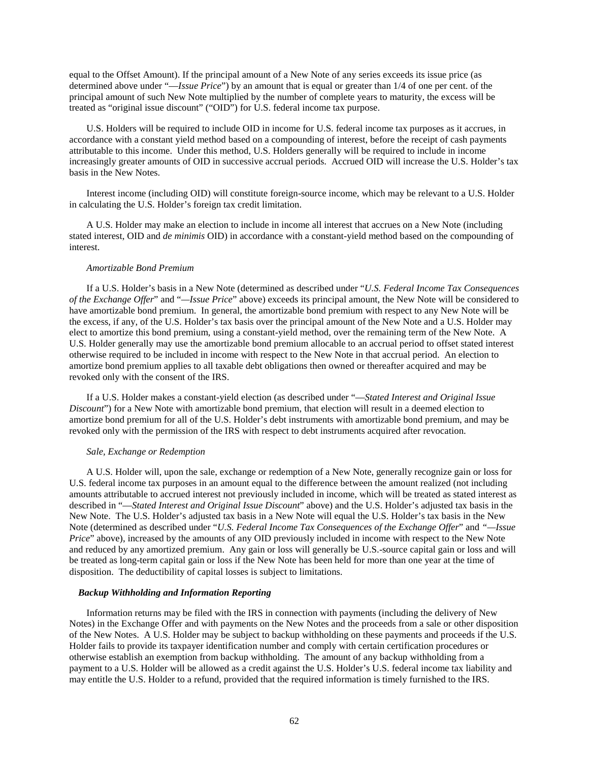equal to the Offset Amount). If the principal amount of a New Note of any series exceeds its issue price (as determined above under "—*Issue Price*") by an amount that is equal or greater than 1/4 of one per cent. of the principal amount of such New Note multiplied by the number of complete years to maturity, the excess will be treated as "original issue discount" ("OID") for U.S. federal income tax purpose.

U.S. Holders will be required to include OID in income for U.S. federal income tax purposes as it accrues, in accordance with a constant yield method based on a compounding of interest, before the receipt of cash payments attributable to this income. Under this method, U.S. Holders generally will be required to include in income increasingly greater amounts of OID in successive accrual periods. Accrued OID will increase the U.S. Holder's tax basis in the New Notes.

Interest income (including OID) will constitute foreign-source income, which may be relevant to a U.S. Holder in calculating the U.S. Holder's foreign tax credit limitation.

A U.S. Holder may make an election to include in income all interest that accrues on a New Note (including stated interest, OID and *de minimis* OID) in accordance with a constant-yield method based on the compounding of interest.

*Amortizable Bond Premium*

If a U.S. Holder's basis in a New Note (determined as described under "*U.S. Federal Income Tax Consequences of the Exchange Offer*" and "—*Issue Price*" above) exceeds its principal amount, the New Note will be considered to have amortizable bond premium. In general, the amortizable bond premium with respect to any New Note will be the excess, if any, of the U.S. Holder's tax basis over the principal amount of the New Note and a U.S. Holder may elect to amortize this bond premium, using a constant-yield method, over the remaining term of the New Note. A U.S. Holder generally may use the amortizable bond premium allocable to an accrual period to offset stated interest otherwise required to be included in income with respect to the New Note in that accrual period. An election to amortize bond premium applies to all taxable debt obligations then owned or thereafter acquired and may be revoked only with the consent of the IRS.

If a U.S. Holder makes a constant-yield election (as described under "—*Stated Interest and Original Issue Discount*") for a New Note with amortizable bond premium, that election will result in a deemed election to amortize bond premium for all of the U.S. Holder's debt instruments with amortizable bond premium, and may be revoked only with the permission of the IRS with respect to debt instruments acquired after revocation.

*Sale, Exchange or Redemption*

A U.S. Holder will, upon the sale, exchange or redemption of a New Note, generally recognize gain or loss for U.S. federal income tax purposes in an amount equal to the difference between the amount realized (not including amounts attributable to accrued interest not previously included in income, which will be treated as stated interest as described in "—*Stated Interest and Original Issue Discount*" above) and the U.S. Holder's adjusted tax basis in the New Note. The U.S. Holder's adjusted tax basis in a New Note will equal the U.S. Holder's tax basis in the New Note (determined as described under "*U.S. Federal Income Tax Consequences of the Exchange Offer*" and "—*Issue Price*" above), increased by the amounts of any OID previously included in income with respect to the New Note and reduced by any amortized premium. Any gain or loss will generally be U.S.-source capital gain or loss and will be treated as long-term capital gain or loss if the New Note has been held for more than one year at the time of disposition. The deductibility of capital losses is subject to limitations.

***Backup Withholding and Information Reporting***

Information returns may be filed with the IRS in connection with payments (including the delivery of New Notes) in the Exchange Offer and with payments on the New Notes and the proceeds from a sale or other disposition of the New Notes. A U.S. Holder may be subject to backup withholding on these payments and proceeds if the U.S. Holder fails to provide its taxpayer identification number and comply with certain certification procedures or otherwise establish an exemption from backup withholding. The amount of any backup withholding from a payment to a U.S. Holder will be allowed as a credit against the U.S. Holder's U.S. federal income tax liability and may entitle the U.S. Holder to a refund, provided that the required information is timely furnished to the IRS.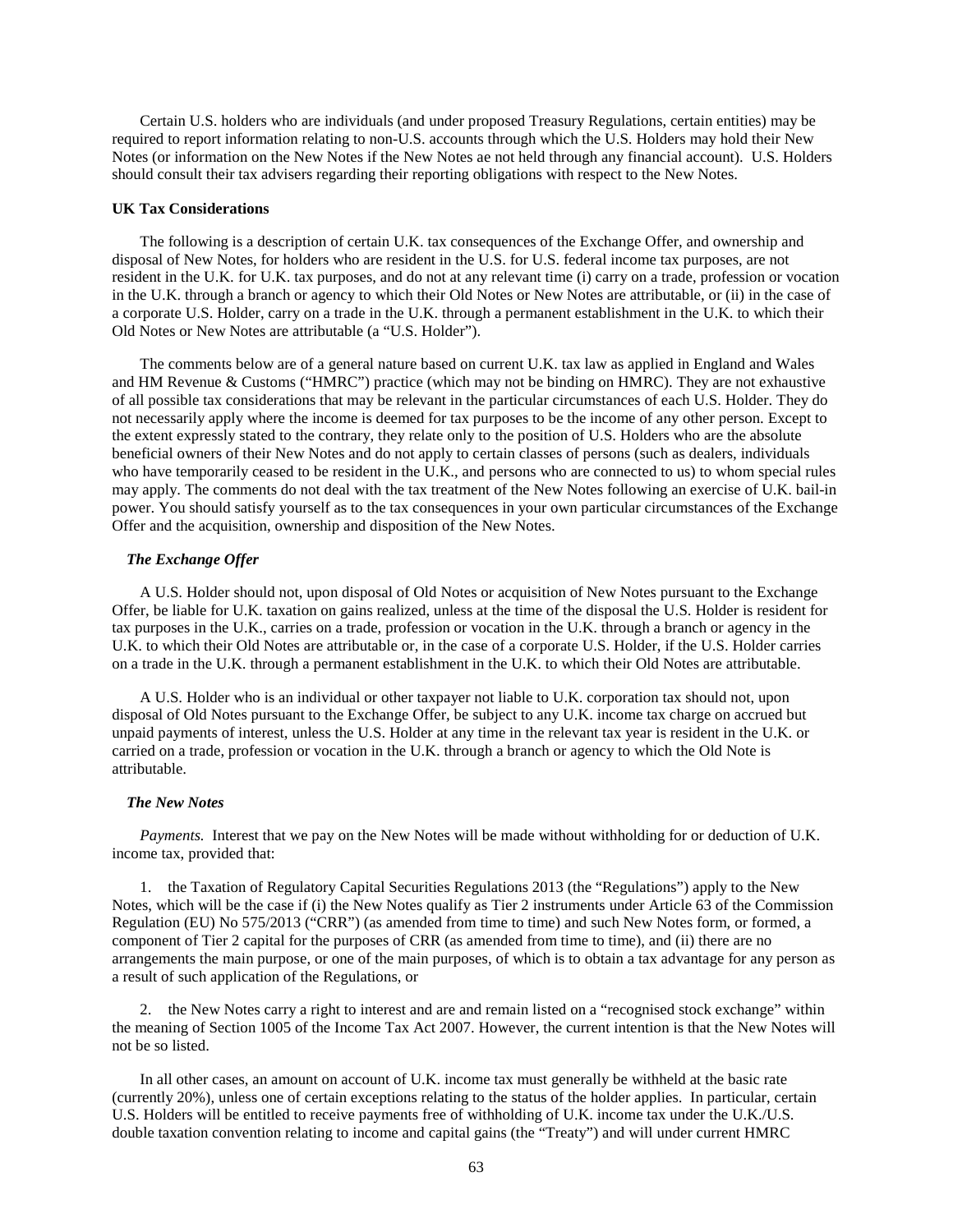Certain U.S. holders who are individuals (and under proposed Treasury Regulations, certain entities) may be required to report information relating to non-U.S. accounts through which the U.S. Holders may hold their New Notes (or information on the New Notes if the New Notes ae not held through any financial account). U.S. Holders should consult their tax advisers regarding their reporting obligations with respect to the New Notes.

**UK Tax Considerations**

The following is a description of certain U.K. tax consequences of the Exchange Offer, and ownership and disposal of New Notes, for holders who are resident in the U.S. for U.S. federal income tax purposes, are not resident in the U.K. for U.K. tax purposes, and do not at any relevant time (i) carry on a trade, profession or vocation in the U.K. through a branch or agency to which their Old Notes or New Notes are attributable, or (ii) in the case of a corporate U.S. Holder, carry on a trade in the U.K. through a permanent establishment in the U.K. to which their Old Notes or New Notes are attributable (a "U.S. Holder").

The comments below are of a general nature based on current U.K. tax law as applied in England and Wales and HM Revenue & Customs ("HMRC") practice (which may not be binding on HMRC). They are not exhaustive of all possible tax considerations that may be relevant in the particular circumstances of each U.S. Holder. They do not necessarily apply where the income is deemed for tax purposes to be the income of any other person. Except to the extent expressly stated to the contrary, they relate only to the position of U.S. Holders who are the absolute beneficial owners of their New Notes and do not apply to certain classes of persons (such as dealers, individuals who have temporarily ceased to be resident in the U.K., and persons who are connected to us) to whom special rules may apply. The comments do not deal with the tax treatment of the New Notes following an exercise of U.K. bail-in power. You should satisfy yourself as to the tax consequences in your own particular circumstances of the Exchange Offer and the acquisition, ownership and disposition of the New Notes.

***The Exchange Offer***

A U.S. Holder should not, upon disposal of Old Notes or acquisition of New Notes pursuant to the Exchange Offer, be liable for U.K. taxation on gains realized, unless at the time of the disposal the U.S. Holder is resident for tax purposes in the U.K., carries on a trade, profession or vocation in the U.K. through a branch or agency in the U.K. to which their Old Notes are attributable or, in the case of a corporate U.S. Holder, if the U.S. Holder carries on a trade in the U.K. through a permanent establishment in the U.K. to which their Old Notes are attributable.

A U.S. Holder who is an individual or other taxpayer not liable to U.K. corporation tax should not, upon disposal of Old Notes pursuant to the Exchange Offer, be subject to any U.K. income tax charge on accrued but unpaid payments of interest, unless the U.S. Holder at any time in the relevant tax year is resident in the U.K. or carried on a trade, profession or vocation in the U.K. through a branch or agency to which the Old Note is attributable.

***The New Notes***

*Payments.* Interest that we pay on the New Notes will be made without withholding for or deduction of U.K. income tax, provided that:

1. the Taxation of Regulatory Capital Securities Regulations 2013 (the "Regulations") apply to the New Notes, which will be the case if (i) the New Notes qualify as Tier 2 instruments under Article 63 of the Commission Regulation (EU) No 575/2013 ("CRR") (as amended from time to time) and such New Notes form, or formed, a component of Tier 2 capital for the purposes of CRR (as amended from time to time), and (ii) there are no arrangements the main purpose, or one of the main purposes, of which is to obtain a tax advantage for any person as a result of such application of the Regulations, or

2. the New Notes carry a right to interest and are and remain listed on a "recognised stock exchange" within the meaning of Section 1005 of the Income Tax Act 2007. However, the current intention is that the New Notes will not be so listed.

In all other cases, an amount on account of U.K. income tax must generally be withheld at the basic rate (currently 20%), unless one of certain exceptions relating to the status of the holder applies. In particular, certain U.S. Holders will be entitled to receive payments free of withholding of U.K. income tax under the U.K./U.S. double taxation convention relating to income and capital gains (the "Treaty") and will under current HMRC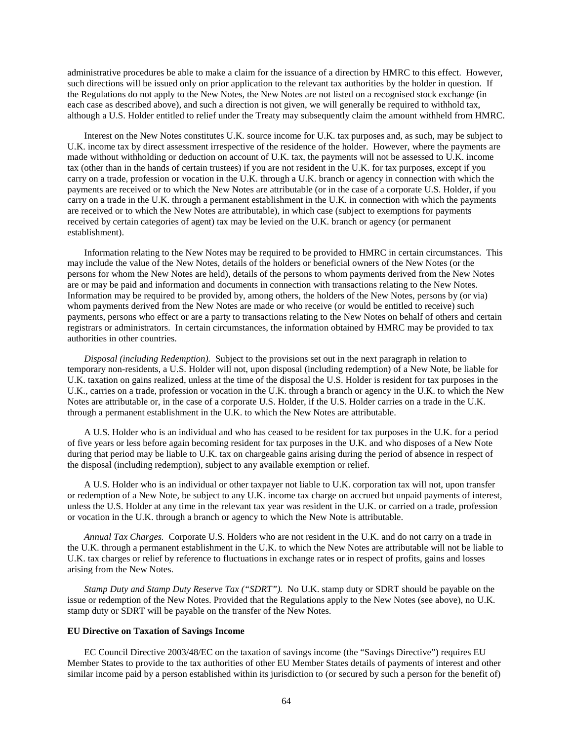administrative procedures be able to make a claim for the issuance of a direction by HMRC to this effect. However, such directions will be issued only on prior application to the relevant tax authorities by the holder in question. If the Regulations do not apply to the New Notes, the New Notes are not listed on a recognised stock exchange (in each case as described above), and such a direction is not given, we will generally be required to withhold tax, although a U.S. Holder entitled to relief under the Treaty may subsequently claim the amount withheld from HMRC.

Interest on the New Notes constitutes U.K. source income for U.K. tax purposes and, as such, may be subject to U.K. income tax by direct assessment irrespective of the residence of the holder. However, where the payments are made without withholding or deduction on account of U.K. tax, the payments will not be assessed to U.K. income tax (other than in the hands of certain trustees) if you are not resident in the U.K. for tax purposes, except if you carry on a trade, profession or vocation in the U.K. through a U.K. branch or agency in connection with which the payments are received or to which the New Notes are attributable (or in the case of a corporate U.S. Holder, if you carry on a trade in the U.K. through a permanent establishment in the U.K. in connection with which the payments are received or to which the New Notes are attributable), in which case (subject to exemptions for payments received by certain categories of agent) tax may be levied on the U.K. branch or agency (or permanent establishment).

Information relating to the New Notes may be required to be provided to HMRC in certain circumstances. This may include the value of the New Notes, details of the holders or beneficial owners of the New Notes (or the persons for whom the New Notes are held), details of the persons to whom payments derived from the New Notes are or may be paid and information and documents in connection with transactions relating to the New Notes. Information may be required to be provided by, among others, the holders of the New Notes, persons by (or via) whom payments derived from the New Notes are made or who receive (or would be entitled to receive) such payments, persons who effect or are a party to transactions relating to the New Notes on behalf of others and certain registrars or administrators. In certain circumstances, the information obtained by HMRC may be provided to tax authorities in other countries.

*Disposal (including Redemption).* Subject to the provisions set out in the next paragraph in relation to temporary non-residents, a U.S. Holder will not, upon disposal (including redemption) of a New Note, be liable for U.K. taxation on gains realized, unless at the time of the disposal the U.S. Holder is resident for tax purposes in the U.K., carries on a trade, profession or vocation in the U.K. through a branch or agency in the U.K. to which the New Notes are attributable or, in the case of a corporate U.S. Holder, if the U.S. Holder carries on a trade in the U.K. through a permanent establishment in the U.K. to which the New Notes are attributable.

A U.S. Holder who is an individual and who has ceased to be resident for tax purposes in the U.K. for a period of five years or less before again becoming resident for tax purposes in the U.K. and who disposes of a New Note during that period may be liable to U.K. tax on chargeable gains arising during the period of absence in respect of the disposal (including redemption), subject to any available exemption or relief.

A U.S. Holder who is an individual or other taxpayer not liable to U.K. corporation tax will not, upon transfer or redemption of a New Note, be subject to any U.K. income tax charge on accrued but unpaid payments of interest, unless the U.S. Holder at any time in the relevant tax year was resident in the U.K. or carried on a trade, profession or vocation in the U.K. through a branch or agency to which the New Note is attributable.

*Annual Tax Charges.* Corporate U.S. Holders who are not resident in the U.K. and do not carry on a trade in the U.K. through a permanent establishment in the U.K. to which the New Notes are attributable will not be liable to U.K. tax charges or relief by reference to fluctuations in exchange rates or in respect of profits, gains and losses arising from the New Notes.

*Stamp Duty and Stamp Duty Reserve Tax ("SDRT").* No U.K. stamp duty or SDRT should be payable on the issue or redemption of the New Notes. Provided that the Regulations apply to the New Notes (see above), no U.K. stamp duty or SDRT will be payable on the transfer of the New Notes.

**EU Directive on Taxation of Savings Income**

EC Council Directive 2003/48/EC on the taxation of savings income (the "Savings Directive") requires EU Member States to provide to the tax authorities of other EU Member States details of payments of interest and other similar income paid by a person established within its jurisdiction to (or secured by such a person for the benefit of)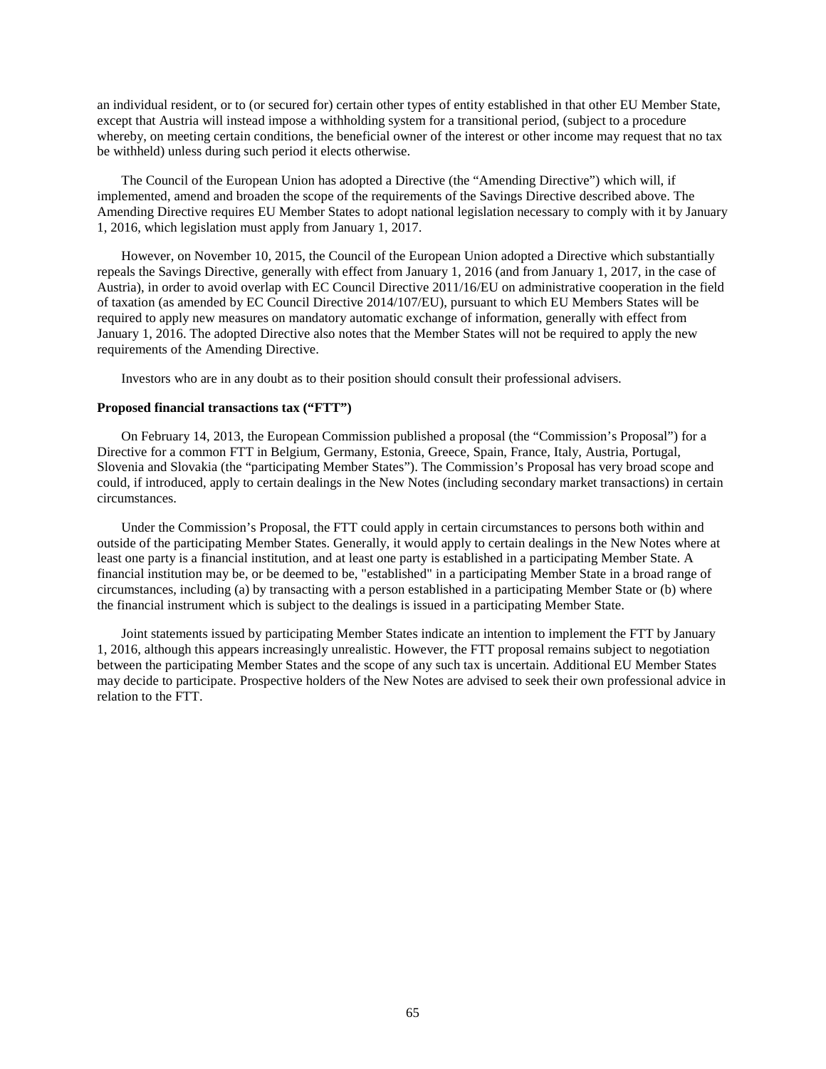an individual resident, or to (or secured for) certain other types of entity established in that other EU Member State, except that Austria will instead impose a withholding system for a transitional period, (subject to a procedure whereby, on meeting certain conditions, the beneficial owner of the interest or other income may request that no tax be withheld) unless during such period it elects otherwise.

The Council of the European Union has adopted a Directive (the "Amending Directive") which will, if implemented, amend and broaden the scope of the requirements of the Savings Directive described above. The Amending Directive requires EU Member States to adopt national legislation necessary to comply with it by January 1, 2016, which legislation must apply from January 1, 2017.

However, on November 10, 2015, the Council of the European Union adopted a Directive which substantially repeals the Savings Directive, generally with effect from January 1, 2016 (and from January 1, 2017, in the case of Austria), in order to avoid overlap with EC Council Directive 2011/16/EU on administrative cooperation in the field of taxation (as amended by EC Council Directive 2014/107/EU), pursuant to which EU Members States will be required to apply new measures on mandatory automatic exchange of information, generally with effect from January 1, 2016. The adopted Directive also notes that the Member States will not be required to apply the new requirements of the Amending Directive.

Investors who are in any doubt as to their position should consult their professional advisers.

**Proposed financial transactions tax ("FTT")**

On February 14, 2013, the European Commission published a proposal (the "Commission's Proposal") for a Directive for a common FTT in Belgium, Germany, Estonia, Greece, Spain, France, Italy, Austria, Portugal, Slovenia and Slovakia (the "participating Member States"). The Commission's Proposal has very broad scope and could, if introduced, apply to certain dealings in the New Notes (including secondary market transactions) in certain circumstances.

Under the Commission's Proposal, the FTT could apply in certain circumstances to persons both within and outside of the participating Member States. Generally, it would apply to certain dealings in the New Notes where at least one party is a financial institution, and at least one party is established in a participating Member State. A financial institution may be, or be deemed to be, "established" in a participating Member State in a broad range of circumstances, including (a) by transacting with a person established in a participating Member State or (b) where the financial instrument which is subject to the dealings is issued in a participating Member State.

Joint statements issued by participating Member States indicate an intention to implement the FTT by January 1, 2016, although this appears increasingly unrealistic. However, the FTT proposal remains subject to negotiation between the participating Member States and the scope of any such tax is uncertain. Additional EU Member States may decide to participate. Prospective holders of the New Notes are advised to seek their own professional advice in relation to the FTT.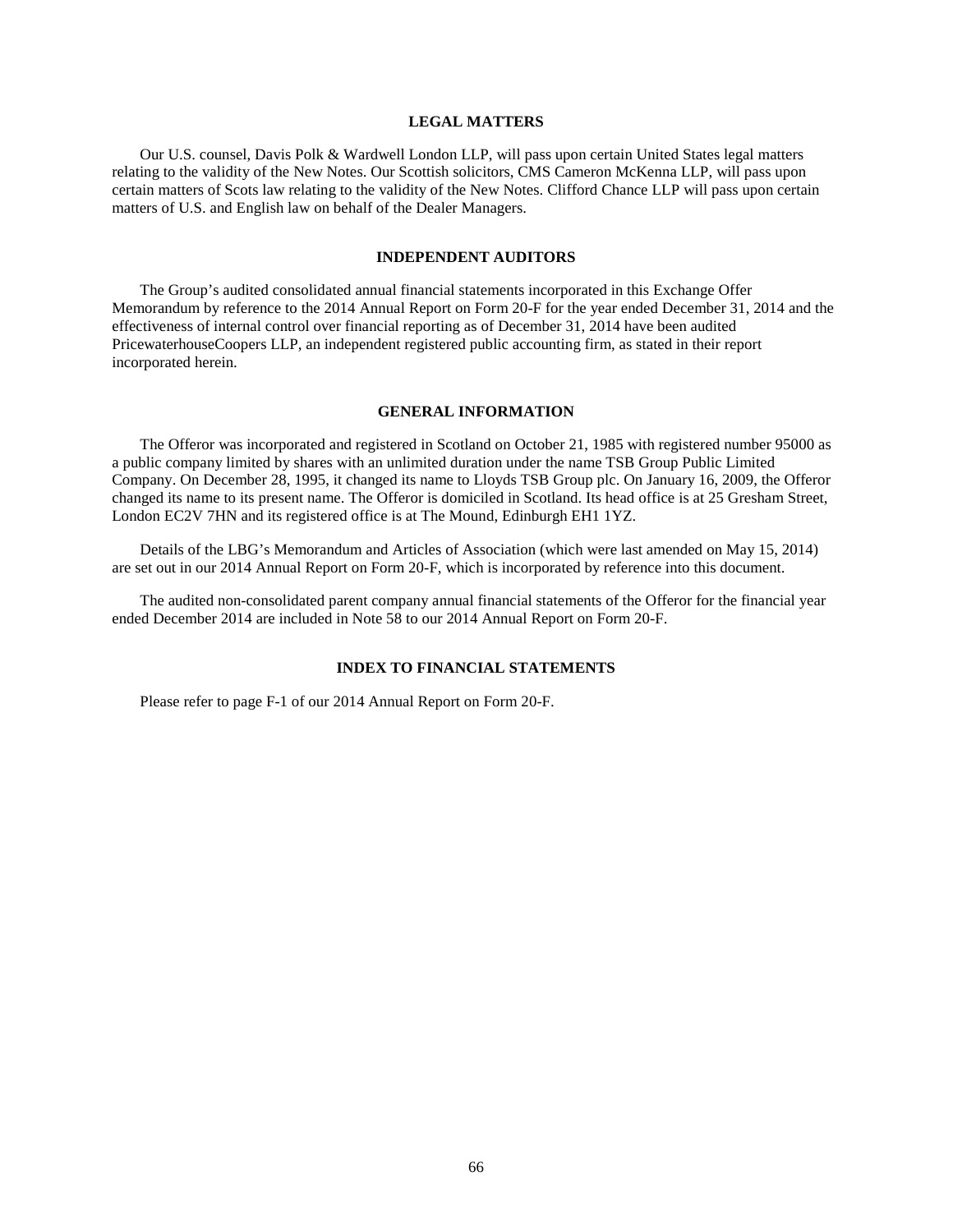## LEGAL MATTERS

Our U.S. counsel, Davis Polk & Wardwell London LLP, will pass upon certain United States legal matters relating to the validity of the New Notes. Our Scottish solicitors, CMS Cameron McKenna LLP, will pass upon certain matters of Scots law relating to the validity of the New Notes. Clifford Chance LLP will pass upon certain matters of U.S. and English law on behalf of the Dealer Managers.

## INDEPENDENT AUDITORS

The Group's audited consolidated annual financial statements incorporated in this Exchange Offer Memorandum by reference to the 2014 Annual Report on Form 20-F for the year ended December 31, 2014 and the effectiveness of internal control over financial reporting as of December 31, 2014 have been audited PricewaterhouseCoopers LLP, an independent registered public accounting firm, as stated in their report incorporated herein.

## GENERAL INFORMATION

The Offeror was incorporated and registered in Scotland on October 21, 1985 with registered number 95000 as a public company limited by shares with an unlimited duration under the name TSB Group Public Limited Company. On December 28, 1995, it changed its name to Lloyds TSB Group plc. On January 16, 2009, the Offeror changed its name to its present name. The Offeror is domiciled in Scotland. Its head office is at 25 Gresham Street, London EC2V 7HN and its registered office is at The Mound, Edinburgh EH1 1YZ.

Details of the LBG's Memorandum and Articles of Association (which were last amended on May 15, 2014) are set out in our 2014 Annual Report on Form 20-F, which is incorporated by reference into this document.

The audited non-consolidated parent company annual financial statements of the Offeror for the financial year ended December 2014 are included in Note 58 to our 2014 Annual Report on Form 20-F.

## INDEX TO FINANCIAL STATEMENTS

Please refer to page F-1 of our 2014 Annual Report on Form 20-F.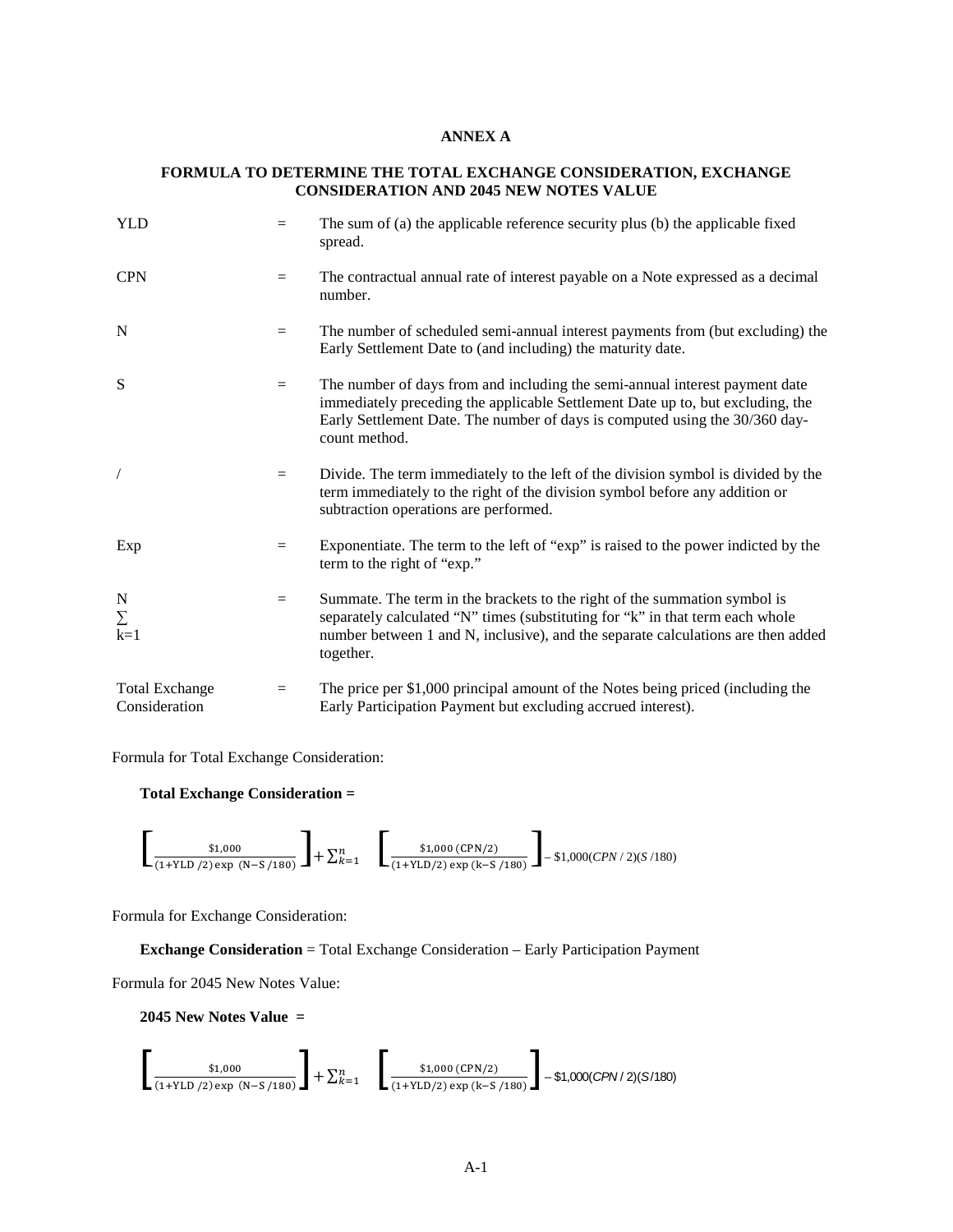## ANNEX A

### FORMULA TO DETERMINE THE TOTAL EXCHANGE CONSIDERATION, EXCHANGE CONSIDERATION AND 2045 NEW NOTES VALUE

| | | |
|---|---|---|
| YLD | = | The sum of (a) the applicable reference security plus (b) the applicable fixed spread. |
| CPN | = | The contractual annual rate of interest payable on a Note expressed as a decimal number. |
| N | = | The number of scheduled semi-annual interest payments from (but excluding) the Early Settlement Date to (and including) the maturity date. |
| S | = | The number of days from and including the semi-annual interest payment date immediately preceding the applicable Settlement Date up to, but excluding, the Early Settlement Date. The number of days is computed using the 30/360 day-count method. |
| / | = | Divide. The term immediately to the left of the division symbol is divided by the term immediately to the right of the division symbol before any addition or subtraction operations are performed. |
| Exp | = | Exponentiate. The term to the left of "exp" is raised to the power indicted by the term to the right of "exp." |
| $\sum_{k=1}^{N}$ | = | Summate. The term in the brackets to the right of the summation symbol is separately calculated "N" times (substituting for "k" in that term each whole number between 1 and N, inclusive), and the separate calculations are then added together. |
| Total Exchange Consideration | = | The price per $1,000 principal amount of the Notes being priced (including the Early Participation Payment but excluding accrued interest). |

Formula for Total Exchange Consideration:

**Total Exchange Consideration =**

$$\left[\frac{\$1{,}000}{(1+\mathrm{YLD}/2)\exp\ (\mathrm{N}-\mathrm{S}/180)}\right]+\sum_{k=1}^{n}\left[\frac{\$1{,}000\,(\mathrm{CPN}/2)}{(1+\mathrm{YLD}/2)\exp\ (\mathrm{k}-\mathrm{S}/180)}\right]-\$1{,}000(CPN/2)(S/180)$$

Formula for Exchange Consideration:

**Exchange Consideration** = Total Exchange Consideration – Early Participation Payment

Formula for 2045 New Notes Value:

**2045 New Notes Value =**

$$\left[\frac{\$1{,}000}{(1+\mathrm{YLD}/2)\exp\ (\mathrm{N}-\mathrm{S}/180)}\right]+\sum_{k=1}^{n}\left[\frac{\$1{,}000\,(\mathrm{CPN}/2)}{(1+\mathrm{YLD}/2)\exp\ (\mathrm{k}-\mathrm{S}/180)}\right]-\$1{,}000(CPN/2)(S/180)$$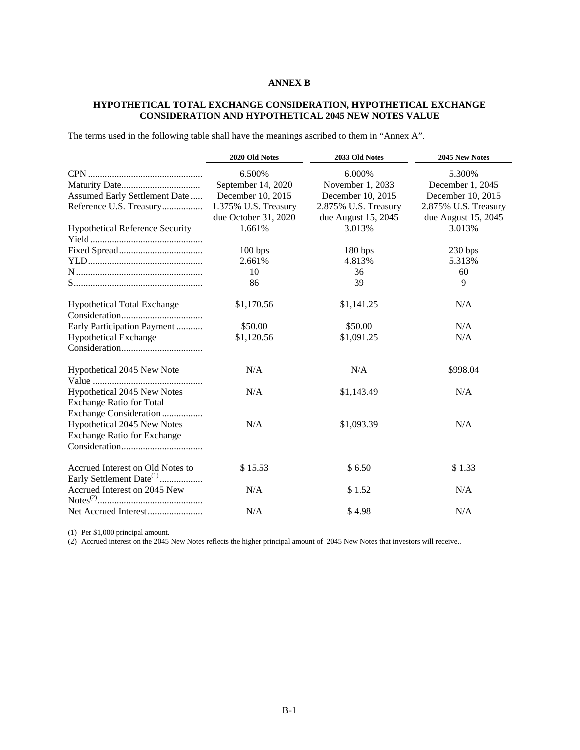# ANNEX B

## HYPOTHETICAL TOTAL EXCHANGE CONSIDERATION, HYPOTHETICAL EXCHANGE CONSIDERATION AND HYPOTHETICAL 2045 NEW NOTES VALUE

The terms used in the following table shall have the meanings ascribed to them in "Annex A".

| | 2020 Old Notes | 2033 Old Notes | 2045 New Notes |
|---|---|---|---|
| CPN | 6.500% | 6.000% | 5.300% |
| Maturity Date | September 14, 2020 | November 1, 2033 | December 1, 2045 |
| Assumed Early Settlement Date | December 10, 2015 | December 10, 2015 | December 10, 2015 |
| Reference U.S. Treasury | 1.375% U.S. Treasury due October 31, 2020 | 2.875% U.S. Treasury due August 15, 2045 | 2.875% U.S. Treasury due August 15, 2045 |
| Hypothetical Reference Security Yield | 1.661% | 3.013% | 3.013% |
| Fixed Spread | 100 bps | 180 bps | 230 bps |
| YLD | 2.661% | 4.813% | 5.313% |
| N | 10 | 36 | 60 |
| S | 86 | 39 | 9 |
| Hypothetical Total Exchange Consideration | $1,170.56 | $1,141.25 | N/A |
| Early Participation Payment | $50.00 | $50.00 | N/A |
| Hypothetical Exchange Consideration | $1,120.56 | $1,091.25 | N/A |
| Hypothetical 2045 New Note Value | N/A | N/A | $998.04 |
| Hypothetical 2045 New Notes Exchange Ratio for Total Exchange Consideration | N/A | $1,143.49 | N/A |
| Hypothetical 2045 New Notes Exchange Ratio for Exchange Consideration | N/A | $1,093.39 | N/A |
| Accrued Interest on Old Notes to Early Settlement Date[(1)] | $ 15.53 | $ 6.50 | $ 1.33 |
| Accrued Interest on 2045 New Notes[(2)] | N/A | $ 1.52 | N/A |
| Net Accrued Interest | N/A | $ 4.98 | N/A |

(1) Per $1,000 principal amount.

(2) Accrued interest on the 2045 New Notes reflects the higher principal amount of 2045 New Notes that investors will receive..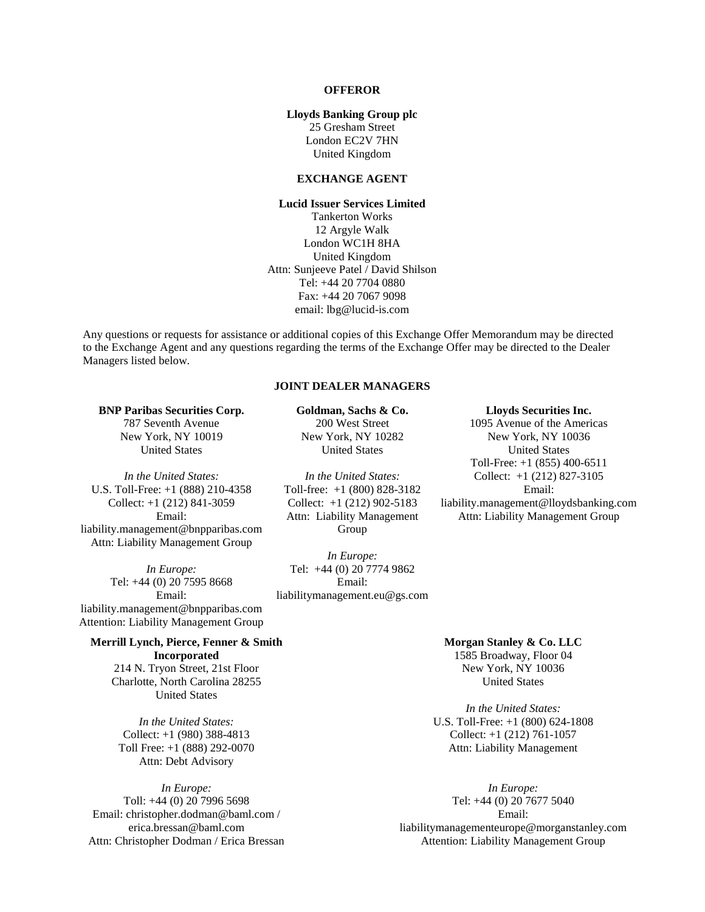**OFFEROR**

**Lloyds Banking Group plc**
25 Gresham Street
London EC2V 7HN
United Kingdom

**EXCHANGE AGENT**

**Lucid Issuer Services Limited**
Tankerton Works
12 Argyle Walk
London WC1H 8HA
United Kingdom
Attn: Sunjeeve Patel / David Shilson
Tel: +44 20 7704 0880
Fax: +44 20 7067 9098
email: lbg@lucid-is.com

Any questions or requests for assistance or additional copies of this Exchange Offer Memorandum may be directed to the Exchange Agent and any questions regarding the terms of the Exchange Offer may be directed to the Dealer Managers listed below.

**JOINT DEALER MANAGERS**

**BNP Paribas Securities Corp.**
787 Seventh Avenue
New York, NY 10019
United States

*In the United States:*
U.S. Toll-Free: +1 (888) 210-4358
Collect: +1 (212) 841-3059
Email:
liability.management@bnpparibas.com
Attn: Liability Management Group

*In Europe:*
Tel: +44 (0) 20 7595 8668
Email:
liability.management@bnpparibas.com
Attention: Liability Management Group

**Goldman, Sachs & Co.**
200 West Street
New York, NY 10282
United States

*In the United States:*
Toll-free: +1 (800) 828-3182
Collect: +1 (212) 902-5183
Attn: Liability Management Group

*In Europe:*
Tel: +44 (0) 20 7774 9862
Email:
liabilitymanagement.eu@gs.com

**Lloyds Securities Inc.**
1095 Avenue of the Americas
New York, NY 10036
United States
Toll-Free: +1 (855) 400-6511
Collect: +1 (212) 827-3105
Email:
liability.management@lloydsbanking.com
Attn: Liability Management Group

**Merrill Lynch, Pierce, Fenner & Smith Incorporated**
214 N. Tryon Street, 21st Floor
Charlotte, North Carolina 28255
United States

*In the United States:*
Collect: +1 (980) 388-4813
Toll Free: +1 (888) 292-0070
Attn: Debt Advisory

*In Europe:*
Toll: +44 (0) 20 7996 5698
Email: christopher.dodman@baml.com / erica.bressan@baml.com
Attn: Christopher Dodman / Erica Bressan

**Morgan Stanley & Co. LLC**
1585 Broadway, Floor 04
New York, NY 10036
United States

*In the United States:*
U.S. Toll-Free: +1 (800) 624-1808
Collect: +1 (212) 761-1057
Attn: Liability Management

*In Europe:*
Tel: +44 (0) 20 7677 5040
Email:
liabilitymanagementeurope@morganstanley.com
Attention: Liability Management Group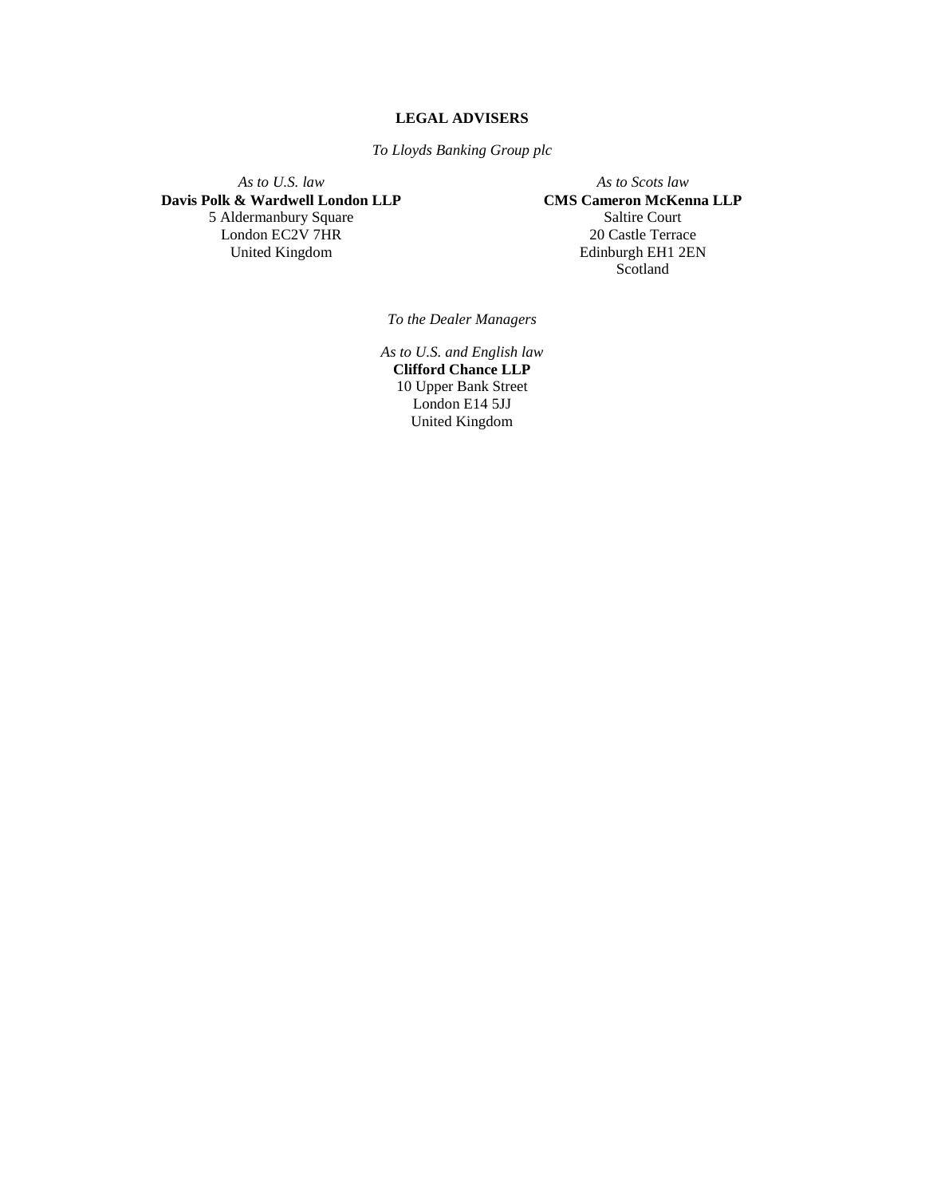## LEGAL ADVISERS

*To Lloyds Banking Group plc*

*As to U.S. law*
**Davis Polk & Wardwell London LLP**
5 Aldermanbury Square
London EC2V 7HR
United Kingdom

*As to Scots law*
**CMS Cameron McKenna LLP**
Saltire Court
20 Castle Terrace
Edinburgh EH1 2EN
Scotland

*To the Dealer Managers*

*As to U.S. and English law*
**Clifford Chance LLP**
10 Upper Bank Street
London E14 5JJ
United Kingdom